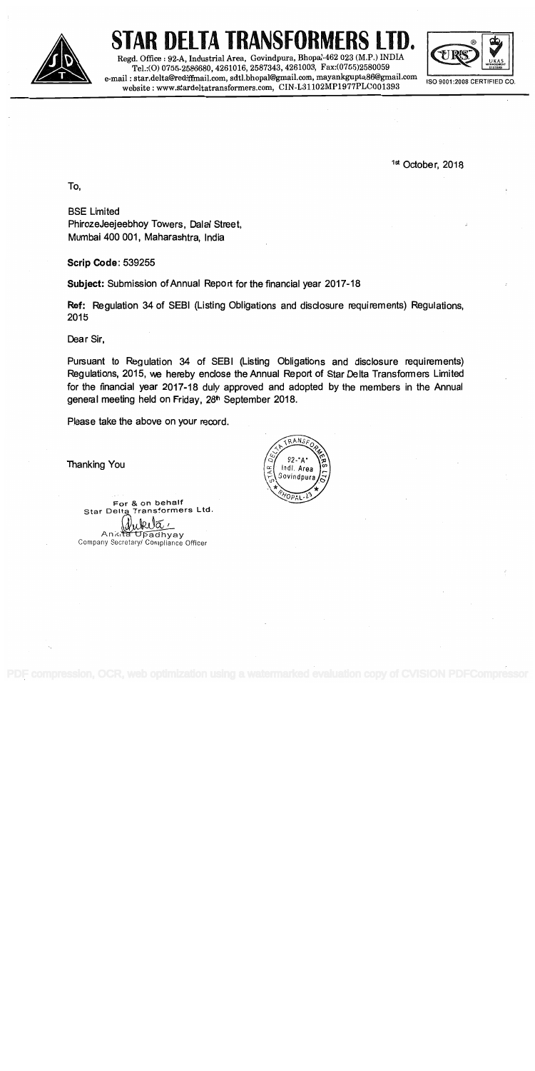# STAR DELTA TRANSFORMERS LTD.

Regd. Office : 92-A, Industrial Area, Govindpura, Bhopal-462 023 (M.P.) INDIA
Tel.:(O) 0755-2586680, 4261016, 2587343, 4261003, Fax:(0755)2580059
e-mail : star.delta@rediffmail.com, sdtl.bhopal@gmail.com, mayankgupta86@gmail.com
website : www.stardeltatransformers.com, CIN-L31102MP1977PLC001393

ISO 9001:2008 CERTIFIED CO.

1st October, 2018

To,

BSE Limited
PhirozeJeejeebhoy Towers, Dalal Street,
Mumbai 400 001, Maharashtra, India

**Scrip Code:** 539255

**Subject:** Submission of Annual Report for the financial year 2017-18

**Ref:** Regulation 34 of SEBI (Listing Obligations and disclosure requirements) Regulations, 2015

Dear Sir,

Pursuant to Regulation 34 of SEBI (Listing Obligations and disclosure requirements) Regulations, 2015, we hereby enclose the Annual Report of Star Delta Transformers Limited for the financial year 2017-18 duly approved and adopted by the members in the Annual general meeting held on Friday, 28th September 2018.

Please take the above on your record.

Thanking You

For & on behalf
Star Delta Transformers Ltd.

Ankita Upadhyay
Company Secretary/ Compliance Officer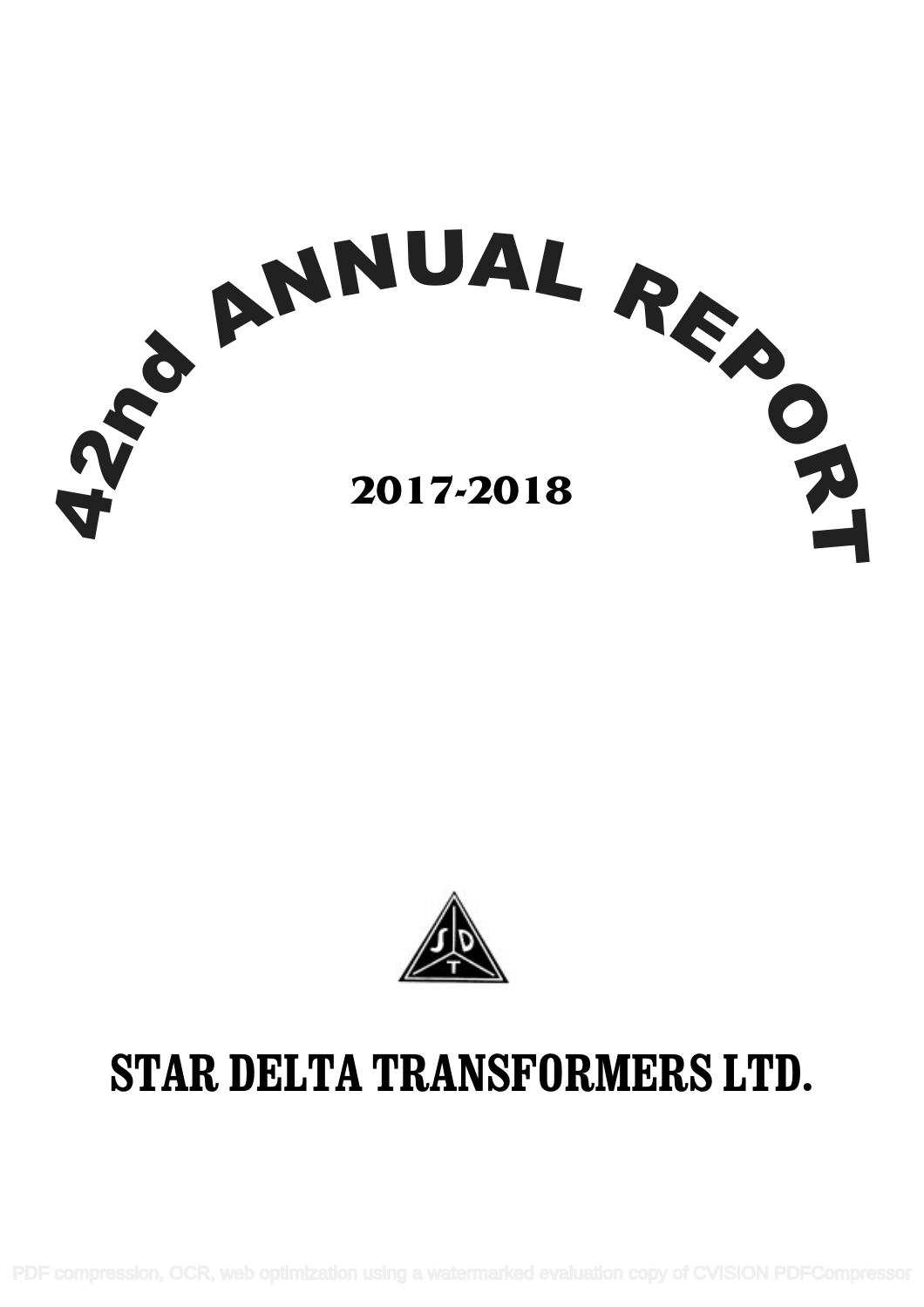# 42nd ANNUAL REPORT

## 2017-2018

S D T

# STAR DELTA TRANSFORMERS LTD.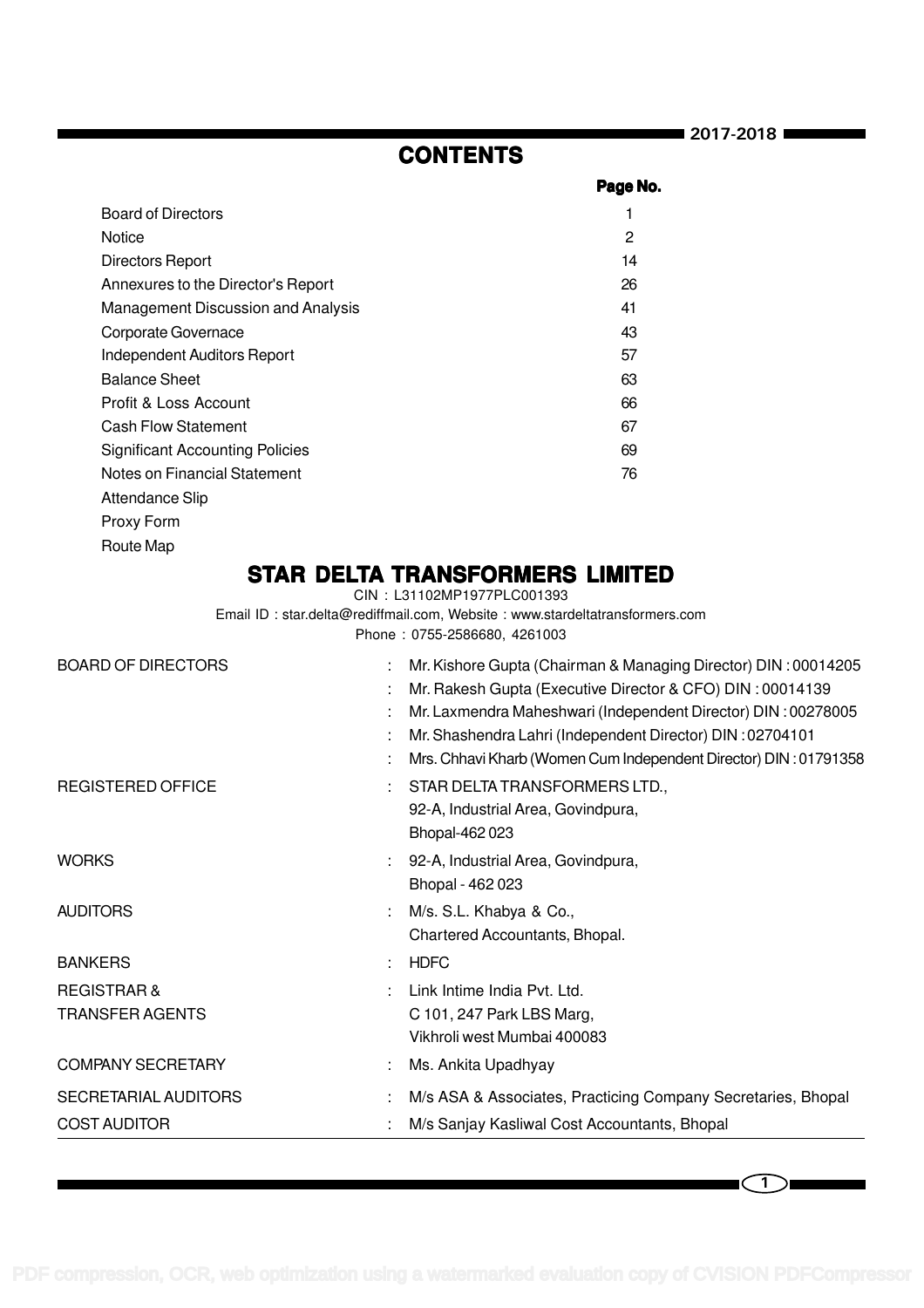# CONTENTS

| | Page No. |
|---|---|
| Board of Directors | 1 |
| Notice | 2 |
| Directors Report | 14 |
| Annexures to the Director's Report | 26 |
| Management Discussion and Analysis | 41 |
| Corporate Governace | 43 |
| Independent Auditors Report | 57 |
| Balance Sheet | 63 |
| Profit & Loss Account | 66 |
| Cash Flow Statement | 67 |
| Significant Accounting Policies | 69 |
| Notes on Financial Statement | 76 |
| Attendance Slip | |
| Proxy Form | |
| Route Map | |

## STAR DELTA TRANSFORMERS LIMITED

CIN : L31102MP1977PLC001393

Email ID : star.delta@rediffmail.com, Website : www.stardeltatransformers.com

Phone : 0755-2586680, 4261003

| | | |
|---|---|---|
| BOARD OF DIRECTORS | : | Mr. Kishore Gupta (Chairman & Managing Director) DIN : 00014205 |
| | : | Mr. Rakesh Gupta (Executive Director & CFO) DIN : 00014139 |
| | : | Mr. Laxmendra Maheshwari (Independent Director) DIN : 00278005 |
| | : | Mr. Shashendra Lahri (Independent Director) DIN : 02704101 |
| | : | Mrs. Chhavi Kharb (Women Cum Independent Director) DIN : 01791358 |
| REGISTERED OFFICE | : | STAR DELTA TRANSFORMERS LTD., 92-A, Industrial Area, Govindpura, Bhopal-462 023 |
| WORKS | : | 92-A, Industrial Area, Govindpura, Bhopal - 462 023 |
| AUDITORS | : | M/s. S.L. Khabya & Co., Chartered Accountants, Bhopal. |
| BANKERS | : | HDFC |
| REGISTRAR & TRANSFER AGENTS | : | Link Intime India Pvt. Ltd. C 101, 247 Park LBS Marg, Vikhroli west Mumbai 400083 |
| COMPANY SECRETARY | : | Ms. Ankita Upadhyay |
| SECRETARIAL AUDITORS | : | M/s ASA & Associates, Practicing Company Secretaries, Bhopal |
| COST AUDITOR | : | M/s Sanjay Kasliwal Cost Accountants, Bhopal |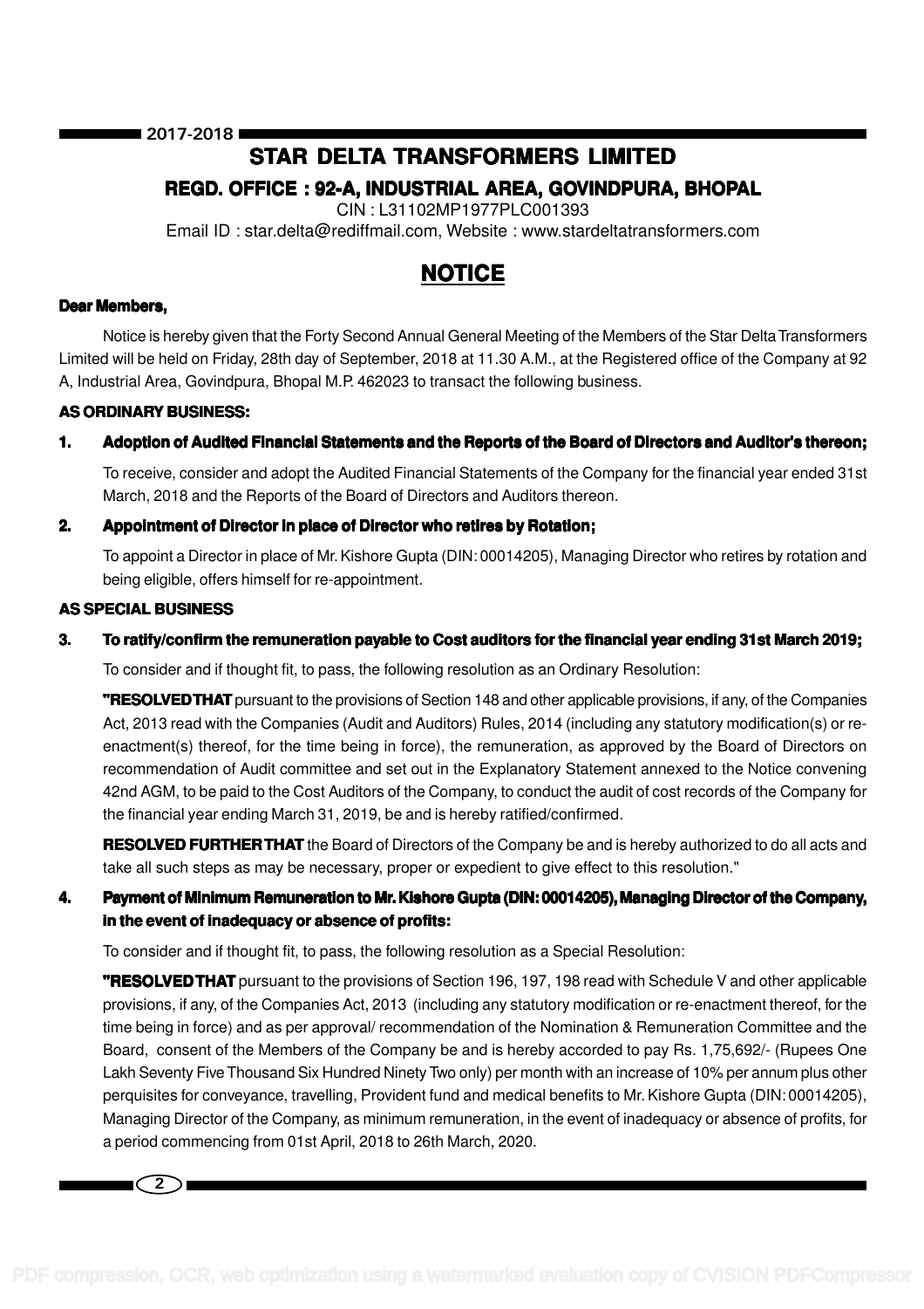# STAR DELTA TRANSFORMERS LIMITED

## REGD. OFFICE : 92-A, INDUSTRIAL AREA, GOVINDPURA, BHOPAL

CIN : L31102MP1977PLC001393

Email ID : star.delta@rediffmail.com, Website : www.stardeltatransformers.com

## NOTICE

**Dear Members,**

Notice is hereby given that the Forty Second Annual General Meeting of the Members of the Star Delta Transformers Limited will be held on Friday, 28th day of September, 2018 at 11.30 A.M., at the Registered office of the Company at 92 A, Industrial Area, Govindpura, Bhopal M.P. 462023 to transact the following business.

**AS ORDINARY BUSINESS:**

**1. Adoption of Audited Financial Statements and the Reports of the Board of Directors and Auditor's thereon;**

To receive, consider and adopt the Audited Financial Statements of the Company for the financial year ended 31st March, 2018 and the Reports of the Board of Directors and Auditors thereon.

**2. Appointment of Director in place of Director who retires by Rotation;**

To appoint a Director in place of Mr. Kishore Gupta (DIN: 00014205), Managing Director who retires by rotation and being eligible, offers himself for re-appointment.

**AS SPECIAL BUSINESS**

**3. To ratify/confirm the remuneration payable to Cost auditors for the financial year ending 31st March 2019;**

To consider and if thought fit, to pass, the following resolution as an Ordinary Resolution:

**"RESOLVED THAT** pursuant to the provisions of Section 148 and other applicable provisions, if any, of the Companies Act, 2013 read with the Companies (Audit and Auditors) Rules, 2014 (including any statutory modification(s) or re-enactment(s) thereof, for the time being in force), the remuneration, as approved by the Board of Directors on recommendation of Audit committee and set out in the Explanatory Statement annexed to the Notice convening 42nd AGM, to be paid to the Cost Auditors of the Company, to conduct the audit of cost records of the Company for the financial year ending March 31, 2019, be and is hereby ratified/confirmed.

**RESOLVED FURTHER THAT** the Board of Directors of the Company be and is hereby authorized to do all acts and take all such steps as may be necessary, proper or expedient to give effect to this resolution."

**4. Payment of Minimum Remuneration to Mr. Kishore Gupta (DIN: 00014205), Managing Director of the Company, in the event of inadequacy or absence of profits:**

To consider and if thought fit, to pass, the following resolution as a Special Resolution:

**"RESOLVED THAT** pursuant to the provisions of Section 196, 197, 198 read with Schedule V and other applicable provisions, if any, of the Companies Act, 2013 (including any statutory modification or re-enactment thereof, for the time being in force) and as per approval/ recommendation of the Nomination & Remuneration Committee and the Board, consent of the Members of the Company be and is hereby accorded to pay Rs. 1,75,692/- (Rupees One Lakh Seventy Five Thousand Six Hundred Ninety Two only) per month with an increase of 10% per annum plus other perquisites for conveyance, travelling, Provident fund and medical benefits to Mr. Kishore Gupta (DIN: 00014205), Managing Director of the Company, as minimum remuneration, in the event of inadequacy or absence of profits, for a period commencing from 01st April, 2018 to 26th March, 2020.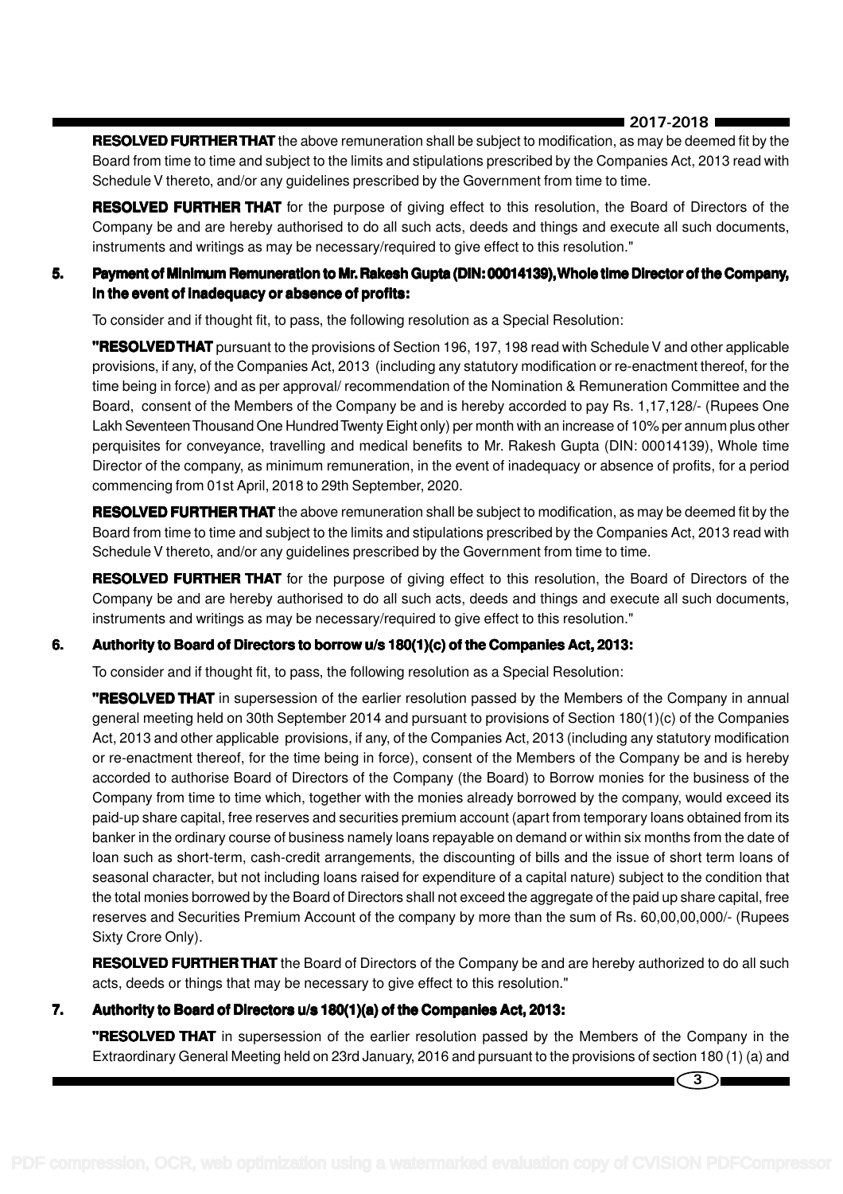**RESOLVED FURTHER THAT** the above remuneration shall be subject to modification, as may be deemed fit by the Board from time to time and subject to the limits and stipulations prescribed by the Companies Act, 2013 read with Schedule V thereto, and/or any guidelines prescribed by the Government from time to time.

**RESOLVED FURTHER THAT** for the purpose of giving effect to this resolution, the Board of Directors of the Company be and are hereby authorised to do all such acts, deeds and things and execute all such documents, instruments and writings as may be necessary/required to give effect to this resolution."

**5. Payment of Minimum Remuneration to Mr. Rakesh Gupta (DIN: 00014139), Whole time Director of the Company, in the event of inadequacy or absence of profits:**

To consider and if thought fit, to pass, the following resolution as a Special Resolution:

**"RESOLVED THAT** pursuant to the provisions of Section 196, 197, 198 read with Schedule V and other applicable provisions, if any, of the Companies Act, 2013 (including any statutory modification or re-enactment thereof, for the time being in force) and as per approval/ recommendation of the Nomination & Remuneration Committee and the Board, consent of the Members of the Company be and is hereby accorded to pay Rs. 1,17,128/- (Rupees One Lakh Seventeen Thousand One Hundred Twenty Eight only) per month with an increase of 10% per annum plus other perquisites for conveyance, travelling and medical benefits to Mr. Rakesh Gupta (DIN: 00014139), Whole time Director of the company, as minimum remuneration, in the event of inadequacy or absence of profits, for a period commencing from 01st April, 2018 to 29th September, 2020.

**RESOLVED FURTHER THAT** the above remuneration shall be subject to modification, as may be deemed fit by the Board from time to time and subject to the limits and stipulations prescribed by the Companies Act, 2013 read with Schedule V thereto, and/or any guidelines prescribed by the Government from time to time.

**RESOLVED FURTHER THAT** for the purpose of giving effect to this resolution, the Board of Directors of the Company be and are hereby authorised to do all such acts, deeds and things and execute all such documents, instruments and writings as may be necessary/required to give effect to this resolution."

**6. Authority to Board of Directors to borrow u/s 180(1)(c) of the Companies Act, 2013:**

To consider and if thought fit, to pass, the following resolution as a Special Resolution:

**"RESOLVED THAT** in supersession of the earlier resolution passed by the Members of the Company in annual general meeting held on 30th September 2014 and pursuant to provisions of Section 180(1)(c) of the Companies Act, 2013 and other applicable provisions, if any, of the Companies Act, 2013 (including any statutory modification or re-enactment thereof, for the time being in force), consent of the Members of the Company be and is hereby accorded to authorise Board of Directors of the Company (the Board) to Borrow monies for the business of the Company from time to time which, together with the monies already borrowed by the company, would exceed its paid-up share capital, free reserves and securities premium account (apart from temporary loans obtained from its banker in the ordinary course of business namely loans repayable on demand or within six months from the date of loan such as short-term, cash-credit arrangements, the discounting of bills and the issue of short term loans of seasonal character, but not including loans raised for expenditure of a capital nature) subject to the condition that the total monies borrowed by the Board of Directors shall not exceed the aggregate of the paid up share capital, free reserves and Securities Premium Account of the company by more than the sum of Rs. 60,00,00,000/- (Rupees Sixty Crore Only).

**RESOLVED FURTHER THAT** the Board of Directors of the Company be and are hereby authorized to do all such acts, deeds or things that may be necessary to give effect to this resolution."

**7. Authority to Board of Directors u/s 180(1)(a) of the Companies Act, 2013:**

**"RESOLVED THAT** in supersession of the earlier resolution passed by the Members of the Company in the Extraordinary General Meeting held on 23rd January, 2016 and pursuant to the provisions of section 180 (1) (a) and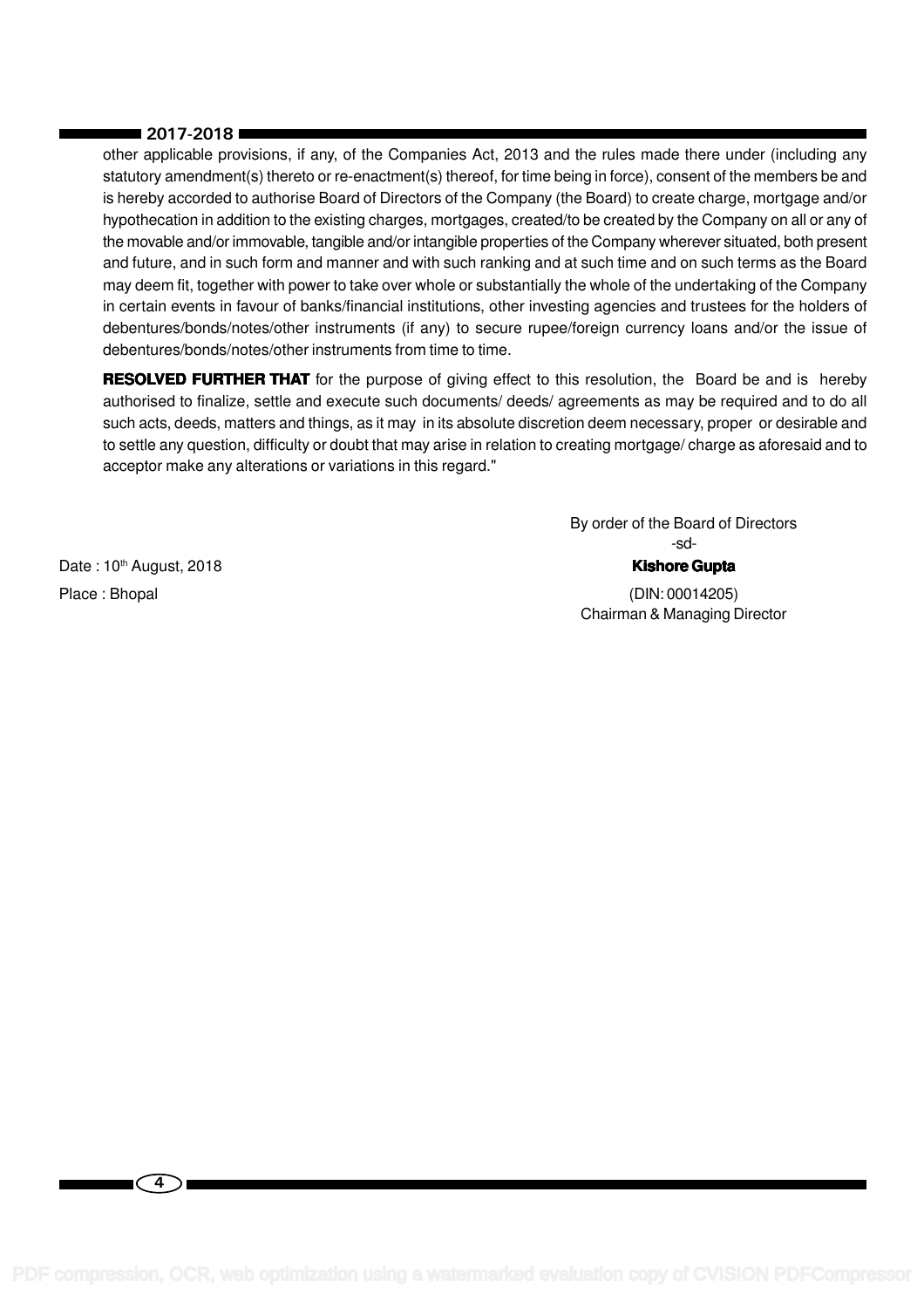other applicable provisions, if any, of the Companies Act, 2013 and the rules made there under (including any statutory amendment(s) thereto or re-enactment(s) thereof, for time being in force), consent of the members be and is hereby accorded to authorise Board of Directors of the Company (the Board) to create charge, mortgage and/or hypothecation in addition to the existing charges, mortgages, created/to be created by the Company on all or any of the movable and/or immovable, tangible and/or intangible properties of the Company wherever situated, both present and future, and in such form and manner and with such ranking and at such time and on such terms as the Board may deem fit, together with power to take over whole or substantially the whole of the undertaking of the Company in certain events in favour of banks/financial institutions, other investing agencies and trustees for the holders of debentures/bonds/notes/other instruments (if any) to secure rupee/foreign currency loans and/or the issue of debentures/bonds/notes/other instruments from time to time.

**RESOLVED FURTHER THAT** for the purpose of giving effect to this resolution, the Board be and is hereby authorised to finalize, settle and execute such documents/ deeds/ agreements as may be required and to do all such acts, deeds, matters and things, as it may in its absolute discretion deem necessary, proper or desirable and to settle any question, difficulty or doubt that may arise in relation to creating mortgage/ charge as aforesaid and to acceptor make any alterations or variations in this regard."

By order of the Board of Directors
-sd-
**Kishore Gupta**
(DIN: 00014205)
Chairman & Managing Director

Date : 10th August, 2018
Place : Bhopal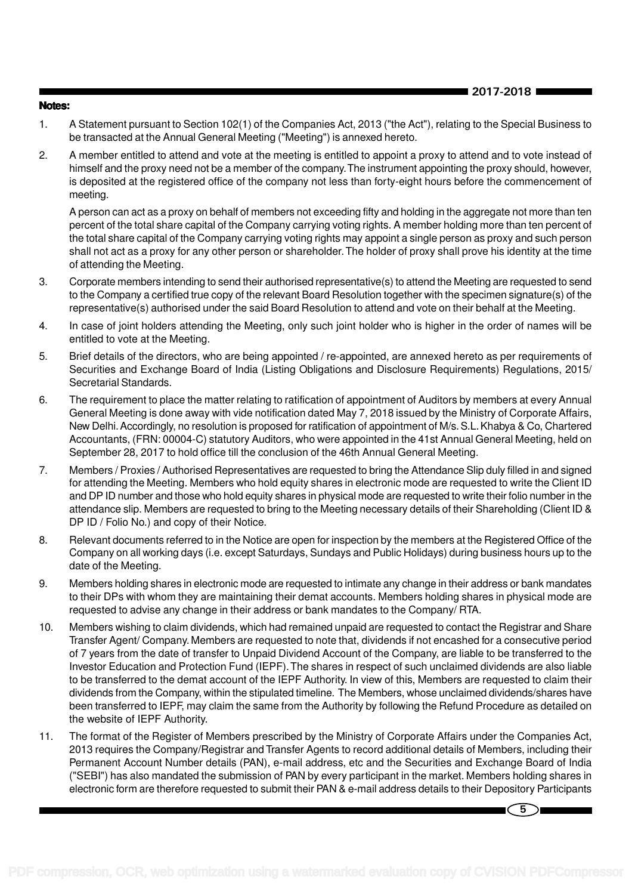**Notes:**

1. A Statement pursuant to Section 102(1) of the Companies Act, 2013 ("the Act"), relating to the Special Business to be transacted at the Annual General Meeting ("Meeting") is annexed hereto.

2. A member entitled to attend and vote at the meeting is entitled to appoint a proxy to attend and to vote instead of himself and the proxy need not be a member of the company. The instrument appointing the proxy should, however, is deposited at the registered office of the company not less than forty-eight hours before the commencement of meeting.

   A person can act as a proxy on behalf of members not exceeding fifty and holding in the aggregate not more than ten percent of the total share capital of the Company carrying voting rights. A member holding more than ten percent of the total share capital of the Company carrying voting rights may appoint a single person as proxy and such person shall not act as a proxy for any other person or shareholder. The holder of proxy shall prove his identity at the time of attending the Meeting.

3. Corporate members intending to send their authorised representative(s) to attend the Meeting are requested to send to the Company a certified true copy of the relevant Board Resolution together with the specimen signature(s) of the representative(s) authorised under the said Board Resolution to attend and vote on their behalf at the Meeting.

4. In case of joint holders attending the Meeting, only such joint holder who is higher in the order of names will be entitled to vote at the Meeting.

5. Brief details of the directors, who are being appointed / re-appointed, are annexed hereto as per requirements of Securities and Exchange Board of India (Listing Obligations and Disclosure Requirements) Regulations, 2015/ Secretarial Standards.

6. The requirement to place the matter relating to ratification of appointment of Auditors by members at every Annual General Meeting is done away with vide notification dated May 7, 2018 issued by the Ministry of Corporate Affairs, New Delhi. Accordingly, no resolution is proposed for ratification of appointment of M/s. S.L. Khabya & Co, Chartered Accountants, (FRN: 00004-C) statutory Auditors, who were appointed in the 41st Annual General Meeting, held on September 28, 2017 to hold office till the conclusion of the 46th Annual General Meeting.

7. Members / Proxies / Authorised Representatives are requested to bring the Attendance Slip duly filled in and signed for attending the Meeting. Members who hold equity shares in electronic mode are requested to write the Client ID and DP ID number and those who hold equity shares in physical mode are requested to write their folio number in the attendance slip. Members are requested to bring to the Meeting necessary details of their Shareholding (Client ID & DP ID / Folio No.) and copy of their Notice.

8. Relevant documents referred to in the Notice are open for inspection by the members at the Registered Office of the Company on all working days (i.e. except Saturdays, Sundays and Public Holidays) during business hours up to the date of the Meeting.

9. Members holding shares in electronic mode are requested to intimate any change in their address or bank mandates to their DPs with whom they are maintaining their demat accounts. Members holding shares in physical mode are requested to advise any change in their address or bank mandates to the Company/ RTA.

10. Members wishing to claim dividends, which had remained unpaid are requested to contact the Registrar and Share Transfer Agent/ Company. Members are requested to note that, dividends if not encashed for a consecutive period of 7 years from the date of transfer to Unpaid Dividend Account of the Company, are liable to be transferred to the Investor Education and Protection Fund (IEPF). The shares in respect of such unclaimed dividends are also liable to be transferred to the demat account of the IEPF Authority. In view of this, Members are requested to claim their dividends from the Company, within the stipulated timeline. The Members, whose unclaimed dividends/shares have been transferred to IEPF, may claim the same from the Authority by following the Refund Procedure as detailed on the website of IEPF Authority.

11. The format of the Register of Members prescribed by the Ministry of Corporate Affairs under the Companies Act, 2013 requires the Company/Registrar and Transfer Agents to record additional details of Members, including their Permanent Account Number details (PAN), e-mail address, etc and the Securities and Exchange Board of India ("SEBI") has also mandated the submission of PAN by every participant in the market. Members holding shares in electronic form are therefore requested to submit their PAN & e-mail address details to their Depository Participants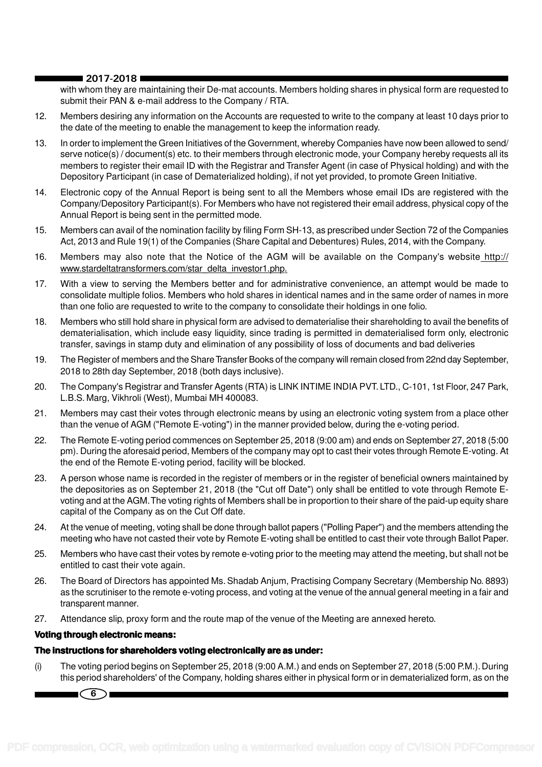with whom they are maintaining their De-mat accounts. Members holding shares in physical form are requested to submit their PAN & e-mail address to the Company / RTA.

12. Members desiring any information on the Accounts are requested to write to the company at least 10 days prior to the date of the meeting to enable the management to keep the information ready.

13. In order to implement the Green Initiatives of the Government, whereby Companies have now been allowed to send/ serve notice(s) / document(s) etc. to their members through electronic mode, your Company hereby requests all its members to register their email ID with the Registrar and Transfer Agent (in case of Physical holding) and with the Depository Participant (in case of Dematerialized holding), if not yet provided, to promote Green Initiative.

14. Electronic copy of the Annual Report is being sent to all the Members whose email IDs are registered with the Company/Depository Participant(s). For Members who have not registered their email address, physical copy of the Annual Report is being sent in the permitted mode.

15. Members can avail of the nomination facility by filing Form SH-13, as prescribed under Section 72 of the Companies Act, 2013 and Rule 19(1) of the Companies (Share Capital and Debentures) Rules, 2014, with the Company.

16. Members may also note that the Notice of the AGM will be available on the Company's website http://www.stardeltatransformers.com/star_delta_investor1.php.

17. With a view to serving the Members better and for administrative convenience, an attempt would be made to consolidate multiple folios. Members who hold shares in identical names and in the same order of names in more than one folio are requested to write to the company to consolidate their holdings in one folio.

18. Members who still hold share in physical form are advised to dematerialise their shareholding to avail the benefits of dematerialisation, which include easy liquidity, since trading is permitted in dematerialised form only, electronic transfer, savings in stamp duty and elimination of any possibility of loss of documents and bad deliveries

19. The Register of members and the Share Transfer Books of the company will remain closed from 22nd day September, 2018 to 28th day September, 2018 (both days inclusive).

20. The Company's Registrar and Transfer Agents (RTA) is LINK INTIME INDIA PVT. LTD., C-101, 1st Floor, 247 Park, L.B.S. Marg, Vikhroli (West), Mumbai MH 400083.

21. Members may cast their votes through electronic means by using an electronic voting system from a place other than the venue of AGM ("Remote E-voting") in the manner provided below, during the e-voting period.

22. The Remote E-voting period commences on September 25, 2018 (9:00 am) and ends on September 27, 2018 (5:00 pm). During the aforesaid period, Members of the company may opt to cast their votes through Remote E-voting. At the end of the Remote E-voting period, facility will be blocked.

23. A person whose name is recorded in the register of members or in the register of beneficial owners maintained by the depositories as on September 21, 2018 (the "Cut off Date") only shall be entitled to vote through Remote E-voting and at the AGM. The voting rights of Members shall be in proportion to their share of the paid-up equity share capital of the Company as on the Cut Off date.

24. At the venue of meeting, voting shall be done through ballot papers ("Polling Paper") and the members attending the meeting who have not casted their vote by Remote E-voting shall be entitled to cast their vote through Ballot Paper.

25. Members who have cast their votes by remote e-voting prior to the meeting may attend the meeting, but shall not be entitled to cast their vote again.

26. The Board of Directors has appointed Ms. Shadab Anjum, Practising Company Secretary (Membership No. 8893) as the scrutiniser to the remote e-voting process, and voting at the venue of the annual general meeting in a fair and transparent manner.

27. Attendance slip, proxy form and the route map of the venue of the Meeting are annexed hereto.

**Voting through electronic means:**

**The instructions for shareholders voting electronically are as under:**

(i) The voting period begins on September 25, 2018 (9:00 A.M.) and ends on September 27, 2018 (5:00 P.M.). During this period shareholders' of the Company, holding shares either in physical form or in dematerialized form, as on the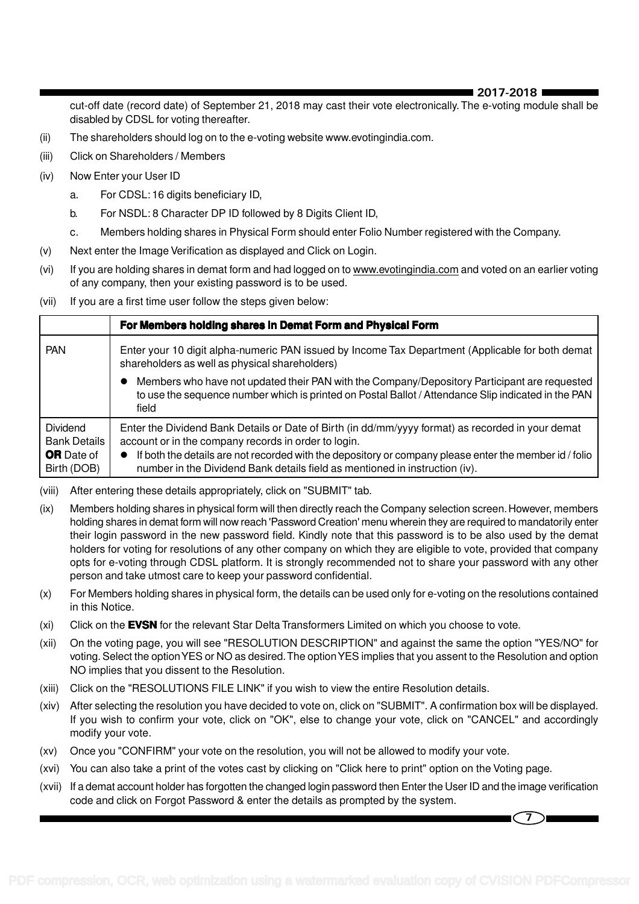cut-off date (record date) of September 21, 2018 may cast their vote electronically. The e-voting module shall be disabled by CDSL for voting thereafter.

(ii) The shareholders should log on to the e-voting website www.evotingindia.com.

(iii) Click on Shareholders / Members

(iv) Now Enter your User ID

  a. For CDSL: 16 digits beneficiary ID,

  b. For NSDL: 8 Character DP ID followed by 8 Digits Client ID,

  c. Members holding shares in Physical Form should enter Folio Number registered with the Company.

(v) Next enter the Image Verification as displayed and Click on Login.

(vi) If you are holding shares in demat form and had logged on to www.evotingindia.com and voted on an earlier voting of any company, then your existing password is to be used.

(vii) If you are a first time user follow the steps given below:

| | **For Members holding shares in Demat Form and Physical Form** |
|---|---|
| PAN | Enter your 10 digit alpha-numeric PAN issued by Income Tax Department (Applicable for both demat shareholders as well as physical shareholders)<br>● Members who have not updated their PAN with the Company/Depository Participant are requested to use the sequence number which is printed on Postal Ballot / Attendance Slip indicated in the PAN field |
| Dividend Bank Details **OR** Date of Birth (DOB) | Enter the Dividend Bank Details or Date of Birth (in dd/mm/yyyy format) as recorded in your demat account or in the company records in order to login.<br>● If both the details are not recorded with the depository or company please enter the member id / folio number in the Dividend Bank details field as mentioned in instruction (iv). |

(viii) After entering these details appropriately, click on "SUBMIT" tab.

(ix) Members holding shares in physical form will then directly reach the Company selection screen. However, members holding shares in demat form will now reach 'Password Creation' menu wherein they are required to mandatorily enter their login password in the new password field. Kindly note that this password is to be also used by the demat holders for voting for resolutions of any other company on which they are eligible to vote, provided that company opts for e-voting through CDSL platform. It is strongly recommended not to share your password with any other person and take utmost care to keep your password confidential.

(x) For Members holding shares in physical form, the details can be used only for e-voting on the resolutions contained in this Notice.

(xi) Click on the **EVSN** for the relevant Star Delta Transformers Limited on which you choose to vote.

(xii) On the voting page, you will see "RESOLUTION DESCRIPTION" and against the same the option "YES/NO" for voting. Select the option YES or NO as desired. The option YES implies that you assent to the Resolution and option NO implies that you dissent to the Resolution.

(xiii) Click on the "RESOLUTIONS FILE LINK" if you wish to view the entire Resolution details.

(xiv) After selecting the resolution you have decided to vote on, click on "SUBMIT". A confirmation box will be displayed. If you wish to confirm your vote, click on "OK", else to change your vote, click on "CANCEL" and accordingly modify your vote.

(xv) Once you "CONFIRM" your vote on the resolution, you will not be allowed to modify your vote.

(xvi) You can also take a print of the votes cast by clicking on "Click here to print" option on the Voting page.

(xvii) If a demat account holder has forgotten the changed login password then Enter the User ID and the image verification code and click on Forgot Password & enter the details as prompted by the system.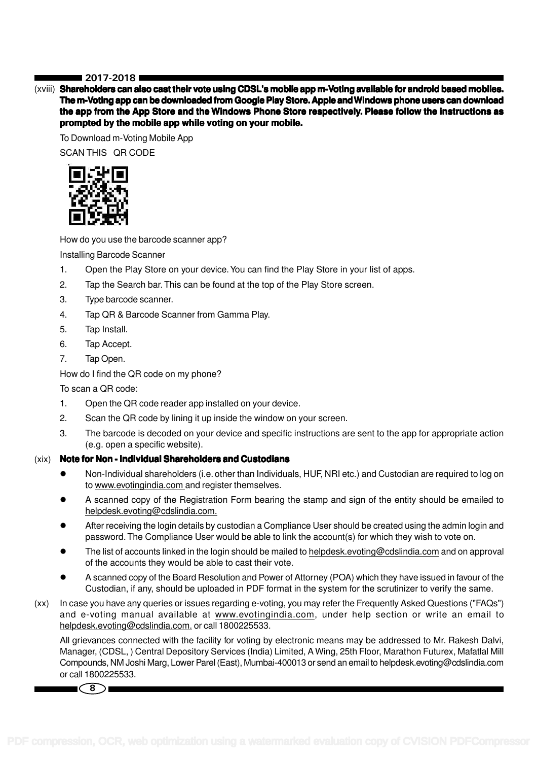(xviii) **Shareholders can also cast their vote using CDSL's mobile app m-Voting available for android based mobiles. The m-Voting app can be downloaded from Google Play Store. Apple and Windows phone users can download the app from the App Store and the Windows Phone Store respectively. Please follow the instructions as prompted by the mobile app while voting on your mobile.**

To Download m-Voting Mobile App

SCAN THIS QR CODE

How do you use the barcode scanner app?

Installing Barcode Scanner

1. Open the Play Store on your device. You can find the Play Store in your list of apps.
2. Tap the Search bar. This can be found at the top of the Play Store screen.
3. Type barcode scanner.
4. Tap QR & Barcode Scanner from Gamma Play.
5. Tap Install.
6. Tap Accept.
7. Tap Open.

How do I find the QR code on my phone?

To scan a QR code:

1. Open the QR code reader app installed on your device.
2. Scan the QR code by lining it up inside the window on your screen.
3. The barcode is decoded on your device and specific instructions are sent to the app for appropriate action (e.g. open a specific website).

(xix) **Note for Non - Individual Shareholders and Custodians**

- Non-Individual shareholders (i.e. other than Individuals, HUF, NRI etc.) and Custodian are required to log on to www.evotingindia.com and register themselves.
- A scanned copy of the Registration Form bearing the stamp and sign of the entity should be emailed to helpdesk.evoting@cdslindia.com.
- After receiving the login details by custodian a Compliance User should be created using the admin login and password. The Compliance User would be able to link the account(s) for which they wish to vote on.
- The list of accounts linked in the login should be mailed to helpdesk.evoting@cdslindia.com and on approval of the accounts they would be able to cast their vote.
- A scanned copy of the Board Resolution and Power of Attorney (POA) which they have issued in favour of the Custodian, if any, should be uploaded in PDF format in the system for the scrutinizer to verify the same.

(xx) In case you have any queries or issues regarding e-voting, you may refer the Frequently Asked Questions ("FAQs") and e-voting manual available at www.evotingindia.com, under help section or write an email to helpdesk.evoting@cdslindia.com. or call 1800225533.

All grievances connected with the facility for voting by electronic means may be addressed to Mr. Rakesh Dalvi, Manager, (CDSL, ) Central Depository Services (India) Limited, A Wing, 25th Floor, Marathon Futurex, Mafatlal Mill Compounds, NM Joshi Marg, Lower Parel (East), Mumbai-400013 or send an email to helpdesk.evoting@cdslindia.com or call 1800225533.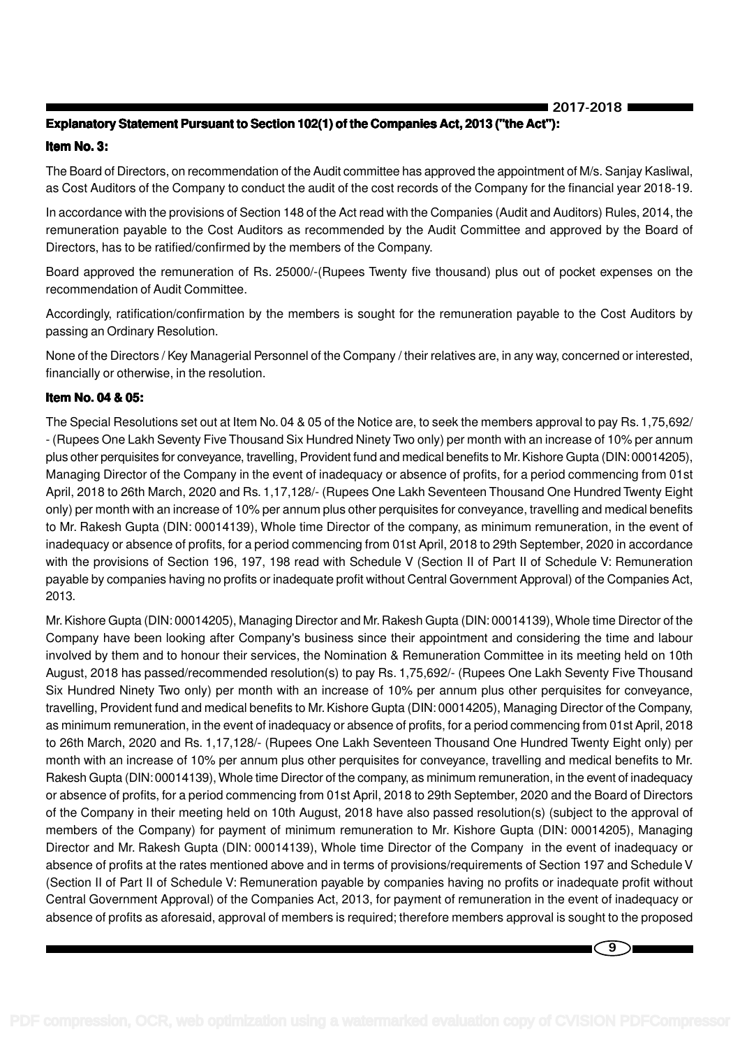### Explanatory Statement Pursuant to Section 102(1) of the Companies Act, 2013 ("the Act"):

#### Item No. 3:

The Board of Directors, on recommendation of the Audit committee has approved the appointment of M/s. Sanjay Kasliwal, as Cost Auditors of the Company to conduct the audit of the cost records of the Company for the financial year 2018-19.

In accordance with the provisions of Section 148 of the Act read with the Companies (Audit and Auditors) Rules, 2014, the remuneration payable to the Cost Auditors as recommended by the Audit Committee and approved by the Board of Directors, has to be ratified/confirmed by the members of the Company.

Board approved the remuneration of Rs. 25000/-(Rupees Twenty five thousand) plus out of pocket expenses on the recommendation of Audit Committee.

Accordingly, ratification/confirmation by the members is sought for the remuneration payable to the Cost Auditors by passing an Ordinary Resolution.

None of the Directors / Key Managerial Personnel of the Company / their relatives are, in any way, concerned or interested, financially or otherwise, in the resolution.

#### Item No. 04 & 05:

The Special Resolutions set out at Item No. 04 & 05 of the Notice are, to seek the members approval to pay Rs. 1,75,692/- (Rupees One Lakh Seventy Five Thousand Six Hundred Ninety Two only) per month with an increase of 10% per annum plus other perquisites for conveyance, travelling, Provident fund and medical benefits to Mr. Kishore Gupta (DIN: 00014205), Managing Director of the Company in the event of inadequacy or absence of profits, for a period commencing from 01st April, 2018 to 26th March, 2020 and Rs. 1,17,128/- (Rupees One Lakh Seventeen Thousand One Hundred Twenty Eight only) per month with an increase of 10% per annum plus other perquisites for conveyance, travelling and medical benefits to Mr. Rakesh Gupta (DIN: 00014139), Whole time Director of the company, as minimum remuneration, in the event of inadequacy or absence of profits, for a period commencing from 01st April, 2018 to 29th September, 2020 in accordance with the provisions of Section 196, 197, 198 read with Schedule V (Section II of Part II of Schedule V: Remuneration payable by companies having no profits or inadequate profit without Central Government Approval) of the Companies Act, 2013.

Mr. Kishore Gupta (DIN: 00014205), Managing Director and Mr. Rakesh Gupta (DIN: 00014139), Whole time Director of the Company have been looking after Company's business since their appointment and considering the time and labour involved by them and to honour their services, the Nomination & Remuneration Committee in its meeting held on 10th August, 2018 has passed/recommended resolution(s) to pay Rs. 1,75,692/- (Rupees One Lakh Seventy Five Thousand Six Hundred Ninety Two only) per month with an increase of 10% per annum plus other perquisites for conveyance, travelling, Provident fund and medical benefits to Mr. Kishore Gupta (DIN: 00014205), Managing Director of the Company, as minimum remuneration, in the event of inadequacy or absence of profits, for a period commencing from 01st April, 2018 to 26th March, 2020 and Rs. 1,17,128/- (Rupees One Lakh Seventeen Thousand One Hundred Twenty Eight only) per month with an increase of 10% per annum plus other perquisites for conveyance, travelling and medical benefits to Mr. Rakesh Gupta (DIN: 00014139), Whole time Director of the company, as minimum remuneration, in the event of inadequacy or absence of profits, for a period commencing from 01st April, 2018 to 29th September, 2020 and the Board of Directors of the Company in their meeting held on 10th August, 2018 have also passed resolution(s) (subject to the approval of members of the Company) for payment of minimum remuneration to Mr. Kishore Gupta (DIN: 00014205), Managing Director and Mr. Rakesh Gupta (DIN: 00014139), Whole time Director of the Company in the event of inadequacy or absence of profits at the rates mentioned above and in terms of provisions/requirements of Section 197 and Schedule V (Section II of Part II of Schedule V: Remuneration payable by companies having no profits or inadequate profit without Central Government Approval) of the Companies Act, 2013, for payment of remuneration in the event of inadequacy or absence of profits as aforesaid, approval of members is required; therefore members approval is sought to the proposed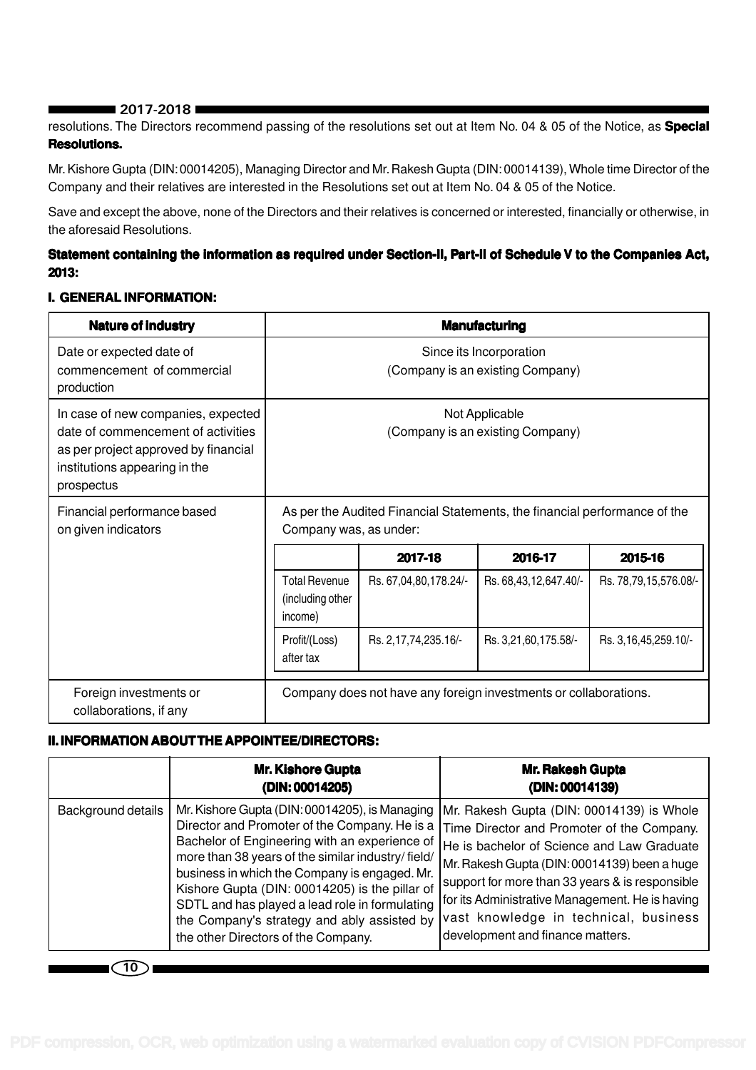resolutions. The Directors recommend passing of the resolutions set out at Item No. 04 & 05 of the Notice, as **Special Resolutions.**

Mr. Kishore Gupta (DIN: 00014205), Managing Director and Mr. Rakesh Gupta (DIN: 00014139), Whole time Director of the Company and their relatives are interested in the Resolutions set out at Item No. 04 & 05 of the Notice.

Save and except the above, none of the Directors and their relatives is concerned or interested, financially or otherwise, in the aforesaid Resolutions.

**Statement containing the information as required under Section-II, Part-II of Schedule V to the Companies Act, 2013:**

**I. GENERAL INFORMATION:**

| **Nature of industry** | **Manufacturing** | | | |
|---|---|---|---|---|
| Date or expected date of commencement of commercial production | Since its Incorporation (Company is an existing Company) | | | |
| In case of new companies, expected date of commencement of activities as per project approved by financial institutions appearing in the prospectus | Not Applicable (Company is an existing Company) | | | |
| Financial performance based on given indicators | As per the Audited Financial Statements, the financial performance of the Company was, as under: | | | |
| | | **2017-18** | **2016-17** | **2015-16** |
| | Total Revenue (including other income) | Rs. 67,04,80,178.24/- | Rs. 68,43,12,647.40/- | Rs. 78,79,15,576.08/- |
| | Profit/(Loss) after tax | Rs. 2,17,74,235.16/- | Rs. 3,21,60,175.58/- | Rs. 3,16,45,259.10/- |
| Foreign investments or collaborations, if any | Company does not have any foreign investments or collaborations. | | | |

**II. INFORMATION ABOUT THE APPOINTEE/DIRECTORS:**

| | **Mr. Kishore Gupta (DIN: 00014205)** | **Mr. Rakesh Gupta (DIN: 00014139)** |
|---|---|---|
| Background details | Mr. Kishore Gupta (DIN: 00014205), is Managing Director and Promoter of the Company. He is a Bachelor of Engineering with an experience of more than 38 years of the similar industry/ field/ business in which the Company is engaged. Mr. Kishore Gupta (DIN: 00014205) is the pillar of SDTL and has played a lead role in formulating the Company's strategy and ably assisted by the other Directors of the Company. | Mr. Rakesh Gupta (DIN: 00014139) is Whole Time Director and Promoter of the Company. He is bachelor of Science and Law Graduate Mr. Rakesh Gupta (DIN: 00014139) been a huge support for more than 33 years & is responsible for its Administrative Management. He is having vast knowledge in technical, business development and finance matters. |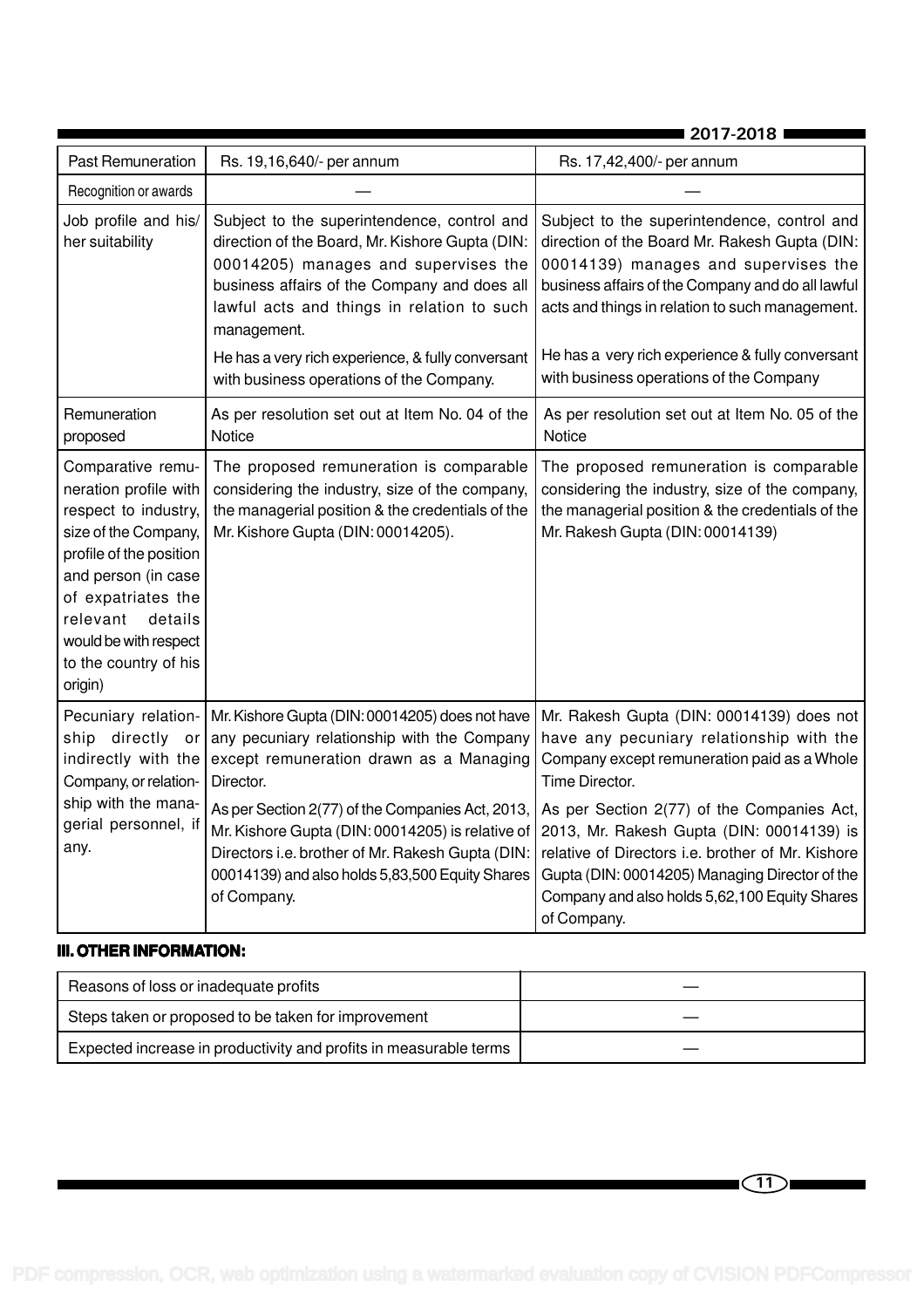| Past Remuneration | Rs. 19,16,640/- per annum | Rs. 17,42,400/- per annum |
|---|---|---|
| Recognition or awards | — | — |
| Job profile and his/ her suitability | Subject to the superintendence, control and direction of the Board, Mr. Kishore Gupta (DIN: 00014205) manages and supervises the business affairs of the Company and does all lawful acts and things in relation to such management.<br><br>He has a very rich experience, & fully conversant with business operations of the Company. | Subject to the superintendence, control and direction of the Board Mr. Rakesh Gupta (DIN: 00014139) manages and supervises the business affairs of the Company and do all lawful acts and things in relation to such management.<br><br>He has a very rich experience & fully conversant with business operations of the Company |
| Remuneration proposed | As per resolution set out at Item No. 04 of the Notice | As per resolution set out at Item No. 05 of the Notice |
| Comparative remuneration profile with respect to industry, size of the Company, profile of the position and person (in case of expatriates the relevant details would be with respect to the country of his origin) | The proposed remuneration is comparable considering the industry, size of the company, the managerial position & the credentials of the Mr. Kishore Gupta (DIN: 00014205). | The proposed remuneration is comparable considering the industry, size of the company, the managerial position & the credentials of the Mr. Rakesh Gupta (DIN: 00014139) |
| Pecuniary relationship directly or indirectly with the Company, or relationship with the managerial personnel, if any. | Mr. Kishore Gupta (DIN: 00014205) does not have any pecuniary relationship with the Company except remuneration drawn as a Managing Director.<br><br>As per Section 2(77) of the Companies Act, 2013, Mr. Kishore Gupta (DIN: 00014205) is relative of Directors i.e. brother of Mr. Rakesh Gupta (DIN: 00014139) and also holds 5,83,500 Equity Shares of Company. | Mr. Rakesh Gupta (DIN: 00014139) does not have any pecuniary relationship with the Company except remuneration paid as a Whole Time Director.<br><br>As per Section 2(77) of the Companies Act, 2013, Mr. Rakesh Gupta (DIN: 00014139) is relative of Directors i.e. brother of Mr. Kishore Gupta (DIN: 00014205) Managing Director of the Company and also holds 5,62,100 Equity Shares of Company. |

**III. OTHER INFORMATION:**

| Reasons of loss or inadequate profits | — |
|---|---|
| Steps taken or proposed to be taken for improvement | — |
| Expected increase in productivity and profits in measurable terms | — |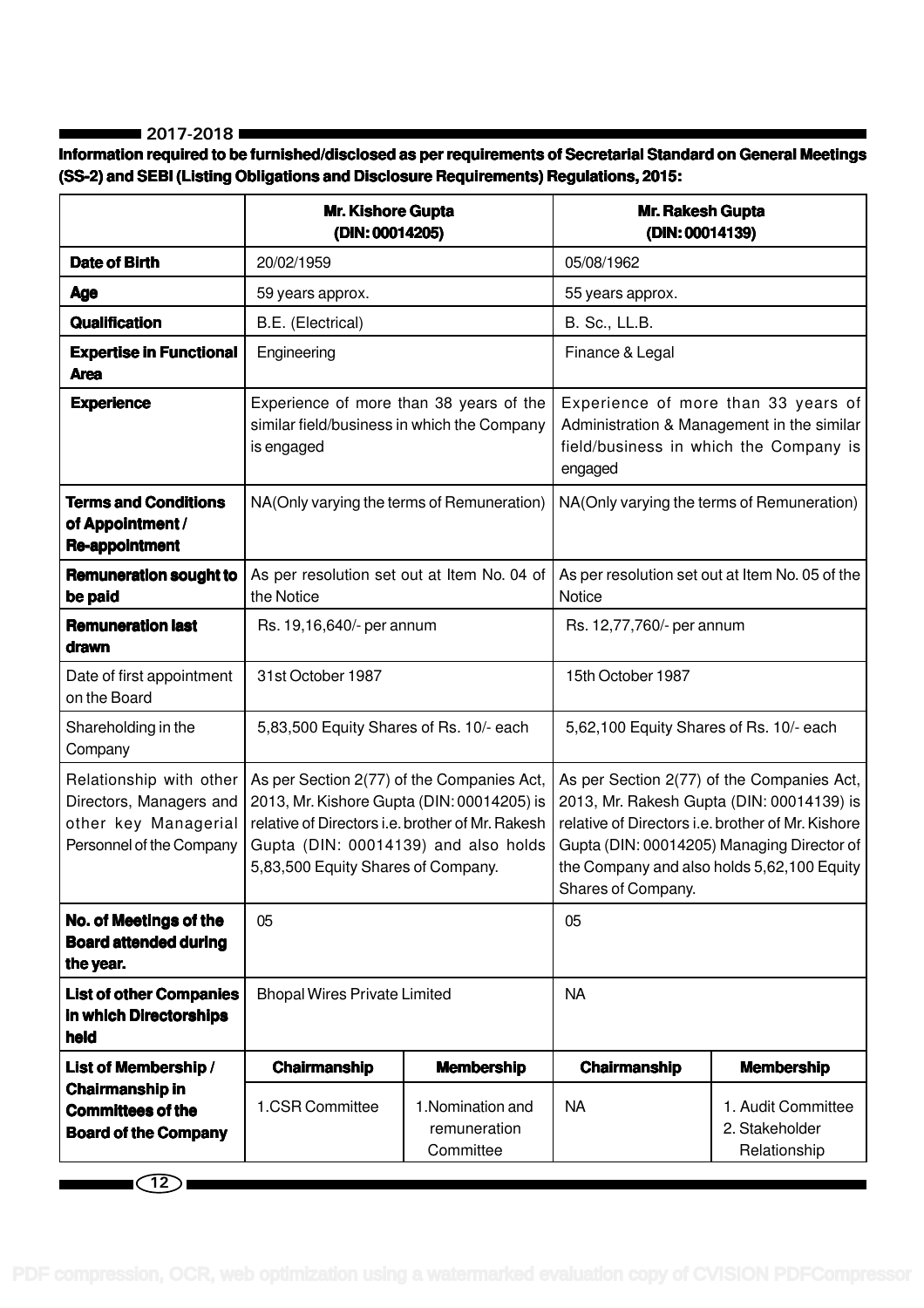**Information required to be furnished/disclosed as per requirements of Secretarial Standard on General Meetings (SS-2) and SEBI (Listing Obligations and Disclosure Requirements) Regulations, 2015:**

| | **Mr. Kishore Gupta (DIN: 00014205)** | | **Mr. Rakesh Gupta (DIN: 00014139)** | |
|---|---|---|---|---|
| **Date of Birth** | 20/02/1959 | | 05/08/1962 | |
| **Age** | 59 years approx. | | 55 years approx. | |
| **Qualification** | B.E. (Electrical) | | B. Sc., LL.B. | |
| **Expertise in Functional Area** | Engineering | | Finance & Legal | |
| **Experience** | Experience of more than 38 years of the similar field/business in which the Company is engaged | | Experience of more than 33 years of Administration & Management in the similar field/business in which the Company is engaged | |
| **Terms and Conditions of Appointment / Re-appointment** | NA(Only varying the terms of Remuneration) | | NA(Only varying the terms of Remuneration) | |
| **Remuneration sought to be paid** | As per resolution set out at Item No. 04 of the Notice | | As per resolution set out at Item No. 05 of the Notice | |
| **Remuneration last drawn** | Rs. 19,16,640/- per annum | | Rs. 12,77,760/- per annum | |
| Date of first appointment on the Board | 31st October 1987 | | 15th October 1987 | |
| Shareholding in the Company | 5,83,500 Equity Shares of Rs. 10/- each | | 5,62,100 Equity Shares of Rs. 10/- each | |
| Relationship with other Directors, Managers and other key Managerial Personnel of the Company | As per Section 2(77) of the Companies Act, 2013, Mr. Kishore Gupta (DIN: 00014205) is relative of Directors i.e. brother of Mr. Rakesh Gupta (DIN: 00014139) and also holds 5,83,500 Equity Shares of Company. | | As per Section 2(77) of the Companies Act, 2013, Mr. Rakesh Gupta (DIN: 00014139) is relative of Directors i.e. brother of Mr. Kishore Gupta (DIN: 00014205) Managing Director of the Company and also holds 5,62,100 Equity Shares of Company. | |
| **No. of Meetings of the Board attended during the year.** | 05 | | 05 | |
| **List of other Companies in which Directorships held** | Bhopal Wires Private Limited | | NA | |
| **List of Membership / Chairmanship in Committees of the Board of the Company** | **Chairmanship** | **Membership** | **Chairmanship** | **Membership** |
| | 1.CSR Committee | 1.Nomination and remuneration Committee | NA | 1. Audit Committee 2. Stakeholder Relationship |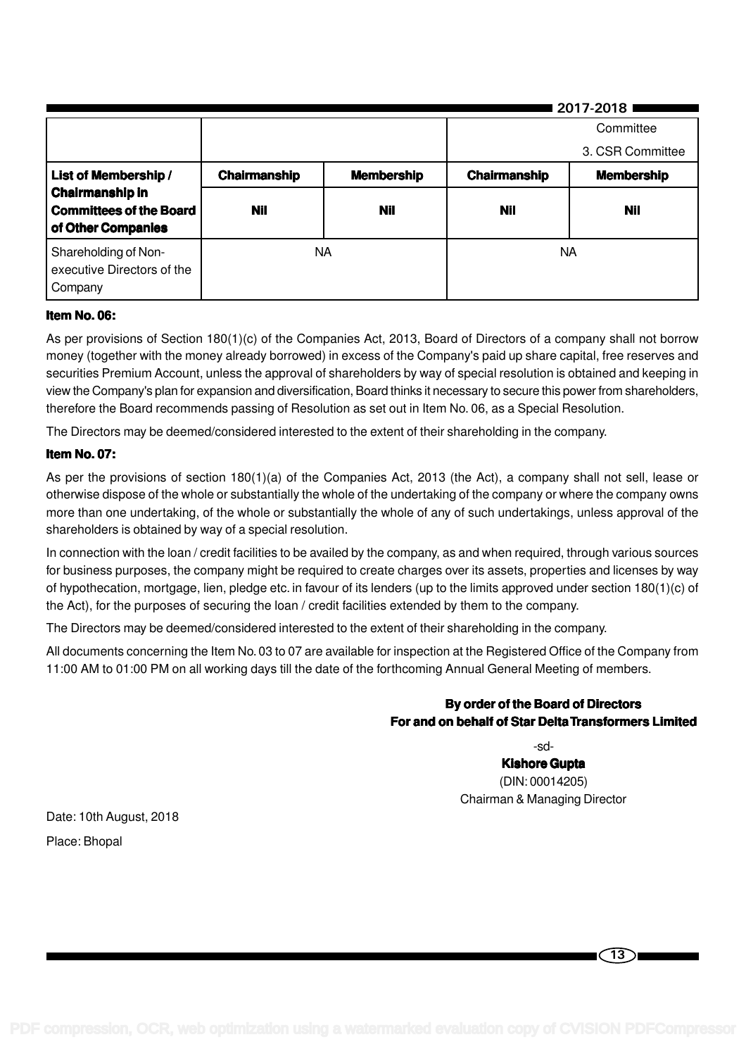| | | | Committee<br>3. CSR Committee | |
|---|---|---|---|---|
| **List of Membership / Chairmanship in Committees of the Board of Other Companies** | **Chairmanship** | **Membership** | **Chairmanship** | **Membership** |
| | **Nil** | **Nil** | **Nil** | **Nil** |
| Shareholding of Non-executive Directors of the Company | NA | | NA | |

**Item No. 06:**

As per provisions of Section 180(1)(c) of the Companies Act, 2013, Board of Directors of a company shall not borrow money (together with the money already borrowed) in excess of the Company's paid up share capital, free reserves and securities Premium Account, unless the approval of shareholders by way of special resolution is obtained and keeping in view the Company's plan for expansion and diversification, Board thinks it necessary to secure this power from shareholders, therefore the Board recommends passing of Resolution as set out in Item No. 06, as a Special Resolution.

The Directors may be deemed/considered interested to the extent of their shareholding in the company.

**Item No. 07:**

As per the provisions of section 180(1)(a) of the Companies Act, 2013 (the Act), a company shall not sell, lease or otherwise dispose of the whole or substantially the whole of the undertaking of the company or where the company owns more than one undertaking, of the whole or substantially the whole of any of such undertakings, unless approval of the shareholders is obtained by way of a special resolution.

In connection with the loan / credit facilities to be availed by the company, as and when required, through various sources for business purposes, the company might be required to create charges over its assets, properties and licenses by way of hypothecation, mortgage, lien, pledge etc. in favour of its lenders (up to the limits approved under section 180(1)(c) of the Act), for the purposes of securing the loan / credit facilities extended by them to the company.

The Directors may be deemed/considered interested to the extent of their shareholding in the company.

All documents concerning the Item No. 03 to 07 are available for inspection at the Registered Office of the Company from 11:00 AM to 01:00 PM on all working days till the date of the forthcoming Annual General Meeting of members.

**By order of the Board of Directors**
**For and on behalf of Star Delta Transformers Limited**

-sd-
**Kishore Gupta**
(DIN: 00014205)
Chairman & Managing Director

Date: 10th August, 2018

Place: Bhopal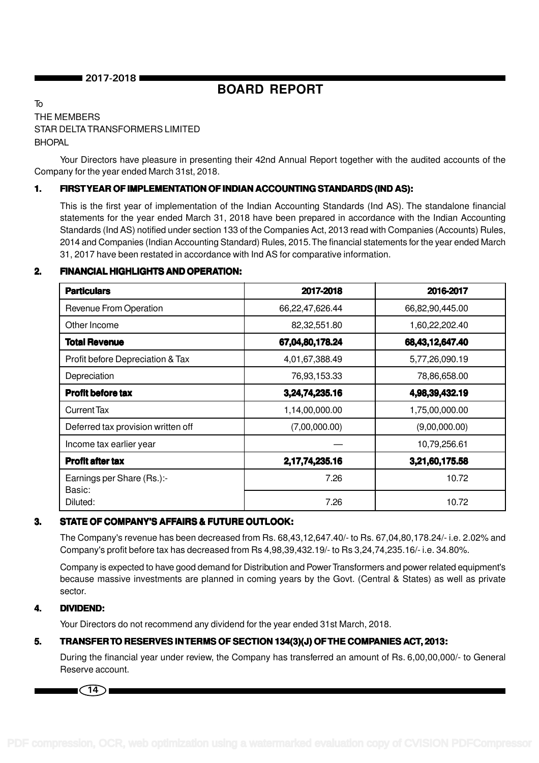# BOARD REPORT

To

THE MEMBERS

STAR DELTA TRANSFORMERS LIMITED

BHOPAL

Your Directors have pleasure in presenting their 42nd Annual Report together with the audited accounts of the Company for the year ended March 31st, 2018.

## 1. FIRST YEAR OF IMPLEMENTATION OF INDIAN ACCOUNTING STANDARDS (IND AS):

This is the first year of implementation of the Indian Accounting Standards (Ind AS). The standalone financial statements for the year ended March 31, 2018 have been prepared in accordance with the Indian Accounting Standards (Ind AS) notified under section 133 of the Companies Act, 2013 read with Companies (Accounts) Rules, 2014 and Companies (Indian Accounting Standard) Rules, 2015. The financial statements for the year ended March 31, 2017 have been restated in accordance with Ind AS for comparative information.

## 2. FINANCIAL HIGHLIGHTS AND OPERATION:

| Particulars | 2017-2018 | 2016-2017 |
|---|---|---|
| Revenue From Operation | 66,22,47,626.44 | 66,82,90,445.00 |
| Other Income | 82,32,551.80 | 1,60,22,202.40 |
| **Total Revenue** | **67,04,80,178.24** | **68,43,12,647.40** |
| Profit before Depreciation & Tax | 4,01,67,388.49 | 5,77,26,090.19 |
| Depreciation | 76,93,153.33 | 78,86,658.00 |
| **Profit before tax** | **3,24,74,235.16** | **4,98,39,432.19** |
| Current Tax | 1,14,00,000.00 | 1,75,00,000.00 |
| Deferred tax provision written off | (7,00,000.00) | (9,00,000.00) |
| Income tax earlier year | — | 10,79,256.61 |
| **Profit after tax** | **2,17,74,235.16** | **3,21,60,175.58** |
| Earnings per Share (Rs.):- Basic: | 7.26 | 10.72 |
| Diluted: | 7.26 | 10.72 |

## 3. STATE OF COMPANY'S AFFAIRS & FUTURE OUTLOOK:

The Company's revenue has been decreased from Rs. 68,43,12,647.40/- to Rs. 67,04,80,178.24/- i.e. 2.02% and Company's profit before tax has decreased from Rs 4,98,39,432.19/- to Rs 3,24,74,235.16/- i.e. 34.80%.

Company is expected to have good demand for Distribution and Power Transformers and power related equipment's because massive investments are planned in coming years by the Govt. (Central & States) as well as private sector.

## 4. DIVIDEND:

Your Directors do not recommend any dividend for the year ended 31st March, 2018.

## 5. TRANSFER TO RESERVES IN TERMS OF SECTION 134(3)(J) OF THE COMPANIES ACT, 2013:

During the financial year under review, the Company has transferred an amount of Rs. 6,00,00,000/- to General Reserve account.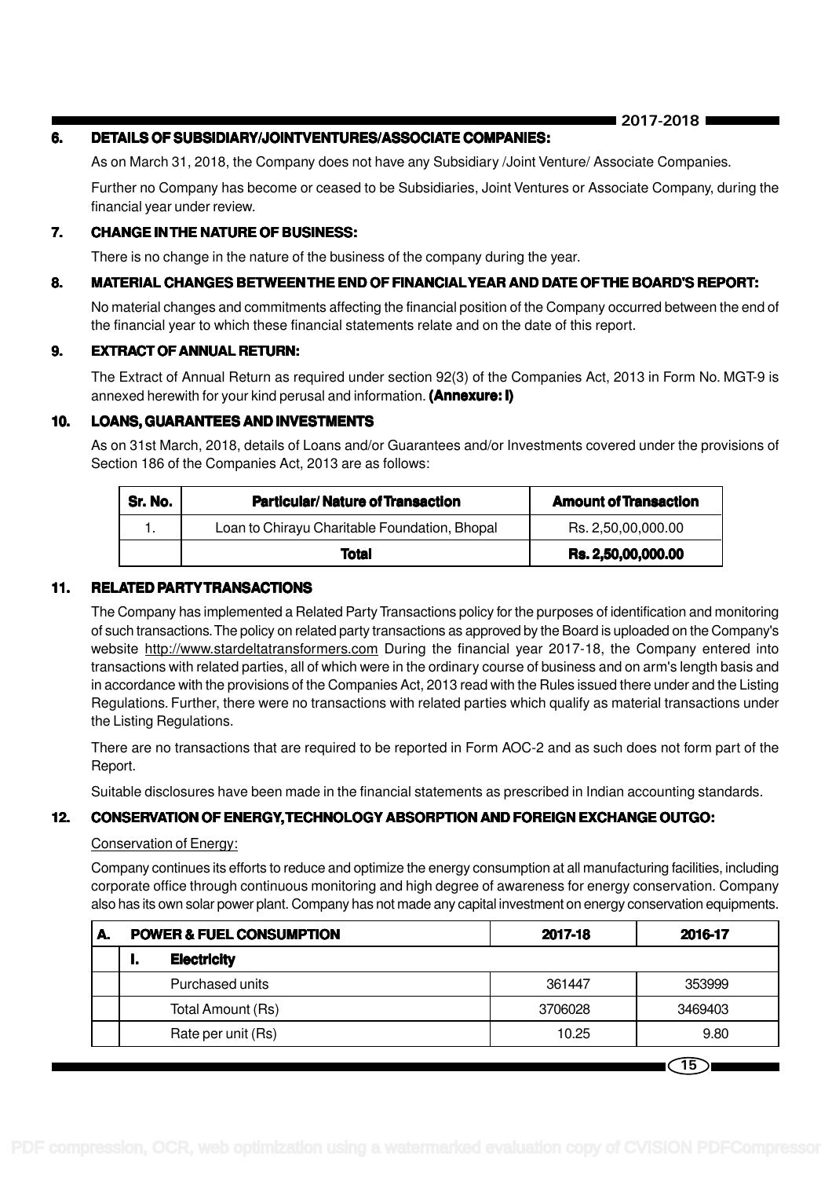## 6. DETAILS OF SUBSIDIARY/JOINTVENTURES/ASSOCIATE COMPANIES:

As on March 31, 2018, the Company does not have any Subsidiary /Joint Venture/ Associate Companies.

Further no Company has become or ceased to be Subsidiaries, Joint Ventures or Associate Company, during the financial year under review.

## 7. CHANGE IN THE NATURE OF BUSINESS:

There is no change in the nature of the business of the company during the year.

## 8. MATERIAL CHANGES BETWEEN THE END OF FINANCIAL YEAR AND DATE OF THE BOARD'S REPORT:

No material changes and commitments affecting the financial position of the Company occurred between the end of the financial year to which these financial statements relate and on the date of this report.

## 9. EXTRACT OF ANNUAL RETURN:

The Extract of Annual Return as required under section 92(3) of the Companies Act, 2013 in Form No. MGT-9 is annexed herewith for your kind perusal and information. **(Annexure: I)**

## 10. LOANS, GUARANTEES AND INVESTMENTS

As on 31st March, 2018, details of Loans and/or Guarantees and/or Investments covered under the provisions of Section 186 of the Companies Act, 2013 are as follows:

| Sr. No. | Particular/ Nature of Transaction | Amount of Transaction |
|---|---|---|
| 1. | Loan to Chirayu Charitable Foundation, Bhopal | Rs. 2,50,00,000.00 |
| | **Total** | **Rs. 2,50,00,000.00** |

## 11. RELATED PARTY TRANSACTIONS

The Company has implemented a Related Party Transactions policy for the purposes of identification and monitoring of such transactions. The policy on related party transactions as approved by the Board is uploaded on the Company's website http://www.stardeltatransformers.com During the financial year 2017-18, the Company entered into transactions with related parties, all of which were in the ordinary course of business and on arm's length basis and in accordance with the provisions of the Companies Act, 2013 read with the Rules issued there under and the Listing Regulations. Further, there were no transactions with related parties which qualify as material transactions under the Listing Regulations.

There are no transactions that are required to be reported in Form AOC-2 and as such does not form part of the Report.

Suitable disclosures have been made in the financial statements as prescribed in Indian accounting standards.

## 12. CONSERVATION OF ENERGY, TECHNOLOGY ABSORPTION AND FOREIGN EXCHANGE OUTGO:

Conservation of Energy:

Company continues its efforts to reduce and optimize the energy consumption at all manufacturing facilities, including corporate office through continuous monitoring and high degree of awareness for energy conservation. Company also has its own solar power plant. Company has not made any capital investment on energy conservation equipments.

| A. | POWER & FUEL CONSUMPTION | | 2017-18 | 2016-17 |
|---|---|---|---|---|
| | I. | **Electricity** | | |
| | | Purchased units | 361447 | 353999 |
| | | Total Amount (Rs) | 3706028 | 3469403 |
| | | Rate per unit (Rs) | 10.25 | 9.80 |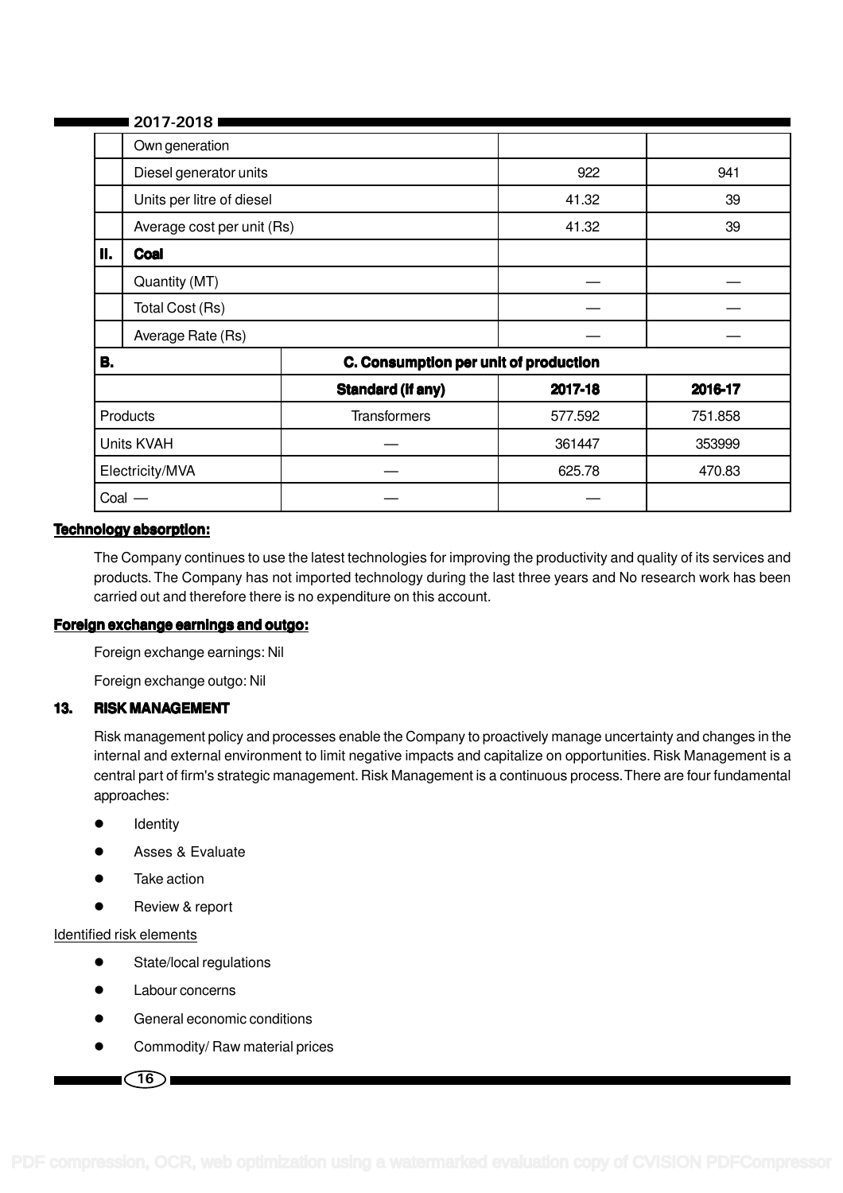| | | | | |
|---|---|---|---|---|
| | Own generation | | | |
| | Diesel generator units | | 922 | 941 |
| | Units per litre of diesel | | 41.32 | 39 |
| | Average cost per unit (Rs) | | 41.32 | 39 |
| **II.** | **Coal** | | | |
| | Quantity (MT) | | — | — |
| | Total Cost (Rs) | | — | — |
| | Average Rate (Rs) | | — | — |

| **B.** | **C. Consumption per unit of production** | | |
|---|---|---|---|
| | **Standard (if any)** | **2017-18** | **2016-17** |
| Products | Transformers | 577.592 | 751.858 |
| Units KVAH | — | 361447 | 353999 |
| Electricity/MVA | — | 625.78 | 470.83 |
| Coal — | — | — | |

**Technology absorption:**

The Company continues to use the latest technologies for improving the productivity and quality of its services and products. The Company has not imported technology during the last three years and No research work has been carried out and therefore there is no expenditure on this account.

**Foreign exchange earnings and outgo:**

Foreign exchange earnings: Nil

Foreign exchange outgo: Nil

## 13. RISK MANAGEMENT

Risk management policy and processes enable the Company to proactively manage uncertainty and changes in the internal and external environment to limit negative impacts and capitalize on opportunities. Risk Management is a central part of firm's strategic management. Risk Management is a continuous process. There are four fundamental approaches:

- Identity
- Asses & Evaluate
- Take action
- Review & report

Identified risk elements

- State/local regulations
- Labour concerns
- General economic conditions
- Commodity/ Raw material prices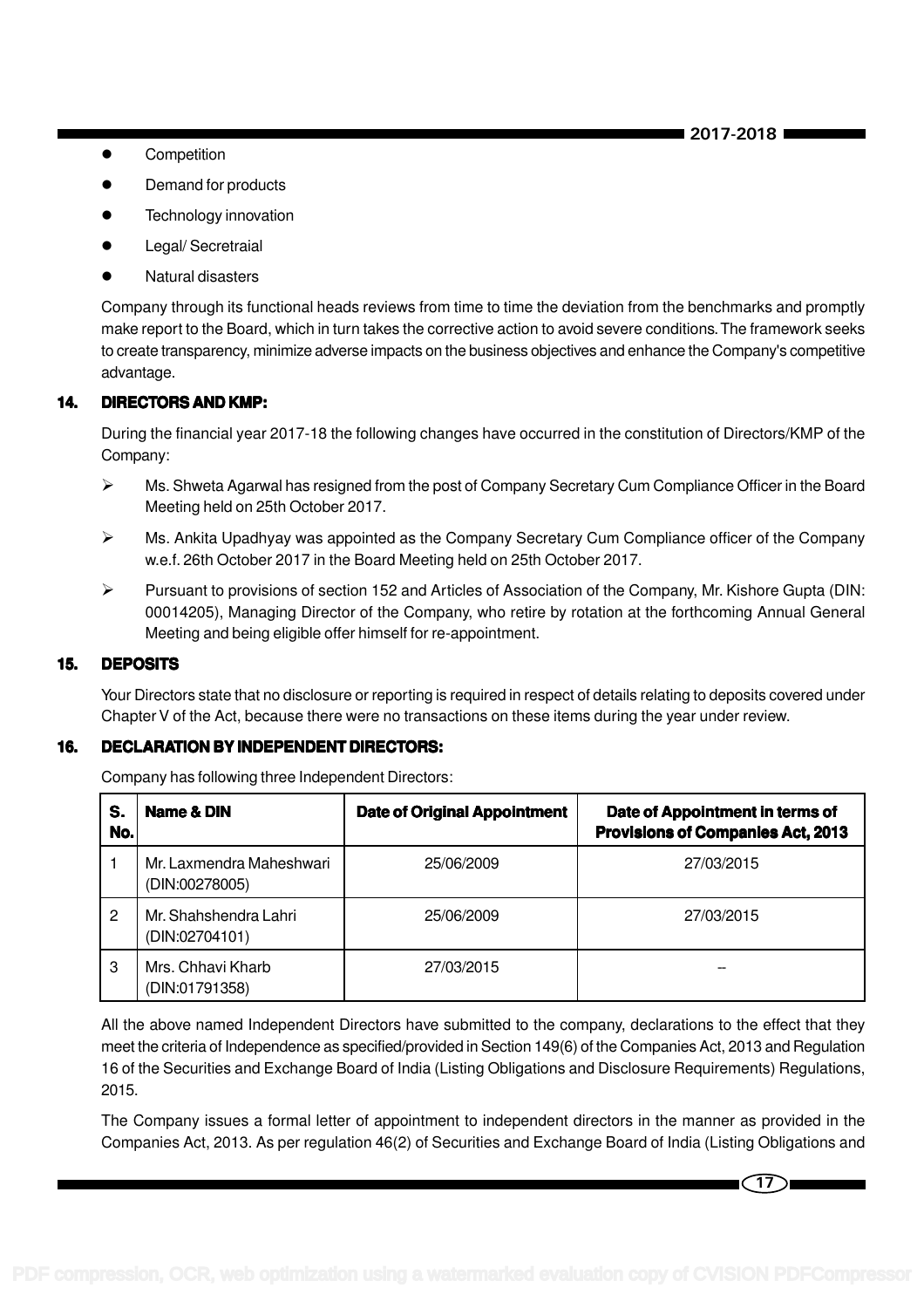- Competition
- Demand for products
- Technology innovation
- Legal/ Secretraial
- Natural disasters

Company through its functional heads reviews from time to time the deviation from the benchmarks and promptly make report to the Board, which in turn takes the corrective action to avoid severe conditions. The framework seeks to create transparency, minimize adverse impacts on the business objectives and enhance the Company's competitive advantage.

## 14. DIRECTORS AND KMP:

During the financial year 2017-18 the following changes have occurred in the constitution of Directors/KMP of the Company:

- Ms. Shweta Agarwal has resigned from the post of Company Secretary Cum Compliance Officer in the Board Meeting held on 25th October 2017.
- Ms. Ankita Upadhyay was appointed as the Company Secretary Cum Compliance officer of the Company w.e.f. 26th October 2017 in the Board Meeting held on 25th October 2017.
- Pursuant to provisions of section 152 and Articles of Association of the Company, Mr. Kishore Gupta (DIN: 00014205), Managing Director of the Company, who retire by rotation at the forthcoming Annual General Meeting and being eligible offer himself for re-appointment.

## 15. DEPOSITS

Your Directors state that no disclosure or reporting is required in respect of details relating to deposits covered under Chapter V of the Act, because there were no transactions on these items during the year under review.

## 16. DECLARATION BY INDEPENDENT DIRECTORS:

Company has following three Independent Directors:

| S. No. | Name & DIN | Date of Original Appointment | Date of Appointment in terms of Provisions of Companies Act, 2013 |
|---|---|---|---|
| 1 | Mr. Laxmendra Maheshwari (DIN:00278005) | 25/06/2009 | 27/03/2015 |
| 2 | Mr. Shahshendra Lahri (DIN:02704101) | 25/06/2009 | 27/03/2015 |
| 3 | Mrs. Chhavi Kharb (DIN:01791358) | 27/03/2015 | -- |

All the above named Independent Directors have submitted to the company, declarations to the effect that they meet the criteria of Independence as specified/provided in Section 149(6) of the Companies Act, 2013 and Regulation 16 of the Securities and Exchange Board of India (Listing Obligations and Disclosure Requirements) Regulations, 2015.

The Company issues a formal letter of appointment to independent directors in the manner as provided in the Companies Act, 2013. As per regulation 46(2) of Securities and Exchange Board of India (Listing Obligations and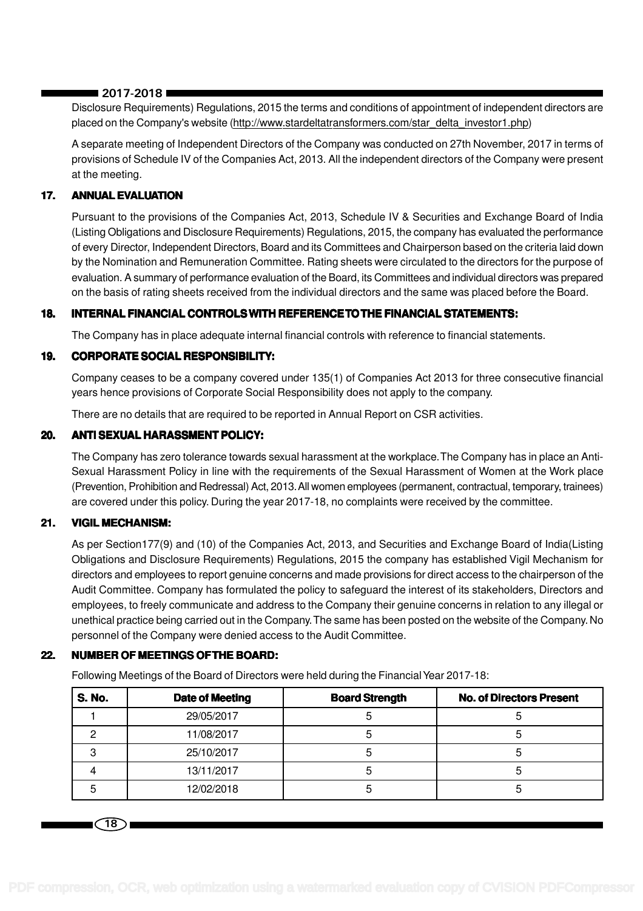Disclosure Requirements) Regulations, 2015 the terms and conditions of appointment of independent directors are placed on the Company's website (http://www.stardeltatransformers.com/star_delta_investor1.php)

A separate meeting of Independent Directors of the Company was conducted on 27th November, 2017 in terms of provisions of Schedule IV of the Companies Act, 2013. All the independent directors of the Company were present at the meeting.

## 17. ANNUAL EVALUATION

Pursuant to the provisions of the Companies Act, 2013, Schedule IV & Securities and Exchange Board of India (Listing Obligations and Disclosure Requirements) Regulations, 2015, the company has evaluated the performance of every Director, Independent Directors, Board and its Committees and Chairperson based on the criteria laid down by the Nomination and Remuneration Committee. Rating sheets were circulated to the directors for the purpose of evaluation. A summary of performance evaluation of the Board, its Committees and individual directors was prepared on the basis of rating sheets received from the individual directors and the same was placed before the Board.

## 18. INTERNAL FINANCIAL CONTROLS WITH REFERENCE TO THE FINANCIAL STATEMENTS:

The Company has in place adequate internal financial controls with reference to financial statements.

## 19. CORPORATE SOCIAL RESPONSIBILITY:

Company ceases to be a company covered under 135(1) of Companies Act 2013 for three consecutive financial years hence provisions of Corporate Social Responsibility does not apply to the company.

There are no details that are required to be reported in Annual Report on CSR activities.

## 20. ANTI SEXUAL HARASSMENT POLICY:

The Company has zero tolerance towards sexual harassment at the workplace. The Company has in place an Anti-Sexual Harassment Policy in line with the requirements of the Sexual Harassment of Women at the Work place (Prevention, Prohibition and Redressal) Act, 2013. All women employees (permanent, contractual, temporary, trainees) are covered under this policy. During the year 2017-18, no complaints were received by the committee.

## 21. VIGIL MECHANISM:

As per Section177(9) and (10) of the Companies Act, 2013, and Securities and Exchange Board of India(Listing Obligations and Disclosure Requirements) Regulations, 2015 the company has established Vigil Mechanism for directors and employees to report genuine concerns and made provisions for direct access to the chairperson of the Audit Committee. Company has formulated the policy to safeguard the interest of its stakeholders, Directors and employees, to freely communicate and address to the Company their genuine concerns in relation to any illegal or unethical practice being carried out in the Company. The same has been posted on the website of the Company. No personnel of the Company were denied access to the Audit Committee.

## 22. NUMBER OF MEETINGS OF THE BOARD:

Following Meetings of the Board of Directors were held during the Financial Year 2017-18:

| S. No. | Date of Meeting | Board Strength | No. of Directors Present |
|---|---|---|---|
| 1 | 29/05/2017 | 5 | 5 |
| 2 | 11/08/2017 | 5 | 5 |
| 3 | 25/10/2017 | 5 | 5 |
| 4 | 13/11/2017 | 5 | 5 |
| 5 | 12/02/2018 | 5 | 5 |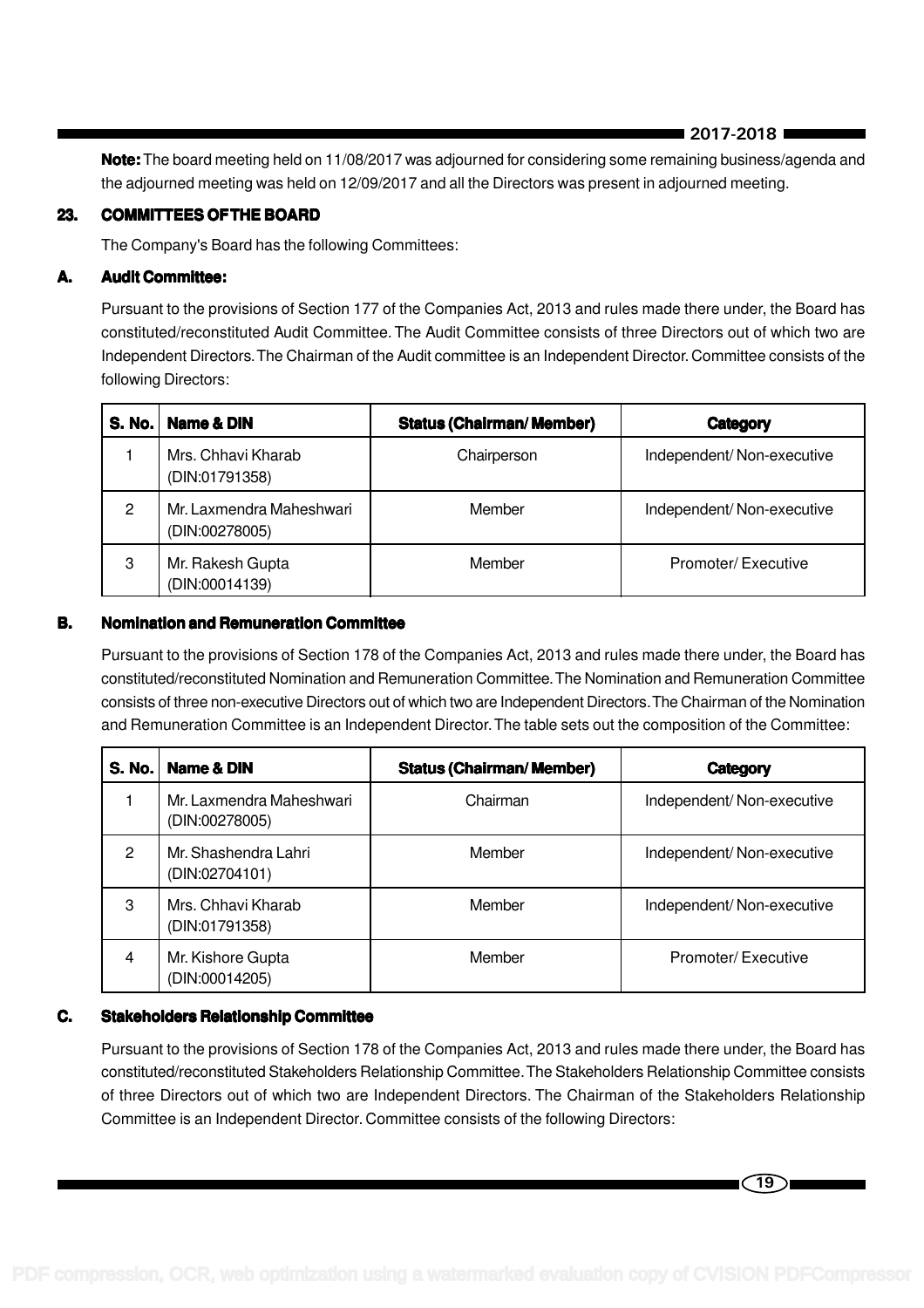**Note:** The board meeting held on 11/08/2017 was adjourned for considering some remaining business/agenda and the adjourned meeting was held on 12/09/2017 and all the Directors was present in adjourned meeting.

## 23. COMMITTEES OF THE BOARD

The Company's Board has the following Committees:

### A. Audit Committee:

Pursuant to the provisions of Section 177 of the Companies Act, 2013 and rules made there under, the Board has constituted/reconstituted Audit Committee. The Audit Committee consists of three Directors out of which two are Independent Directors. The Chairman of the Audit committee is an Independent Director. Committee consists of the following Directors:

| S. No. | Name & DIN | Status (Chairman/ Member) | Category |
|---|---|---|---|
| 1 | Mrs. Chhavi Kharab (DIN:01791358) | Chairperson | Independent/ Non-executive |
| 2 | Mr. Laxmendra Maheshwari (DIN:00278005) | Member | Independent/ Non-executive |
| 3 | Mr. Rakesh Gupta (DIN:00014139) | Member | Promoter/ Executive |

### B. Nomination and Remuneration Committee

Pursuant to the provisions of Section 178 of the Companies Act, 2013 and rules made there under, the Board has constituted/reconstituted Nomination and Remuneration Committee. The Nomination and Remuneration Committee consists of three non-executive Directors out of which two are Independent Directors. The Chairman of the Nomination and Remuneration Committee is an Independent Director. The table sets out the composition of the Committee:

| S. No. | Name & DIN | Status (Chairman/ Member) | Category |
|---|---|---|---|
| 1 | Mr. Laxmendra Maheshwari (DIN:00278005) | Chairman | Independent/ Non-executive |
| 2 | Mr. Shashendra Lahri (DIN:02704101) | Member | Independent/ Non-executive |
| 3 | Mrs. Chhavi Kharab (DIN:01791358) | Member | Independent/ Non-executive |
| 4 | Mr. Kishore Gupta (DIN:00014205) | Member | Promoter/ Executive |

### C. Stakeholders Relationship Committee

Pursuant to the provisions of Section 178 of the Companies Act, 2013 and rules made there under, the Board has constituted/reconstituted Stakeholders Relationship Committee. The Stakeholders Relationship Committee consists of three Directors out of which two are Independent Directors. The Chairman of the Stakeholders Relationship Committee is an Independent Director. Committee consists of the following Directors: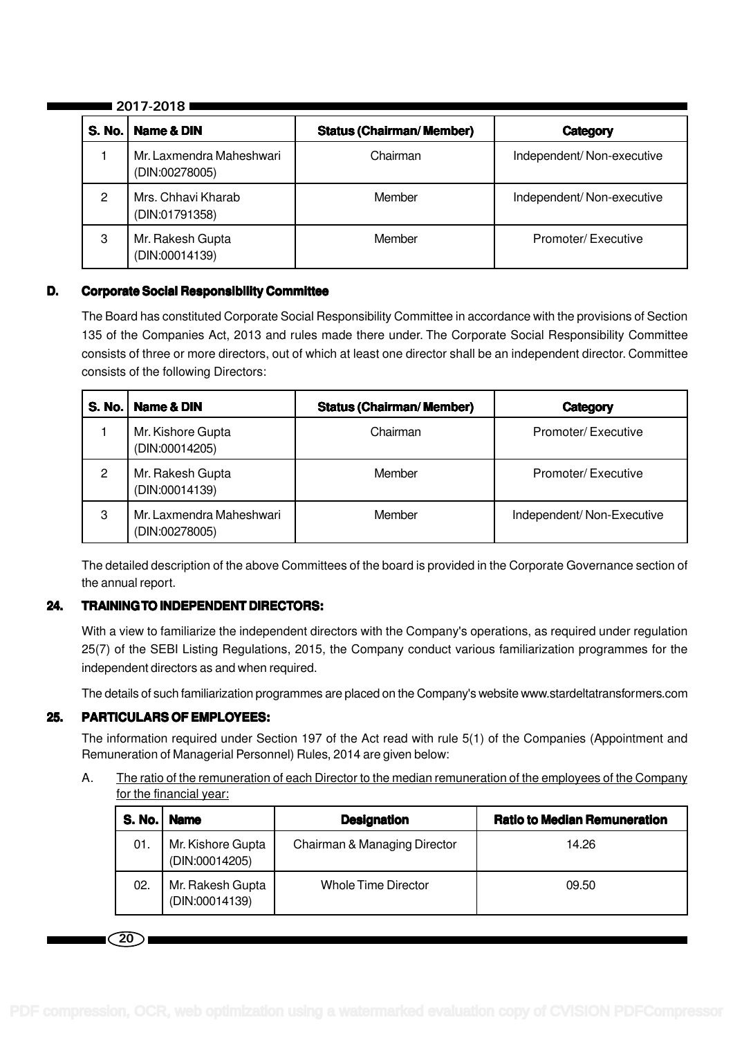| S. No. | Name & DIN | Status (Chairman/ Member) | Category |
|---|---|---|---|
| 1 | Mr. Laxmendra Maheshwari (DIN:00278005) | Chairman | Independent/ Non-executive |
| 2 | Mrs. Chhavi Kharab (DIN:01791358) | Member | Independent/ Non-executive |
| 3 | Mr. Rakesh Gupta (DIN:00014139) | Member | Promoter/ Executive |

**D. Corporate Social Responsibility Committee**

The Board has constituted Corporate Social Responsibility Committee in accordance with the provisions of Section 135 of the Companies Act, 2013 and rules made there under. The Corporate Social Responsibility Committee consists of three or more directors, out of which at least one director shall be an independent director. Committee consists of the following Directors:

| S. No. | Name & DIN | Status (Chairman/ Member) | Category |
|---|---|---|---|
| 1 | Mr. Kishore Gupta (DIN:00014205) | Chairman | Promoter/ Executive |
| 2 | Mr. Rakesh Gupta (DIN:00014139) | Member | Promoter/ Executive |
| 3 | Mr. Laxmendra Maheshwari (DIN:00278005) | Member | Independent/ Non-Executive |

The detailed description of the above Committees of the board is provided in the Corporate Governance section of the annual report.

## 24. TRAINING TO INDEPENDENT DIRECTORS:

With a view to familiarize the independent directors with the Company's operations, as required under regulation 25(7) of the SEBI Listing Regulations, 2015, the Company conduct various familiarization programmes for the independent directors as and when required.

The details of such familiarization programmes are placed on the Company's website www.stardeltatransformers.com

## 25. PARTICULARS OF EMPLOYEES:

The information required under Section 197 of the Act read with rule 5(1) of the Companies (Appointment and Remuneration of Managerial Personnel) Rules, 2014 are given below:

A. The ratio of the remuneration of each Director to the median remuneration of the employees of the Company for the financial year:

| S. No. | Name | Designation | Ratio to Median Remuneration |
|---|---|---|---|
| 01. | Mr. Kishore Gupta (DIN:00014205) | Chairman & Managing Director | 14.26 |
| 02. | Mr. Rakesh Gupta (DIN:00014139) | Whole Time Director | 09.50 |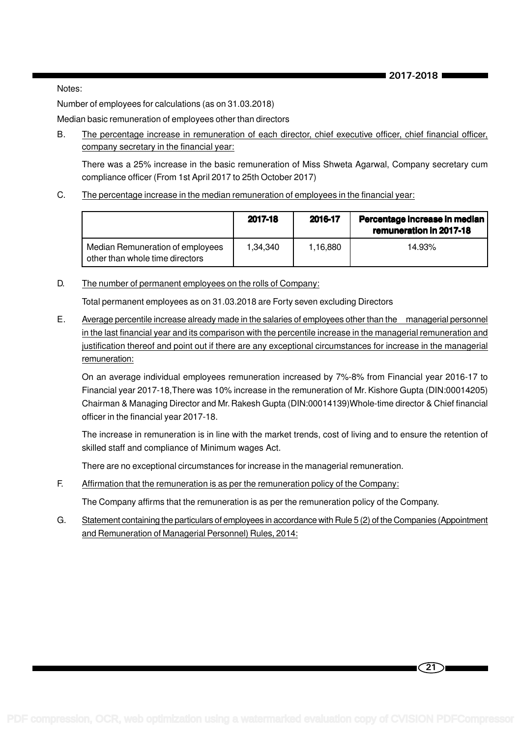Notes:

Number of employees for calculations (as on 31.03.2018)

Median basic remuneration of employees other than directors

B. The percentage increase in remuneration of each director, chief executive officer, chief financial officer, company secretary in the financial year:

There was a 25% increase in the basic remuneration of Miss Shweta Agarwal, Company secretary cum compliance officer (From 1st April 2017 to 25th October 2017)

C. The percentage increase in the median remuneration of employees in the financial year:

| | 2017-18 | 2016-17 | Percentage increase in median remuneration in 2017-18 |
|---|---|---|---|
| Median Remuneration of employees other than whole time directors | 1,34,340 | 1,16,880 | 14.93% |

D. The number of permanent employees on the rolls of Company:

Total permanent employees as on 31.03.2018 are Forty seven excluding Directors

E. Average percentile increase already made in the salaries of employees other than the managerial personnel in the last financial year and its comparison with the percentile increase in the managerial remuneration and justification thereof and point out if there are any exceptional circumstances for increase in the managerial remuneration:

On an average individual employees remuneration increased by 7%-8% from Financial year 2016-17 to Financial year 2017-18,There was 10% increase in the remuneration of Mr. Kishore Gupta (DIN:00014205) Chairman & Managing Director and Mr. Rakesh Gupta (DIN:00014139)Whole-time director & Chief financial officer in the financial year 2017-18.

The increase in remuneration is in line with the market trends, cost of living and to ensure the retention of skilled staff and compliance of Minimum wages Act.

There are no exceptional circumstances for increase in the managerial remuneration.

F. Affirmation that the remuneration is as per the remuneration policy of the Company:

The Company affirms that the remuneration is as per the remuneration policy of the Company.

G. Statement containing the particulars of employees in accordance with Rule 5 (2) of the Companies (Appointment and Remuneration of Managerial Personnel) Rules, 2014: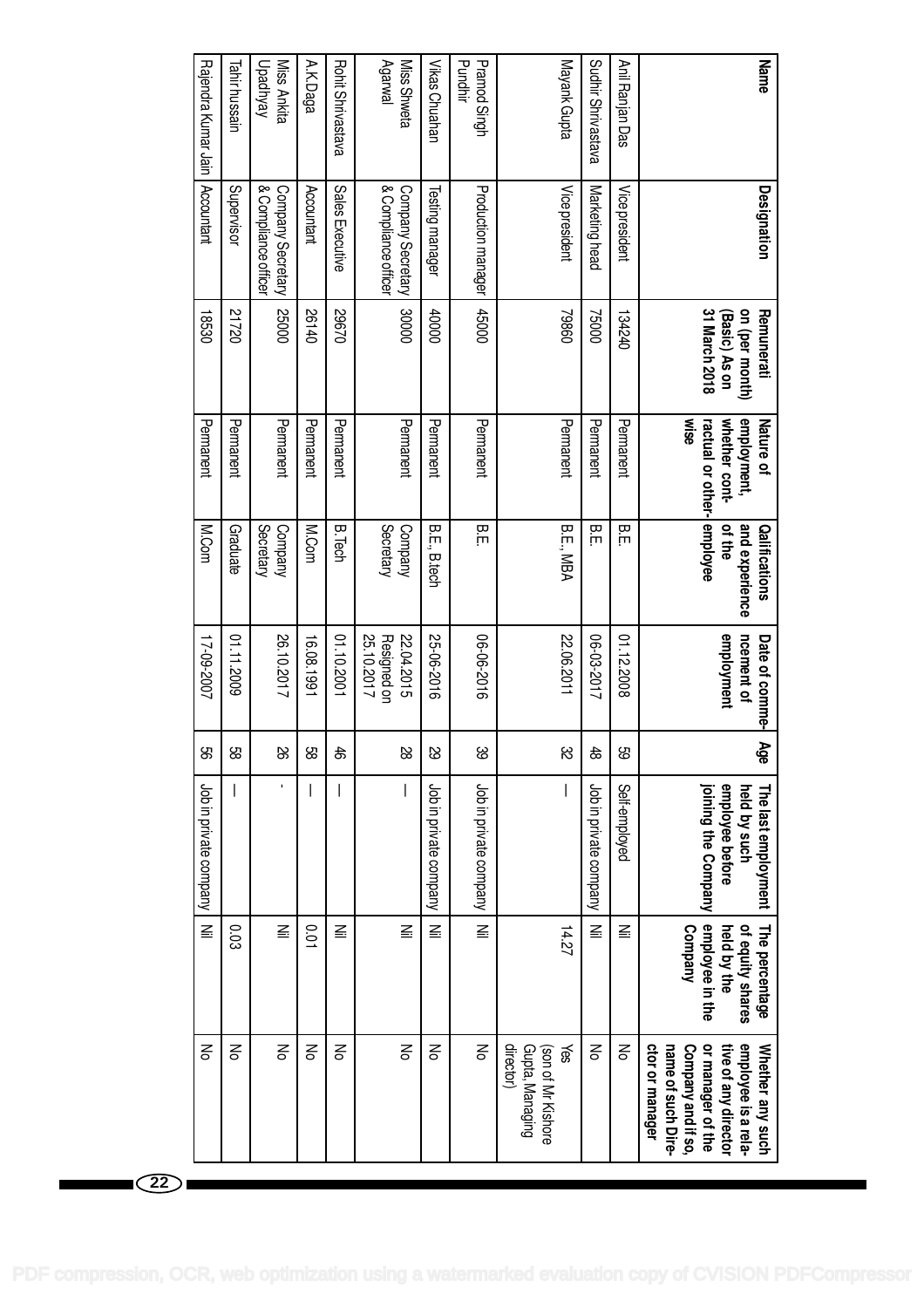| Name | Designation | Remuneration (per month) (Basic) As on 31 March 2018 | Nature of employment, whether contractual or otherwise | Qalifications and experience of the employee | Date of commencement of employment | Age | The last employment held by such employee before joining the Company | The percentage of equity shares held by the employee in the Company | Whether any such employee is a relative of any director or manager of the Company and if so, name of such Director or manager |
|---|---|---|---|---|---|---|---|---|---|
| Anil Ranjan Das | Vice president | 134240 | Permanent | B.E. | 01.12.2008 | 59 | Self-employed | Nil | No |
| Sudhir Shrivastava | Marketing head | 75000 | Permanent | B.E. | 06-03-2017 | 48 | Job in private company | Nil | No |
| Mayank Gupta | Vice president | 79860 | Permanent | B.E., MBA | 22.06.2011 | 32 | — | 14.27 | Yes (son of Mr Kishore Gupta, Managing director) |
| Pramod Singh Pundhir | Production manager | 45000 | Permanent | B.E. | 06-06-2016 | 39 | Job in private company | Nil | No |
| Vikas Chuahan | Testing manager | 40000 | Permanent | B.E., B.tech | 25-06-2016 | 29 | Job in private company | Nil | No |
| Miss Shweta Agarwal | Company Secretary & Compliance officer | 30000 | Permanent | Company Secretary | 22.04.2015 Resigned on 25.10.2017 | 28 | — | Nil | No |
| Rohit Shrivastava | Sales Executive | 29670 | Permanent | B.Tech | 01.10.2001 | 46 | — | Nil | No |
| A.K.Daga | Accountant | 26140 | Permanent | M.Com | 16.08.1991 | 58 | — | 0.01 | No |
| Miss Ankita Upadhyay | Company Secretary & Compliance officer | 25000 | Permanent | Company Secretary | 26.10.2017 | 26 | - | Nil | No |
| Tahir hussain | Supervisor | 21720 | Permanent | Graduate | 01.11.2009 | 58 | — | 0.03 | No |
| Rajendra Kumar Jain | Accountant | 18530 | Permanent | M.Com | 17-09-2007 | 56 | Job in private company | Nil | No |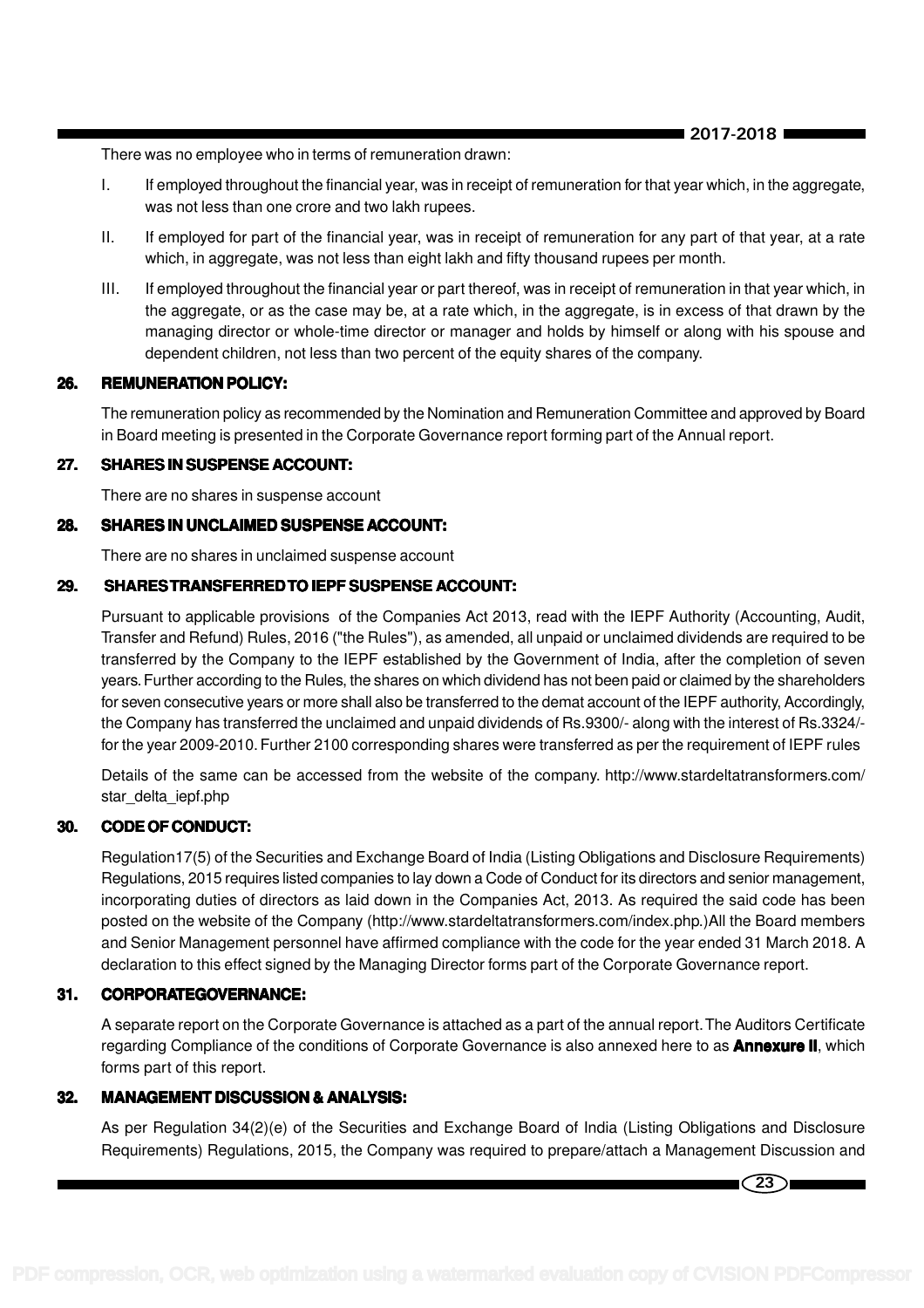There was no employee who in terms of remuneration drawn:

I. If employed throughout the financial year, was in receipt of remuneration for that year which, in the aggregate, was not less than one crore and two lakh rupees.

II. If employed for part of the financial year, was in receipt of remuneration for any part of that year, at a rate which, in aggregate, was not less than eight lakh and fifty thousand rupees per month.

III. If employed throughout the financial year or part thereof, was in receipt of remuneration in that year which, in the aggregate, or as the case may be, at a rate which, in the aggregate, is in excess of that drawn by the managing director or whole-time director or manager and holds by himself or along with his spouse and dependent children, not less than two percent of the equity shares of the company.

### 26. REMUNERATION POLICY:

The remuneration policy as recommended by the Nomination and Remuneration Committee and approved by Board in Board meeting is presented in the Corporate Governance report forming part of the Annual report.

### 27. SHARES IN SUSPENSE ACCOUNT:

There are no shares in suspense account

### 28. SHARES IN UNCLAIMED SUSPENSE ACCOUNT:

There are no shares in unclaimed suspense account

### 29. SHARES TRANSFERRED TO IEPF SUSPENSE ACCOUNT:

Pursuant to applicable provisions of the Companies Act 2013, read with the IEPF Authority (Accounting, Audit, Transfer and Refund) Rules, 2016 ("the Rules"), as amended, all unpaid or unclaimed dividends are required to be transferred by the Company to the IEPF established by the Government of India, after the completion of seven years. Further according to the Rules, the shares on which dividend has not been paid or claimed by the shareholders for seven consecutive years or more shall also be transferred to the demat account of the IEPF authority, Accordingly, the Company has transferred the unclaimed and unpaid dividends of Rs.9300/- along with the interest of Rs.3324/- for the year 2009-2010. Further 2100 corresponding shares were transferred as per the requirement of IEPF rules

Details of the same can be accessed from the website of the company. http://www.stardeltatransformers.com/star_delta_iepf.php

### 30. CODE OF CONDUCT:

Regulation17(5) of the Securities and Exchange Board of India (Listing Obligations and Disclosure Requirements) Regulations, 2015 requires listed companies to lay down a Code of Conduct for its directors and senior management, incorporating duties of directors as laid down in the Companies Act, 2013. As required the said code has been posted on the website of the Company (http://www.stardeltatransformers.com/index.php.)All the Board members and Senior Management personnel have affirmed compliance with the code for the year ended 31 March 2018. A declaration to this effect signed by the Managing Director forms part of the Corporate Governance report.

### 31. CORPORATEGOVERNANCE:

A separate report on the Corporate Governance is attached as a part of the annual report. The Auditors Certificate regarding Compliance of the conditions of Corporate Governance is also annexed here to as **Annexure II**, which forms part of this report.

### 32. MANAGEMENT DISCUSSION & ANALYSIS:

As per Regulation 34(2)(e) of the Securities and Exchange Board of India (Listing Obligations and Disclosure Requirements) Regulations, 2015, the Company was required to prepare/attach a Management Discussion and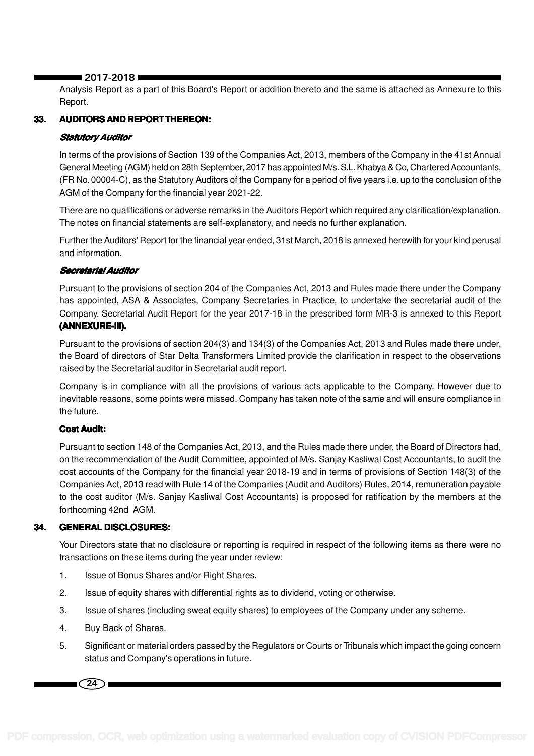Analysis Report as a part of this Board's Report or addition thereto and the same is attached as Annexure to this Report.

## 33. AUDITORS AND REPORT THEREON:

***Statutory Auditor***

In terms of the provisions of Section 139 of the Companies Act, 2013, members of the Company in the 41st Annual General Meeting (AGM) held on 28th September, 2017 has appointed M/s. S.L. Khabya & Co, Chartered Accountants, (FR No. 00004-C), as the Statutory Auditors of the Company for a period of five years i.e. up to the conclusion of the AGM of the Company for the financial year 2021-22.

There are no qualifications or adverse remarks in the Auditors Report which required any clarification/explanation. The notes on financial statements are self-explanatory, and needs no further explanation.

Further the Auditors' Report for the financial year ended, 31st March, 2018 is annexed herewith for your kind perusal and information.

***Secretarial Auditor***

Pursuant to the provisions of section 204 of the Companies Act, 2013 and Rules made there under the Company has appointed, ASA & Associates, Company Secretaries in Practice, to undertake the secretarial audit of the Company. Secretarial Audit Report for the year 2017-18 in the prescribed form MR-3 is annexed to this Report **(ANNEXURE-III).**

Pursuant to the provisions of section 204(3) and 134(3) of the Companies Act, 2013 and Rules made there under, the Board of directors of Star Delta Transformers Limited provide the clarification in respect to the observations raised by the Secretarial auditor in Secretarial audit report.

Company is in compliance with all the provisions of various acts applicable to the Company. However due to inevitable reasons, some points were missed. Company has taken note of the same and will ensure compliance in the future.

**Cost Audit:**

Pursuant to section 148 of the Companies Act, 2013, and the Rules made there under, the Board of Directors had, on the recommendation of the Audit Committee, appointed of M/s. Sanjay Kasliwal Cost Accountants, to audit the cost accounts of the Company for the financial year 2018-19 and in terms of provisions of Section 148(3) of the Companies Act, 2013 read with Rule 14 of the Companies (Audit and Auditors) Rules, 2014, remuneration payable to the cost auditor (M/s. Sanjay Kasliwal Cost Accountants) is proposed for ratification by the members at the forthcoming 42nd AGM.

## 34. GENERAL DISCLOSURES:

Your Directors state that no disclosure or reporting is required in respect of the following items as there were no transactions on these items during the year under review:

1. Issue of Bonus Shares and/or Right Shares.
2. Issue of equity shares with differential rights as to dividend, voting or otherwise.
3. Issue of shares (including sweat equity shares) to employees of the Company under any scheme.
4. Buy Back of Shares.
5. Significant or material orders passed by the Regulators or Courts or Tribunals which impact the going concern status and Company's operations in future.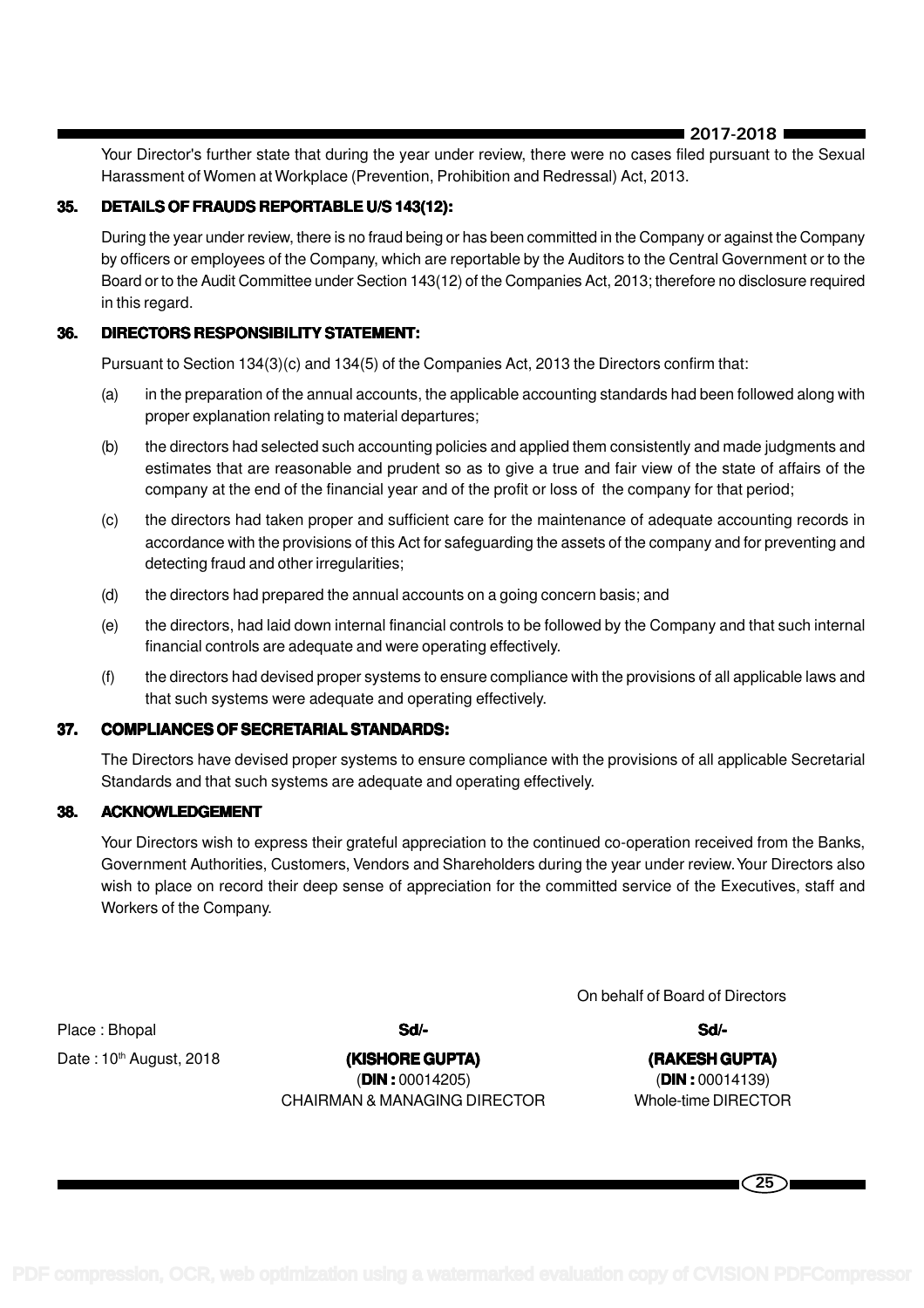Your Director's further state that during the year under review, there were no cases filed pursuant to the Sexual Harassment of Women at Workplace (Prevention, Prohibition and Redressal) Act, 2013.

## 35. DETAILS OF FRAUDS REPORTABLE U/S 143(12):

During the year under review, there is no fraud being or has been committed in the Company or against the Company by officers or employees of the Company, which are reportable by the Auditors to the Central Government or to the Board or to the Audit Committee under Section 143(12) of the Companies Act, 2013; therefore no disclosure required in this regard.

## 36. DIRECTORS RESPONSIBILITY STATEMENT:

Pursuant to Section 134(3)(c) and 134(5) of the Companies Act, 2013 the Directors confirm that:

(a) in the preparation of the annual accounts, the applicable accounting standards had been followed along with proper explanation relating to material departures;

(b) the directors had selected such accounting policies and applied them consistently and made judgments and estimates that are reasonable and prudent so as to give a true and fair view of the state of affairs of the company at the end of the financial year and of the profit or loss of the company for that period;

(c) the directors had taken proper and sufficient care for the maintenance of adequate accounting records in accordance with the provisions of this Act for safeguarding the assets of the company and for preventing and detecting fraud and other irregularities;

(d) the directors had prepared the annual accounts on a going concern basis; and

(e) the directors, had laid down internal financial controls to be followed by the Company and that such internal financial controls are adequate and were operating effectively.

(f) the directors had devised proper systems to ensure compliance with the provisions of all applicable laws and that such systems were adequate and operating effectively.

## 37. COMPLIANCES OF SECRETARIAL STANDARDS:

The Directors have devised proper systems to ensure compliance with the provisions of all applicable Secretarial Standards and that such systems are adequate and operating effectively.

## 38. ACKNOWLEDGEMENT

Your Directors wish to express their grateful appreciation to the continued co-operation received from the Banks, Government Authorities, Customers, Vendors and Shareholders during the year under review. Your Directors also wish to place on record their deep sense of appreciation for the committed service of the Executives, staff and Workers of the Company.

On behalf of Board of Directors

Place : Bhopal

Date : 10th August, 2018

**Sd/-**
**(KISHORE GUPTA)**
(**DIN :** 00014205)
CHAIRMAN & MANAGING DIRECTOR

**Sd/-**
**(RAKESH GUPTA)**
(**DIN :** 00014139)
Whole-time DIRECTOR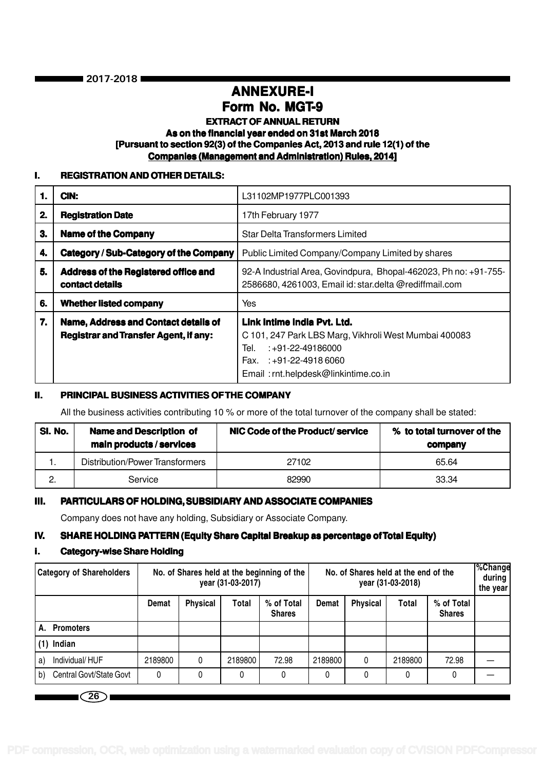# ANNEXURE-I

## Form No. MGT-9

### EXTRACT OF ANNUAL RETURN

**As on the financial year ended on 31st March 2018**

**[Pursuant to section 92(3) of the Companies Act, 2013 and rule 12(1) of the Companies (Management and Administration) Rules, 2014]**

### I. REGISTRATION AND OTHER DETAILS:

| | | |
|---|---|---|
| **1.** | **CIN:** | L31102MP1977PLC001393 |
| **2.** | **Registration Date** | 17th February 1977 |
| **3.** | **Name of the Company** | Star Delta Transformers Limited |
| **4.** | **Category / Sub-Category of the Company** | Public Limited Company/Company Limited by shares |
| **5.** | **Address of the Registered office and contact details** | 92-A Industrial Area, Govindpura, Bhopal-462023, Ph no: +91-755-2586680, 4261003, Email id: star.delta @rediffmail.com |
| **6.** | **Whether listed company** | Yes |
| **7.** | **Name, Address and Contact details of Registrar and Transfer Agent, if any:** | **Link Intime India Pvt. Ltd.** C 101, 247 Park LBS Marg, Vikhroli West Mumbai 400083 Tel. : +91-22-49186000 Fax. : +91-22-4918 6060 Email : rnt.helpdesk@linkintime.co.in |

### II. PRINCIPAL BUSINESS ACTIVITIES OF THE COMPANY

All the business activities contributing 10 % or more of the total turnover of the company shall be stated:

| Sl. No. | Name and Description of main products / services | NIC Code of the Product/ service | % to total turnover of the company |
|---|---|---|---|
| 1. | Distribution/Power Transformers | 27102 | 65.64 |
| 2. | Service | 82990 | 33.34 |

### III. PARTICULARS OF HOLDING, SUBSIDIARY AND ASSOCIATE COMPANIES

Company does not have any holding, Subsidiary or Associate Company.

### IV. SHARE HOLDING PATTERN (Equity Share Capital Breakup as percentage of Total Equity)

### i. Category-wise Share Holding

| Category of Shareholders | No. of Shares held at the beginning of the year (31-03-2017) | | | | No. of Shares held at the end of the year (31-03-2018) | | | | %Change during the year |
|---|---|---|---|---|---|---|---|---|---|
| | Demat | Physical | Total | % of Total Shares | Demat | Physical | Total | % of Total Shares | |
| A. Promoters | | | | | | | | | |
| (1) Indian | | | | | | | | | |
| a) Individual/ HUF | 2189800 | 0 | 2189800 | 72.98 | 2189800 | 0 | 2189800 | 72.98 | — |
| b) Central Govt/State Govt | 0 | 0 | 0 | 0 | 0 | 0 | 0 | 0 | — |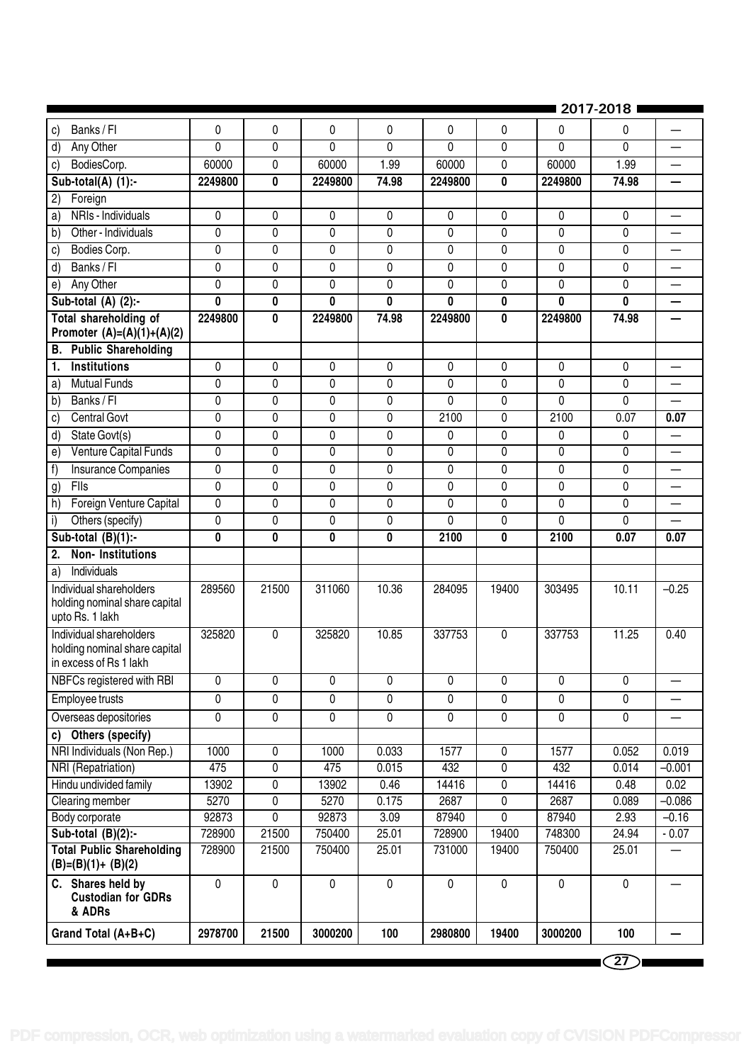| | | | | | | | | | |
|---|---|---|---|---|---|---|---|---|---|
| c) Banks / FI | 0 | 0 | 0 | 0 | 0 | 0 | 0 | 0 | — |
| d) Any Other | 0 | 0 | 0 | 0 | 0 | 0 | 0 | 0 | — |
| c) BodiesCorp. | 60000 | 0 | 60000 | 1.99 | 60000 | 0 | 60000 | 1.99 | — |
| **Sub-total(A) (1):-** | **2249800** | **0** | **2249800** | **74.98** | **2249800** | **0** | **2249800** | **74.98** | **—** |
| 2) Foreign | | | | | | | | | |
| a) NRIs - Individuals | 0 | 0 | 0 | 0 | 0 | 0 | 0 | 0 | — |
| b) Other - Individuals | 0 | 0 | 0 | 0 | 0 | 0 | 0 | 0 | — |
| c) Bodies Corp. | 0 | 0 | 0 | 0 | 0 | 0 | 0 | 0 | — |
| d) Banks / FI | 0 | 0 | 0 | 0 | 0 | 0 | 0 | 0 | — |
| e) Any Other | 0 | 0 | 0 | 0 | 0 | 0 | 0 | 0 | — |
| **Sub-total (A) (2):-** | **0** | **0** | **0** | **0** | **0** | **0** | **0** | **0** | **—** |
| **Total shareholding of Promoter (A)=(A)(1)+(A)(2)** | **2249800** | **0** | **2249800** | **74.98** | **2249800** | **0** | **2249800** | **74.98** | **—** |
| **B. Public Shareholding** | | | | | | | | | |
| **1. Institutions** | 0 | 0 | 0 | 0 | 0 | 0 | 0 | 0 | — |
| a) Mutual Funds | 0 | 0 | 0 | 0 | 0 | 0 | 0 | 0 | — |
| b) Banks / FI | 0 | 0 | 0 | 0 | 0 | 0 | 0 | 0 | — |
| c) Central Govt | 0 | 0 | 0 | 0 | 2100 | 0 | 2100 | 0.07 | **0.07** |
| d) State Govt(s) | 0 | 0 | 0 | 0 | 0 | 0 | 0 | 0 | — |
| e) Venture Capital Funds | 0 | 0 | 0 | 0 | 0 | 0 | 0 | 0 | — |
| f) Insurance Companies | 0 | 0 | 0 | 0 | 0 | 0 | 0 | 0 | — |
| g) FIIs | 0 | 0 | 0 | 0 | 0 | 0 | 0 | 0 | — |
| h) Foreign Venture Capital | 0 | 0 | 0 | 0 | 0 | 0 | 0 | 0 | — |
| i) Others (specify) | 0 | 0 | 0 | 0 | 0 | 0 | 0 | 0 | — |
| **Sub-total (B)(1):-** | **0** | **0** | **0** | **0** | **2100** | **0** | **2100** | **0.07** | **0.07** |
| **2. Non- Institutions** | | | | | | | | | |
| a) Individuals | | | | | | | | | |
| Individual shareholders holding nominal share capital upto Rs. 1 lakh | 289560 | 21500 | 311060 | 10.36 | 284095 | 19400 | 303495 | 10.11 | –0.25 |
| Individual shareholders holding nominal share capital in excess of Rs 1 lakh | 325820 | 0 | 325820 | 10.85 | 337753 | 0 | 337753 | 11.25 | 0.40 |
| NBFCs registered with RBI | 0 | 0 | 0 | 0 | 0 | 0 | 0 | 0 | — |
| Employee trusts | 0 | 0 | 0 | 0 | 0 | 0 | 0 | 0 | — |
| Overseas depositories | 0 | 0 | 0 | 0 | 0 | 0 | 0 | 0 | — |
| **c) Others (specify)** | | | | | | | | | |
| NRI Individuals (Non Rep.) | 1000 | 0 | 1000 | 0.033 | 1577 | 0 | 1577 | 0.052 | 0.019 |
| NRI (Repatriation) | 475 | 0 | 475 | 0.015 | 432 | 0 | 432 | 0.014 | –0.001 |
| Hindu undivided family | 13902 | 0 | 13902 | 0.46 | 14416 | 0 | 14416 | 0.48 | 0.02 |
| Clearing member | 5270 | 0 | 5270 | 0.175 | 2687 | 0 | 2687 | 0.089 | –0.086 |
| Body corporate | 92873 | 0 | 92873 | 3.09 | 87940 | 0 | 87940 | 2.93 | –0.16 |
| **Sub-total (B)(2):-** | 728900 | 21500 | 750400 | 25.01 | 728900 | 19400 | 748300 | 24.94 | - 0.07 |
| **Total Public Shareholding (B)=(B)(1)+ (B)(2)** | 728900 | 21500 | 750400 | 25.01 | 731000 | 19400 | 750400 | 25.01 | — |
| **C. Shares held by Custodian for GDRs & ADRs** | 0 | 0 | 0 | 0 | 0 | 0 | 0 | 0 | — |
| **Grand Total (A+B+C)** | **2978700** | **21500** | **3000200** | **100** | **2980800** | **19400** | **3000200** | **100** | **—** |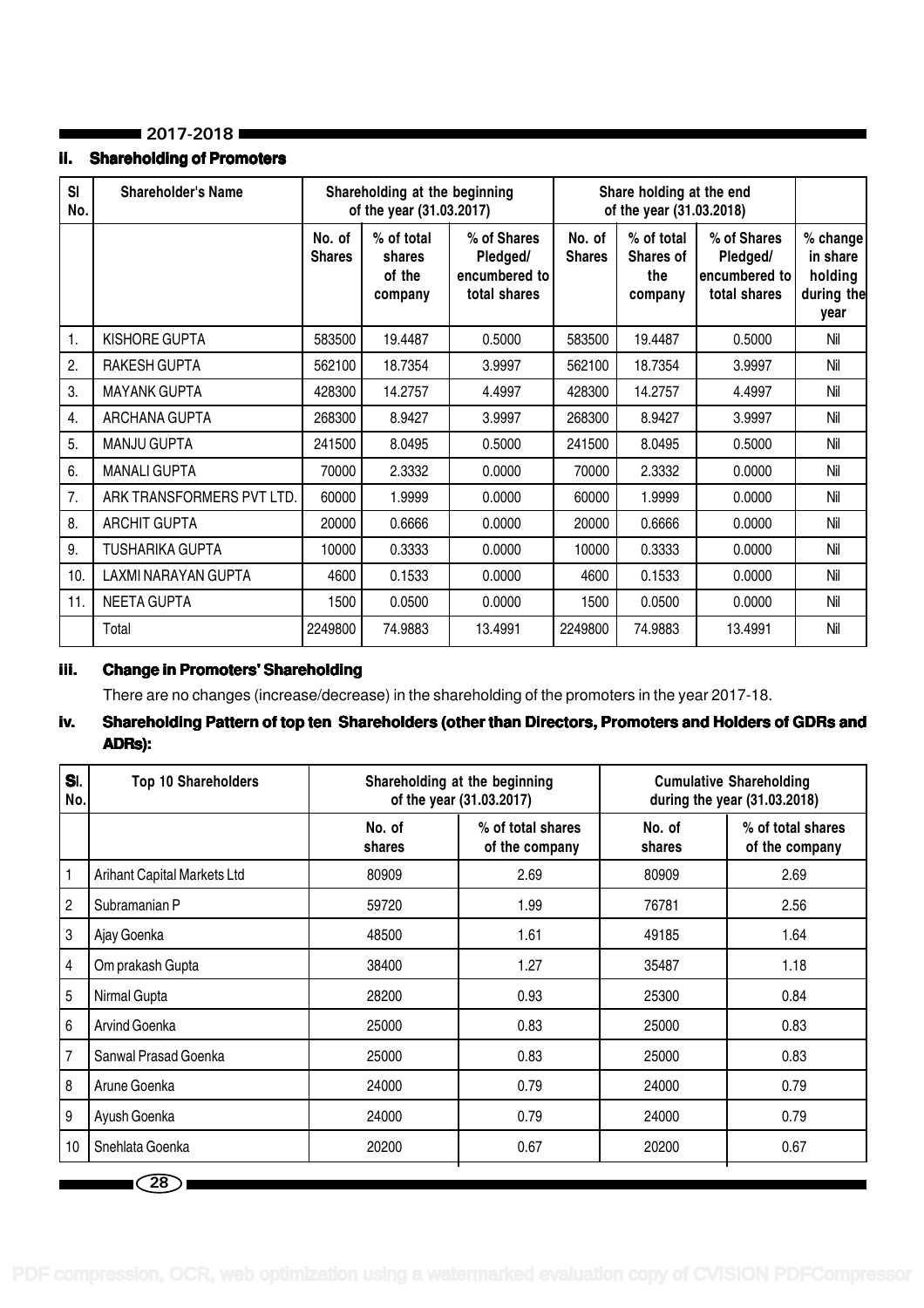## ii. Shareholding of Promoters

| Sl No. | Shareholder's Name | Shareholding at the beginning of the year (31.03.2017) | | | Share holding at the end of the year (31.03.2018) | | | |
|---|---|---|---|---|---|---|---|---|
| | | No. of Shares | % of total shares of the company | % of Shares Pledged/ encumbered to total shares | No. of Shares | % of total Shares of the company | % of Shares Pledged/ encumbered to total shares | % change in share holding during the year |
| 1. | KISHORE GUPTA | 583500 | 19.4487 | 0.5000 | 583500 | 19.4487 | 0.5000 | Nil |
| 2. | RAKESH GUPTA | 562100 | 18.7354 | 3.9997 | 562100 | 18.7354 | 3.9997 | Nil |
| 3. | MAYANK GUPTA | 428300 | 14.2757 | 4.4997 | 428300 | 14.2757 | 4.4997 | Nil |
| 4. | ARCHANA GUPTA | 268300 | 8.9427 | 3.9997 | 268300 | 8.9427 | 3.9997 | Nil |
| 5. | MANJU GUPTA | 241500 | 8.0495 | 0.5000 | 241500 | 8.0495 | 0.5000 | Nil |
| 6. | MANALI GUPTA | 70000 | 2.3332 | 0.0000 | 70000 | 2.3332 | 0.0000 | Nil |
| 7. | ARK TRANSFORMERS PVT LTD. | 60000 | 1.9999 | 0.0000 | 60000 | 1.9999 | 0.0000 | Nil |
| 8. | ARCHIT GUPTA | 20000 | 0.6666 | 0.0000 | 20000 | 0.6666 | 0.0000 | Nil |
| 9. | TUSHARIKA GUPTA | 10000 | 0.3333 | 0.0000 | 10000 | 0.3333 | 0.0000 | Nil |
| 10. | LAXMI NARAYAN GUPTA | 4600 | 0.1533 | 0.0000 | 4600 | 0.1533 | 0.0000 | Nil |
| 11. | NEETA GUPTA | 1500 | 0.0500 | 0.0000 | 1500 | 0.0500 | 0.0000 | Nil |
| | Total | 2249800 | 74.9883 | 13.4991 | 2249800 | 74.9883 | 13.4991 | Nil |

## iii. Change in Promoters' Shareholding

There are no changes (increase/decrease) in the shareholding of the promoters in the year 2017-18.

## iv. Shareholding Pattern of top ten Shareholders (other than Directors, Promoters and Holders of GDRs and ADRs):

| Sl. No. | Top 10 Shareholders | Shareholding at the beginning of the year (31.03.2017) | | Cumulative Shareholding during the year (31.03.2018) | |
|---|---|---|---|---|---|
| | | No. of shares | % of total shares of the company | No. of shares | % of total shares of the company |
| 1 | Arihant Capital Markets Ltd | 80909 | 2.69 | 80909 | 2.69 |
| 2 | Subramanian P | 59720 | 1.99 | 76781 | 2.56 |
| 3 | Ajay Goenka | 48500 | 1.61 | 49185 | 1.64 |
| 4 | Om prakash Gupta | 38400 | 1.27 | 35487 | 1.18 |
| 5 | Nirmal Gupta | 28200 | 0.93 | 25300 | 0.84 |
| 6 | Arvind Goenka | 25000 | 0.83 | 25000 | 0.83 |
| 7 | Sanwal Prasad Goenka | 25000 | 0.83 | 25000 | 0.83 |
| 8 | Arune Goenka | 24000 | 0.79 | 24000 | 0.79 |
| 9 | Ayush Goenka | 24000 | 0.79 | 24000 | 0.79 |
| 10 | Snehlata Goenka | 20200 | 0.67 | 20200 | 0.67 |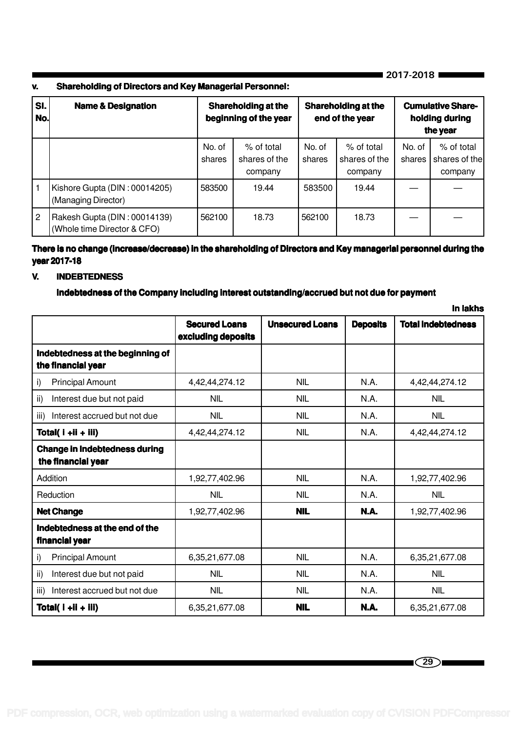### v. Shareholding of Directors and Key Managerial Personnel:

| Sl. No. | Name & Designation | Shareholding at the beginning of the year | | Shareholding at the end of the year | | Cumulative Shareholding during the year | |
|---|---|---|---|---|---|---|---|
| | | No. of shares | % of total shares of the company | No. of shares | % of total shares of the company | No. of shares | % of total shares of the company |
| 1 | Kishore Gupta (DIN : 00014205) (Managing Director) | 583500 | 19.44 | 583500 | 19.44 | — | — |
| 2 | Rakesh Gupta (DIN : 00014139) (Whole time Director & CFO) | 562100 | 18.73 | 562100 | 18.73 | — | — |

**There is no change (increase/decrease) in the shareholding of Directors and Key managerial personnel during the year 2017-18**

### V. INDEBTEDNESS

**Indebtedness of the Company including interest outstanding/accrued but not due for payment**

In lakhs

| | Secured Loans excluding deposits | Unsecured Loans | Deposits | Total Indebtedness |
|---|---|---|---|---|
| **Indebtedness at the beginning of the financial year** | | | | |
| i) Principal Amount | 4,42,44,274.12 | NIL | N.A. | 4,42,44,274.12 |
| ii) Interest due but not paid | NIL | NIL | N.A. | NIL |
| iii) Interest accrued but not due | NIL | NIL | N.A. | NIL |
| **Total( i +ii + iii)** | 4,42,44,274.12 | NIL | N.A. | 4,42,44,274.12 |
| **Change in Indebtedness during the financial year** | | | | |
| Addition | 1,92,77,402.96 | NIL | N.A. | 1,92,77,402.96 |
| Reduction | NIL | NIL | N.A. | NIL |
| **Net Change** | 1,92,77,402.96 | **NIL** | **N.A.** | 1,92,77,402.96 |
| **Indebtedness at the end of the financial year** | | | | |
| i) Principal Amount | 6,35,21,677.08 | NIL | N.A. | 6,35,21,677.08 |
| ii) Interest due but not paid | NIL | NIL | N.A. | NIL |
| iii) Interest accrued but not due | NIL | NIL | N.A. | NIL |
| **Total( i +ii + iii)** | 6,35,21,677.08 | **NIL** | **N.A.** | 6,35,21,677.08 |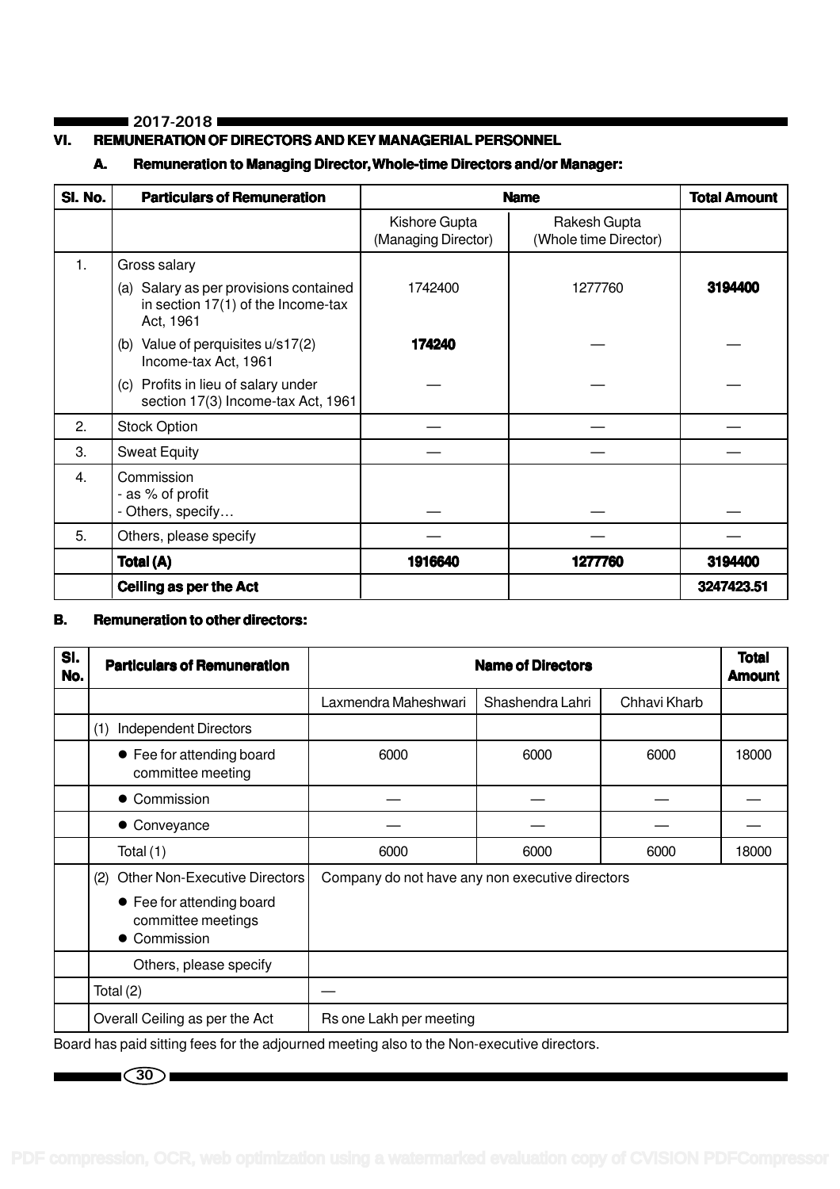## VI. REMUNERATION OF DIRECTORS AND KEY MANAGERIAL PERSONNEL

### A. Remuneration to Managing Director, Whole-time Directors and/or Manager:

| Sl. No. | Particulars of Remuneration | Name | | Total Amount |
|---|---|---|---|---|
| | | Kishore Gupta (Managing Director) | Rakesh Gupta (Whole time Director) | |
| 1. | Gross salary | | | |
| | (a) Salary as per provisions contained in section 17(1) of the Income-tax Act, 1961 | 1742400 | 1277760 | **3194400** |
| | (b) Value of perquisites u/s17(2) Income-tax Act, 1961 | **174240** | — | — |
| | (c) Profits in lieu of salary under section 17(3) Income-tax Act, 1961 | — | — | — |
| 2. | Stock Option | — | — | — |
| 3. | Sweat Equity | — | — | — |
| 4. | Commission<br>- as % of profit<br>- Others, specify… | — | — | — |
| 5. | Others, please specify | — | — | — |
| | **Total (A)** | **1916640** | **1277760** | **3194400** |
| | **Ceiling as per the Act** | | | **3247423.51** |

### B. Remuneration to other directors:

| Sl. No. | Particulars of Remuneration | Name of Directors | | | Total Amount |
|---|---|---|---|---|---|
| | | Laxmendra Maheshwari | Shashendra Lahri | Chhavi Kharb | |
| | (1) Independent Directors | | | | |
| | ● Fee for attending board committee meeting | 6000 | 6000 | 6000 | 18000 |
| | ● Commission | — | — | — | — |
| | ● Conveyance | — | — | — | — |
| | Total (1) | 6000 | 6000 | 6000 | 18000 |
| | (2) Other Non-Executive Directors<br>● Fee for attending board committee meetings<br>● Commission | Company do not have any non executive directors | | | |
| | Others, please specify | | | | |
| | Total (2) | — | | | |
| | Overall Ceiling as per the Act | Rs one Lakh per meeting | | | |

Board has paid sitting fees for the adjourned meeting also to the Non-executive directors.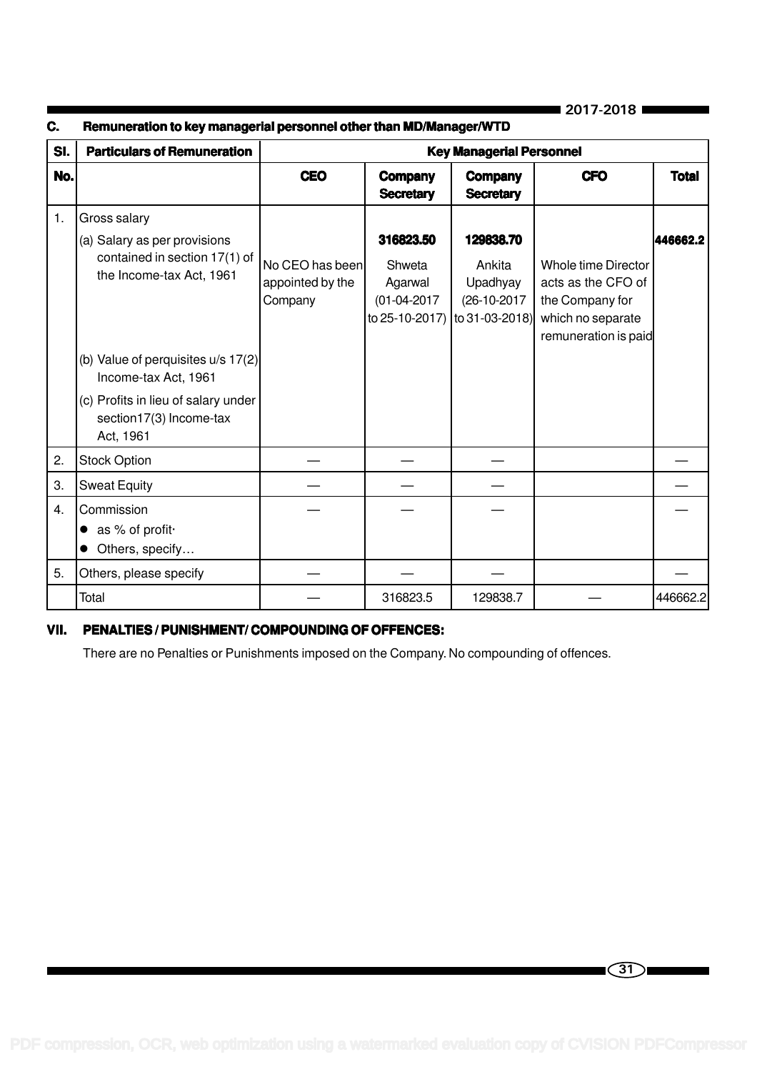### C. Remuneration to key managerial personnel other than MD/Manager/WTD

| Sl. | Particulars of Remuneration | Key Managerial Personnel | | | | |
|---|---|---|---|---|---|---|
| No. | | CEO | Company Secretary | Company Secretary | CFO | Total |
| 1. | Gross salary | | | | | |
| | (a) Salary as per provisions contained in section 17(1) of the Income-tax Act, 1961 | No CEO has been appointed by the Company | **316823.50** Shweta Agarwal (01-04-2017 to 25-10-2017) | **129838.70** Ankita Upadhyay (26-10-2017 to 31-03-2018) | Whole time Director acts as the CFO of the Company for which no separate remuneration is paid | **446662.2** |
| | (b) Value of perquisites u/s 17(2) Income-tax Act, 1961 | | | | | |
| | (c) Profits in lieu of salary under section17(3) Income-tax Act, 1961 | | | | | |
| 2. | Stock Option | — | — | — | | — |
| 3. | Sweat Equity | — | — | — | | — |
| 4. | Commission<br>● as % of profit·<br>● Others, specify… | — | — | — | | — |
| 5. | Others, please specify | — | — | — | | — |
| | Total | — | 316823.5 | 129838.7 | — | 446662.2 |

### VII. PENALTIES / PUNISHMENT/ COMPOUNDING OF OFFENCES:

There are no Penalties or Punishments imposed on the Company. No compounding of offences.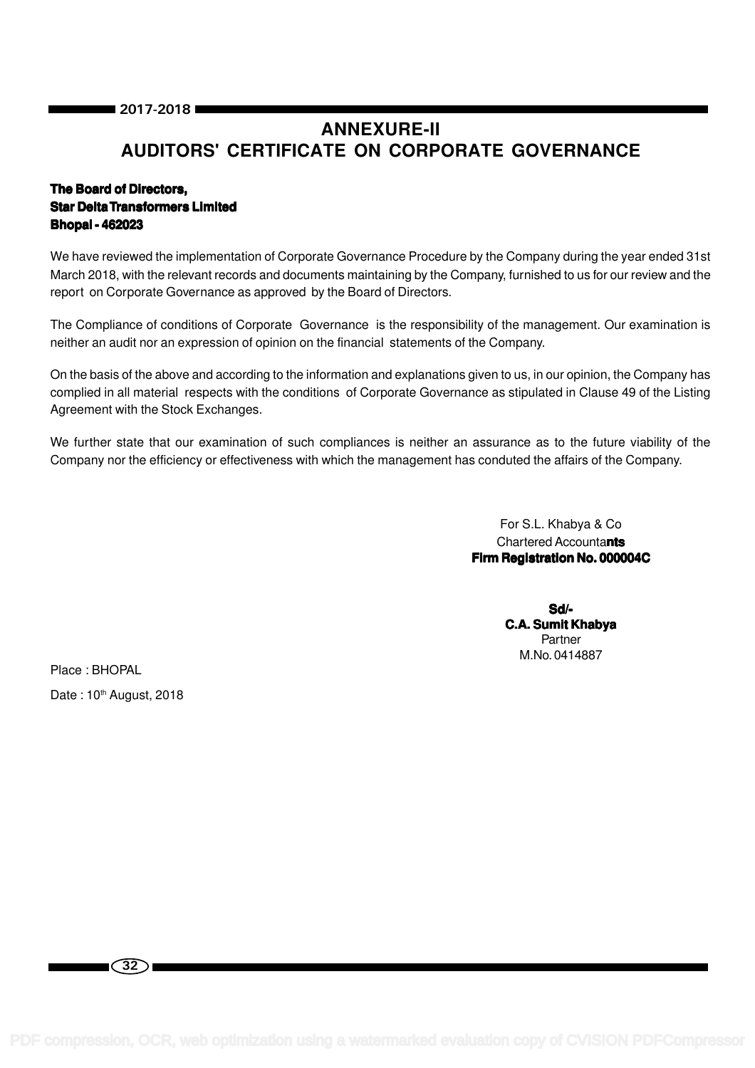# ANNEXURE-II
## AUDITORS' CERTIFICATE ON CORPORATE GOVERNANCE

**The Board of Directors,**
**Star Delta Transformers Limited**
**Bhopal - 462023**

We have reviewed the implementation of Corporate Governance Procedure by the Company during the year ended 31st March 2018, with the relevant records and documents maintaining by the Company, furnished to us for our review and the report on Corporate Governance as approved by the Board of Directors.

The Compliance of conditions of Corporate Governance is the responsibility of the management. Our examination is neither an audit nor an expression of opinion on the financial statements of the Company.

On the basis of the above and according to the information and explanations given to us, in our opinion, the Company has complied in all material respects with the conditions of Corporate Governance as stipulated in Clause 49 of the Listing Agreement with the Stock Exchanges.

We further state that our examination of such compliances is neither an assurance as to the future viability of the Company nor the efficiency or effectiveness with which the management has conduted the affairs of the Company.

For S.L. Khabya & Co
Chartered Accountants
**Firm Registration No. 000004C**

**Sd/-**
**C.A. Sumit Khabya**
Partner
M.No. 0414887

Place : BHOPAL

Date : 10th August, 2018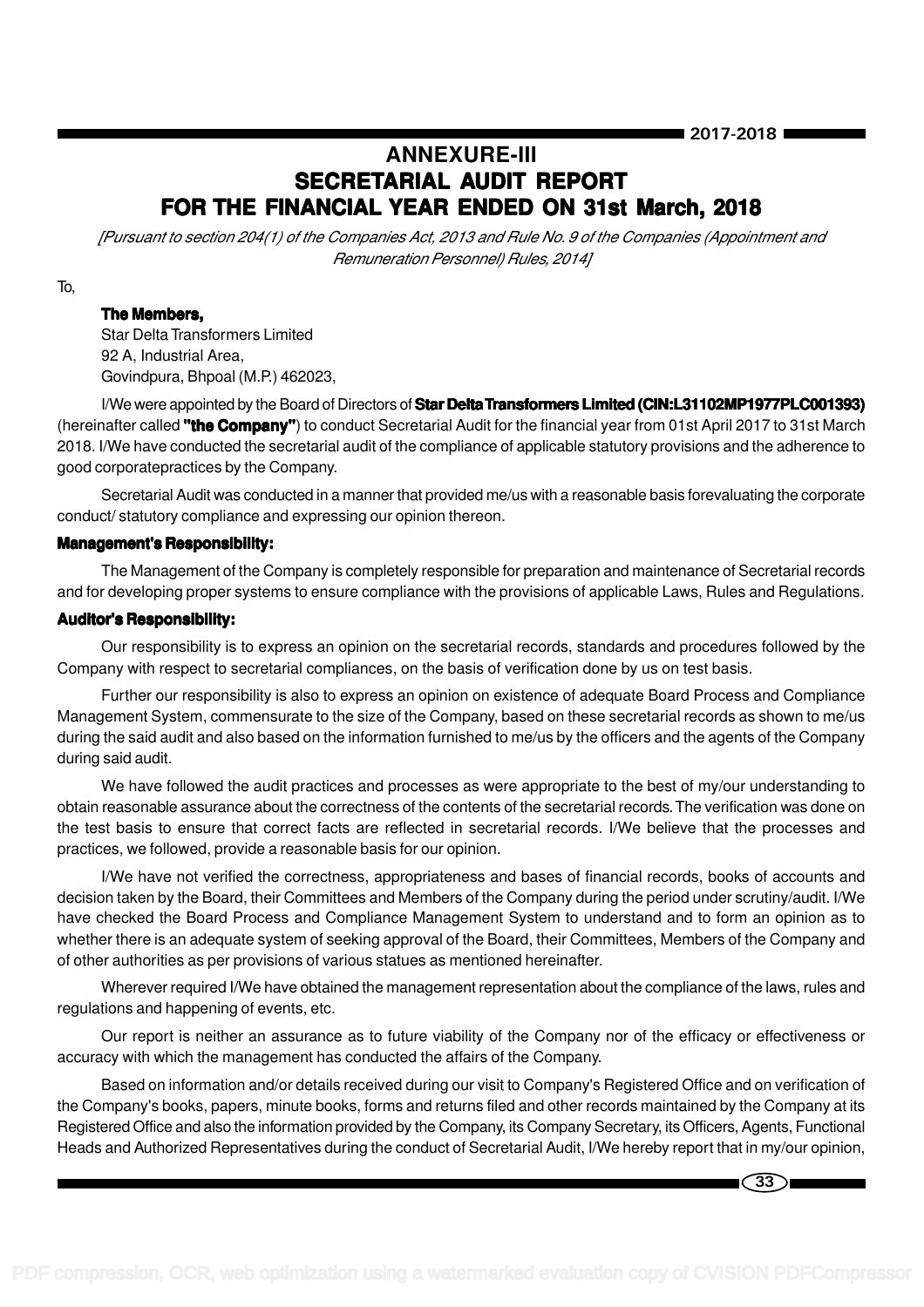# ANNEXURE-III

# SECRETARIAL AUDIT REPORT

# FOR THE FINANCIAL YEAR ENDED ON 31st March, 2018

*[Pursuant to section 204(1) of the Companies Act, 2013 and Rule No. 9 of the Companies (Appointment and Remuneration Personnel) Rules, 2014]*

To,

**The Members,**
Star Delta Transformers Limited
92 A, Industrial Area,
Govindpura, Bhpoal (M.P.) 462023,

I/We were appointed by the Board of Directors of **Star Delta Transformers Limited (CIN:L31102MP1977PLC001393)** (hereinafter called **"the Company"**) to conduct Secretarial Audit for the financial year from 01st April 2017 to 31st March 2018. I/We have conducted the secretarial audit of the compliance of applicable statutory provisions and the adherence to good corporatepractices by the Company.

Secretarial Audit was conducted in a manner that provided me/us with a reasonable basis forevaluating the corporate conduct/ statutory compliance and expressing our opinion thereon.

**Management's Responsibility:**

The Management of the Company is completely responsible for preparation and maintenance of Secretarial records and for developing proper systems to ensure compliance with the provisions of applicable Laws, Rules and Regulations.

**Auditor's Responsibility:**

Our responsibility is to express an opinion on the secretarial records, standards and procedures followed by the Company with respect to secretarial compliances, on the basis of verification done by us on test basis.

Further our responsibility is also to express an opinion on existence of adequate Board Process and Compliance Management System, commensurate to the size of the Company, based on these secretarial records as shown to me/us during the said audit and also based on the information furnished to me/us by the officers and the agents of the Company during said audit.

We have followed the audit practices and processes as were appropriate to the best of my/our understanding to obtain reasonable assurance about the correctness of the contents of the secretarial records. The verification was done on the test basis to ensure that correct facts are reflected in secretarial records. I/We believe that the processes and practices, we followed, provide a reasonable basis for our opinion.

I/We have not verified the correctness, appropriateness and bases of financial records, books of accounts and decision taken by the Board, their Committees and Members of the Company during the period under scrutiny/audit. I/We have checked the Board Process and Compliance Management System to understand and to form an opinion as to whether there is an adequate system of seeking approval of the Board, their Committees, Members of the Company and of other authorities as per provisions of various statues as mentioned hereinafter.

Wherever required I/We have obtained the management representation about the compliance of the laws, rules and regulations and happening of events, etc.

Our report is neither an assurance as to future viability of the Company nor of the efficacy or effectiveness or accuracy with which the management has conducted the affairs of the Company.

Based on information and/or details received during our visit to Company's Registered Office and on verification of the Company's books, papers, minute books, forms and returns filed and other records maintained by the Company at its Registered Office and also the information provided by the Company, its Company Secretary, its Officers, Agents, Functional Heads and Authorized Representatives during the conduct of Secretarial Audit, I/We hereby report that in my/our opinion,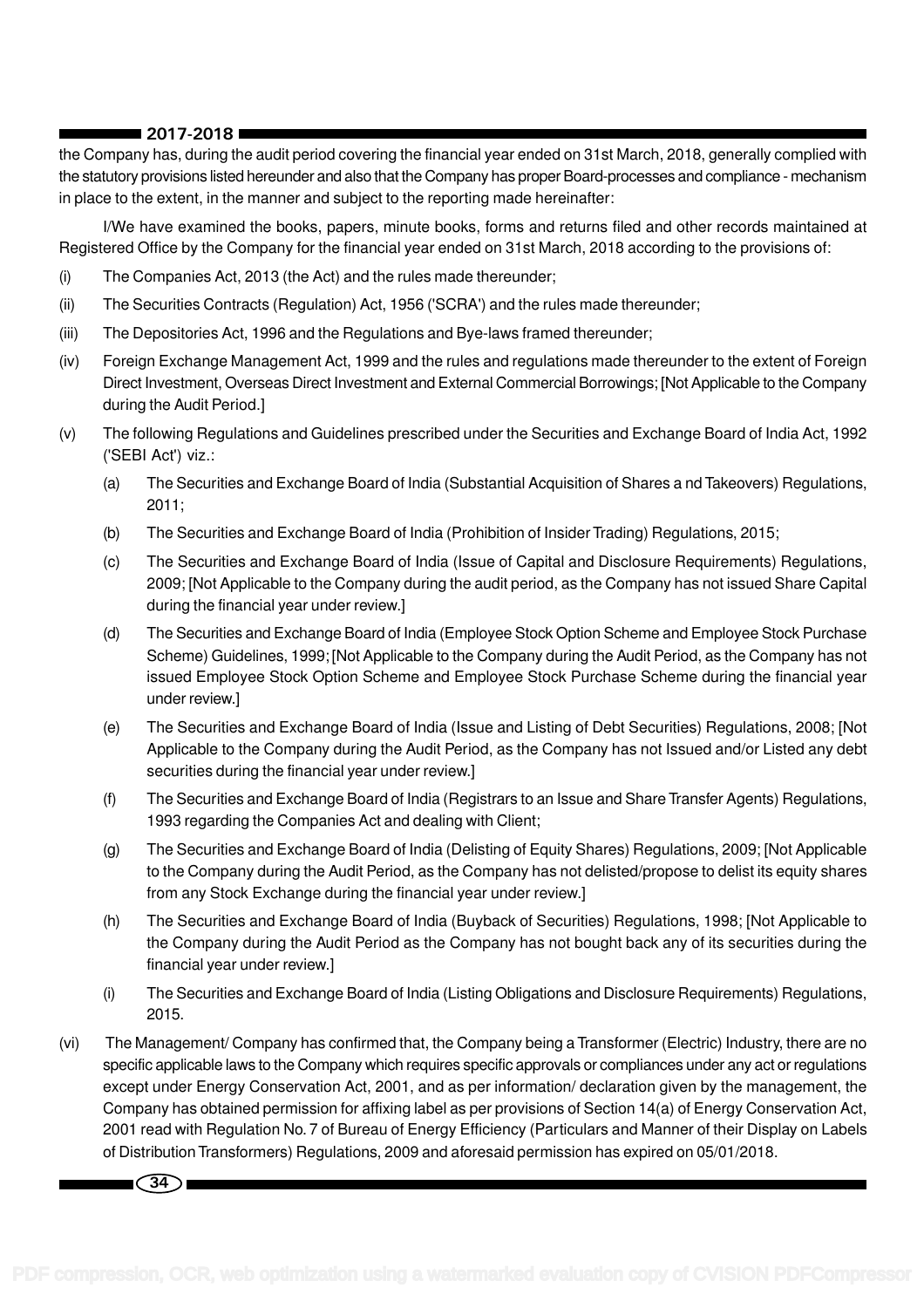the Company has, during the audit period covering the financial year ended on 31st March, 2018, generally complied with the statutory provisions listed hereunder and also that the Company has proper Board-processes and compliance - mechanism in place to the extent, in the manner and subject to the reporting made hereinafter:

I/We have examined the books, papers, minute books, forms and returns filed and other records maintained at Registered Office by the Company for the financial year ended on 31st March, 2018 according to the provisions of:

(i) The Companies Act, 2013 (the Act) and the rules made thereunder;

(ii) The Securities Contracts (Regulation) Act, 1956 ('SCRA') and the rules made thereunder;

(iii) The Depositories Act, 1996 and the Regulations and Bye-laws framed thereunder;

(iv) Foreign Exchange Management Act, 1999 and the rules and regulations made thereunder to the extent of Foreign Direct Investment, Overseas Direct Investment and External Commercial Borrowings; [Not Applicable to the Company during the Audit Period.]

(v) The following Regulations and Guidelines prescribed under the Securities and Exchange Board of India Act, 1992 ('SEBI Act') viz.:

  (a) The Securities and Exchange Board of India (Substantial Acquisition of Shares a nd Takeovers) Regulations, 2011;

  (b) The Securities and Exchange Board of India (Prohibition of Insider Trading) Regulations, 2015;

  (c) The Securities and Exchange Board of India (Issue of Capital and Disclosure Requirements) Regulations, 2009; [Not Applicable to the Company during the audit period, as the Company has not issued Share Capital during the financial year under review.]

  (d) The Securities and Exchange Board of India (Employee Stock Option Scheme and Employee Stock Purchase Scheme) Guidelines, 1999; [Not Applicable to the Company during the Audit Period, as the Company has not issued Employee Stock Option Scheme and Employee Stock Purchase Scheme during the financial year under review.]

  (e) The Securities and Exchange Board of India (Issue and Listing of Debt Securities) Regulations, 2008; [Not Applicable to the Company during the Audit Period, as the Company has not Issued and/or Listed any debt securities during the financial year under review.]

  (f) The Securities and Exchange Board of India (Registrars to an Issue and Share Transfer Agents) Regulations, 1993 regarding the Companies Act and dealing with Client;

  (g) The Securities and Exchange Board of India (Delisting of Equity Shares) Regulations, 2009; [Not Applicable to the Company during the Audit Period, as the Company has not delisted/propose to delist its equity shares from any Stock Exchange during the financial year under review.]

  (h) The Securities and Exchange Board of India (Buyback of Securities) Regulations, 1998; [Not Applicable to the Company during the Audit Period as the Company has not bought back any of its securities during the financial year under review.]

  (i) The Securities and Exchange Board of India (Listing Obligations and Disclosure Requirements) Regulations, 2015.

(vi) The Management/ Company has confirmed that, the Company being a Transformer (Electric) Industry, there are no specific applicable laws to the Company which requires specific approvals or compliances under any act or regulations except under Energy Conservation Act, 2001, and as per information/ declaration given by the management, the Company has obtained permission for affixing label as per provisions of Section 14(a) of Energy Conservation Act, 2001 read with Regulation No. 7 of Bureau of Energy Efficiency (Particulars and Manner of their Display on Labels of Distribution Transformers) Regulations, 2009 and aforesaid permission has expired on 05/01/2018.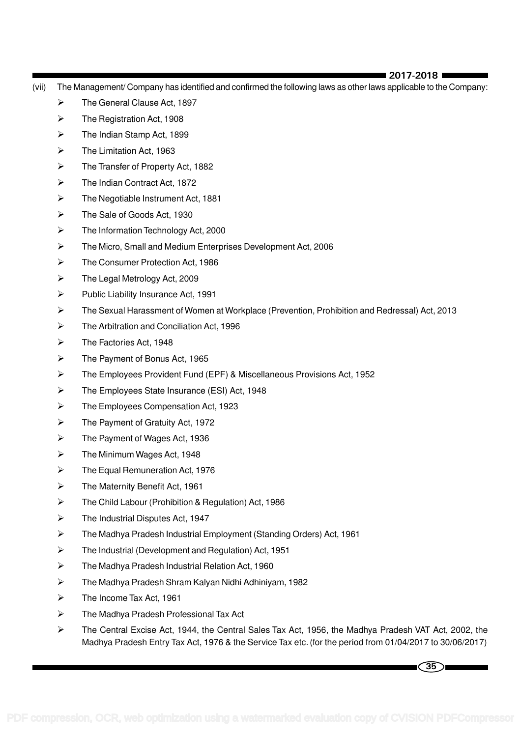(vii) The Management/ Company has identified and confirmed the following laws as other laws applicable to the Company:

- The General Clause Act, 1897
- The Registration Act, 1908
- The Indian Stamp Act, 1899
- The Limitation Act, 1963
- The Transfer of Property Act, 1882
- The Indian Contract Act, 1872
- The Negotiable Instrument Act, 1881
- The Sale of Goods Act, 1930
- The Information Technology Act, 2000
- The Micro, Small and Medium Enterprises Development Act, 2006
- The Consumer Protection Act, 1986
- The Legal Metrology Act, 2009
- Public Liability Insurance Act, 1991
- The Sexual Harassment of Women at Workplace (Prevention, Prohibition and Redressal) Act, 2013
- The Arbitration and Conciliation Act, 1996
- The Factories Act, 1948
- The Payment of Bonus Act, 1965
- The Employees Provident Fund (EPF) & Miscellaneous Provisions Act, 1952
- The Employees State Insurance (ESI) Act, 1948
- The Employees Compensation Act, 1923
- The Payment of Gratuity Act, 1972
- The Payment of Wages Act, 1936
- The Minimum Wages Act, 1948
- The Equal Remuneration Act, 1976
- The Maternity Benefit Act, 1961
- The Child Labour (Prohibition & Regulation) Act, 1986
- The Industrial Disputes Act, 1947
- The Madhya Pradesh Industrial Employment (Standing Orders) Act, 1961
- The Industrial (Development and Regulation) Act, 1951
- The Madhya Pradesh Industrial Relation Act, 1960
- The Madhya Pradesh Shram Kalyan Nidhi Adhiniyam, 1982
- The Income Tax Act, 1961
- The Madhya Pradesh Professional Tax Act
- The Central Excise Act, 1944, the Central Sales Tax Act, 1956, the Madhya Pradesh VAT Act, 2002, the Madhya Pradesh Entry Tax Act, 1976 & the Service Tax etc. (for the period from 01/04/2017 to 30/06/2017)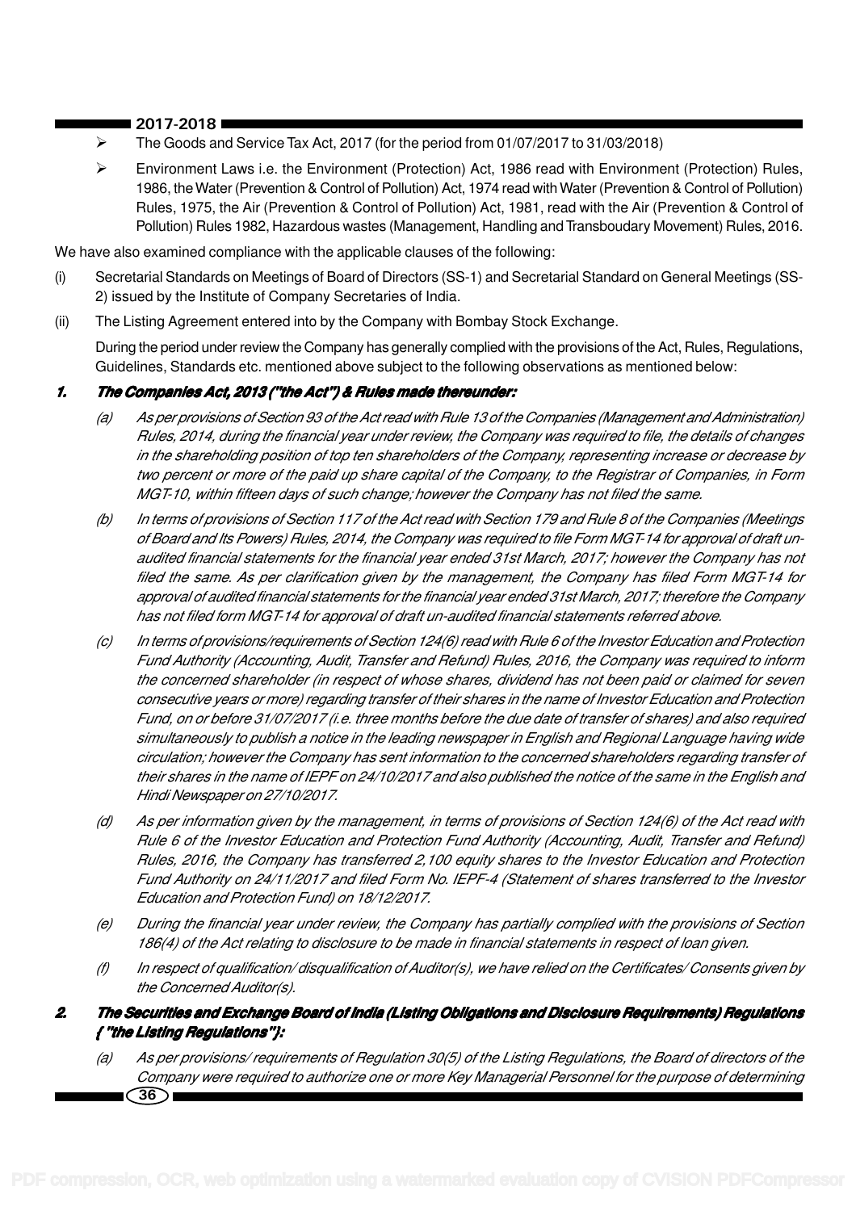- The Goods and Service Tax Act, 2017 (for the period from 01/07/2017 to 31/03/2018)
- Environment Laws i.e. the Environment (Protection) Act, 1986 read with Environment (Protection) Rules, 1986, the Water (Prevention & Control of Pollution) Act, 1974 read with Water (Prevention & Control of Pollution) Rules, 1975, the Air (Prevention & Control of Pollution) Act, 1981, read with the Air (Prevention & Control of Pollution) Rules 1982, Hazardous wastes (Management, Handling and Transboudary Movement) Rules, 2016.

We have also examined compliance with the applicable clauses of the following:

(i) Secretarial Standards on Meetings of Board of Directors (SS-1) and Secretarial Standard on General Meetings (SS-2) issued by the Institute of Company Secretaries of India.

(ii) The Listing Agreement entered into by the Company with Bombay Stock Exchange.

During the period under review the Company has generally complied with the provisions of the Act, Rules, Regulations, Guidelines, Standards etc. mentioned above subject to the following observations as mentioned below:

**1. *The Companies Act, 2013 ("the Act") & Rules made thereunder:***

(a) *As per provisions of Section 93 of the Act read with Rule 13 of the Companies (Management and Administration) Rules, 2014, during the financial year under review, the Company was required to file, the details of changes in the shareholding position of top ten shareholders of the Company, representing increase or decrease by two percent or more of the paid up share capital of the Company, to the Registrar of Companies, in Form MGT-10, within fifteen days of such change; however the Company has not filed the same.*

(b) *In terms of provisions of Section 117 of the Act read with Section 179 and Rule 8 of the Companies (Meetings of Board and Its Powers) Rules, 2014, the Company was required to file Form MGT-14 for approval of draft un-audited financial statements for the financial year ended 31st March, 2017; however the Company has not filed the same. As per clarification given by the management, the Company has filed Form MGT-14 for approval of audited financial statements for the financial year ended 31st March, 2017; therefore the Company has not filed form MGT-14 for approval of draft un-audited financial statements referred above.*

(c) *In terms of provisions/requirements of Section 124(6) read with Rule 6 of the Investor Education and Protection Fund Authority (Accounting, Audit, Transfer and Refund) Rules, 2016, the Company was required to inform the concerned shareholder (in respect of whose shares, dividend has not been paid or claimed for seven consecutive years or more) regarding transfer of their shares in the name of Investor Education and Protection Fund, on or before 31/07/2017 (i.e. three months before the due date of transfer of shares) and also required simultaneously to publish a notice in the leading newspaper in English and Regional Language having wide circulation; however the Company has sent information to the concerned shareholders regarding transfer of their shares in the name of IEPF on 24/10/2017 and also published the notice of the same in the English and Hindi Newspaper on 27/10/2017.*

(d) *As per information given by the management, in terms of provisions of Section 124(6) of the Act read with Rule 6 of the Investor Education and Protection Fund Authority (Accounting, Audit, Transfer and Refund) Rules, 2016, the Company has transferred 2,100 equity shares to the Investor Education and Protection Fund Authority on 24/11/2017 and filed Form No. IEPF-4 (Statement of shares transferred to the Investor Education and Protection Fund) on 18/12/2017.*

(e) *During the financial year under review, the Company has partially complied with the provisions of Section 186(4) of the Act relating to disclosure to be made in financial statements in respect of loan given.*

(f) *In respect of qualification/ disqualification of Auditor(s), we have relied on the Certificates/ Consents given by the Concerned Auditor(s).*

**2. *The Securities and Exchange Board of India (Listing Obligations and Disclosure Requirements) Regulations {"the Listing Regulations"}:***

(a) *As per provisions/ requirements of Regulation 30(5) of the Listing Regulations, the Board of directors of the Company were required to authorize one or more Key Managerial Personnel for the purpose of determining*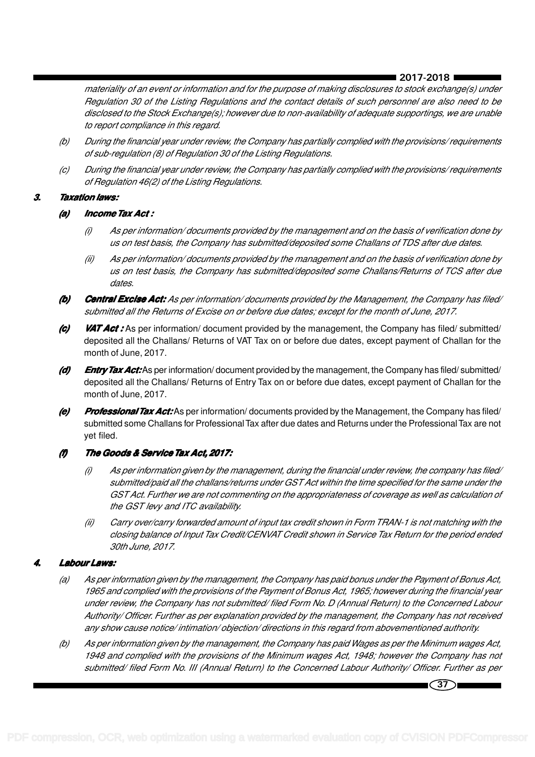*materiality of an event or information and for the purpose of making disclosures to stock exchange(s) under Regulation 30 of the Listing Regulations and the contact details of such personnel are also need to be disclosed to the Stock Exchange(s); however due to non-availability of adequate supportings, we are unable to report compliance in this regard.*

(b) *During the financial year under review, the Company has partially complied with the provisions/ requirements of sub-regulation (8) of Regulation 30 of the Listing Regulations.*

(c) *During the financial year under review, the Company has partially complied with the provisions/ requirements of Regulation 46(2) of the Listing Regulations.*

**3. *Taxation laws:***

**(a) *Income Tax Act :***

(i) *As per information/ documents provided by the management and on the basis of verification done by us on test basis, the Company has submitted/deposited some Challans of TDS after due dates.*

(ii) *As per information/ documents provided by the management and on the basis of verification done by us on test basis, the Company has submitted/deposited some Challans/Returns of TCS after due dates.*

**(b) *Central Excise Act:*** *As per information/ documents provided by the Management, the Company has filed/ submitted all the Returns of Excise on or before due dates; except for the month of June, 2017.*

**(c) *VAT Act :*** As per information/ document provided by the management, the Company has filed/ submitted/ deposited all the Challans/ Returns of VAT Tax on or before due dates, except payment of Challan for the month of June, 2017.

**(d) *Entry Tax Act:*** As per information/ document provided by the management, the Company has filed/ submitted/ deposited all the Challans/ Returns of Entry Tax on or before due dates, except payment of Challan for the month of June, 2017.

**(e) *Professional Tax Act:*** As per information/ documents provided by the Management, the Company has filed/ submitted some Challans for Professional Tax after due dates and Returns under the Professional Tax are not yet filed.

**(f) *The Goods & Service Tax Act, 2017:***

(i) *As per information given by the management, during the financial under review, the company has filed/ submitted/paid all the challans/returns under GST Act within the time specified for the same under the GST Act. Further we are not commenting on the appropriateness of coverage as well as calculation of the GST levy and ITC availability.*

(ii) *Carry over/carry forwarded amount of input tax credit shown in Form TRAN-1 is not matching with the closing balance of Input Tax Credit/CENVAT Credit shown in Service Tax Return for the period ended 30th June, 2017.*

**4. *Labour Laws:***

(a) *As per information given by the management, the Company has paid bonus under the Payment of Bonus Act, 1965 and complied with the provisions of the Payment of Bonus Act, 1965; however during the financial year under review, the Company has not submitted/ filed Form No. D (Annual Return) to the Concerned Labour Authority/ Officer. Further as per explanation provided by the management, the Company has not received any show cause notice/ intimation/ objection/ directions in this regard from abovementioned authority.*

(b) *As per information given by the management, the Company has paid Wages as per the Minimum wages Act, 1948 and complied with the provisions of the Minimum wages Act, 1948; however the Company has not submitted/ filed Form No. III (Annual Return) to the Concerned Labour Authority/ Officer. Further as per*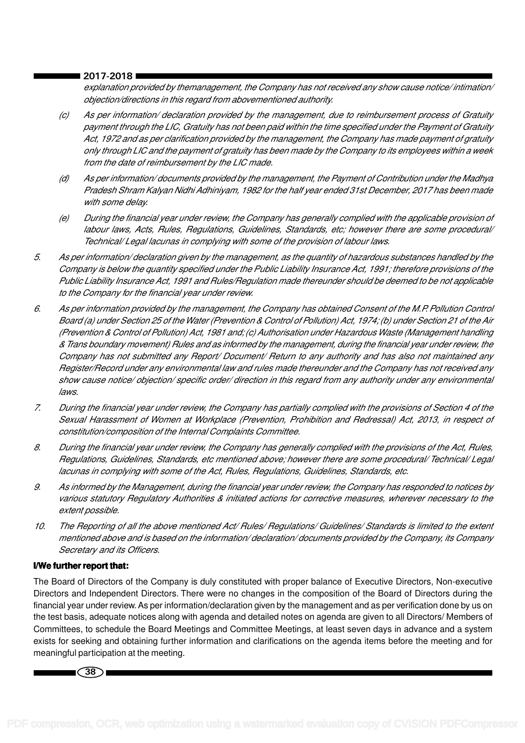*explanation provided by themanagement, the Company has not received any show cause notice/ intimation/ objection/directions in this regard from abovementioned authority.*

(c) *As per information/ declaration provided by the management, due to reimbursement process of Gratuity payment through the LIC, Gratuity has not been paid within the time specified under the Payment of Gratuity Act, 1972 and as per clarification provided by the management, the Company has made payment of gratuity only through LIC and the payment of gratuity has been made by the Company to its employees within a week from the date of reimbursement by the LIC made.*

(d) *As per information/ documents provided by the management, the Payment of Contribution under the Madhya Pradesh Shram Kalyan Nidhi Adhiniyam, 1982 for the half year ended 31st December, 2017 has been made with some delay.*

(e) *During the financial year under review, the Company has generally complied with the applicable provision of labour laws, Acts, Rules, Regulations, Guidelines, Standards, etc; however there are some procedural/ Technical/ Legal lacunas in complying with some of the provision of labour laws.*

5. *As per information/ declaration given by the management, as the quantity of hazardous substances handled by the Company is below the quantity specified under the Public Liability Insurance Act, 1991; therefore provisions of the Public Liability Insurance Act, 1991 and Rules/Regulation made thereunder should be deemed to be not applicable to the Company for the financial year under review.*

6. *As per information provided by the management, the Company has obtained Consent of the M.P. Pollution Control Board (a) under Section 25 of the Water (Prevention & Control of Pollution) Act, 1974; (b) under Section 21 of the Air (Prevention & Control of Pollution) Act, 1981 and; (c) Authorisation under Hazardous Waste (Management handling & Trans boundary movement) Rules and as informed by the management, during the financial year under review, the Company has not submitted any Report/ Document/ Return to any authority and has also not maintained any Register/Record under any environmental law and rules made thereunder and the Company has not received any show cause notice/ objection/ specific order/ direction in this regard from any authority under any environmental laws.*

7. *During the financial year under review, the Company has partially complied with the provisions of Section 4 of the Sexual Harassment of Women at Workplace (Prevention, Prohibition and Redressal) Act, 2013, in respect of constitution/composition of the Internal Complaints Committee.*

8. *During the financial year under review, the Company has generally complied with the provisions of the Act, Rules, Regulations, Guidelines, Standards, etc mentioned above; however there are some procedural/ Technical/ Legal lacunas in complying with some of the Act, Rules, Regulations, Guidelines, Standards, etc.*

9. *As informed by the Management, during the financial year under review, the Company has responded to notices by various statutory Regulatory Authorities & initiated actions for corrective measures, wherever necessary to the extent possible.*

10. *The Reporting of all the above mentioned Act/ Rules/ Regulations/ Guidelines/ Standards is limited to the extent mentioned above and is based on the information/ declaration/ documents provided by the Company, its Company Secretary and its Officers.*

**I/We further report that:**

The Board of Directors of the Company is duly constituted with proper balance of Executive Directors, Non-executive Directors and Independent Directors. There were no changes in the composition of the Board of Directors during the financial year under review. As per information/declaration given by the management and as per verification done by us on the test basis, adequate notices along with agenda and detailed notes on agenda are given to all Directors/ Members of Committees, to schedule the Board Meetings and Committee Meetings, at least seven days in advance and a system exists for seeking and obtaining further information and clarifications on the agenda items before the meeting and for meaningful participation at the meeting.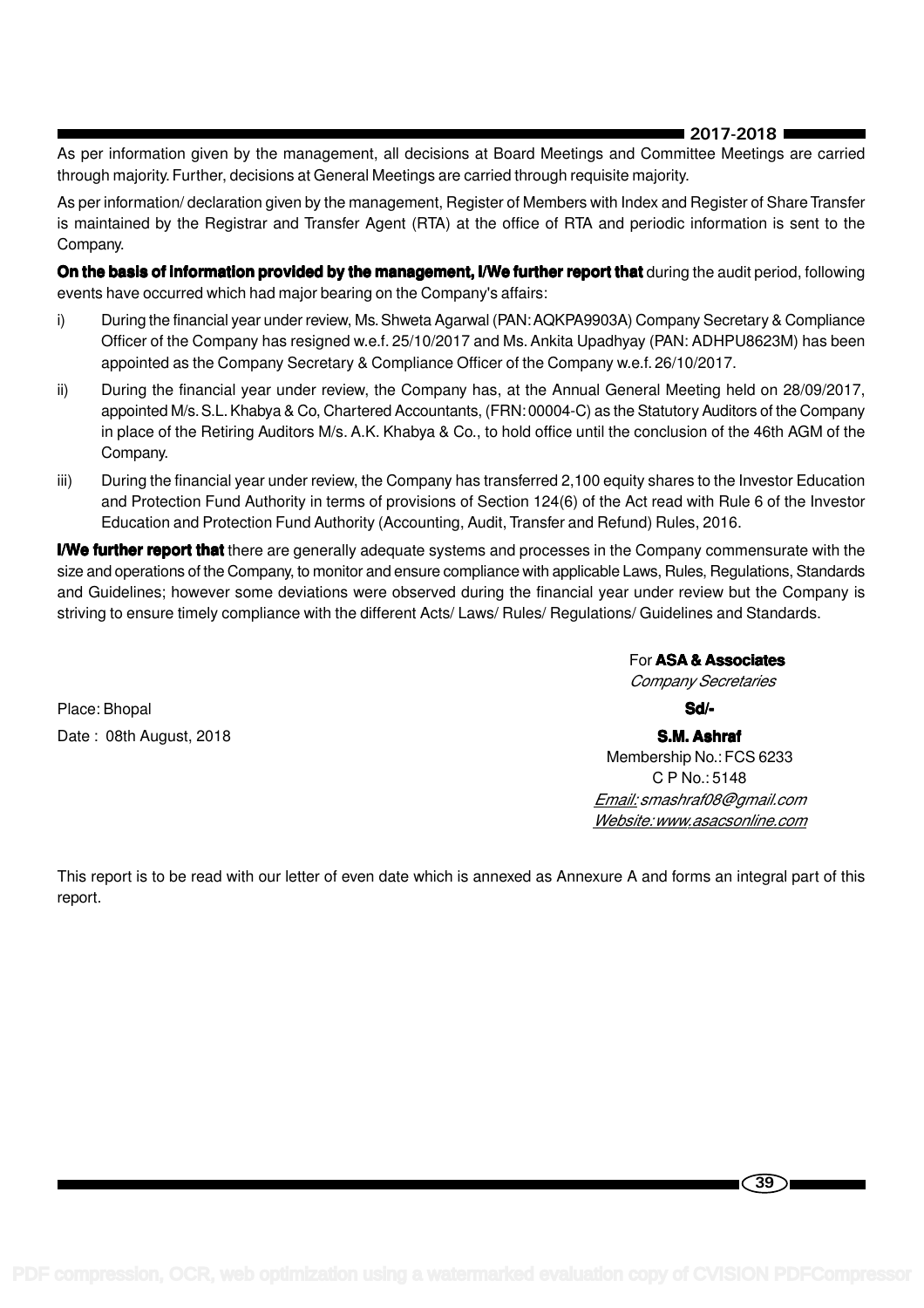As per information given by the management, all decisions at Board Meetings and Committee Meetings are carried through majority. Further, decisions at General Meetings are carried through requisite majority.

As per information/ declaration given by the management, Register of Members with Index and Register of Share Transfer is maintained by the Registrar and Transfer Agent (RTA) at the office of RTA and periodic information is sent to the Company.

**On the basis of information provided by the management, I/We further report that** during the audit period, following events have occurred which had major bearing on the Company's affairs:

i) During the financial year under review, Ms. Shweta Agarwal (PAN: AQKPA9903A) Company Secretary & Compliance Officer of the Company has resigned w.e.f. 25/10/2017 and Ms. Ankita Upadhyay (PAN: ADHPU8623M) has been appointed as the Company Secretary & Compliance Officer of the Company w.e.f. 26/10/2017.

ii) During the financial year under review, the Company has, at the Annual General Meeting held on 28/09/2017, appointed M/s. S.L. Khabya & Co, Chartered Accountants, (FRN: 00004-C) as the Statutory Auditors of the Company in place of the Retiring Auditors M/s. A.K. Khabya & Co., to hold office until the conclusion of the 46th AGM of the Company.

iii) During the financial year under review, the Company has transferred 2,100 equity shares to the Investor Education and Protection Fund Authority in terms of provisions of Section 124(6) of the Act read with Rule 6 of the Investor Education and Protection Fund Authority (Accounting, Audit, Transfer and Refund) Rules, 2016.

**I/We further report that** there are generally adequate systems and processes in the Company commensurate with the size and operations of the Company, to monitor and ensure compliance with applicable Laws, Rules, Regulations, Standards and Guidelines; however some deviations were observed during the financial year under review but the Company is striving to ensure timely compliance with the different Acts/ Laws/ Rules/ Regulations/ Guidelines and Standards.

For **ASA & Associates**
*Company Secretaries*

Place: Bhopal

**Sd/-**

Date : 08th August, 2018

**S.M. Ashraf**
Membership No.: FCS 6233
C P No.: 5148
*Email: smashraf08@gmail.com*
*Website: www.asacsonline.com*

This report is to be read with our letter of even date which is annexed as Annexure A and forms an integral part of this report.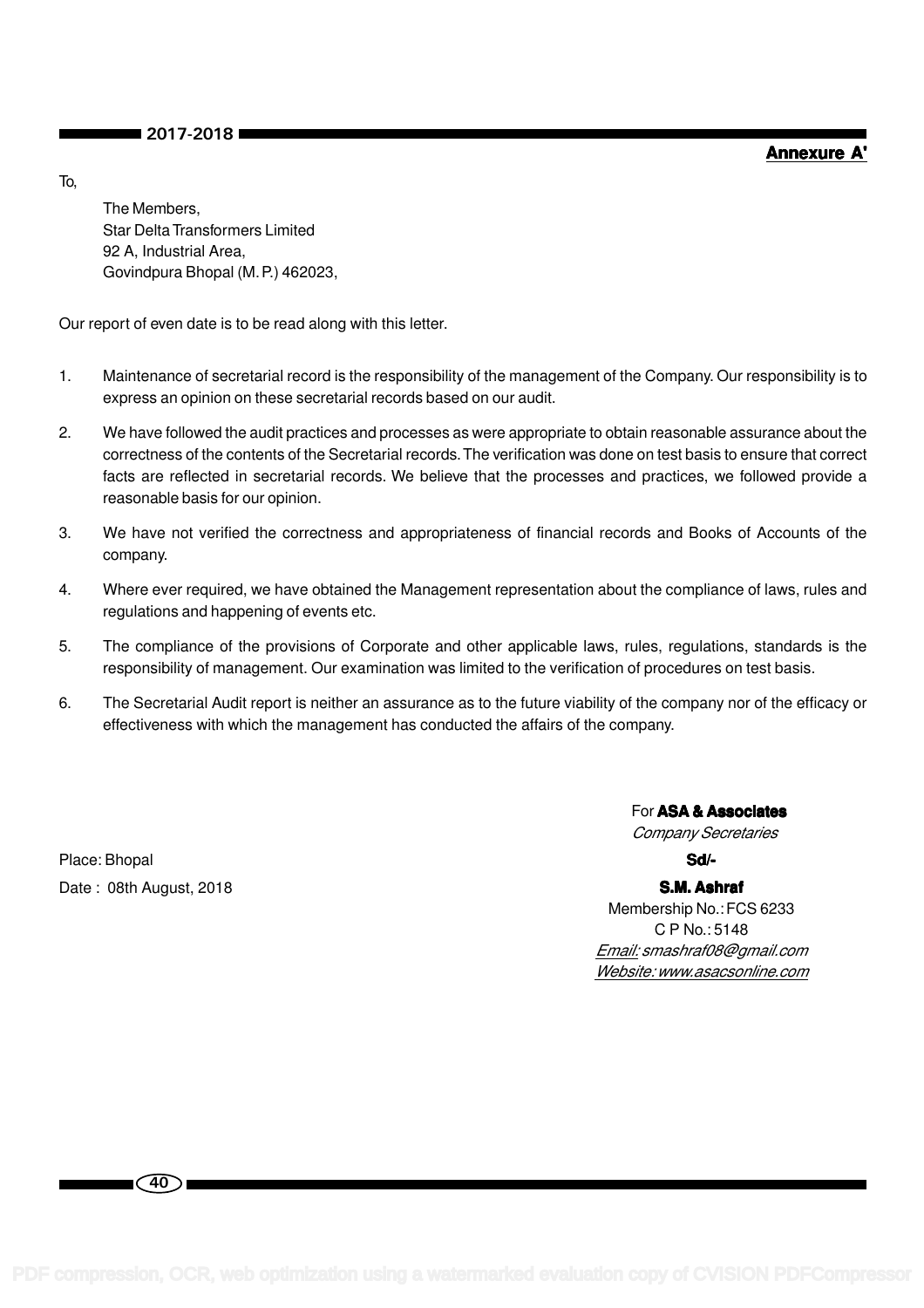**Annexure A'**

To,

The Members,
Star Delta Transformers Limited
92 A, Industrial Area,
Govindpura Bhopal (M. P.) 462023,

Our report of even date is to be read along with this letter.

1. Maintenance of secretarial record is the responsibility of the management of the Company. Our responsibility is to express an opinion on these secretarial records based on our audit.
2. We have followed the audit practices and processes as were appropriate to obtain reasonable assurance about the correctness of the contents of the Secretarial records. The verification was done on test basis to ensure that correct facts are reflected in secretarial records. We believe that the processes and practices, we followed provide a reasonable basis for our opinion.
3. We have not verified the correctness and appropriateness of financial records and Books of Accounts of the company.
4. Where ever required, we have obtained the Management representation about the compliance of laws, rules and regulations and happening of events etc.
5. The compliance of the provisions of Corporate and other applicable laws, rules, regulations, standards is the responsibility of management. Our examination was limited to the verification of procedures on test basis.
6. The Secretarial Audit report is neither an assurance as to the future viability of the company nor of the efficacy or effectiveness with which the management has conducted the affairs of the company.

For **ASA & Associates**
*Company Secretaries*

Place: Bhopal

**Sd/-**

Date : 08th August, 2018

**S.M. Ashraf**
Membership No.: FCS 6233
C P No.: 5148
*Email: smashraf08@gmail.com*
*Website: www.asacsonline.com*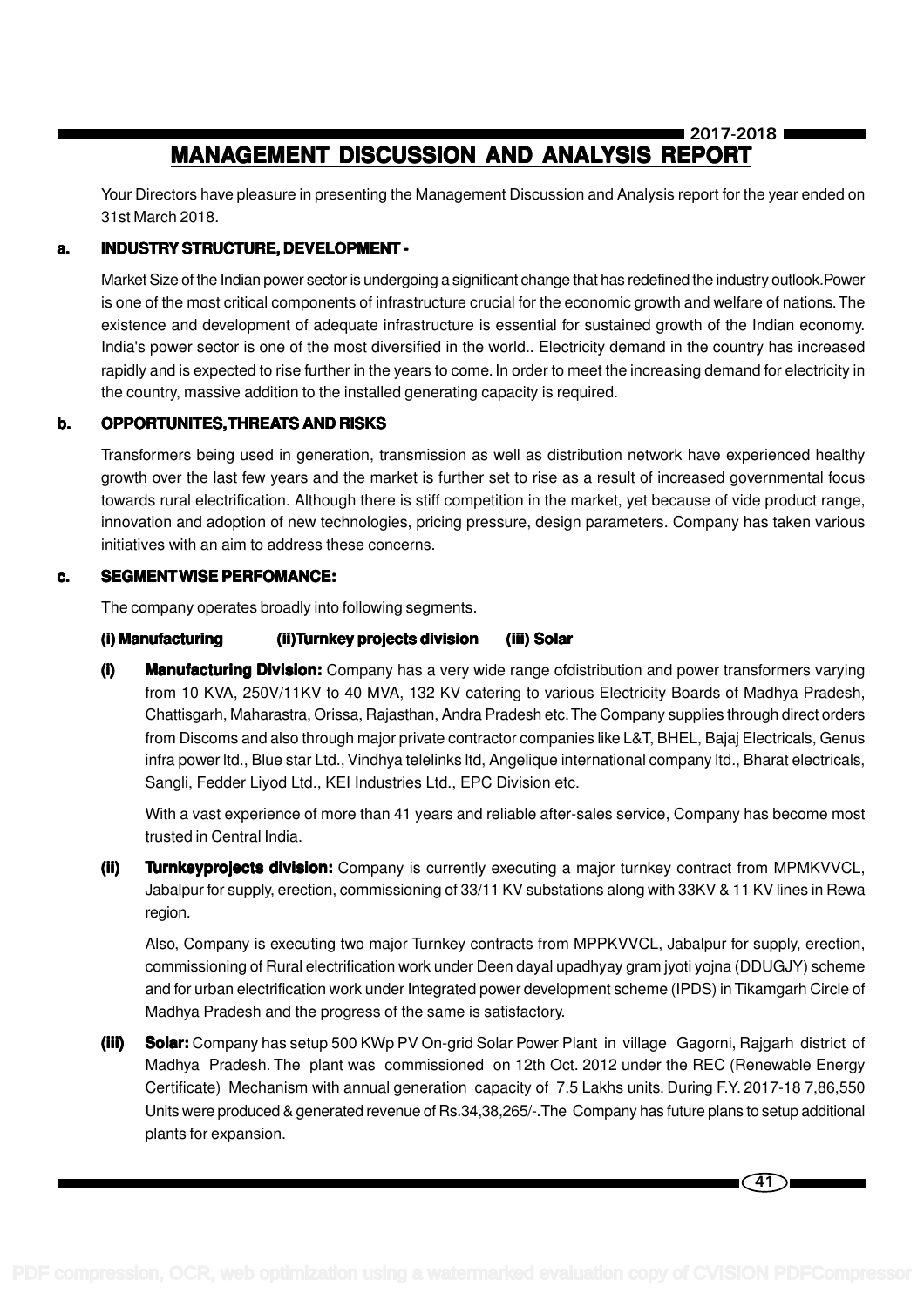# MANAGEMENT DISCUSSION AND ANALYSIS REPORT

Your Directors have pleasure in presenting the Management Discussion and Analysis report for the year ended on 31st March 2018.

## a. INDUSTRY STRUCTURE, DEVELOPMENT -

Market Size of the Indian power sector is undergoing a significant change that has redefined the industry outlook.Power is one of the most critical components of infrastructure crucial for the economic growth and welfare of nations. The existence and development of adequate infrastructure is essential for sustained growth of the Indian economy. India's power sector is one of the most diversified in the world.. Electricity demand in the country has increased rapidly and is expected to rise further in the years to come. In order to meet the increasing demand for electricity in the country, massive addition to the installed generating capacity is required.

## b. OPPORTUNITES,THREATS AND RISKS

Transformers being used in generation, transmission as well as distribution network have experienced healthy growth over the last few years and the market is further set to rise as a result of increased governmental focus towards rural electrification. Although there is stiff competition in the market, yet because of vide product range, innovation and adoption of new technologies, pricing pressure, design parameters. Company has taken various initiatives with an aim to address these concerns.

## c. SEGMENTWISE PERFOMANCE:

The company operates broadly into following segments.

**(i) Manufacturing (ii)Turnkey projects division (iii) Solar**

**(i) Manufacturing Division:** Company has a very wide range ofdistribution and power transformers varying from 10 KVA, 250V/11KV to 40 MVA, 132 KV catering to various Electricity Boards of Madhya Pradesh, Chattisgarh, Maharastra, Orissa, Rajasthan, Andra Pradesh etc. The Company supplies through direct orders from Discoms and also through major private contractor companies like L&T, BHEL, Bajaj Electricals, Genus infra power ltd., Blue star Ltd., Vindhya telelinks ltd, Angelique international company ltd., Bharat electricals, Sangli, Fedder Liyod Ltd., KEI Industries Ltd., EPC Division etc.

With a vast experience of more than 41 years and reliable after-sales service, Company has become most trusted in Central India.

**(ii) Turnkeyprojects division:** Company is currently executing a major turnkey contract from MPMKVVCL, Jabalpur for supply, erection, commissioning of 33/11 KV substations along with 33KV & 11 KV lines in Rewa region.

Also, Company is executing two major Turnkey contracts from MPPKVVCL, Jabalpur for supply, erection, commissioning of Rural electrification work under Deen dayal upadhyay gram jyoti yojna (DDUGJY) scheme and for urban electrification work under Integrated power development scheme (IPDS) in Tikamgarh Circle of Madhya Pradesh and the progress of the same is satisfactory.

**(iii) Solar:** Company has setup 500 KWp PV On-grid Solar Power Plant in village Gagorni, Rajgarh district of Madhya Pradesh. The plant was commissioned on 12th Oct. 2012 under the REC (Renewable Energy Certificate) Mechanism with annual generation capacity of 7.5 Lakhs units. During F.Y. 2017-18 7,86,550 Units were produced & generated revenue of Rs.34,38,265/-.The Company has future plans to setup additional plants for expansion.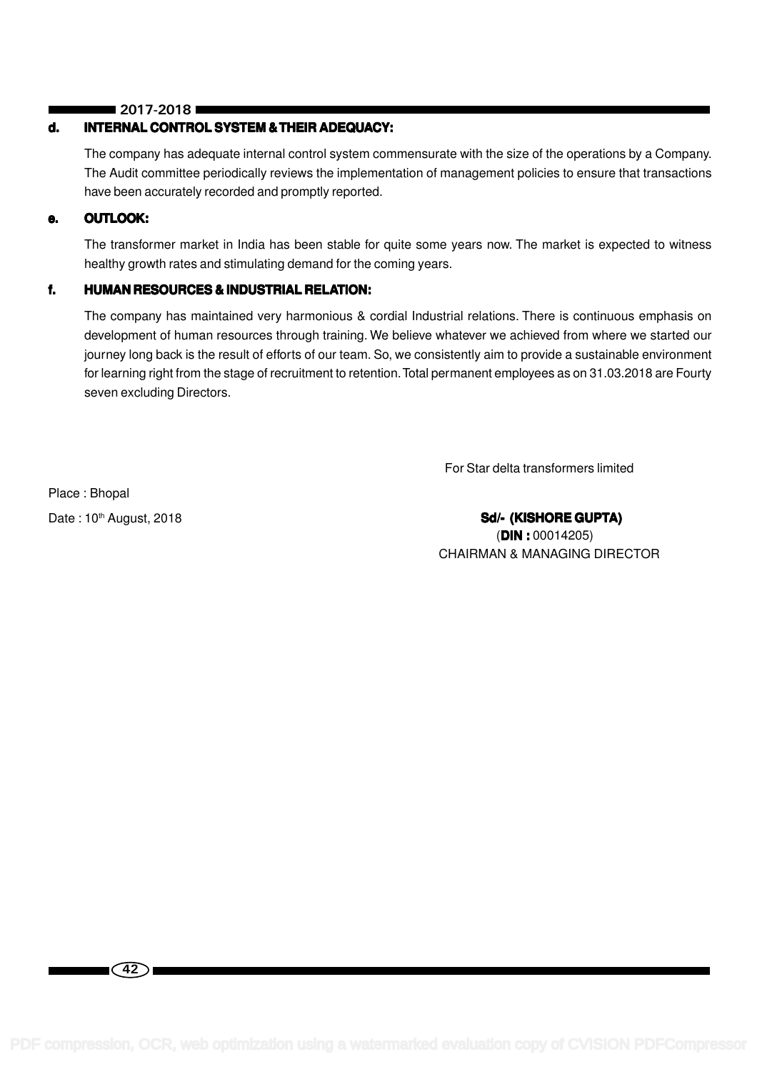**d. INTERNAL CONTROL SYSTEM & THEIR ADEQUACY:**

The company has adequate internal control system commensurate with the size of the operations by a Company. The Audit committee periodically reviews the implementation of management policies to ensure that transactions have been accurately recorded and promptly reported.

**e. OUTLOOK:**

The transformer market in India has been stable for quite some years now. The market is expected to witness healthy growth rates and stimulating demand for the coming years.

**f. HUMAN RESOURCES & INDUSTRIAL RELATION:**

The company has maintained very harmonious & cordial Industrial relations. There is continuous emphasis on development of human resources through training. We believe whatever we achieved from where we started our journey long back is the result of efforts of our team. So, we consistently aim to provide a sustainable environment for learning right from the stage of recruitment to retention. Total permanent employees as on 31.03.2018 are Fourty seven excluding Directors.

For Star delta transformers limited

Place : Bhopal

Date : 10th August, 2018

**Sd/- (KISHORE GUPTA)**
(**DIN :** 00014205)
CHAIRMAN & MANAGING DIRECTOR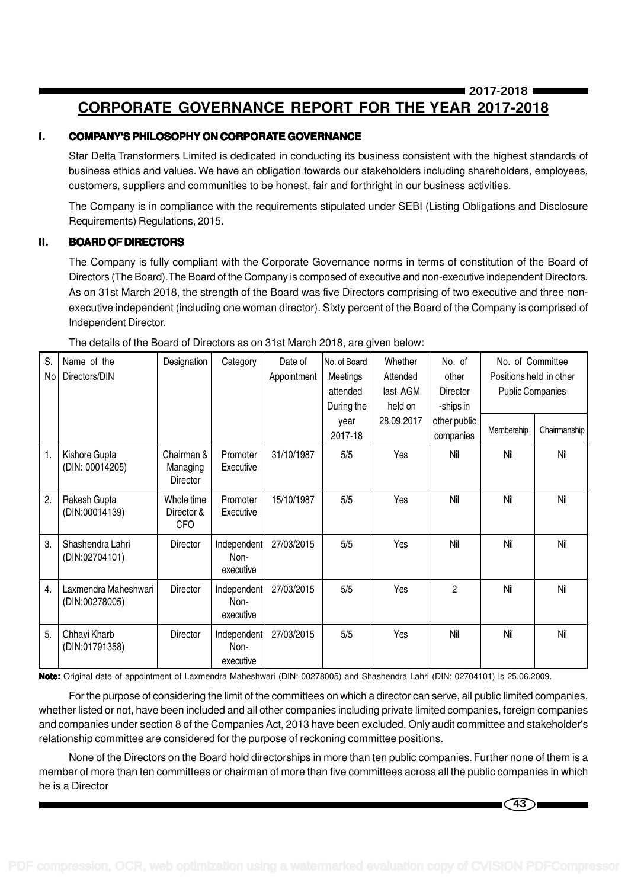# CORPORATE GOVERNANCE REPORT FOR THE YEAR 2017-2018

## I. COMPANY'S PHILOSOPHY ON CORPORATE GOVERNANCE

Star Delta Transformers Limited is dedicated in conducting its business consistent with the highest standards of business ethics and values. We have an obligation towards our stakeholders including shareholders, employees, customers, suppliers and communities to be honest, fair and forthright in our business activities.

The Company is in compliance with the requirements stipulated under SEBI (Listing Obligations and Disclosure Requirements) Regulations, 2015.

## II. BOARD OF DIRECTORS

The Company is fully compliant with the Corporate Governance norms in terms of constitution of the Board of Directors (The Board). The Board of the Company is composed of executive and non-executive independent Directors. As on 31st March 2018, the strength of the Board was five Directors comprising of two executive and three non-executive independent (including one woman director). Sixty percent of the Board of the Company is comprised of Independent Director.

The details of the Board of Directors as on 31st March 2018, are given below:

| S. No | Name of the Directors/DIN | Designation | Category | Date of Appointment | No. of Board Meetings attended During the year 2017-18 | Whether Attended last AGM held on 28.09.2017 | No. of other Director -ships in other public companies | No. of Committee Positions held in other Public Companies | |
|---|---|---|---|---|---|---|---|---|---|
| | | | | | | | | Membership | Chairmanship |
| 1. | Kishore Gupta (DIN: 00014205) | Chairman & Managing Director | Promoter Executive | 31/10/1987 | 5/5 | Yes | Nil | Nil | Nil |
| 2. | Rakesh Gupta (DIN:00014139) | Whole time Director & CFO | Promoter Executive | 15/10/1987 | 5/5 | Yes | Nil | Nil | Nil |
| 3. | Shashendra Lahri (DIN:02704101) | Director | Independent Non-executive | 27/03/2015 | 5/5 | Yes | Nil | Nil | Nil |
| 4. | Laxmendra Maheshwari (DIN:00278005) | Director | Independent Non-executive | 27/03/2015 | 5/5 | Yes | 2 | Nil | Nil |
| 5. | Chhavi Kharb (DIN:01791358) | Director | Independent Non-executive | 27/03/2015 | 5/5 | Yes | Nil | Nil | Nil |

**Note:** Original date of appointment of Laxmendra Maheshwari (DIN: 00278005) and Shashendra Lahri (DIN: 02704101) is 25.06.2009.

For the purpose of considering the limit of the committees on which a director can serve, all public limited companies, whether listed or not, have been included and all other companies including private limited companies, foreign companies and companies under section 8 of the Companies Act, 2013 have been excluded. Only audit committee and stakeholder's relationship committee are considered for the purpose of reckoning committee positions.

None of the Directors on the Board hold directorships in more than ten public companies. Further none of them is a member of more than ten committees or chairman of more than five committees across all the public companies in which he is a Director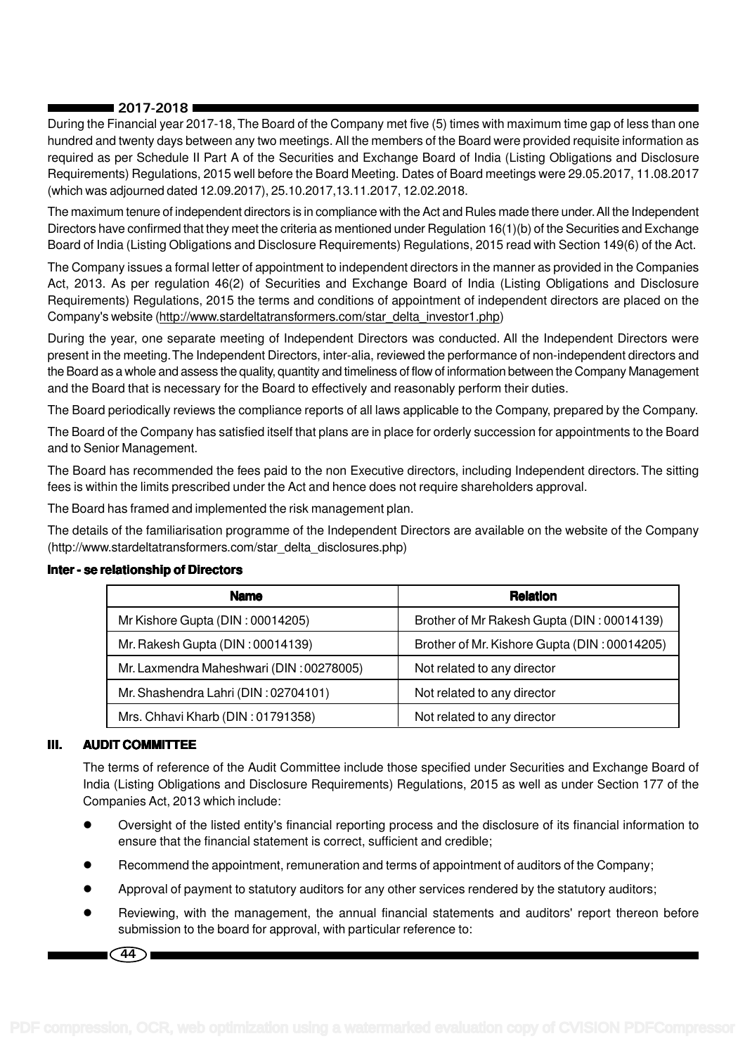During the Financial year 2017-18, The Board of the Company met five (5) times with maximum time gap of less than one hundred and twenty days between any two meetings. All the members of the Board were provided requisite information as required as per Schedule II Part A of the Securities and Exchange Board of India (Listing Obligations and Disclosure Requirements) Regulations, 2015 well before the Board Meeting. Dates of Board meetings were 29.05.2017, 11.08.2017 (which was adjourned dated 12.09.2017), 25.10.2017,13.11.2017, 12.02.2018.

The maximum tenure of independent directors is in compliance with the Act and Rules made there under. All the Independent Directors have confirmed that they meet the criteria as mentioned under Regulation 16(1)(b) of the Securities and Exchange Board of India (Listing Obligations and Disclosure Requirements) Regulations, 2015 read with Section 149(6) of the Act.

The Company issues a formal letter of appointment to independent directors in the manner as provided in the Companies Act, 2013. As per regulation 46(2) of Securities and Exchange Board of India (Listing Obligations and Disclosure Requirements) Regulations, 2015 the terms and conditions of appointment of independent directors are placed on the Company's website (http://www.stardeltatransformers.com/star_delta_investor1.php)

During the year, one separate meeting of Independent Directors was conducted. All the Independent Directors were present in the meeting. The Independent Directors, inter-alia, reviewed the performance of non-independent directors and the Board as a whole and assess the quality, quantity and timeliness of flow of information between the Company Management and the Board that is necessary for the Board to effectively and reasonably perform their duties.

The Board periodically reviews the compliance reports of all laws applicable to the Company, prepared by the Company.

The Board of the Company has satisfied itself that plans are in place for orderly succession for appointments to the Board and to Senior Management.

The Board has recommended the fees paid to the non Executive directors, including Independent directors. The sitting fees is within the limits prescribed under the Act and hence does not require shareholders approval.

The Board has framed and implemented the risk management plan.

The details of the familiarisation programme of the Independent Directors are available on the website of the Company (http://www.stardeltatransformers.com/star_delta_disclosures.php)

**Inter - se relationship of Directors**

| Name | Relation |
|---|---|
| Mr Kishore Gupta (DIN : 00014205) | Brother of Mr Rakesh Gupta (DIN : 00014139) |
| Mr. Rakesh Gupta (DIN : 00014139) | Brother of Mr. Kishore Gupta (DIN : 00014205) |
| Mr. Laxmendra Maheshwari (DIN : 00278005) | Not related to any director |
| Mr. Shashendra Lahri (DIN : 02704101) | Not related to any director |
| Mrs. Chhavi Kharb (DIN : 01791358) | Not related to any director |

## III. AUDIT COMMITTEE

The terms of reference of the Audit Committee include those specified under Securities and Exchange Board of India (Listing Obligations and Disclosure Requirements) Regulations, 2015 as well as under Section 177 of the Companies Act, 2013 which include:

- Oversight of the listed entity's financial reporting process and the disclosure of its financial information to ensure that the financial statement is correct, sufficient and credible;
- Recommend the appointment, remuneration and terms of appointment of auditors of the Company;
- Approval of payment to statutory auditors for any other services rendered by the statutory auditors;
- Reviewing, with the management, the annual financial statements and auditors' report thereon before submission to the board for approval, with particular reference to: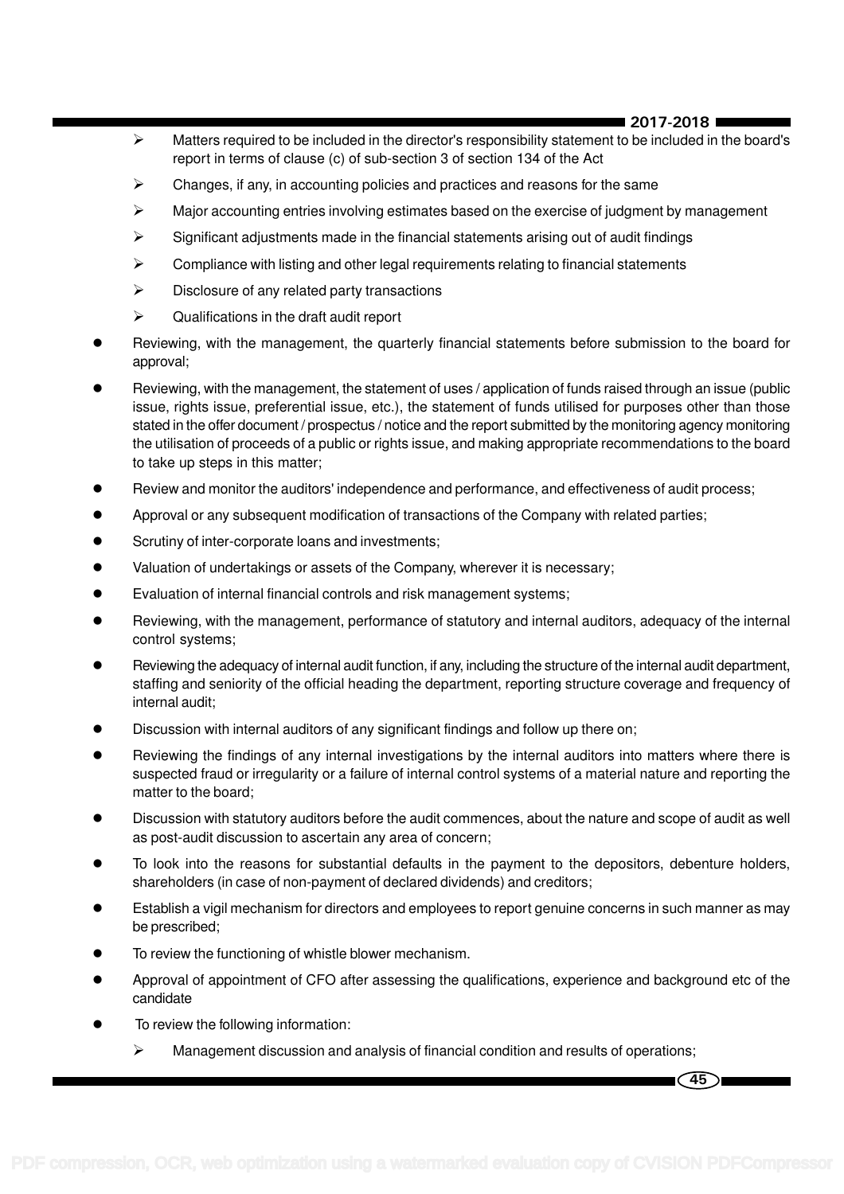- Matters required to be included in the director's responsibility statement to be included in the board's report in terms of clause (c) of sub-section 3 of section 134 of the Act
- Changes, if any, in accounting policies and practices and reasons for the same
- Major accounting entries involving estimates based on the exercise of judgment by management
- Significant adjustments made in the financial statements arising out of audit findings
- Compliance with listing and other legal requirements relating to financial statements
- Disclosure of any related party transactions
- Qualifications in the draft audit report

- Reviewing, with the management, the quarterly financial statements before submission to the board for approval;
- Reviewing, with the management, the statement of uses / application of funds raised through an issue (public issue, rights issue, preferential issue, etc.), the statement of funds utilised for purposes other than those stated in the offer document / prospectus / notice and the report submitted by the monitoring agency monitoring the utilisation of proceeds of a public or rights issue, and making appropriate recommendations to the board to take up steps in this matter;
- Review and monitor the auditors' independence and performance, and effectiveness of audit process;
- Approval or any subsequent modification of transactions of the Company with related parties;
- Scrutiny of inter-corporate loans and investments;
- Valuation of undertakings or assets of the Company, wherever it is necessary;
- Evaluation of internal financial controls and risk management systems;
- Reviewing, with the management, performance of statutory and internal auditors, adequacy of the internal control systems;
- Reviewing the adequacy of internal audit function, if any, including the structure of the internal audit department, staffing and seniority of the official heading the department, reporting structure coverage and frequency of internal audit;
- Discussion with internal auditors of any significant findings and follow up there on;
- Reviewing the findings of any internal investigations by the internal auditors into matters where there is suspected fraud or irregularity or a failure of internal control systems of a material nature and reporting the matter to the board;
- Discussion with statutory auditors before the audit commences, about the nature and scope of audit as well as post-audit discussion to ascertain any area of concern;
- To look into the reasons for substantial defaults in the payment to the depositors, debenture holders, shareholders (in case of non-payment of declared dividends) and creditors;
- Establish a vigil mechanism for directors and employees to report genuine concerns in such manner as may be prescribed;
- To review the functioning of whistle blower mechanism.
- Approval of appointment of CFO after assessing the qualifications, experience and background etc of the candidate
- To review the following information:
  - Management discussion and analysis of financial condition and results of operations;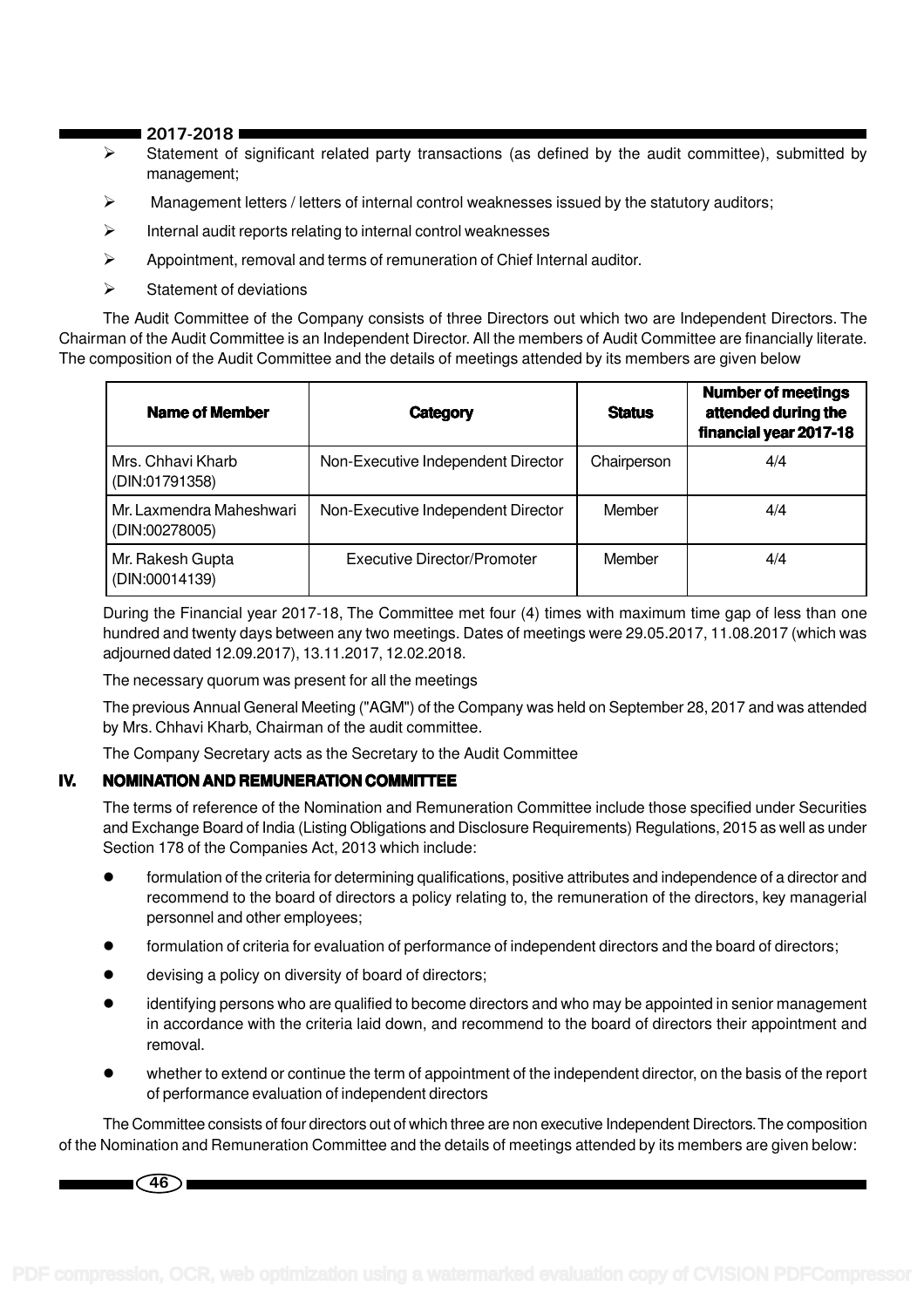- Statement of significant related party transactions (as defined by the audit committee), submitted by management;
- Management letters / letters of internal control weaknesses issued by the statutory auditors;
- Internal audit reports relating to internal control weaknesses
- Appointment, removal and terms of remuneration of Chief Internal auditor.
- Statement of deviations

The Audit Committee of the Company consists of three Directors out which two are Independent Directors. The Chairman of the Audit Committee is an Independent Director. All the members of Audit Committee are financially literate. The composition of the Audit Committee and the details of meetings attended by its members are given below

| Name of Member | Category | Status | Number of meetings attended during the financial year 2017-18 |
|---|---|---|---|
| Mrs. Chhavi Kharb (DIN:01791358) | Non-Executive Independent Director | Chairperson | 4/4 |
| Mr. Laxmendra Maheshwari (DIN:00278005) | Non-Executive Independent Director | Member | 4/4 |
| Mr. Rakesh Gupta (DIN:00014139) | Executive Director/Promoter | Member | 4/4 |

During the Financial year 2017-18, The Committee met four (4) times with maximum time gap of less than one hundred and twenty days between any two meetings. Dates of meetings were 29.05.2017, 11.08.2017 (which was adjourned dated 12.09.2017), 13.11.2017, 12.02.2018.

The necessary quorum was present for all the meetings

The previous Annual General Meeting ("AGM") of the Company was held on September 28, 2017 and was attended by Mrs. Chhavi Kharb, Chairman of the audit committee.

The Company Secretary acts as the Secretary to the Audit Committee

## IV. NOMINATION AND REMUNERATION COMMITTEE

The terms of reference of the Nomination and Remuneration Committee include those specified under Securities and Exchange Board of India (Listing Obligations and Disclosure Requirements) Regulations, 2015 as well as under Section 178 of the Companies Act, 2013 which include:

- formulation of the criteria for determining qualifications, positive attributes and independence of a director and recommend to the board of directors a policy relating to, the remuneration of the directors, key managerial personnel and other employees;
- formulation of criteria for evaluation of performance of independent directors and the board of directors;
- devising a policy on diversity of board of directors;
- identifying persons who are qualified to become directors and who may be appointed in senior management in accordance with the criteria laid down, and recommend to the board of directors their appointment and removal.
- whether to extend or continue the term of appointment of the independent director, on the basis of the report of performance evaluation of independent directors

The Committee consists of four directors out of which three are non executive Independent Directors. The composition of the Nomination and Remuneration Committee and the details of meetings attended by its members are given below: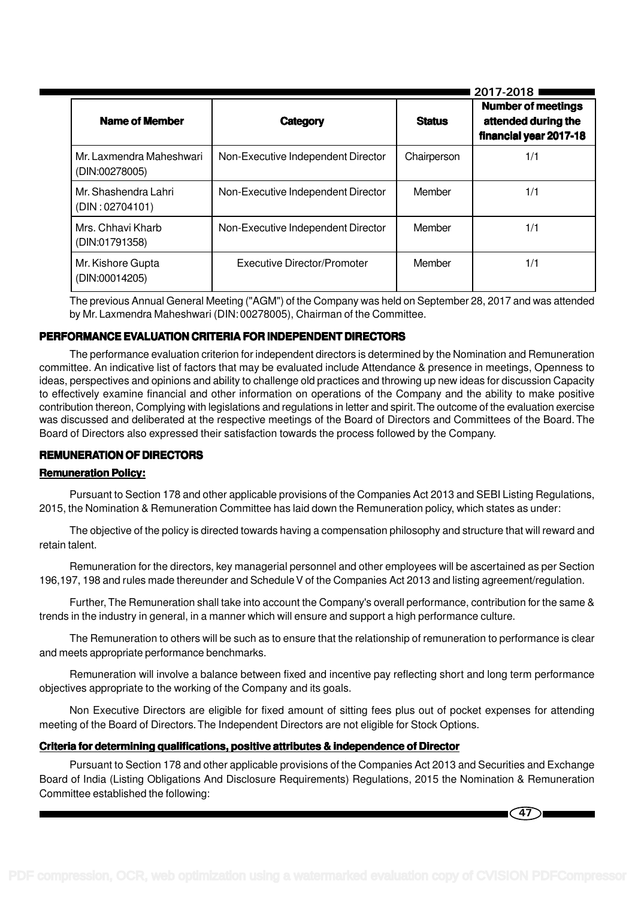| Name of Member | Category | Status | Number of meetings attended during the financial year 2017-18 |
|---|---|---|---|
| Mr. Laxmendra Maheshwari (DIN:00278005) | Non-Executive Independent Director | Chairperson | 1/1 |
| Mr. Shashendra Lahri (DIN : 02704101) | Non-Executive Independent Director | Member | 1/1 |
| Mrs. Chhavi Kharb (DIN:01791358) | Non-Executive Independent Director | Member | 1/1 |
| Mr. Kishore Gupta (DIN:00014205) | Executive Director/Promoter | Member | 1/1 |

The previous Annual General Meeting ("AGM") of the Company was held on September 28, 2017 and was attended by Mr. Laxmendra Maheshwari (DIN: 00278005), Chairman of the Committee.

## PERFORMANCE EVALUATION CRITERIA FOR INDEPENDENT DIRECTORS

The performance evaluation criterion for independent directors is determined by the Nomination and Remuneration committee. An indicative list of factors that may be evaluated include Attendance & presence in meetings, Openness to ideas, perspectives and opinions and ability to challenge old practices and throwing up new ideas for discussion Capacity to effectively examine financial and other information on operations of the Company and the ability to make positive contribution thereon, Complying with legislations and regulations in letter and spirit. The outcome of the evaluation exercise was discussed and deliberated at the respective meetings of the Board of Directors and Committees of the Board. The Board of Directors also expressed their satisfaction towards the process followed by the Company.

## REMUNERATION OF DIRECTORS

### Remuneration Policy:

Pursuant to Section 178 and other applicable provisions of the Companies Act 2013 and SEBI Listing Regulations, 2015, the Nomination & Remuneration Committee has laid down the Remuneration policy, which states as under:

The objective of the policy is directed towards having a compensation philosophy and structure that will reward and retain talent.

Remuneration for the directors, key managerial personnel and other employees will be ascertained as per Section 196,197, 198 and rules made thereunder and Schedule V of the Companies Act 2013 and listing agreement/regulation.

Further, The Remuneration shall take into account the Company's overall performance, contribution for the same & trends in the industry in general, in a manner which will ensure and support a high performance culture.

The Remuneration to others will be such as to ensure that the relationship of remuneration to performance is clear and meets appropriate performance benchmarks.

Remuneration will involve a balance between fixed and incentive pay reflecting short and long term performance objectives appropriate to the working of the Company and its goals.

Non Executive Directors are eligible for fixed amount of sitting fees plus out of pocket expenses for attending meeting of the Board of Directors. The Independent Directors are not eligible for Stock Options.

### Criteria for determining qualifications, positive attributes & independence of Director

Pursuant to Section 178 and other applicable provisions of the Companies Act 2013 and Securities and Exchange Board of India (Listing Obligations And Disclosure Requirements) Regulations, 2015 the Nomination & Remuneration Committee established the following: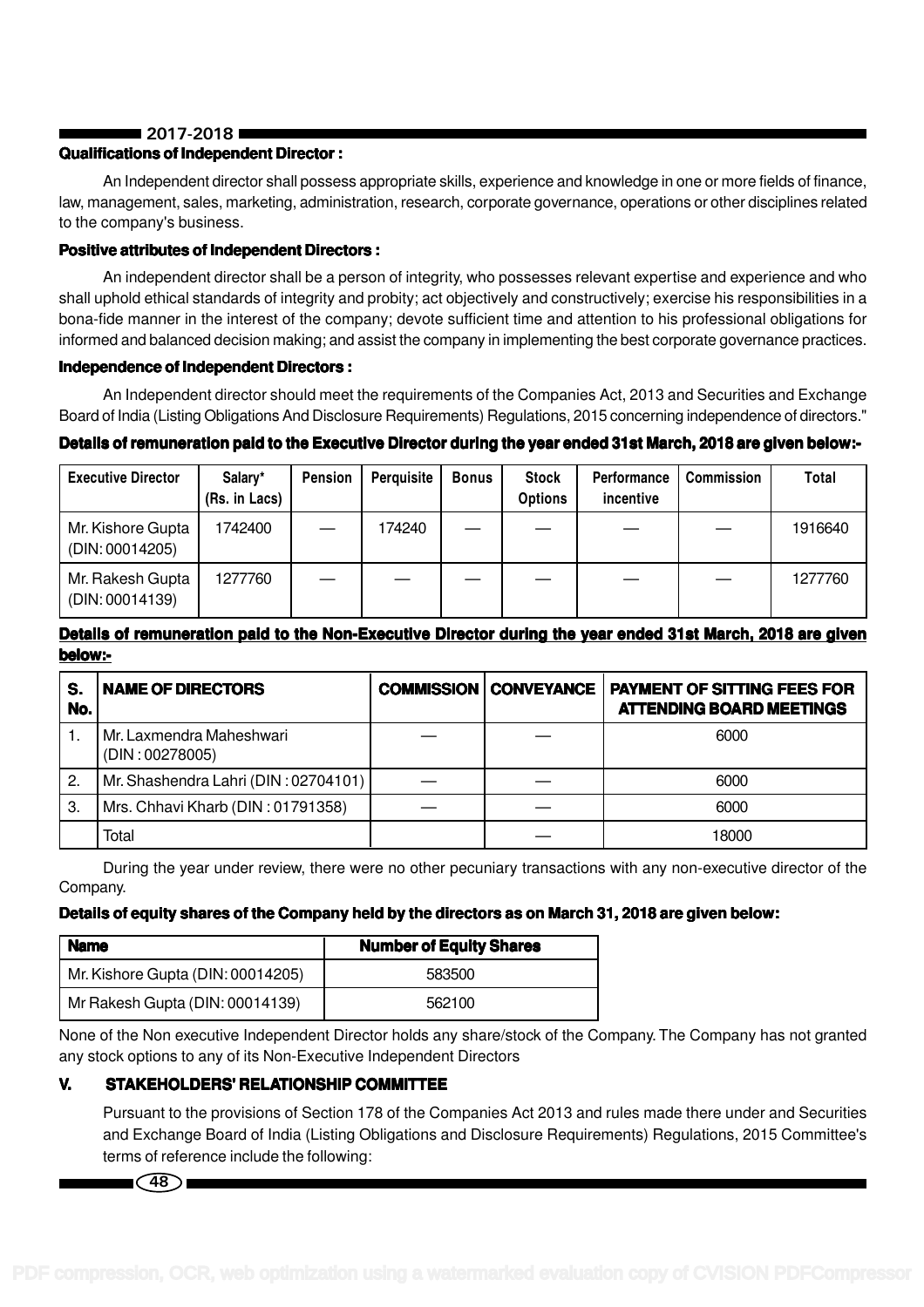**Qualifications of Independent Director :**

An Independent director shall possess appropriate skills, experience and knowledge in one or more fields of finance, law, management, sales, marketing, administration, research, corporate governance, operations or other disciplines related to the company's business.

**Positive attributes of Independent Directors :**

An independent director shall be a person of integrity, who possesses relevant expertise and experience and who shall uphold ethical standards of integrity and probity; act objectively and constructively; exercise his responsibilities in a bona-fide manner in the interest of the company; devote sufficient time and attention to his professional obligations for informed and balanced decision making; and assist the company in implementing the best corporate governance practices.

**Independence of Independent Directors :**

An Independent director should meet the requirements of the Companies Act, 2013 and Securities and Exchange Board of India (Listing Obligations And Disclosure Requirements) Regulations, 2015 concerning independence of directors."

**Details of remuneration paid to the Executive Director during the year ended 31st March, 2018 are given below:-**

| Executive Director | Salary* (Rs. in Lacs) | Pension | Perquisite | Bonus | Stock Options | Performance incentive | Commission | Total |
|---|---|---|---|---|---|---|---|---|
| Mr. Kishore Gupta (DIN: 00014205) | 1742400 | — | 174240 | — | — | — | — | 1916640 |
| Mr. Rakesh Gupta (DIN: 00014139) | 1277760 | — | — | — | — | — | — | 1277760 |

**Details of remuneration paid to the Non-Executive Director during the year ended 31st March, 2018 are given below:-**

| S. No. | NAME OF DIRECTORS | COMMISSION | CONVEYANCE | PAYMENT OF SITTING FEES FOR ATTENDING BOARD MEETINGS |
|---|---|---|---|---|
| 1. | Mr. Laxmendra Maheshwari (DIN : 00278005) | — | — | 6000 |
| 2. | Mr. Shashendra Lahri (DIN : 02704101) | — | — | 6000 |
| 3. | Mrs. Chhavi Kharb (DIN : 01791358) | — | — | 6000 |
| | Total | | — | 18000 |

During the year under review, there were no other pecuniary transactions with any non-executive director of the Company.

**Details of equity shares of the Company held by the directors as on March 31, 2018 are given below:**

| Name | Number of Equity Shares |
|---|---|
| Mr. Kishore Gupta (DIN: 00014205) | 583500 |
| Mr Rakesh Gupta (DIN: 00014139) | 562100 |

None of the Non executive Independent Director holds any share/stock of the Company. The Company has not granted any stock options to any of its Non-Executive Independent Directors

## V. STAKEHOLDERS' RELATIONSHIP COMMITTEE

Pursuant to the provisions of Section 178 of the Companies Act 2013 and rules made there under and Securities and Exchange Board of India (Listing Obligations and Disclosure Requirements) Regulations, 2015 Committee's terms of reference include the following: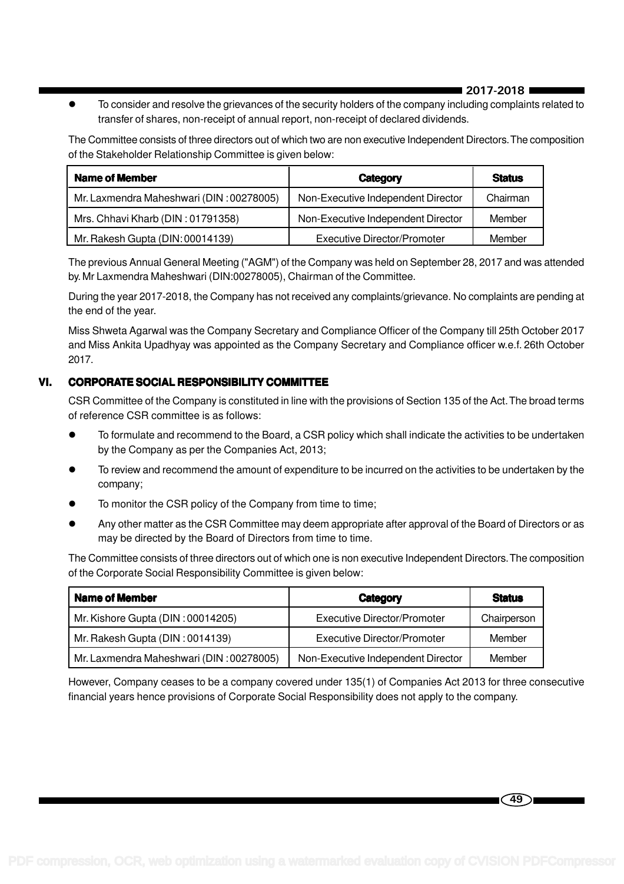- To consider and resolve the grievances of the security holders of the company including complaints related to transfer of shares, non-receipt of annual report, non-receipt of declared dividends.

The Committee consists of three directors out of which two are non executive Independent Directors. The composition of the Stakeholder Relationship Committee is given below:

| Name of Member | Category | Status |
|---|---|---|
| Mr. Laxmendra Maheshwari (DIN : 00278005) | Non-Executive Independent Director | Chairman |
| Mrs. Chhavi Kharb (DIN : 01791358) | Non-Executive Independent Director | Member |
| Mr. Rakesh Gupta (DIN: 00014139) | Executive Director/Promoter | Member |

The previous Annual General Meeting ("AGM") of the Company was held on September 28, 2017 and was attended by. Mr Laxmendra Maheshwari (DIN:00278005), Chairman of the Committee.

During the year 2017-2018, the Company has not received any complaints/grievance. No complaints are pending at the end of the year.

Miss Shweta Agarwal was the Company Secretary and Compliance Officer of the Company till 25th October 2017 and Miss Ankita Upadhyay was appointed as the Company Secretary and Compliance officer w.e.f. 26th October 2017.

## VI. CORPORATE SOCIAL RESPONSIBILITY COMMITTEE

CSR Committee of the Company is constituted in line with the provisions of Section 135 of the Act. The broad terms of reference CSR committee is as follows:

- To formulate and recommend to the Board, a CSR policy which shall indicate the activities to be undertaken by the Company as per the Companies Act, 2013;
- To review and recommend the amount of expenditure to be incurred on the activities to be undertaken by the company;
- To monitor the CSR policy of the Company from time to time;
- Any other matter as the CSR Committee may deem appropriate after approval of the Board of Directors or as may be directed by the Board of Directors from time to time.

The Committee consists of three directors out of which one is non executive Independent Directors. The composition of the Corporate Social Responsibility Committee is given below:

| Name of Member | Category | Status |
|---|---|---|
| Mr. Kishore Gupta (DIN : 00014205) | Executive Director/Promoter | Chairperson |
| Mr. Rakesh Gupta (DIN : 0014139) | Executive Director/Promoter | Member |
| Mr. Laxmendra Maheshwari (DIN : 00278005) | Non-Executive Independent Director | Member |

However, Company ceases to be a company covered under 135(1) of Companies Act 2013 for three consecutive financial years hence provisions of Corporate Social Responsibility does not apply to the company.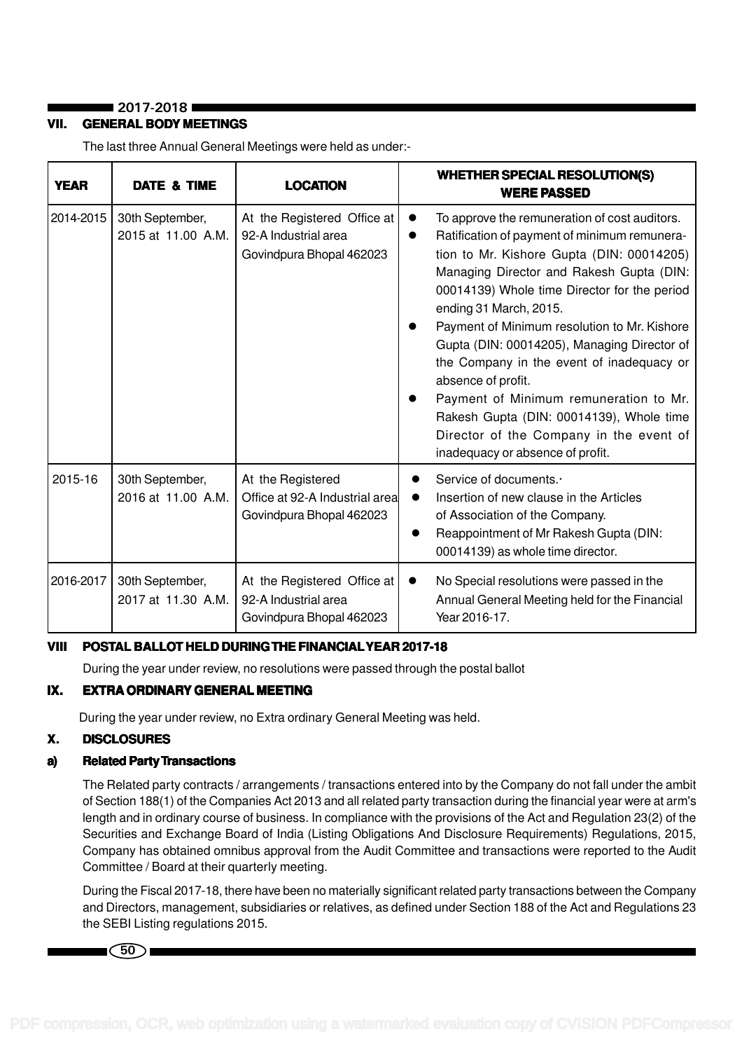## VII. GENERAL BODY MEETINGS

The last three Annual General Meetings were held as under:-

| YEAR | DATE & TIME | LOCATION | WHETHER SPECIAL RESOLUTION(S) WERE PASSED |
|---|---|---|---|
| 2014-2015 | 30th September, 2015 at 11.00 A.M. | At the Registered Office at 92-A Industrial area Govindpura Bhopal 462023 | • To approve the remuneration of cost auditors.<br>• Ratification of payment of minimum remuneration to Mr. Kishore Gupta (DIN: 00014205) Managing Director and Rakesh Gupta (DIN: 00014139) Whole time Director for the period ending 31 March, 2015.<br>• Payment of Minimum resolution to Mr. Kishore Gupta (DIN: 00014205), Managing Director of the Company in the event of inadequacy or absence of profit.<br>• Payment of Minimum remuneration to Mr. Rakesh Gupta (DIN: 00014139), Whole time Director of the Company in the event of inadequacy or absence of profit. |
| 2015-16 | 30th September, 2016 at 11.00 A.M. | At the Registered Office at 92-A Industrial area Govindpura Bhopal 462023 | • Service of documents.·<br>• Insertion of new clause in the Articles of Association of the Company.<br>• Reappointment of Mr Rakesh Gupta (DIN: 00014139) as whole time director. |
| 2016-2017 | 30th September, 2017 at 11.30 A.M. | At the Registered Office at 92-A Industrial area Govindpura Bhopal 462023 | • No Special resolutions were passed in the Annual General Meeting held for the Financial Year 2016-17. |

## VIII POSTAL BALLOT HELD DURING THE FINANCIAL YEAR 2017-18

During the year under review, no resolutions were passed through the postal ballot

## IX. EXTRA ORDINARY GENERAL MEETING

During the year under review, no Extra ordinary General Meeting was held.

## X. DISCLOSURES

### a) Related Party Transactions

The Related party contracts / arrangements / transactions entered into by the Company do not fall under the ambit of Section 188(1) of the Companies Act 2013 and all related party transaction during the financial year were at arm's length and in ordinary course of business. In compliance with the provisions of the Act and Regulation 23(2) of the Securities and Exchange Board of India (Listing Obligations And Disclosure Requirements) Regulations, 2015, Company has obtained omnibus approval from the Audit Committee and transactions were reported to the Audit Committee / Board at their quarterly meeting.

During the Fiscal 2017-18, there have been no materially significant related party transactions between the Company and Directors, management, subsidiaries or relatives, as defined under Section 188 of the Act and Regulations 23 the SEBI Listing regulations 2015.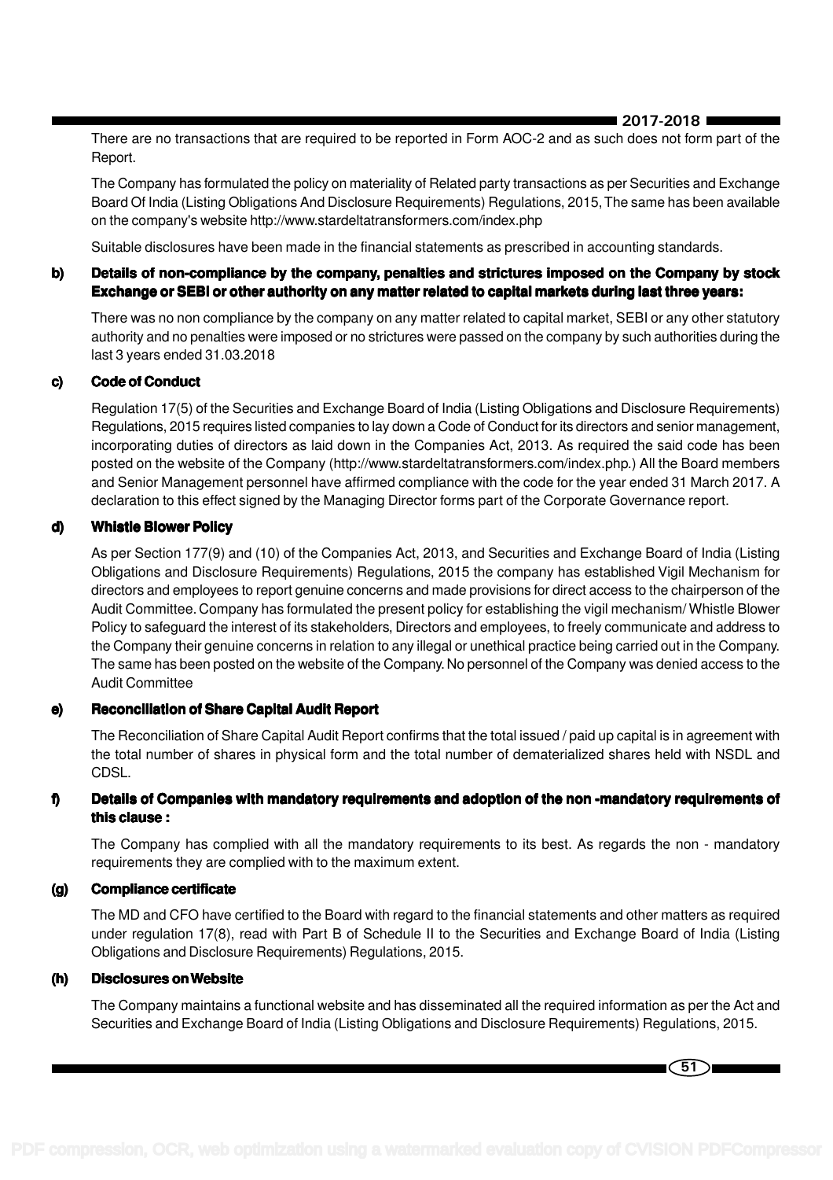There are no transactions that are required to be reported in Form AOC-2 and as such does not form part of the Report.

The Company has formulated the policy on materiality of Related party transactions as per Securities and Exchange Board Of India (Listing Obligations And Disclosure Requirements) Regulations, 2015, The same has been available on the company's website http://www.stardeltatransformers.com/index.php

Suitable disclosures have been made in the financial statements as prescribed in accounting standards.

**b) Details of non-compliance by the company, penalties and strictures imposed on the Company by stock Exchange or SEBI or other authority on any matter related to capital markets during last three years:**

There was no non compliance by the company on any matter related to capital market, SEBI or any other statutory authority and no penalties were imposed or no strictures were passed on the company by such authorities during the last 3 years ended 31.03.2018

**c) Code of Conduct**

Regulation 17(5) of the Securities and Exchange Board of India (Listing Obligations and Disclosure Requirements) Regulations, 2015 requires listed companies to lay down a Code of Conduct for its directors and senior management, incorporating duties of directors as laid down in the Companies Act, 2013. As required the said code has been posted on the website of the Company (http://www.stardeltatransformers.com/index.php.) All the Board members and Senior Management personnel have affirmed compliance with the code for the year ended 31 March 2017. A declaration to this effect signed by the Managing Director forms part of the Corporate Governance report.

**d) Whistle Blower Policy**

As per Section 177(9) and (10) of the Companies Act, 2013, and Securities and Exchange Board of India (Listing Obligations and Disclosure Requirements) Regulations, 2015 the company has established Vigil Mechanism for directors and employees to report genuine concerns and made provisions for direct access to the chairperson of the Audit Committee. Company has formulated the present policy for establishing the vigil mechanism/ Whistle Blower Policy to safeguard the interest of its stakeholders, Directors and employees, to freely communicate and address to the Company their genuine concerns in relation to any illegal or unethical practice being carried out in the Company. The same has been posted on the website of the Company. No personnel of the Company was denied access to the Audit Committee

**e) Reconciliation of Share Capital Audit Report**

The Reconciliation of Share Capital Audit Report confirms that the total issued / paid up capital is in agreement with the total number of shares in physical form and the total number of dematerialized shares held with NSDL and CDSL.

**f) Details of Companies with mandatory requirements and adoption of the non -mandatory requirements of this clause :**

The Company has complied with all the mandatory requirements to its best. As regards the non - mandatory requirements they are complied with to the maximum extent.

**(g) Compliance certificate**

The MD and CFO have certified to the Board with regard to the financial statements and other matters as required under regulation 17(8), read with Part B of Schedule II to the Securities and Exchange Board of India (Listing Obligations and Disclosure Requirements) Regulations, 2015.

**(h) Disclosures on Website**

The Company maintains a functional website and has disseminated all the required information as per the Act and Securities and Exchange Board of India (Listing Obligations and Disclosure Requirements) Regulations, 2015.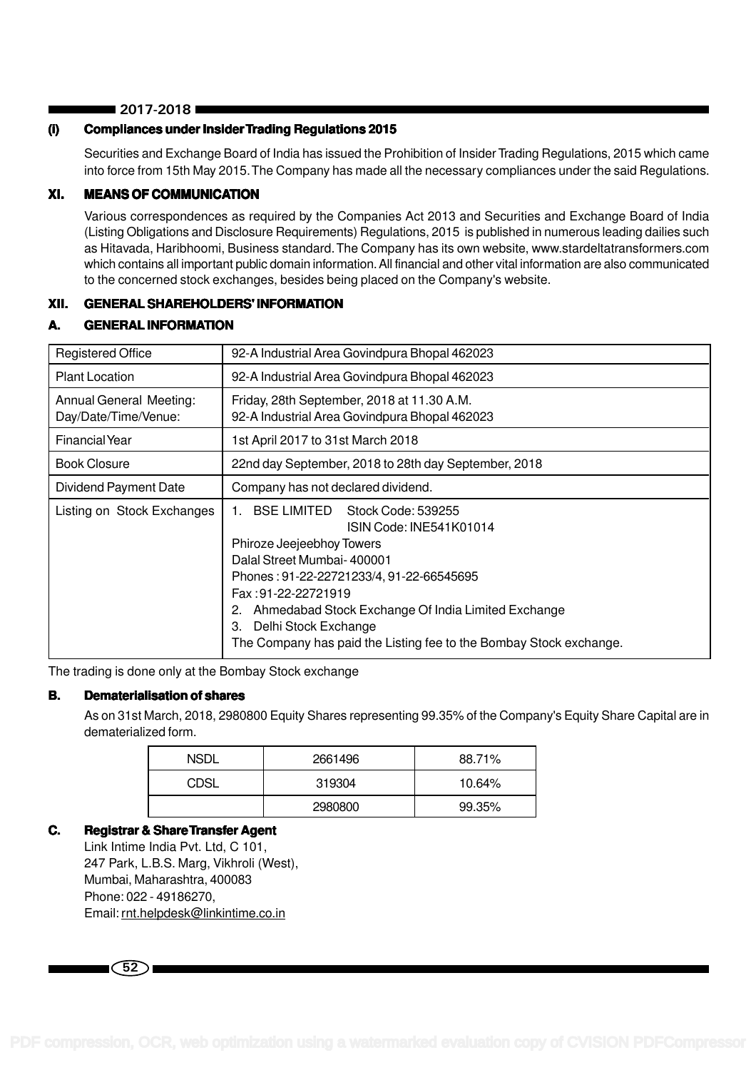### (i) Compliances under Insider Trading Regulations 2015

Securities and Exchange Board of India has issued the Prohibition of Insider Trading Regulations, 2015 which came into force from 15th May 2015. The Company has made all the necessary compliances under the said Regulations.

## XI. MEANS OF COMMUNICATION

Various correspondences as required by the Companies Act 2013 and Securities and Exchange Board of India (Listing Obligations and Disclosure Requirements) Regulations, 2015 is published in numerous leading dailies such as Hitavada, Haribhoomi, Business standard. The Company has its own website, www.stardeltatransformers.com which contains all important public domain information. All financial and other vital information are also communicated to the concerned stock exchanges, besides being placed on the Company's website.

## XII. GENERAL SHAREHOLDERS' INFORMATION

### A. GENERAL INFORMATION

| | |
|---|---|
| Registered Office | 92-A Industrial Area Govindpura Bhopal 462023 |
| Plant Location | 92-A Industrial Area Govindpura Bhopal 462023 |
| Annual General Meeting: Day/Date/Time/Venue: | Friday, 28th September, 2018 at 11.30 A.M.<br>92-A Industrial Area Govindpura Bhopal 462023 |
| Financial Year | 1st April 2017 to 31st March 2018 |
| Book Closure | 22nd day September, 2018 to 28th day September, 2018 |
| Dividend Payment Date | Company has not declared dividend. |
| Listing on Stock Exchanges | 1. BSE LIMITED Stock Code: 539255<br>ISIN Code: INE541K01014<br>Phiroze Jeejeebhoy Towers<br>Dalal Street Mumbai- 400001<br>Phones : 91-22-22721233/4, 91-22-66545695<br>Fax : 91-22-22721919<br>2. Ahmedabad Stock Exchange Of India Limited Exchange<br>3. Delhi Stock Exchange<br>The Company has paid the Listing fee to the Bombay Stock exchange. |

The trading is done only at the Bombay Stock exchange

### B. Dematerialisation of shares

As on 31st March, 2018, 2980800 Equity Shares representing 99.35% of the Company's Equity Share Capital are in dematerialized form.

| | | |
|---|---|---|
| NSDL | 2661496 | 88.71% |
| CDSL | 319304 | 10.64% |
| | 2980800 | 99.35% |

### C. Registrar & Share Transfer Agent

Link Intime India Pvt. Ltd, C 101,
247 Park, L.B.S. Marg, Vikhroli (West),
Mumbai, Maharashtra, 400083
Phone: 022 - 49186270,
Email: rnt.helpdesk@linkintime.co.in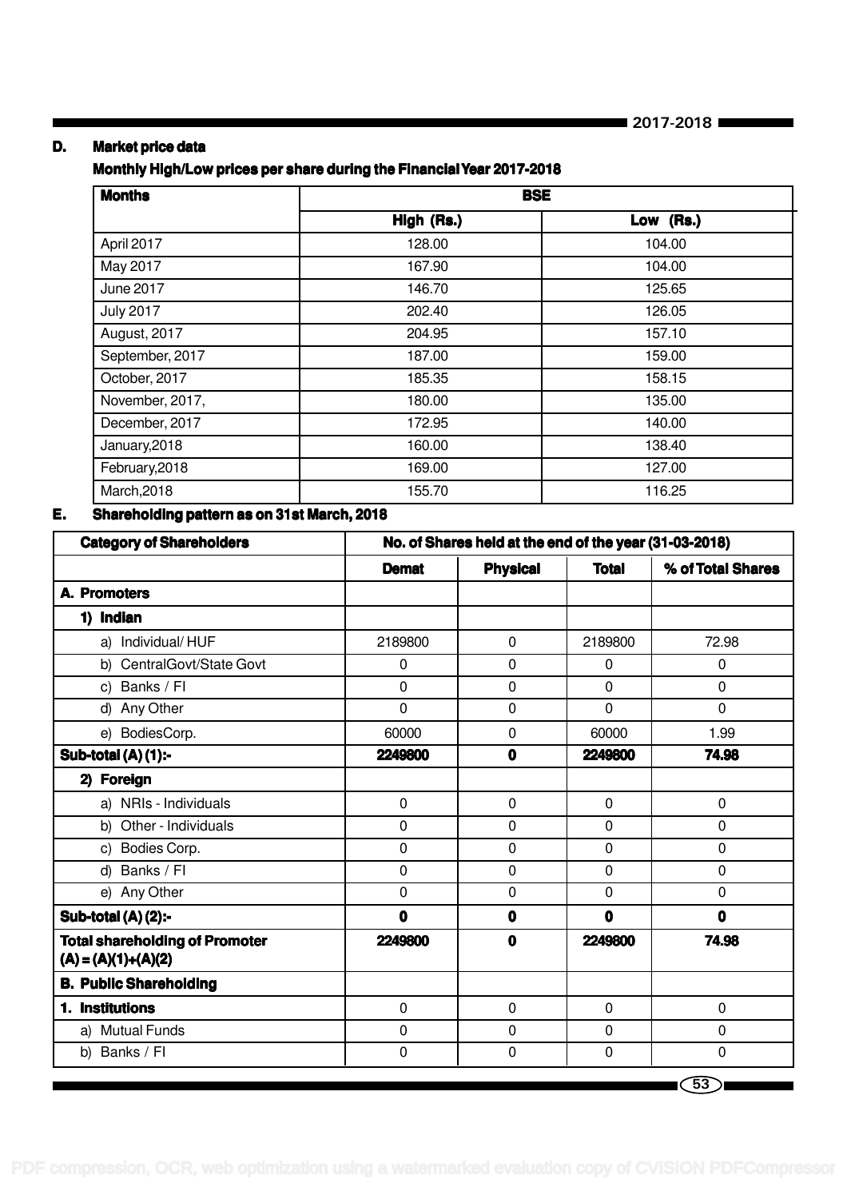**D. Market price data**

**Monthly High/Low prices per share during the Financial Year 2017-2018**

| Months | BSE | |
|---|---|---|
| | High (Rs.) | Low (Rs.) |
| April 2017 | 128.00 | 104.00 |
| May 2017 | 167.90 | 104.00 |
| June 2017 | 146.70 | 125.65 |
| July 2017 | 202.40 | 126.05 |
| August, 2017 | 204.95 | 157.10 |
| September, 2017 | 187.00 | 159.00 |
| October, 2017 | 185.35 | 158.15 |
| November, 2017, | 180.00 | 135.00 |
| December, 2017 | 172.95 | 140.00 |
| January,2018 | 160.00 | 138.40 |
| February,2018 | 169.00 | 127.00 |
| March,2018 | 155.70 | 116.25 |

**E. Shareholding pattern as on 31st March, 2018**

| Category of Shareholders | No. of Shares held at the end of the year (31-03-2018) | | | |
|---|---|---|---|---|
| | Demat | Physical | Total | % of Total Shares |
| **A. Promoters** | | | | |
| **1) Indian** | | | | |
| a) Individual/ HUF | 2189800 | 0 | 2189800 | 72.98 |
| b) CentralGovt/State Govt | 0 | 0 | 0 | 0 |
| c) Banks / FI | 0 | 0 | 0 | 0 |
| d) Any Other | 0 | 0 | 0 | 0 |
| e) BodiesCorp. | 60000 | 0 | 60000 | 1.99 |
| **Sub-total (A) (1):-** | **2249800** | **0** | **2249800** | **74.98** |
| **2) Foreign** | | | | |
| a) NRIs - Individuals | 0 | 0 | 0 | 0 |
| b) Other - Individuals | 0 | 0 | 0 | 0 |
| c) Bodies Corp. | 0 | 0 | 0 | 0 |
| d) Banks / FI | 0 | 0 | 0 | 0 |
| e) Any Other | 0 | 0 | 0 | 0 |
| **Sub-total (A) (2):-** | **0** | **0** | **0** | **0** |
| **Total shareholding of Promoter (A) = (A)(1)+(A)(2)** | **2249800** | **0** | **2249800** | **74.98** |
| **B. Public Shareholding** | | | | |
| **1. Institutions** | 0 | 0 | 0 | 0 |
| a) Mutual Funds | 0 | 0 | 0 | 0 |
| b) Banks / FI | 0 | 0 | 0 | 0 |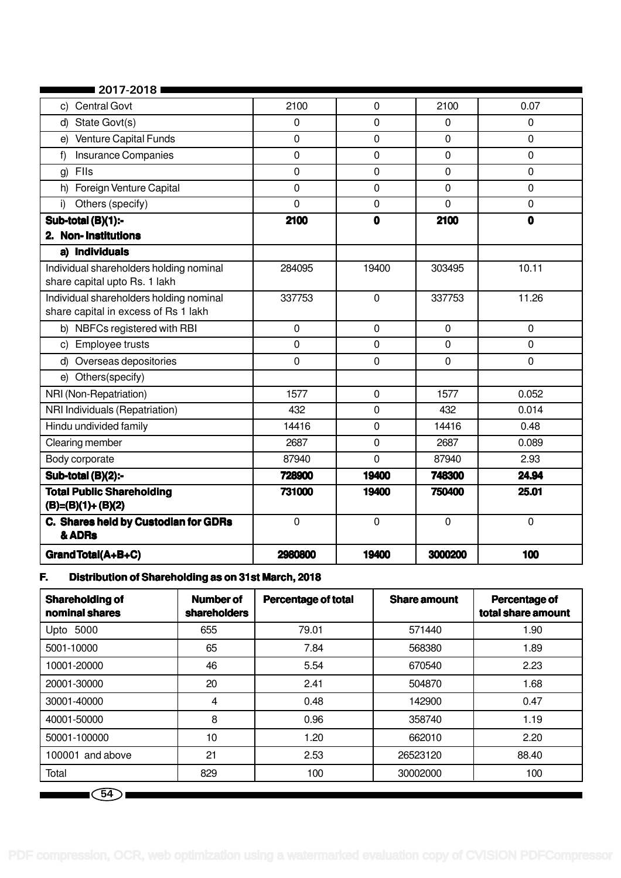| | | | | |
|---|---|---|---|---|
| c) Central Govt | 2100 | 0 | 2100 | 0.07 |
| d) State Govt(s) | 0 | 0 | 0 | 0 |
| e) Venture Capital Funds | 0 | 0 | 0 | 0 |
| f) Insurance Companies | 0 | 0 | 0 | 0 |
| g) FIIs | 0 | 0 | 0 | 0 |
| h) Foreign Venture Capital | 0 | 0 | 0 | 0 |
| i) Others (specify) | 0 | 0 | 0 | 0 |
| **Sub-total (B)(1):-** | **2100** | **0** | **2100** | **0** |
| **2. Non- Institutions** | | | | |
| **a) Individuals** | | | | |
| Individual shareholders holding nominal share capital upto Rs. 1 lakh | 284095 | 19400 | 303495 | 10.11 |
| Individual shareholders holding nominal share capital in excess of Rs 1 lakh | 337753 | 0 | 337753 | 11.26 |
| b) NBFCs registered with RBI | 0 | 0 | 0 | 0 |
| c) Employee trusts | 0 | 0 | 0 | 0 |
| d) Overseas depositories | 0 | 0 | 0 | 0 |
| e) Others(specify) | | | | |
| NRI (Non-Repatriation) | 1577 | 0 | 1577 | 0.052 |
| NRI Individuals (Repatriation) | 432 | 0 | 432 | 0.014 |
| Hindu undivided family | 14416 | 0 | 14416 | 0.48 |
| Clearing member | 2687 | 0 | 2687 | 0.089 |
| Body corporate | 87940 | 0 | 87940 | 2.93 |
| **Sub-total (B)(2):-** | **728900** | **19400** | **748300** | **24.94** |
| **Total Public Shareholding (B)=(B)(1)+ (B)(2)** | **731000** | **19400** | **750400** | **25.01** |
| **C. Shares held by Custodian for GDRs & ADRs** | 0 | 0 | 0 | 0 |
| **Grand Total(A+B+C)** | **2980800** | **19400** | **3000200** | **100** |

## F. Distribution of Shareholding as on 31st March, 2018

| Shareholding of nominal shares | Number of shareholders | Percentage of total | Share amount | Percentage of total share amount |
|---|---|---|---|---|
| Upto 5000 | 655 | 79.01 | 571440 | 1.90 |
| 5001-10000 | 65 | 7.84 | 568380 | 1.89 |
| 10001-20000 | 46 | 5.54 | 670540 | 2.23 |
| 20001-30000 | 20 | 2.41 | 504870 | 1.68 |
| 30001-40000 | 4 | 0.48 | 142900 | 0.47 |
| 40001-50000 | 8 | 0.96 | 358740 | 1.19 |
| 50001-100000 | 10 | 1.20 | 662010 | 2.20 |
| 100001 and above | 21 | 2.53 | 26523120 | 88.40 |
| Total | 829 | 100 | 30002000 | 100 |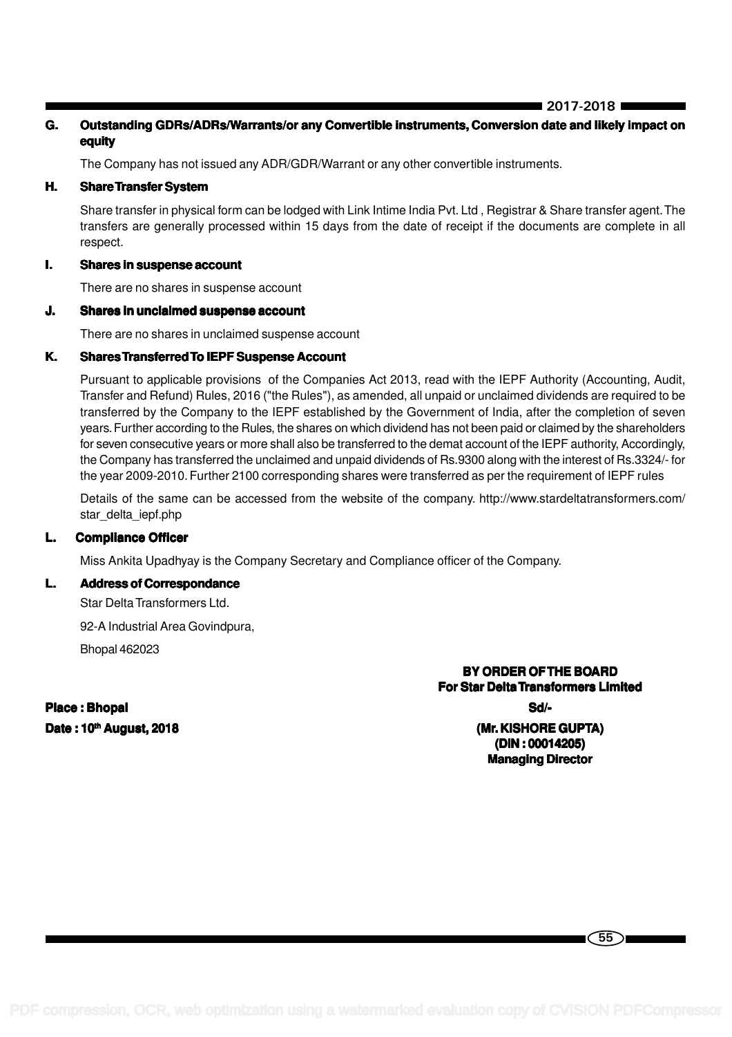**G. Outstanding GDRs/ADRs/Warrants/or any Convertible instruments, Conversion date and likely impact on equity**

The Company has not issued any ADR/GDR/Warrant or any other convertible instruments.

**H. Share Transfer System**

Share transfer in physical form can be lodged with Link Intime India Pvt. Ltd , Registrar & Share transfer agent. The transfers are generally processed within 15 days from the date of receipt if the documents are complete in all respect.

**I. Shares in suspense account**

There are no shares in suspense account

**J. Shares in unclaimed suspense account**

There are no shares in unclaimed suspense account

**K. Shares Transferred To IEPF Suspense Account**

Pursuant to applicable provisions of the Companies Act 2013, read with the IEPF Authority (Accounting, Audit, Transfer and Refund) Rules, 2016 ("the Rules"), as amended, all unpaid or unclaimed dividends are required to be transferred by the Company to the IEPF established by the Government of India, after the completion of seven years. Further according to the Rules, the shares on which dividend has not been paid or claimed by the shareholders for seven consecutive years or more shall also be transferred to the demat account of the IEPF authority, Accordingly, the Company has transferred the unclaimed and unpaid dividends of Rs.9300 along with the interest of Rs.3324/- for the year 2009-2010. Further 2100 corresponding shares were transferred as per the requirement of IEPF rules

Details of the same can be accessed from the website of the company. http://www.stardeltatransformers.com/star_delta_iepf.php

**L. Compliance Officer**

Miss Ankita Upadhyay is the Company Secretary and Compliance officer of the Company.

**L. Address of Correspondance**

Star Delta Transformers Ltd.

92-A Industrial Area Govindpura,

Bhopal 462023

**BY ORDER OF THE BOARD**
**For Star Delta Transformers Limited**

**Place : Bhopal** **Sd/-**

**Date : 10th August, 2018** **(Mr. KISHORE GUPTA)**
**(DIN : 00014205)**
**Managing Director**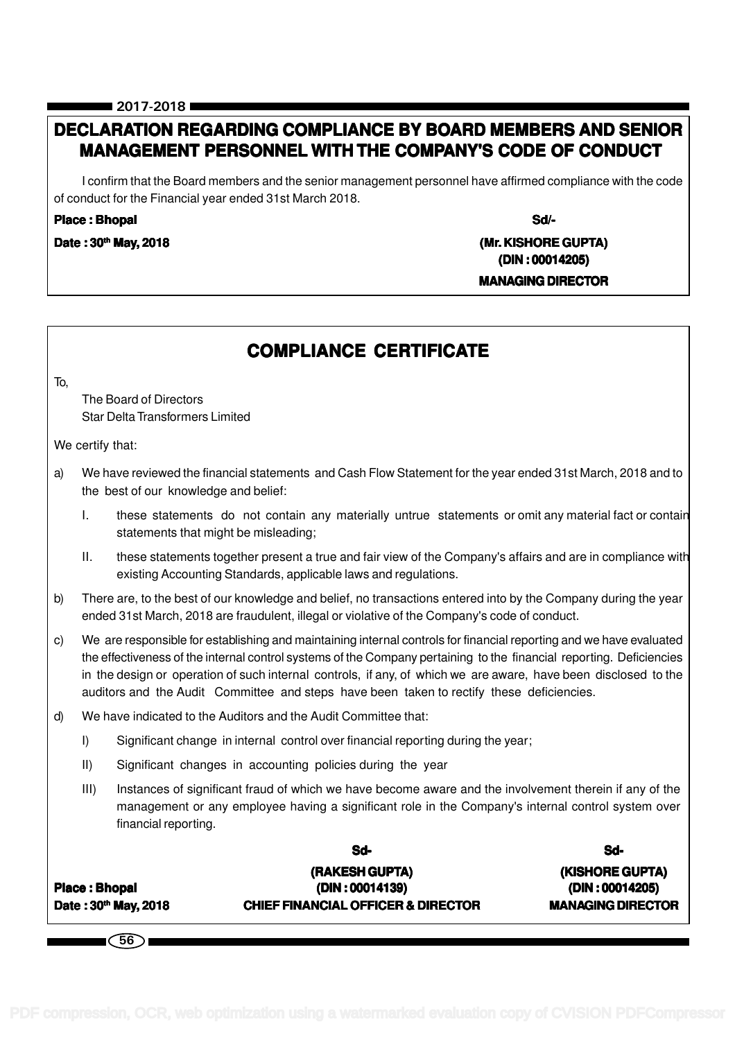# DECLARATION REGARDING COMPLIANCE BY BOARD MEMBERS AND SENIOR MANAGEMENT PERSONNEL WITH THE COMPANY'S CODE OF CONDUCT

I confirm that the Board members and the senior management personnel have affirmed compliance with the code of conduct for the Financial year ended 31st March 2018.

**Place : Bhopal**

**Date : 30th May, 2018**

**Sd/-**

**(Mr. KISHORE GUPTA)**
**(DIN : 00014205)**
**MANAGING DIRECTOR**

# COMPLIANCE CERTIFICATE

To,

The Board of Directors
Star Delta Transformers Limited

We certify that:

a) We have reviewed the financial statements and Cash Flow Statement for the year ended 31st March, 2018 and to the best of our knowledge and belief:

   I. these statements do not contain any materially untrue statements or omit any material fact or contain statements that might be misleading;

   II. these statements together present a true and fair view of the Company's affairs and are in compliance with existing Accounting Standards, applicable laws and regulations.

b) There are, to the best of our knowledge and belief, no transactions entered into by the Company during the year ended 31st March, 2018 are fraudulent, illegal or violative of the Company's code of conduct.

c) We are responsible for establishing and maintaining internal controls for financial reporting and we have evaluated the effectiveness of the internal control systems of the Company pertaining to the financial reporting. Deficiencies in the design or operation of such internal controls, if any, of which we are aware, have been disclosed to the auditors and the Audit Committee and steps have been taken to rectify these deficiencies.

d) We have indicated to the Auditors and the Audit Committee that:

   I) Significant change in internal control over financial reporting during the year;

   II) Significant changes in accounting policies during the year

   III) Instances of significant fraud of which we have become aware and the involvement therein if any of the management or any employee having a significant role in the Company's internal control system over financial reporting.

**Place : Bhopal**

**Date : 30th May, 2018**

**Sd-**

**(RAKESH GUPTA)**
**(DIN : 00014139)**
**CHIEF FINANCIAL OFFICER & DIRECTOR**

**Sd-**

**(KISHORE GUPTA)**
**(DIN : 00014205)**
**MANAGING DIRECTOR**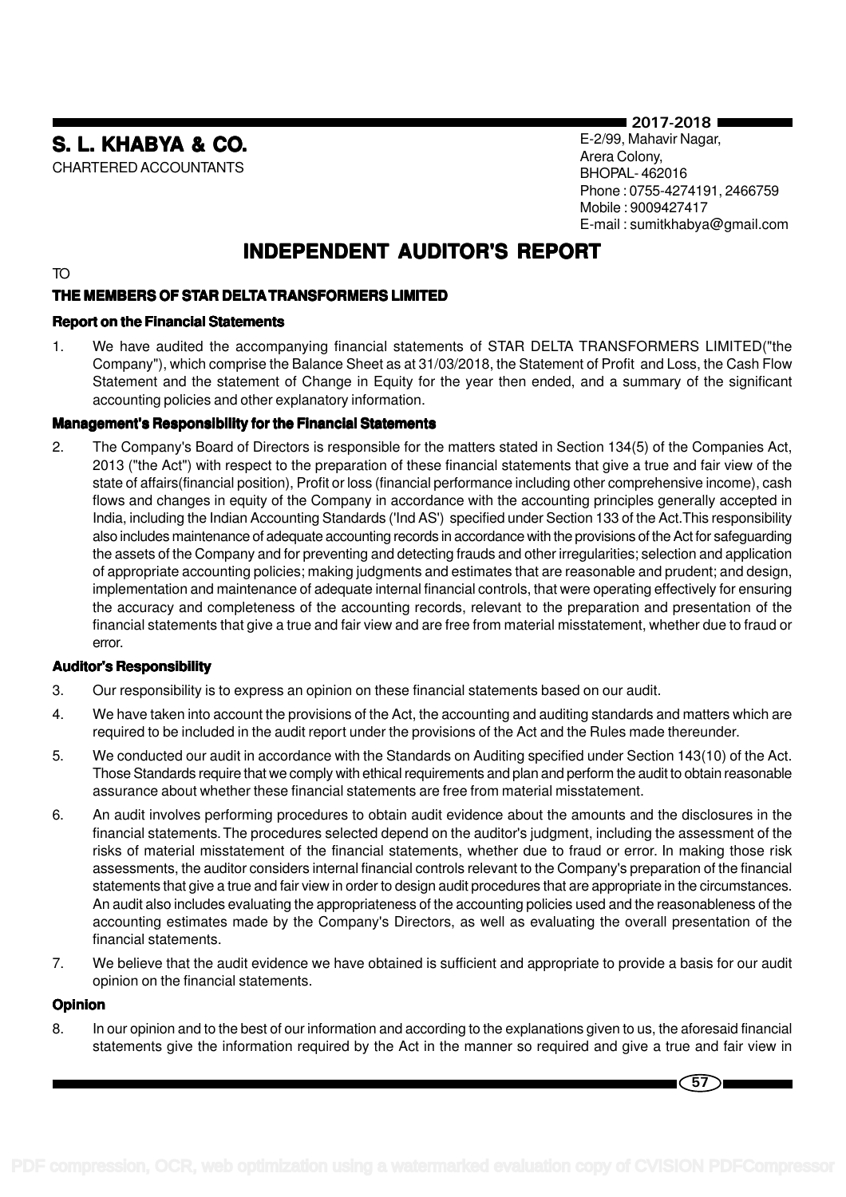**S. L. KHABYA & CO.**
CHARTERED ACCOUNTANTS

E-2/99, Mahavir Nagar,
Arera Colony,
BHOPAL- 462016
Phone : 0755-4274191, 2466759
Mobile : 9009427417
E-mail : sumitkhabya@gmail.com

# INDEPENDENT AUDITOR'S REPORT

TO

**THE MEMBERS OF STAR DELTA TRANSFORMERS LIMITED**

### Report on the Financial Statements

1. We have audited the accompanying financial statements of STAR DELTA TRANSFORMERS LIMITED("the Company"), which comprise the Balance Sheet as at 31/03/2018, the Statement of Profit and Loss, the Cash Flow Statement and the statement of Change in Equity for the year then ended, and a summary of the significant accounting policies and other explanatory information.

### Management's Responsibility for the Financial Statements

2. The Company's Board of Directors is responsible for the matters stated in Section 134(5) of the Companies Act, 2013 ("the Act") with respect to the preparation of these financial statements that give a true and fair view of the state of affairs(financial position), Profit or loss (financial performance including other comprehensive income), cash flows and changes in equity of the Company in accordance with the accounting principles generally accepted in India, including the Indian Accounting Standards ('Ind AS') specified under Section 133 of the Act.This responsibility also includes maintenance of adequate accounting records in accordance with the provisions of the Act for safeguarding the assets of the Company and for preventing and detecting frauds and other irregularities; selection and application of appropriate accounting policies; making judgments and estimates that are reasonable and prudent; and design, implementation and maintenance of adequate internal financial controls, that were operating effectively for ensuring the accuracy and completeness of the accounting records, relevant to the preparation and presentation of the financial statements that give a true and fair view and are free from material misstatement, whether due to fraud or error.

### Auditor's Responsibility

3. Our responsibility is to express an opinion on these financial statements based on our audit.

4. We have taken into account the provisions of the Act, the accounting and auditing standards and matters which are required to be included in the audit report under the provisions of the Act and the Rules made thereunder.

5. We conducted our audit in accordance with the Standards on Auditing specified under Section 143(10) of the Act. Those Standards require that we comply with ethical requirements and plan and perform the audit to obtain reasonable assurance about whether these financial statements are free from material misstatement.

6. An audit involves performing procedures to obtain audit evidence about the amounts and the disclosures in the financial statements. The procedures selected depend on the auditor's judgment, including the assessment of the risks of material misstatement of the financial statements, whether due to fraud or error. In making those risk assessments, the auditor considers internal financial controls relevant to the Company's preparation of the financial statements that give a true and fair view in order to design audit procedures that are appropriate in the circumstances. An audit also includes evaluating the appropriateness of the accounting policies used and the reasonableness of the accounting estimates made by the Company's Directors, as well as evaluating the overall presentation of the financial statements.

7. We believe that the audit evidence we have obtained is sufficient and appropriate to provide a basis for our audit opinion on the financial statements.

### Opinion

8. In our opinion and to the best of our information and according to the explanations given to us, the aforesaid financial statements give the information required by the Act in the manner so required and give a true and fair view in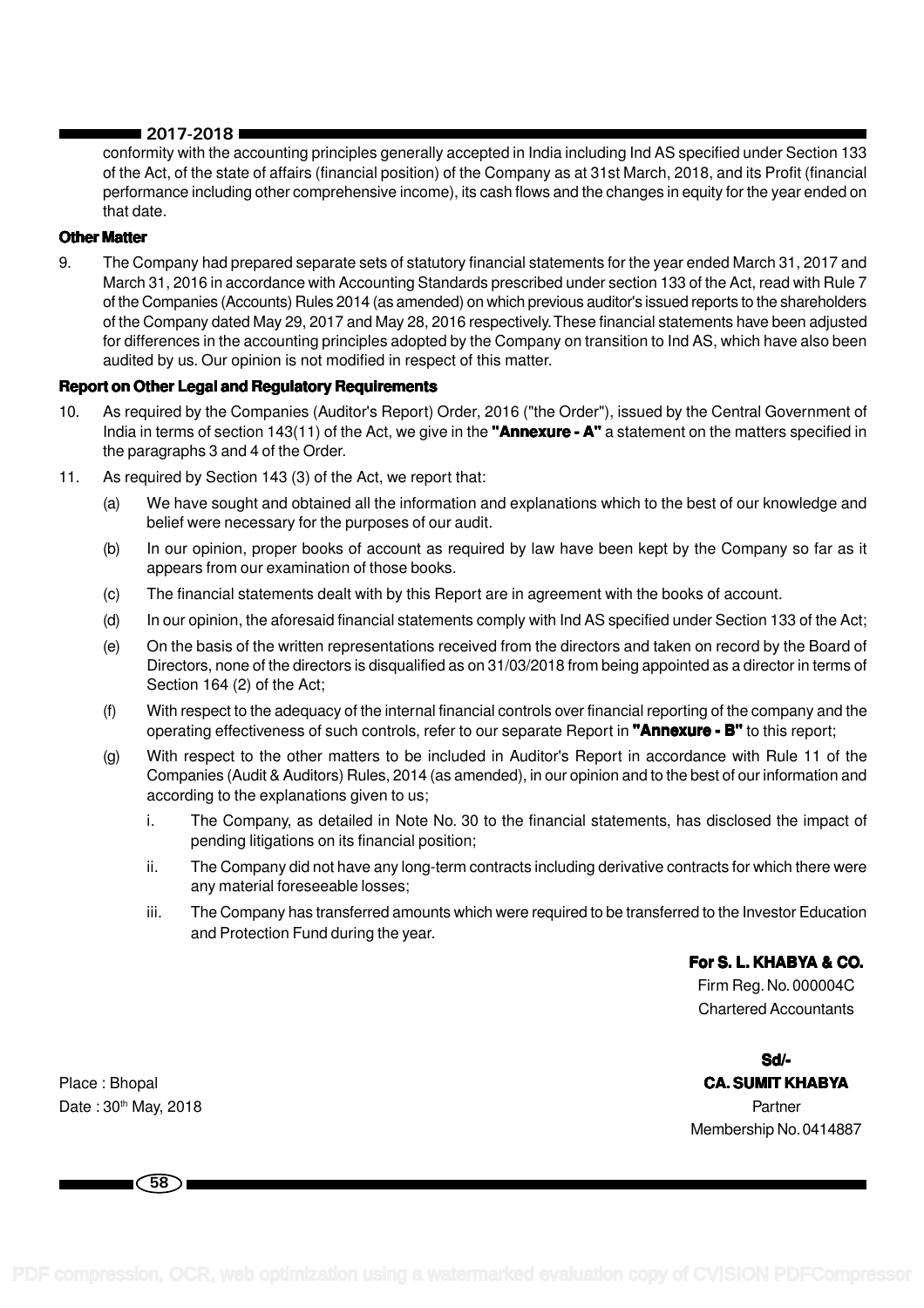conformity with the accounting principles generally accepted in India including Ind AS specified under Section 133 of the Act, of the state of affairs (financial position) of the Company as at 31st March, 2018, and its Profit (financial performance including other comprehensive income), its cash flows and the changes in equity for the year ended on that date.

**Other Matter**

9. The Company had prepared separate sets of statutory financial statements for the year ended March 31, 2017 and March 31, 2016 in accordance with Accounting Standards prescribed under section 133 of the Act, read with Rule 7 of the Companies (Accounts) Rules 2014 (as amended) on which previous auditor's issued reports to the shareholders of the Company dated May 29, 2017 and May 28, 2016 respectively. These financial statements have been adjusted for differences in the accounting principles adopted by the Company on transition to Ind AS, which have also been audited by us. Our opinion is not modified in respect of this matter.

**Report on Other Legal and Regulatory Requirements**

10. As required by the Companies (Auditor's Report) Order, 2016 ("the Order"), issued by the Central Government of India in terms of section 143(11) of the Act, we give in the **"Annexure - A"** a statement on the matters specified in the paragraphs 3 and 4 of the Order.

11. As required by Section 143 (3) of the Act, we report that:

    (a) We have sought and obtained all the information and explanations which to the best of our knowledge and belief were necessary for the purposes of our audit.

    (b) In our opinion, proper books of account as required by law have been kept by the Company so far as it appears from our examination of those books.

    (c) The financial statements dealt with by this Report are in agreement with the books of account.

    (d) In our opinion, the aforesaid financial statements comply with Ind AS specified under Section 133 of the Act;

    (e) On the basis of the written representations received from the directors and taken on record by the Board of Directors, none of the directors is disqualified as on 31/03/2018 from being appointed as a director in terms of Section 164 (2) of the Act;

    (f) With respect to the adequacy of the internal financial controls over financial reporting of the company and the operating effectiveness of such controls, refer to our separate Report in **"Annexure - B"** to this report;

    (g) With respect to the other matters to be included in Auditor's Report in accordance with Rule 11 of the Companies (Audit & Auditors) Rules, 2014 (as amended), in our opinion and to the best of our information and according to the explanations given to us;

        i. The Company, as detailed in Note No. 30 to the financial statements, has disclosed the impact of pending litigations on its financial position;

        ii. The Company did not have any long-term contracts including derivative contracts for which there were any material foreseeable losses;

        iii. The Company has transferred amounts which were required to be transferred to the Investor Education and Protection Fund during the year.

**For S. L. KHABYA & CO.**
Firm Reg. No. 000004C
Chartered Accountants

**Sd/-**
**CA. SUMIT KHABYA**
Partner
Membership No. 0414887

Place : Bhopal
Date : 30th May, 2018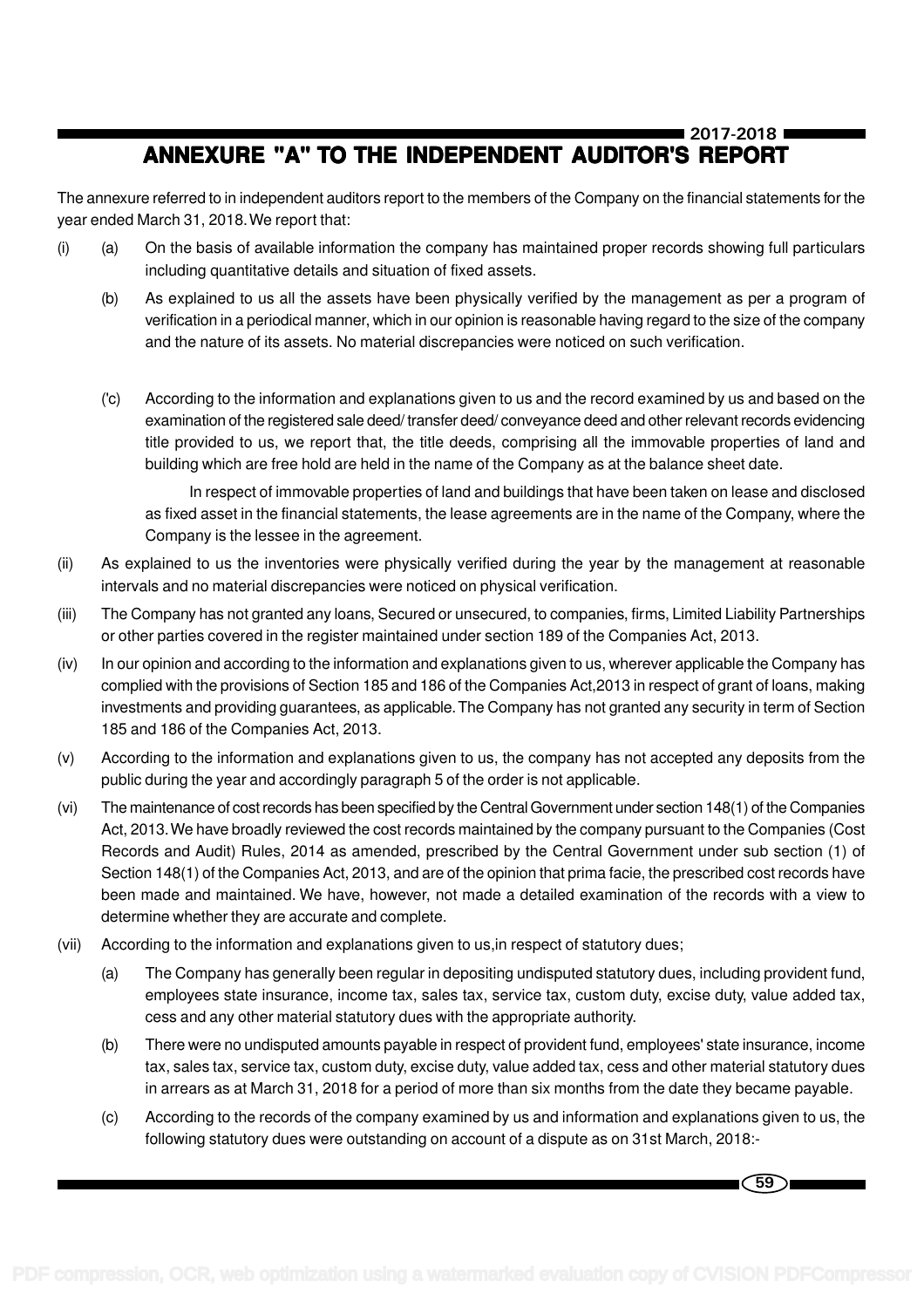# ANNEXURE "A" TO THE INDEPENDENT AUDITOR'S REPORT

The annexure referred to in independent auditors report to the members of the Company on the financial statements for the year ended March 31, 2018. We report that:

(i) (a) On the basis of available information the company has maintained proper records showing full particulars including quantitative details and situation of fixed assets.

(b) As explained to us all the assets have been physically verified by the management as per a program of verification in a periodical manner, which in our opinion is reasonable having regard to the size of the company and the nature of its assets. No material discrepancies were noticed on such verification.

('c) According to the information and explanations given to us and the record examined by us and based on the examination of the registered sale deed/ transfer deed/ conveyance deed and other relevant records evidencing title provided to us, we report that, the title deeds, comprising all the immovable properties of land and building which are free hold are held in the name of the Company as at the balance sheet date.

In respect of immovable properties of land and buildings that have been taken on lease and disclosed as fixed asset in the financial statements, the lease agreements are in the name of the Company, where the Company is the lessee in the agreement.

(ii) As explained to us the inventories were physically verified during the year by the management at reasonable intervals and no material discrepancies were noticed on physical verification.

(iii) The Company has not granted any loans, Secured or unsecured, to companies, firms, Limited Liability Partnerships or other parties covered in the register maintained under section 189 of the Companies Act, 2013.

(iv) In our opinion and according to the information and explanations given to us, wherever applicable the Company has complied with the provisions of Section 185 and 186 of the Companies Act,2013 in respect of grant of loans, making investments and providing guarantees, as applicable. The Company has not granted any security in term of Section 185 and 186 of the Companies Act, 2013.

(v) According to the information and explanations given to us, the company has not accepted any deposits from the public during the year and accordingly paragraph 5 of the order is not applicable.

(vi) The maintenance of cost records has been specified by the Central Government under section 148(1) of the Companies Act, 2013. We have broadly reviewed the cost records maintained by the company pursuant to the Companies (Cost Records and Audit) Rules, 2014 as amended, prescribed by the Central Government under sub section (1) of Section 148(1) of the Companies Act, 2013, and are of the opinion that prima facie, the prescribed cost records have been made and maintained. We have, however, not made a detailed examination of the records with a view to determine whether they are accurate and complete.

(vii) According to the information and explanations given to us,in respect of statutory dues;

(a) The Company has generally been regular in depositing undisputed statutory dues, including provident fund, employees state insurance, income tax, sales tax, service tax, custom duty, excise duty, value added tax, cess and any other material statutory dues with the appropriate authority.

(b) There were no undisputed amounts payable in respect of provident fund, employees' state insurance, income tax, sales tax, service tax, custom duty, excise duty, value added tax, cess and other material statutory dues in arrears as at March 31, 2018 for a period of more than six months from the date they became payable.

(c) According to the records of the company examined by us and information and explanations given to us, the following statutory dues were outstanding on account of a dispute as on 31st March, 2018:-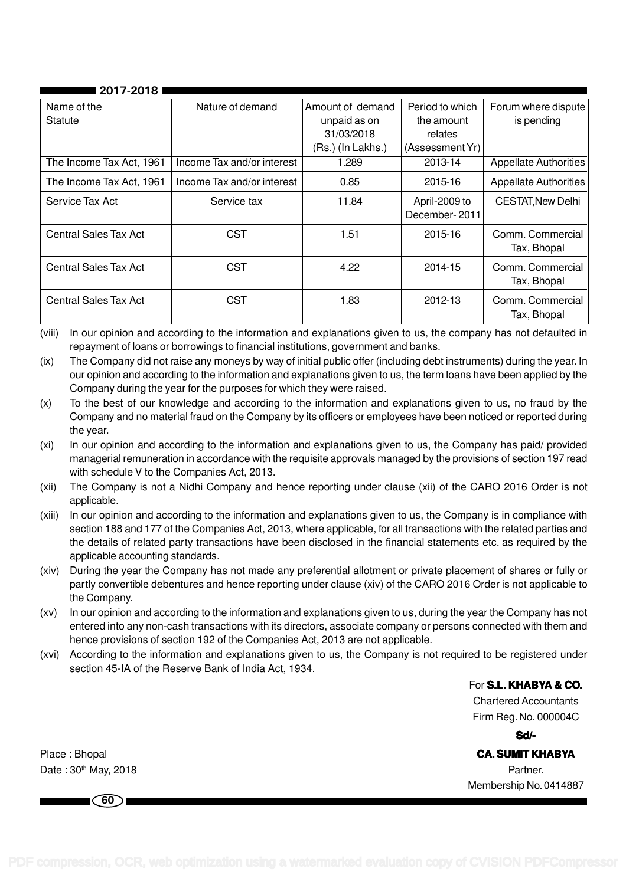| Name of the Statute | Nature of demand | Amount of demand unpaid as on 31/03/2018 (Rs.) (In Lakhs.) | Period to which the amount relates (Assessment Yr) | Forum where dispute is pending |
|---|---|---|---|---|
| The Income Tax Act, 1961 | Income Tax and/or interest | 1.289 | 2013-14 | Appellate Authorities |
| The Income Tax Act, 1961 | Income Tax and/or interest | 0.85 | 2015-16 | Appellate Authorities |
| Service Tax Act | Service tax | 11.84 | April-2009 to December- 2011 | CESTAT,New Delhi |
| Central Sales Tax Act | CST | 1.51 | 2015-16 | Comm. Commercial Tax, Bhopal |
| Central Sales Tax Act | CST | 4.22 | 2014-15 | Comm. Commercial Tax, Bhopal |
| Central Sales Tax Act | CST | 1.83 | 2012-13 | Comm. Commercial Tax, Bhopal |

(viii) In our opinion and according to the information and explanations given to us, the company has not defaulted in repayment of loans or borrowings to financial institutions, government and banks.

(ix) The Company did not raise any moneys by way of initial public offer (including debt instruments) during the year. In our opinion and according to the information and explanations given to us, the term loans have been applied by the Company during the year for the purposes for which they were raised.

(x) To the best of our knowledge and according to the information and explanations given to us, no fraud by the Company and no material fraud on the Company by its officers or employees have been noticed or reported during the year.

(xi) In our opinion and according to the information and explanations given to us, the Company has paid/ provided managerial remuneration in accordance with the requisite approvals managed by the provisions of section 197 read with schedule V to the Companies Act, 2013.

(xii) The Company is not a Nidhi Company and hence reporting under clause (xii) of the CARO 2016 Order is not applicable.

(xiii) In our opinion and according to the information and explanations given to us, the Company is in compliance with section 188 and 177 of the Companies Act, 2013, where applicable, for all transactions with the related parties and the details of related party transactions have been disclosed in the financial statements etc. as required by the applicable accounting standards.

(xiv) During the year the Company has not made any preferential allotment or private placement of shares or fully or partly convertible debentures and hence reporting under clause (xiv) of the CARO 2016 Order is not applicable to the Company.

(xv) In our opinion and according to the information and explanations given to us, during the year the Company has not entered into any non-cash transactions with its directors, associate company or persons connected with them and hence provisions of section 192 of the Companies Act, 2013 are not applicable.

(xvi) According to the information and explanations given to us, the Company is not required to be registered under section 45-IA of the Reserve Bank of India Act, 1934.

For **S.L. KHABYA & CO.**
Chartered Accountants
Firm Reg. No. 000004C

**Sd/-**

Place : Bhopal
Date : 30th May, 2018

**CA. SUMIT KHABYA**
Partner.
Membership No. 0414887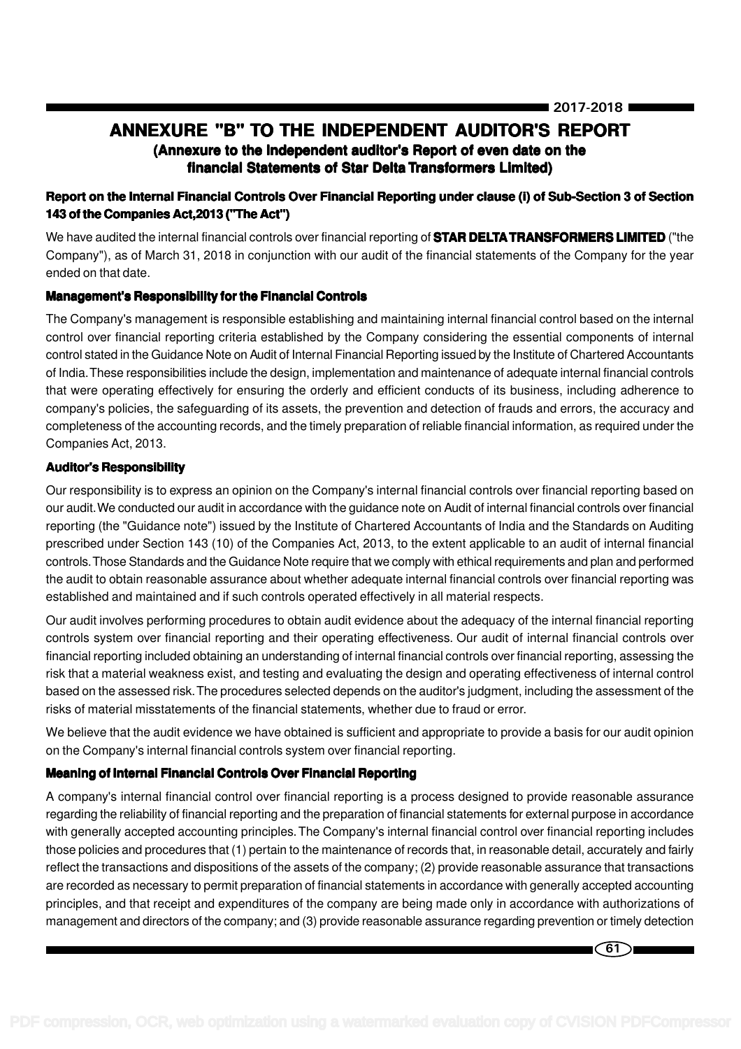# ANNEXURE "B" TO THE INDEPENDENT AUDITOR'S REPORT

**(Annexure to the Independent auditor's Report of even date on the financial Statements of Star Delta Transformers Limited)**

### Report on the Internal Financial Controls Over Financial Reporting under clause (i) of Sub-Section 3 of Section 143 of the Companies Act,2013 ("The Act")

We have audited the internal financial controls over financial reporting of **STAR DELTA TRANSFORMERS LIMITED** ("the Company"), as of March 31, 2018 in conjunction with our audit of the financial statements of the Company for the year ended on that date.

### Management's Responsibility for the Financial Controls

The Company's management is responsible establishing and maintaining internal financial control based on the internal control over financial reporting criteria established by the Company considering the essential components of internal control stated in the Guidance Note on Audit of Internal Financial Reporting issued by the Institute of Chartered Accountants of India. These responsibilities include the design, implementation and maintenance of adequate internal financial controls that were operating effectively for ensuring the orderly and efficient conducts of its business, including adherence to company's policies, the safeguarding of its assets, the prevention and detection of frauds and errors, the accuracy and completeness of the accounting records, and the timely preparation of reliable financial information, as required under the Companies Act, 2013.

### Auditor's Responsibility

Our responsibility is to express an opinion on the Company's internal financial controls over financial reporting based on our audit. We conducted our audit in accordance with the guidance note on Audit of internal financial controls over financial reporting (the "Guidance note") issued by the Institute of Chartered Accountants of India and the Standards on Auditing prescribed under Section 143 (10) of the Companies Act, 2013, to the extent applicable to an audit of internal financial controls. Those Standards and the Guidance Note require that we comply with ethical requirements and plan and performed the audit to obtain reasonable assurance about whether adequate internal financial controls over financial reporting was established and maintained and if such controls operated effectively in all material respects.

Our audit involves performing procedures to obtain audit evidence about the adequacy of the internal financial reporting controls system over financial reporting and their operating effectiveness. Our audit of internal financial controls over financial reporting included obtaining an understanding of internal financial controls over financial reporting, assessing the risk that a material weakness exist, and testing and evaluating the design and operating effectiveness of internal control based on the assessed risk. The procedures selected depends on the auditor's judgment, including the assessment of the risks of material misstatements of the financial statements, whether due to fraud or error.

We believe that the audit evidence we have obtained is sufficient and appropriate to provide a basis for our audit opinion on the Company's internal financial controls system over financial reporting.

### Meaning of Internal Financial Controls Over Financial Reporting

A company's internal financial control over financial reporting is a process designed to provide reasonable assurance regarding the reliability of financial reporting and the preparation of financial statements for external purpose in accordance with generally accepted accounting principles. The Company's internal financial control over financial reporting includes those policies and procedures that (1) pertain to the maintenance of records that, in reasonable detail, accurately and fairly reflect the transactions and dispositions of the assets of the company; (2) provide reasonable assurance that transactions are recorded as necessary to permit preparation of financial statements in accordance with generally accepted accounting principles, and that receipt and expenditures of the company are being made only in accordance with authorizations of management and directors of the company; and (3) provide reasonable assurance regarding prevention or timely detection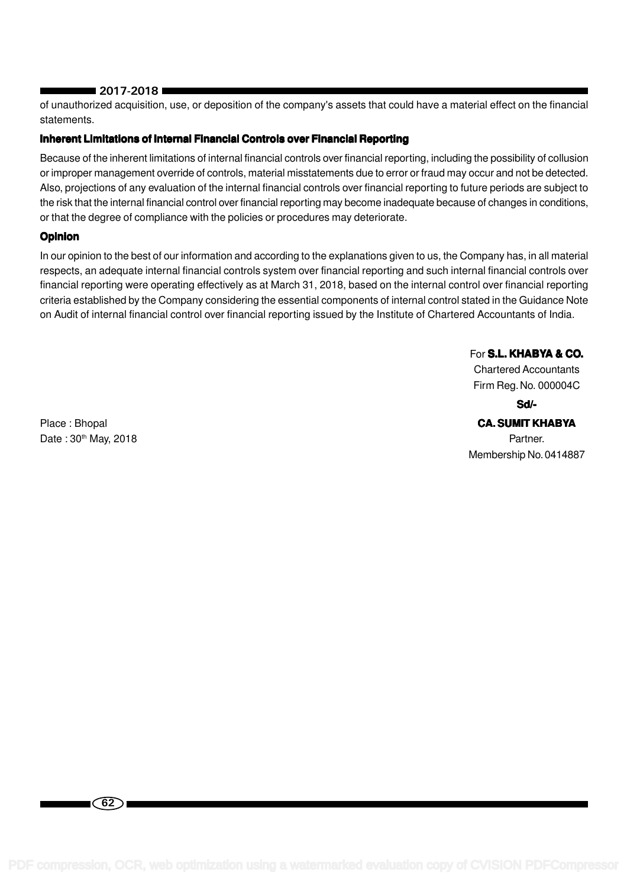of unauthorized acquisition, use, or deposition of the company's assets that could have a material effect on the financial statements.

### Inherent Limitations of Internal Financial Controls over Financial Reporting

Because of the inherent limitations of internal financial controls over financial reporting, including the possibility of collusion or improper management override of controls, material misstatements due to error or fraud may occur and not be detected. Also, projections of any evaluation of the internal financial controls over financial reporting to future periods are subject to the risk that the internal financial control over financial reporting may become inadequate because of changes in conditions, or that the degree of compliance with the policies or procedures may deteriorate.

### Opinion

In our opinion to the best of our information and according to the explanations given to us, the Company has, in all material respects, an adequate internal financial controls system over financial reporting and such internal financial controls over financial reporting were operating effectively as at March 31, 2018, based on the internal control over financial reporting criteria established by the Company considering the essential components of internal control stated in the Guidance Note on Audit of internal financial control over financial reporting issued by the Institute of Chartered Accountants of India.

For **S.L. KHABYA & CO.**
Chartered Accountants
Firm Reg. No. 000004C

**Sd/-**

**CA. SUMIT KHABYA**
Partner.
Membership No. 0414887

Place : Bhopal
Date : 30th May, 2018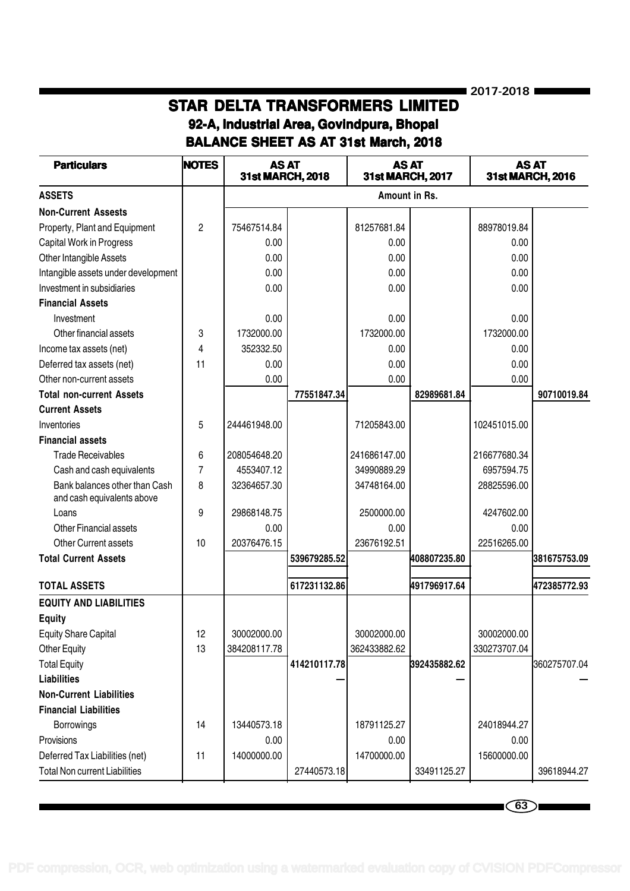# STAR DELTA TRANSFORMERS LIMITED

## 92-A, Industrial Area, Govindpura, Bhopal

## BALANCE SHEET AS AT 31st March, 2018

| Particulars | NOTES | AS AT 31st MARCH, 2018 | | AS AT 31st MARCH, 2017 | | AS AT 31st MARCH, 2016 | |
|---|---|---|---|---|---|---|---|
| **ASSETS** | | Amount in Rs. | | | | | |
| **Non-Current Assests** | | | | | | | |
| Property, Plant and Equipment | 2 | 75467514.84 | | 81257681.84 | | 88978019.84 | |
| Capital Work in Progress | | 0.00 | | 0.00 | | 0.00 | |
| Other Intangible Assets | | 0.00 | | 0.00 | | 0.00 | |
| Intangible assets under development | | 0.00 | | 0.00 | | 0.00 | |
| Investment in subsidiaries | | 0.00 | | 0.00 | | 0.00 | |
| **Financial Assets** | | | | | | | |
| Investment | | 0.00 | | 0.00 | | 0.00 | |
| Other financial assets | 3 | 1732000.00 | | 1732000.00 | | 1732000.00 | |
| Income tax assets (net) | 4 | 352332.50 | | 0.00 | | 0.00 | |
| Deferred tax assets (net) | 11 | 0.00 | | 0.00 | | 0.00 | |
| Other non-current assets | | 0.00 | | 0.00 | | 0.00 | |
| **Total non-current Assets** | | | **77551847.34** | | **82989681.84** | | **90710019.84** |
| **Current Assets** | | | | | | | |
| Inventories | 5 | 244461948.00 | | 71205843.00 | | 102451015.00 | |
| **Financial assets** | | | | | | | |
| Trade Receivables | 6 | 208054648.20 | | 241686147.00 | | 216677680.34 | |
| Cash and cash equivalents | 7 | 4553407.12 | | 34990889.29 | | 6957594.75 | |
| Bank balances other than Cash and cash equivalents above | 8 | 32364657.30 | | 34748164.00 | | 28825596.00 | |
| Loans | 9 | 29868148.75 | | 2500000.00 | | 4247602.00 | |
| Other Financial assets | | 0.00 | | 0.00 | | 0.00 | |
| Other Current assets | 10 | 20376476.15 | | 23676192.51 | | 22516265.00 | |
| **Total Current Assets** | | | **539679285.52** | | **408807235.80** | | **381675753.09** |
| **TOTAL ASSETS** | | | **617231132.86** | | **491796917.64** | | **472385772.93** |
| **EQUITY AND LIABILITIES** | | | | | | | |
| **Equity** | | | | | | | |
| Equity Share Capital | 12 | 30002000.00 | | 30002000.00 | | 30002000.00 | |
| Other Equity | 13 | 384208117.78 | | 362433882.62 | | 330273707.04 | |
| Total Equity | | | **414210117.78** | | **392435882.62** | | 360275707.04 |
| **Liabilities** | | | — | | — | | — |
| **Non-Current Liabilities** | | | | | | | |
| **Financial Liabilities** | | | | | | | |
| Borrowings | 14 | 13440573.18 | | 18791125.27 | | 24018944.27 | |
| Provisions | | 0.00 | | 0.00 | | 0.00 | |
| Deferred Tax Liabilities (net) | 11 | 14000000.00 | | 14700000.00 | | 15600000.00 | |
| Total Non current Liabilities | | | 27440573.18 | | 33491125.27 | | 39618944.27 |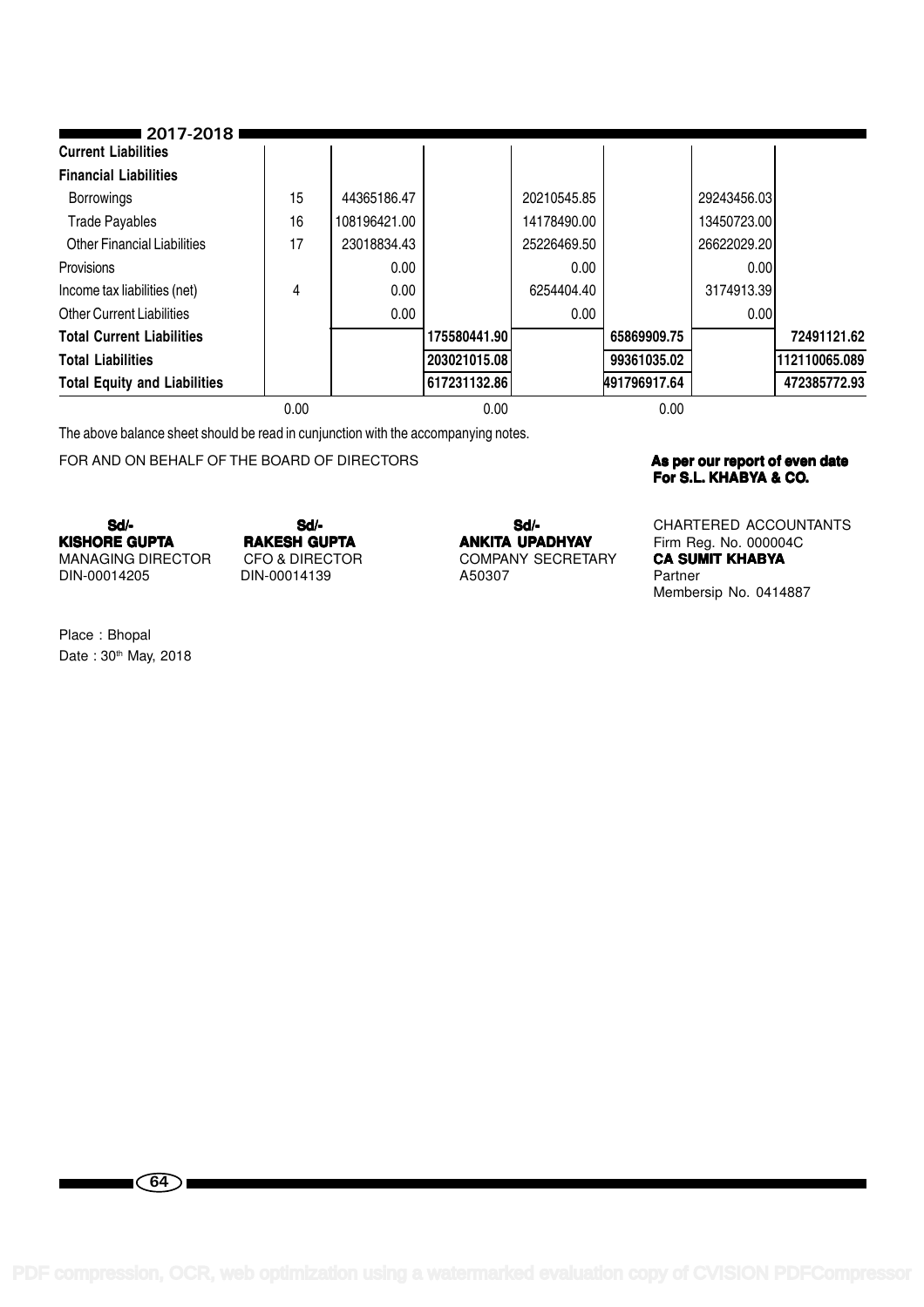| 2017-2018 | | | | | | | |
|---|---|---|---|---|---|---|---|
| **Current Liabilities** | | | | | | | |
| **Financial Liabilities** | | | | | | | |
| Borrowings | 15 | 44365186.47 | | 20210545.85 | | 29243456.03 | |
| Trade Payables | 16 | 108196421.00 | | 14178490.00 | | 13450723.00 | |
| Other Financial Liabilities | 17 | 23018834.43 | | 25226469.50 | | 26622029.20 | |
| Provisions | | 0.00 | | 0.00 | | 0.00 | |
| Income tax liabilities (net) | 4 | 0.00 | | 6254404.40 | | 3174913.39 | |
| Other Current Liabilities | | 0.00 | | 0.00 | | 0.00 | |
| **Total Current Liabilities** | | | 175580441.90 | | 65869909.75 | | 72491121.62 |
| **Total Liabilities** | | | 203021015.08 | | 99361035.02 | | 112110065.089 |
| **Total Equity and Liabilities** | | | 617231132.86 | | 491796917.64 | | 472385772.93 |
| | 0.00 | | 0.00 | | 0.00 | | |

The above balance sheet should be read in cunjunction with the accompanying notes.

FOR AND ON BEHALF OF THE BOARD OF DIRECTORS

**As per our report of even date**
**For S.L. KHABYA & CO.**

CHARTERED ACCOUNTANTS
Firm Reg. No. 000004C
**CA SUMIT KHABYA**
Partner
Membersip No. 0414887

**Sd/-**
**KISHORE GUPTA**
MANAGING DIRECTOR
DIN-00014205

**Sd/-**
**RAKESH GUPTA**
CFO & DIRECTOR
DIN-00014139

**Sd/-**
**ANKITA UPADHYAY**
COMPANY SECRETARY
A50307

Place : Bhopal
Date : 30th May, 2018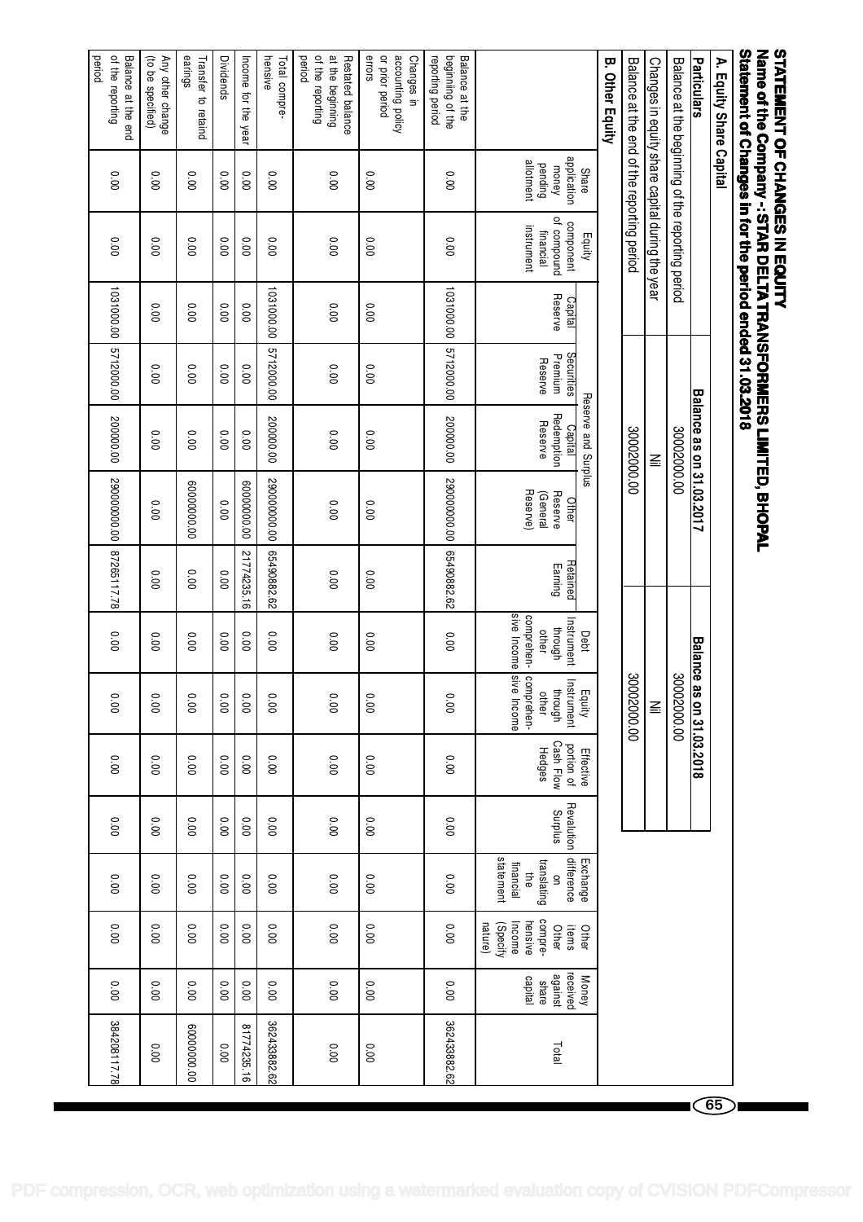# STATEMENT OF CHANGES IN EQUITY

## Name of the Company -: STAR DELTA TRANSFORMERS LIMITED, BHOPAL

## Statement of Changes in for the period ended 31.03.2018

### A. Equity Share Capital

| Particulars | Balance as on 31.03.2017 | Balance as on 31.03.2018 |
|---|---|---|
| Balance at the beginning of the reporting period | 30002000.00 | 30002000.00 |
| Changes in equity share capital during the year | Nil | Nil |
| Balance at the end of the reporting period | 30002000.00 | 30002000.00 |

### B. Other Equity

| | Share application money pending allotment | Equity component of compound financial instrument | Reserve and Surplus | | | | | Debt Instrument through other comprehensive Income | Equity Instrument through other comprehensive Income | Effective portion of Cash Flow Hedges | Revaluation Surplus | Exchange difference on translating the financial statement | Other items Other comprehensive Income (Specify nature) | Money received against share capital | Total |
|---|---|---|---|---|---|---|---|---|---|---|---|---|---|---|---|
| | | | Capital Reserve | Securities Premium Reserve | Capital Redemption Reserve | Other Reserve (General Reserve) | Retained Earning | | | | | | | | |
| Balance at the beginning of the reporting period | 0.00 | 0.00 | 103100.00 | 571200.00 | 20000.00 | 290000000.00 | 65490882.62 | 0.00 | 0.00 | 0.00 | 0.00 | 0.00 | 0.00 | 0.00 | 362433882.62 |
| Changes in accounting policy or prior period errors | 0.00 | 0.00 | 0.00 | 0.00 | 0.00 | 0.00 | 0.00 | 0.00 | 0.00 | 0.00 | 0.00 | 0.00 | 0.00 | 0.00 | 0.00 |
| Restated balance at the beginning of the reporting period | 0.00 | 0.00 | 0.00 | 0.00 | 0.00 | 0.00 | 0.00 | 0.00 | 0.00 | 0.00 | 0.00 | 0.00 | 0.00 | 0.00 | 0.00 |
| Total comprehensive | 0.00 | 0.00 | 103100.00 | 571200.00 | 20000.00 | 290000000.00 | 65490882.62 | 0.00 | 0.00 | 0.00 | 0.00 | 0.00 | 0.00 | 0.00 | 362433882.62 |
| Income for the year | 0.00 | 0.00 | 0.00 | 0.00 | 0.00 | 60000000.00 | 21774235.16 | 0.00 | 0.00 | 0.00 | 0.00 | 0.00 | 0.00 | 0.00 | 81774235.16 |
| Dividends | 0.00 | 0.00 | 0.00 | 0.00 | 0.00 | 0.00 | 0.00 | 0.00 | 0.00 | 0.00 | 0.00 | 0.00 | 0.00 | 0.00 | 0.00 |
| Transfer to retaind earings | 0.00 | 0.00 | 0.00 | 0.00 | 0.00 | 60000000.00 | 0.00 | 0.00 | 0.00 | 0.00 | 0.00 | 0.00 | 0.00 | 0.00 | 60000000.00 |
| Any other change (to be specified) | 0.00 | 0.00 | 0.00 | 0.00 | 0.00 | 0.00 | 0.00 | 0.00 | 0.00 | 0.00 | 0.00 | 0.00 | 0.00 | 0.00 | 0.00 |
| Balance at the end of the reporting period | 0.00 | 0.00 | 103100.00 | 571200.00 | 20000.00 | 290000000.00 | 87265117.78 | 0.00 | 0.00 | 0.00 | 0.00 | 0.00 | 0.00 | 0.00 | 384208117.78 |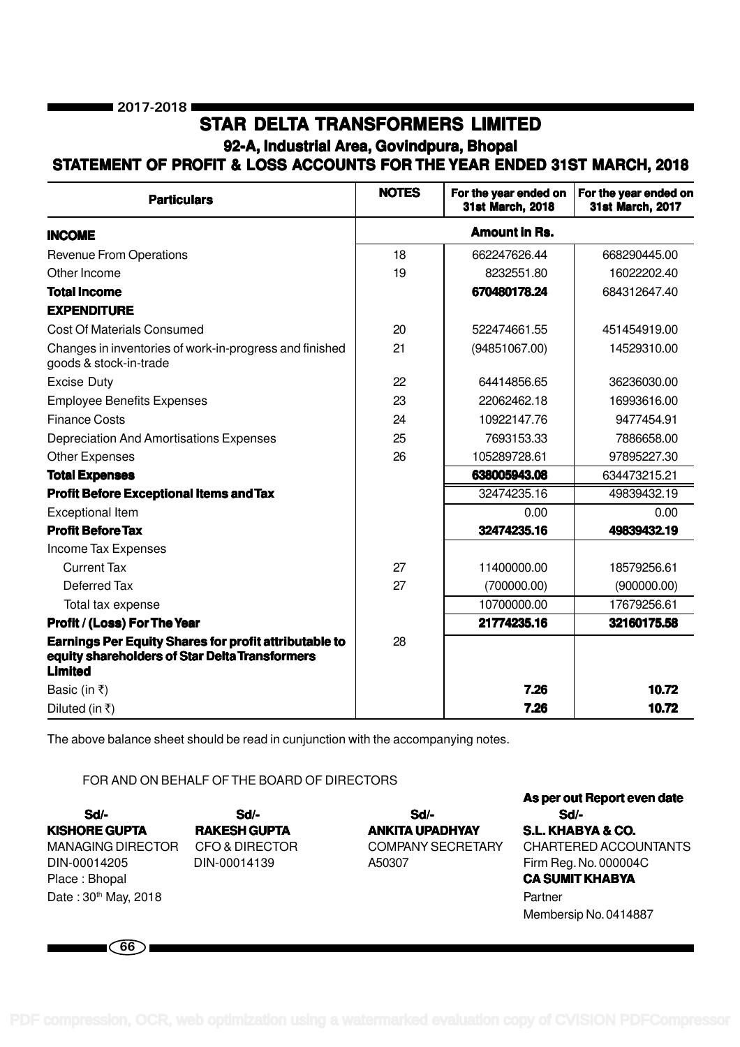# STAR DELTA TRANSFORMERS LIMITED

## 92-A, Industrial Area, Govindpura, Bhopal

## STATEMENT OF PROFIT & LOSS ACCOUNTS FOR THE YEAR ENDED 31ST MARCH, 2018

| Particulars | NOTES | For the year ended on 31st March, 2018 | For the year ended on 31st March, 2017 |
|---|---|---|---|
| **INCOME** | | **Amount in Rs.** | |
| Revenue From Operations | 18 | 662247626.44 | 668290445.00 |
| Other Income | 19 | 8232551.80 | 16022202.40 |
| **Total Income** | | **670480178.24** | 684312647.40 |
| **EXPENDITURE** | | | |
| Cost Of Materials Consumed | 20 | 522474661.55 | 451454919.00 |
| Changes in inventories of work-in-progress and finished goods & stock-in-trade | 21 | (94851067.00) | 14529310.00 |
| Excise Duty | 22 | 64414856.65 | 36236030.00 |
| Employee Benefits Expenses | 23 | 22062462.18 | 16993616.00 |
| Finance Costs | 24 | 10922147.76 | 9477454.91 |
| Depreciation And Amortisations Expenses | 25 | 7693153.33 | 7886658.00 |
| Other Expenses | 26 | 105289728.61 | 97895227.30 |
| **Total Expenses** | | **638005943.08** | 634473215.21 |
| **Profit Before Exceptional Items and Tax** | | 32474235.16 | 49839432.19 |
| Exceptional Item | | 0.00 | 0.00 |
| **Profit Before Tax** | | **32474235.16** | **49839432.19** |
| Income Tax Expenses | | | |
| Current Tax | 27 | 11400000.00 | 18579256.61 |
| Deferred Tax | 27 | (700000.00) | (900000.00) |
| Total tax expense | | 10700000.00 | 17679256.61 |
| **Profit / (Loss) For The Year** | | **21774235.16** | **32160175.58** |
| **Earnings Per Equity Shares for profit attributable to equity shareholders of Star Delta Transformers Limited** | 28 | | |
| Basic (in ₹) | | **7.26** | **10.72** |
| Diluted (in ₹) | | **7.26** | **10.72** |

The above balance sheet should be read in cunjunction with the accompanying notes.

FOR AND ON BEHALF OF THE BOARD OF DIRECTORS

| Sd/- | Sd/- | Sd/- | **As per out Report even date** Sd/- |
|---|---|---|---|
| **KISHORE GUPTA** | **RAKESH GUPTA** | **ANKITA UPADHYAY** | **S.L. KHABYA & CO.** |
| MANAGING DIRECTOR | CFO & DIRECTOR | COMPANY SECRETARY | CHARTERED ACCOUNTANTS |
| DIN-00014205 | DIN-00014139 | A50307 | Firm Reg. No. 000004C |

Place : Bhopal

Date : 30th May, 2018

**CA SUMIT KHABYA**

Partner

Membersip No. 0414887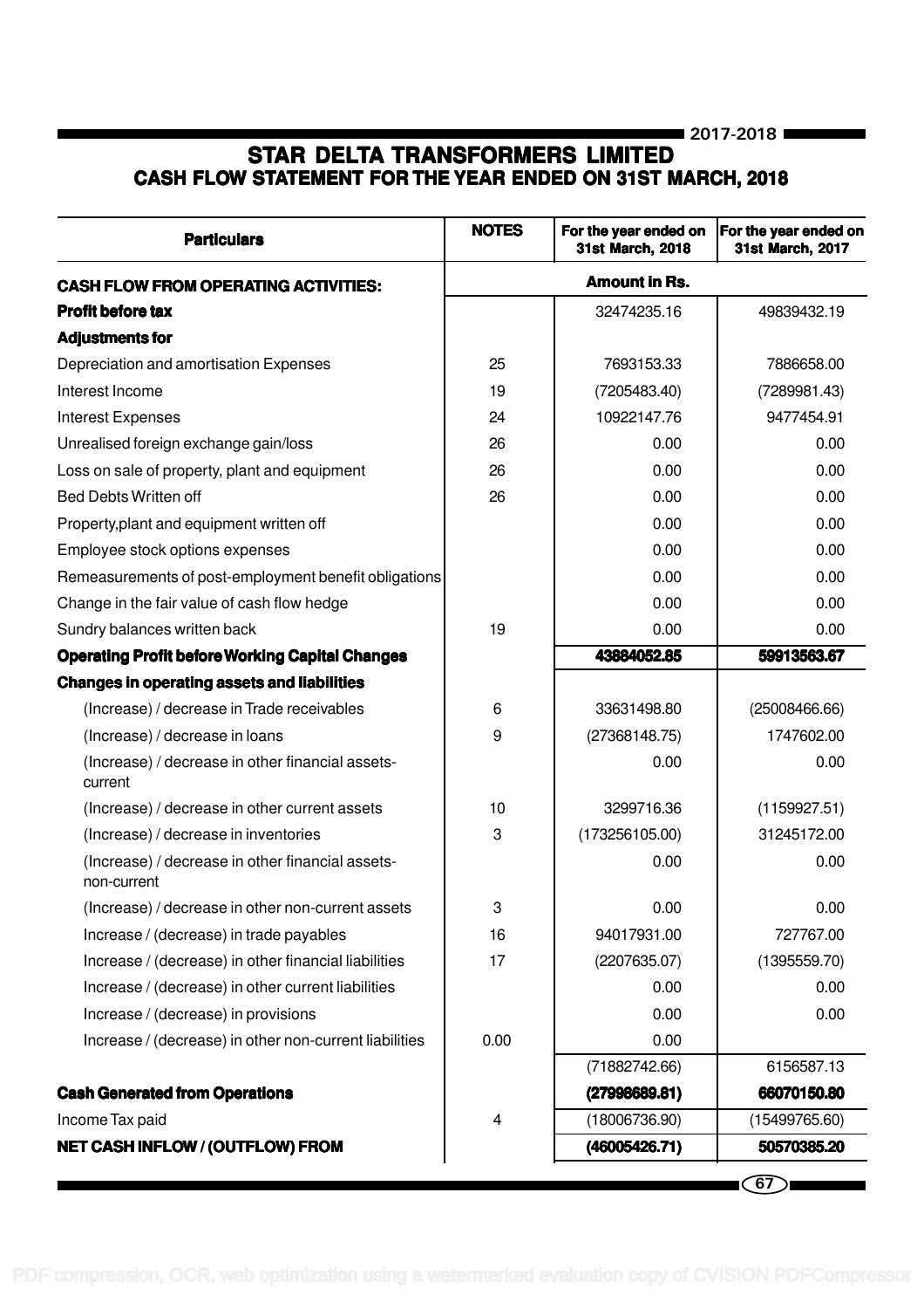# STAR DELTA TRANSFORMERS LIMITED

## CASH FLOW STATEMENT FOR THE YEAR ENDED ON 31ST MARCH, 2018

| Particulars | NOTES | For the year ended on 31st March, 2018 | For the year ended on 31st March, 2017 |
|---|---|---|---|
| **CASH FLOW FROM OPERATING ACTIVITIES:** | | **Amount in Rs.** | |
| **Profit before tax** | | 32474235.16 | 49839432.19 |
| **Adjustments for** | | | |
| Depreciation and amortisation Expenses | 25 | 7693153.33 | 7886658.00 |
| Interest Income | 19 | (7205483.40) | (7289981.43) |
| Interest Expenses | 24 | 10922147.76 | 9477454.91 |
| Unrealised foreign exchange gain/loss | 26 | 0.00 | 0.00 |
| Loss on sale of property, plant and equipment | 26 | 0.00 | 0.00 |
| Bed Debts Written off | 26 | 0.00 | 0.00 |
| Property,plant and equipment written off | | 0.00 | 0.00 |
| Employee stock options expenses | | 0.00 | 0.00 |
| Remeasurements of post-employment benefit obligations | | 0.00 | 0.00 |
| Change in the fair value of cash flow hedge | | 0.00 | 0.00 |
| Sundry balances written back | 19 | 0.00 | 0.00 |
| **Operating Profit before Working Capital Changes** | | **43884052.85** | **59913563.67** |
| **Changes in operating assets and liabilities** | | | |
| (Increase) / decrease in Trade receivables | 6 | 33631498.80 | (25008466.66) |
| (Increase) / decrease in loans | 9 | (27368148.75) | 1747602.00 |
| (Increase) / decrease in other financial assets-current | | 0.00 | 0.00 |
| (Increase) / decrease in other current assets | 10 | 3299716.36 | (1159927.51) |
| (Increase) / decrease in inventories | 3 | (173256105.00) | 31245172.00 |
| (Increase) / decrease in other financial assets-non-current | | 0.00 | 0.00 |
| (Increase) / decrease in other non-current assets | 3 | 0.00 | 0.00 |
| Increase / (decrease) in trade payables | 16 | 94017931.00 | 727767.00 |
| Increase / (decrease) in other financial liabilities | 17 | (2207635.07) | (1395559.70) |
| Increase / (decrease) in other current liabilities | | 0.00 | 0.00 |
| Increase / (decrease) in provisions | | 0.00 | 0.00 |
| Increase / (decrease) in other non-current liabilities | 0.00 | 0.00 | |
| | | (71882742.66) | 6156587.13 |
| **Cash Generated from Operations** | | **(27998689.81)** | **66070150.80** |
| Income Tax paid | 4 | (18006736.90) | (15499765.60) |
| **NET CASH INFLOW / (OUTFLOW) FROM** | | **(46005426.71)** | **50570385.20** |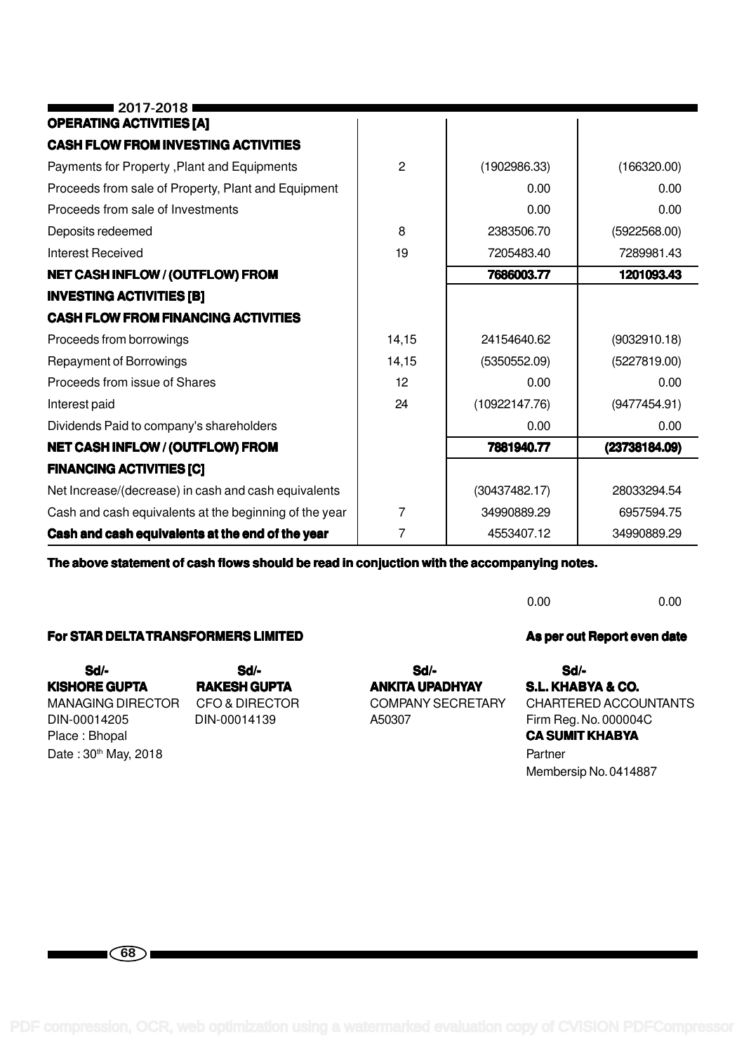| OPERATING ACTIVITIES [A] | | | |
|---|---|---|---|
| **CASH FLOW FROM INVESTING ACTIVITIES** | | | |
| Payments for Property ,Plant and Equipments | 2 | (1902986.33) | (166320.00) |
| Proceeds from sale of Property, Plant and Equipment | | 0.00 | 0.00 |
| Proceeds from sale of Investments | | 0.00 | 0.00 |
| Deposits redeemed | 8 | 2383506.70 | (5922568.00) |
| Interest Received | 19 | 7205483.40 | 7289981.43 |
| **NET CASH INFLOW / (OUTFLOW) FROM INVESTING ACTIVITIES [B]** | | **7686003.77** | **1201093.43** |
| **CASH FLOW FROM FINANCING ACTIVITIES** | | | |
| Proceeds from borrowings | 14,15 | 24154640.62 | (9032910.18) |
| Repayment of Borrowings | 14,15 | (5350552.09) | (5227819.00) |
| Proceeds from issue of Shares | 12 | 0.00 | 0.00 |
| Interest paid | 24 | (10922147.76) | (9477454.91) |
| Dividends Paid to company's shareholders | | 0.00 | 0.00 |
| **NET CASH INFLOW / (OUTFLOW) FROM FINANCING ACTIVITIES [C]** | | **7881940.77** | **(23738184.09)** |
| Net Increase/(decrease) in cash and cash equivalents | | (30437482.17) | 28033294.54 |
| Cash and cash equivalents at the beginning of the year | 7 | 34990889.29 | 6957594.75 |
| **Cash and cash equivalents at the end of the year** | 7 | 4553407.12 | 34990889.29 |

**The above statement of cash flows should be read in conjuction with the accompanying notes.**

0.00 0.00

**For STAR DELTA TRANSFORMERS LIMITED**

**As per out Report even date**

| Sd/- | Sd/- | Sd/- | Sd/- |
|---|---|---|---|
| **KISHORE GUPTA** | **RAKESH GUPTA** | **ANKITA UPADHYAY** | **S.L. KHABYA & CO.** |
| MANAGING DIRECTOR | CFO & DIRECTOR | COMPANY SECRETARY | CHARTERED ACCOUNTANTS |
| DIN-00014205 | DIN-00014139 | A50307 | Firm Reg. No. 000004C |
| Place : Bhopal | | | **CA SUMIT KHABYA** |
| Date : 30th May, 2018 | | | Partner |
| | | | Membersip No. 0414887 |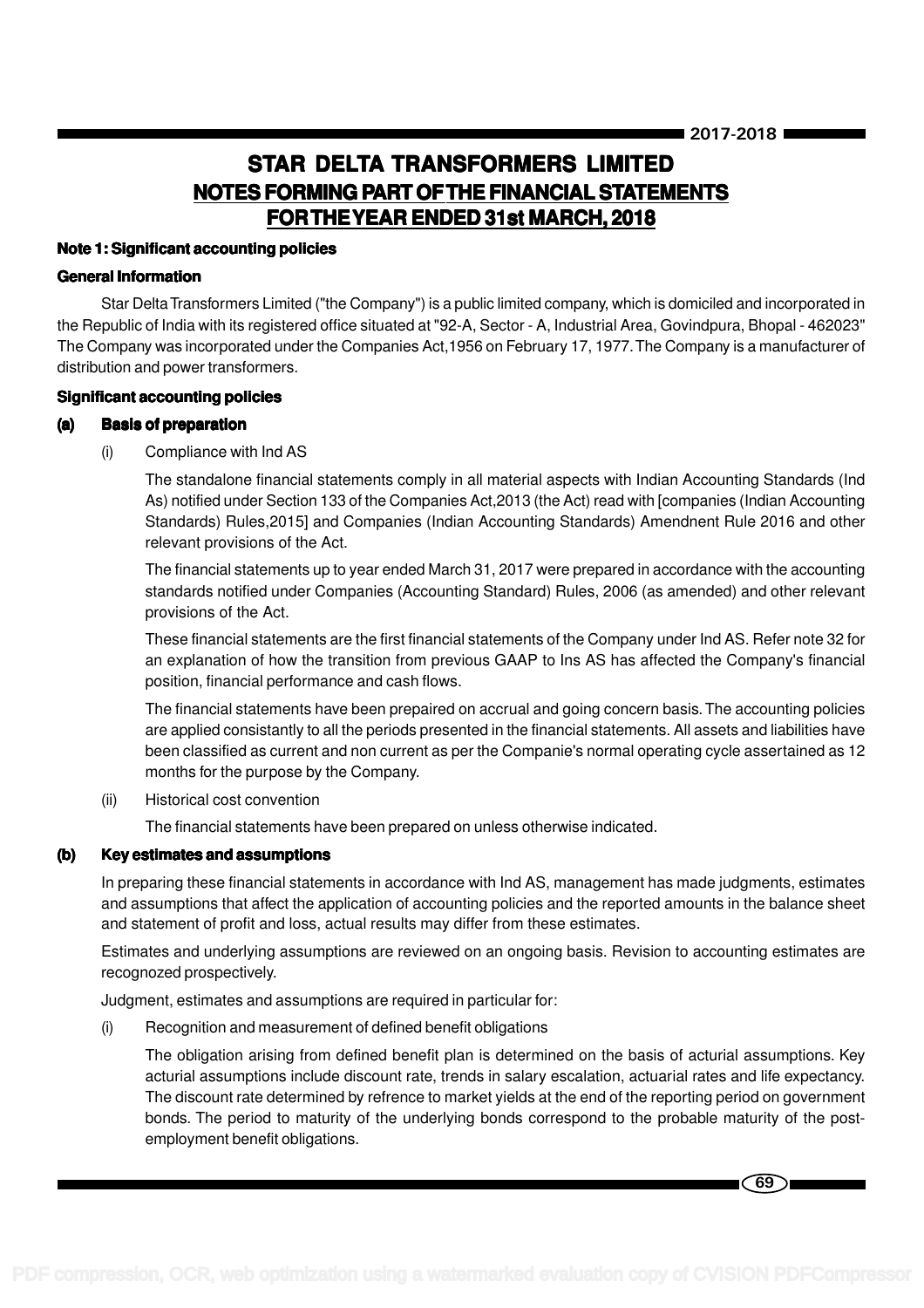# STAR DELTA TRANSFORMERS LIMITED

## NOTES FORMING PART OF THE FINANCIAL STATEMENTS FOR THE YEAR ENDED 31st MARCH, 2018

### Note 1: Significant accounting policies

**General Information**

Star Delta Transformers Limited ("the Company") is a public limited company, which is domiciled and incorporated in the Republic of India with its registered office situated at "92-A, Sector - A, Industrial Area, Govindpura, Bhopal - 462023" The Company was incorporated under the Companies Act,1956 on February 17, 1977. The Company is a manufacturer of distribution and power transformers.

**Significant accounting policies**

**(a) Basis of preparation**

(i) Compliance with Ind AS

The standalone financial statements comply in all material aspects with Indian Accounting Standards (Ind As) notified under Section 133 of the Companies Act,2013 (the Act) read with [companies (Indian Accounting Standards) Rules,2015] and Companies (Indian Accounting Standards) Amendnent Rule 2016 and other relevant provisions of the Act.

The financial statements up to year ended March 31, 2017 were prepared in accordance with the accounting standards notified under Companies (Accounting Standard) Rules, 2006 (as amended) and other relevant provisions of the Act.

These financial statements are the first financial statements of the Company under Ind AS. Refer note 32 for an explanation of how the transition from previous GAAP to Ins AS has affected the Company's financial position, financial performance and cash flows.

The financial statements have been prepaired on accrual and going concern basis. The accounting policies are applied consistantly to all the periods presented in the financial statements. All assets and liabilities have been classified as current and non current as per the Companie's normal operating cycle assertained as 12 months for the purpose by the Company.

(ii) Historical cost convention

The financial statements have been prepared on unless otherwise indicated.

**(b) Key estimates and assumptions**

In preparing these financial statements in accordance with Ind AS, management has made judgments, estimates and assumptions that affect the application of accounting policies and the reported amounts in the balance sheet and statement of profit and loss, actual results may differ from these estimates.

Estimates and underlying assumptions are reviewed on an ongoing basis. Revision to accounting estimates are recognozed prospectively.

Judgment, estimates and assumptions are required in particular for:

(i) Recognition and measurement of defined benefit obligations

The obligation arising from defined benefit plan is determined on the basis of acturial assumptions. Key acturial assumptions include discount rate, trends in salary escalation, actuarial rates and life expectancy. The discount rate determined by refrence to market yields at the end of the reporting period on government bonds. The period to maturity of the underlying bonds correspond to the probable maturity of the post-employment benefit obligations.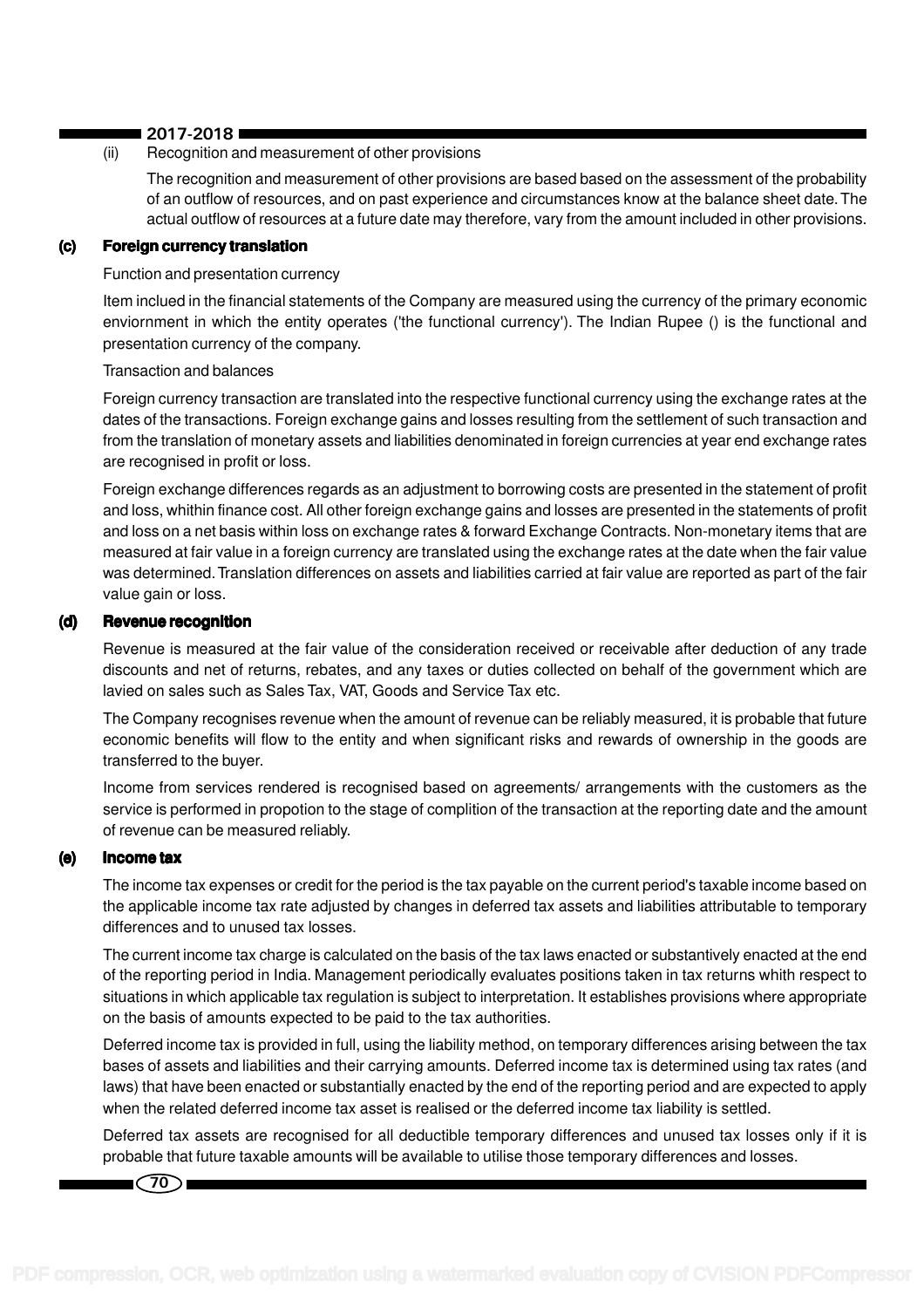(ii) Recognition and measurement of other provisions

The recognition and measurement of other provisions are based based on the assessment of the probability of an outflow of resources, and on past experience and circumstances know at the balance sheet date. The actual outflow of resources at a future date may therefore, vary from the amount included in other provisions.

**(c) Foreign currency translation**

Function and presentation currency

Item inclued in the financial statements of the Company are measured using the currency of the primary economic enviornment in which the entity operates ('the functional currency'). The Indian Rupee () is the functional and presentation currency of the company.

Transaction and balances

Foreign currency transaction are translated into the respective functional currency using the exchange rates at the dates of the transactions. Foreign exchange gains and losses resulting from the settlement of such transaction and from the translation of monetary assets and liabilities denominated in foreign currencies at year end exchange rates are recognised in profit or loss.

Foreign exchange differences regards as an adjustment to borrowing costs are presented in the statement of profit and loss, whithin finance cost. All other foreign exchange gains and losses are presented in the statements of profit and loss on a net basis within loss on exchange rates & forward Exchange Contracts. Non-monetary items that are measured at fair value in a foreign currency are translated using the exchange rates at the date when the fair value was determined. Translation differences on assets and liabilities carried at fair value are reported as part of the fair value gain or loss.

**(d) Revenue recognition**

Revenue is measured at the fair value of the consideration received or receivable after deduction of any trade discounts and net of returns, rebates, and any taxes or duties collected on behalf of the government which are lavied on sales such as Sales Tax, VAT, Goods and Service Tax etc.

The Company recognises revenue when the amount of revenue can be reliably measured, it is probable that future economic benefits will flow to the entity and when significant risks and rewards of ownership in the goods are transferred to the buyer.

Income from services rendered is recognised based on agreements/ arrangements with the customers as the service is performed in propotion to the stage of complition of the transaction at the reporting date and the amount of revenue can be measured reliably.

**(e) Income tax**

The income tax expenses or credit for the period is the tax payable on the current period's taxable income based on the applicable income tax rate adjusted by changes in deferred tax assets and liabilities attributable to temporary differences and to unused tax losses.

The current income tax charge is calculated on the basis of the tax laws enacted or substantively enacted at the end of the reporting period in India. Management periodically evaluates positions taken in tax returns whith respect to situations in which applicable tax regulation is subject to interpretation. It establishes provisions where appropriate on the basis of amounts expected to be paid to the tax authorities.

Deferred income tax is provided in full, using the liability method, on temporary differences arising between the tax bases of assets and liabilities and their carrying amounts. Deferred income tax is determined using tax rates (and laws) that have been enacted or substantially enacted by the end of the reporting period and are expected to apply when the related deferred income tax asset is realised or the deferred income tax liability is settled.

Deferred tax assets are recognised for all deductible temporary differences and unused tax losses only if it is probable that future taxable amounts will be available to utilise those temporary differences and losses.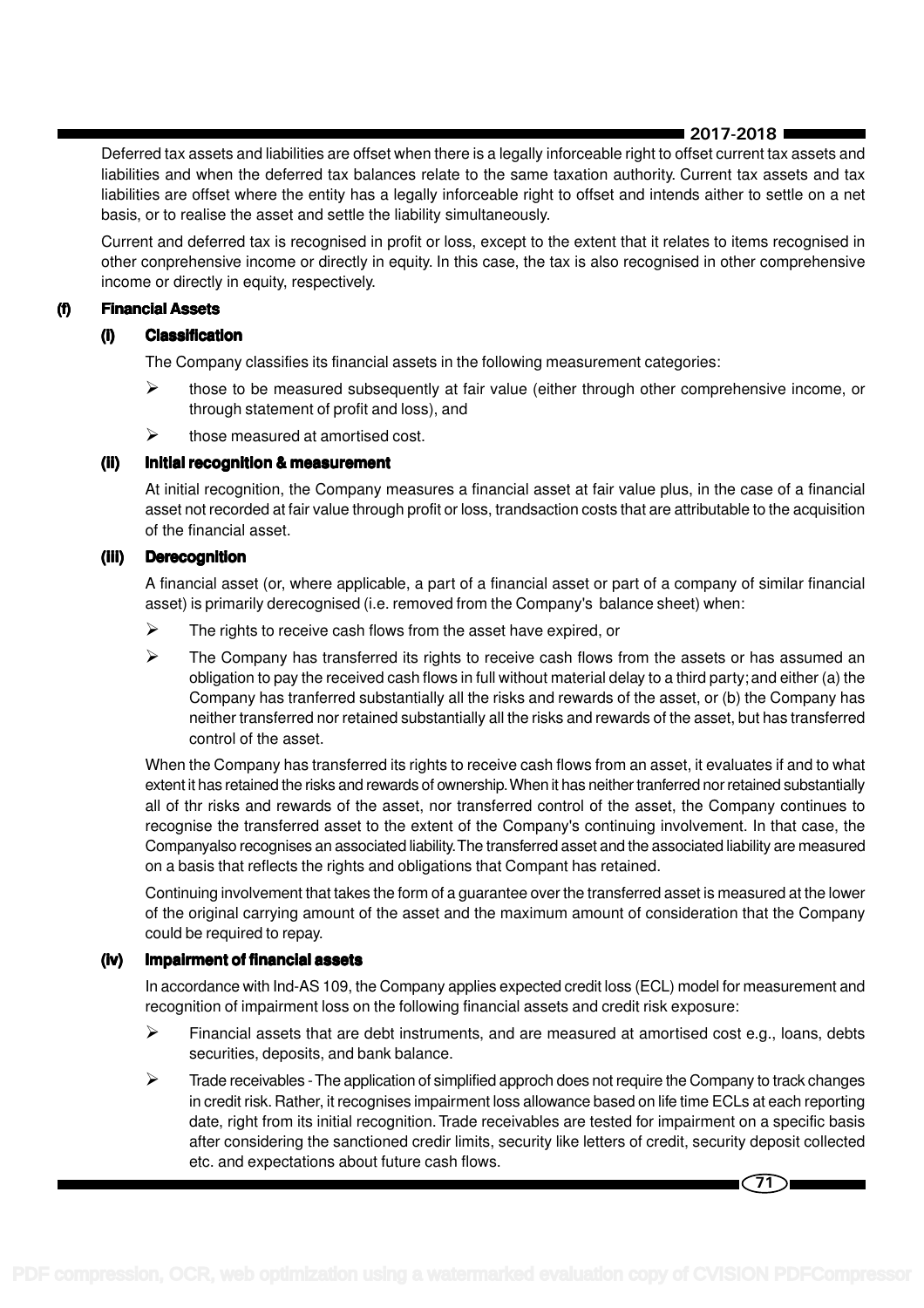Deferred tax assets and liabilities are offset when there is a legally inforceable right to offset current tax assets and liabilities and when the deferred tax balances relate to the same taxation authority. Current tax assets and tax liabilities are offset where the entity has a legally inforceable right to offset and intends aither to settle on a net basis, or to realise the asset and settle the liability simultaneously.

Current and deferred tax is recognised in profit or loss, except to the extent that it relates to items recognised in other conprehensive income or directly in equity. In this case, the tax is also recognised in other comprehensive income or directly in equity, respectively.

**(f) Financial Assets**

**(i) Classification**

The Company classifies its financial assets in the following measurement categories:

- those to be measured subsequently at fair value (either through other comprehensive income, or through statement of profit and loss), and
- those measured at amortised cost.

**(ii) Initial recognition & measurement**

At initial recognition, the Company measures a financial asset at fair value plus, in the case of a financial asset not recorded at fair value through profit or loss, trandsaction costs that are attributable to the acquisition of the financial asset.

**(iii) Derecognition**

A financial asset (or, where applicable, a part of a financial asset or part of a company of similar financial asset) is primarily derecognised (i.e. removed from the Company's balance sheet) when:

- The rights to receive cash flows from the asset have expired, or
- The Company has transferred its rights to receive cash flows from the assets or has assumed an obligation to pay the received cash flows in full without material delay to a third party; and either (a) the Company has tranferred substantially all the risks and rewards of the asset, or (b) the Company has neither transferred nor retained substantially all the risks and rewards of the asset, but has transferred control of the asset.

When the Company has transferred its rights to receive cash flows from an asset, it evaluates if and to what extent it has retained the risks and rewards of ownership. When it has neither tranferred nor retained substantially all of thr risks and rewards of the asset, nor transferred control of the asset, the Company continues to recognise the transferred asset to the extent of the Company's continuing involvement. In that case, the Companyalso recognises an associated liability. The transferred asset and the associated liability are measured on a basis that reflects the rights and obligations that Compant has retained.

Continuing involvement that takes the form of a guarantee over the transferred asset is measured at the lower of the original carrying amount of the asset and the maximum amount of consideration that the Company could be required to repay.

**(iv) Impairment of financial assets**

In accordance with Ind-AS 109, the Company applies expected credit loss (ECL) model for measurement and recognition of impairment loss on the following financial assets and credit risk exposure:

- Financial assets that are debt instruments, and are measured at amortised cost e.g., loans, debts securities, deposits, and bank balance.
- Trade receivables - The application of simplified approch does not require the Company to track changes in credit risk. Rather, it recognises impairment loss allowance based on life time ECLs at each reporting date, right from its initial recognition. Trade receivables are tested for impairment on a specific basis after considering the sanctioned credir limits, security like letters of credit, security deposit collected etc. and expectations about future cash flows.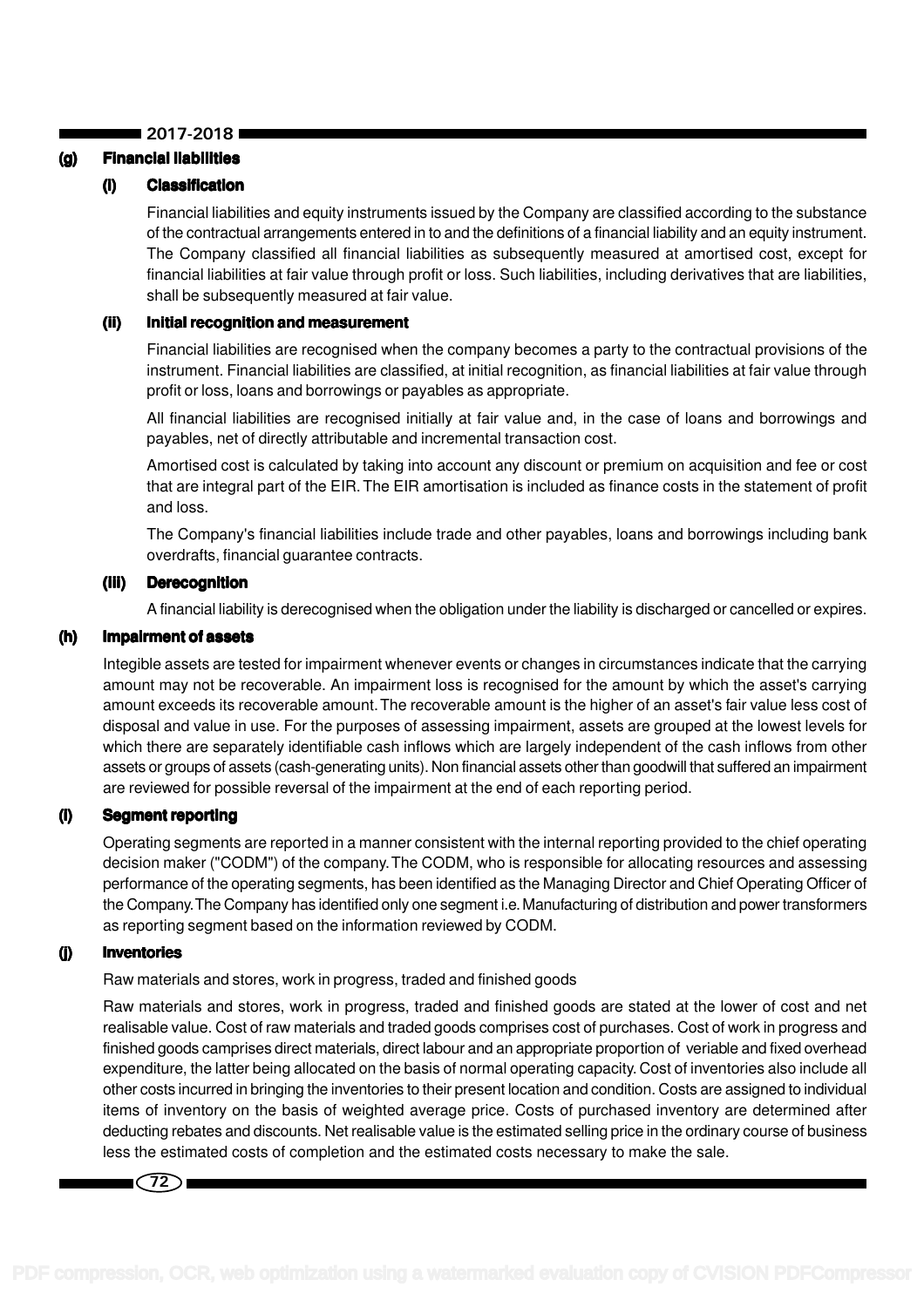### (g) Financial liabilities

#### (i) Classification

Financial liabilities and equity instruments issued by the Company are classified according to the substance of the contractual arrangements entered in to and the definitions of a financial liability and an equity instrument. The Company classified all financial liabilities as subsequently measured at amortised cost, except for financial liabilities at fair value through profit or loss. Such liabilities, including derivatives that are liabilities, shall be subsequently measured at fair value.

#### (ii) Initial recognition and measurement

Financial liabilities are recognised when the company becomes a party to the contractual provisions of the instrument. Financial liabilities are classified, at initial recognition, as financial liabilities at fair value through profit or loss, loans and borrowings or payables as appropriate.

All financial liabilities are recognised initially at fair value and, in the case of loans and borrowings and payables, net of directly attributable and incremental transaction cost.

Amortised cost is calculated by taking into account any discount or premium on acquisition and fee or cost that are integral part of the EIR. The EIR amortisation is included as finance costs in the statement of profit and loss.

The Company's financial liabilities include trade and other payables, loans and borrowings including bank overdrafts, financial guarantee contracts.

#### (iii) Derecognition

A financial liability is derecognised when the obligation under the liability is discharged or cancelled or expires.

### (h) Impairment of assets

Integible assets are tested for impairment whenever events or changes in circumstances indicate that the carrying amount may not be recoverable. An impairment loss is recognised for the amount by which the asset's carrying amount exceeds its recoverable amount. The recoverable amount is the higher of an asset's fair value less cost of disposal and value in use. For the purposes of assessing impairment, assets are grouped at the lowest levels for which there are separately identifiable cash inflows which are largely independent of the cash inflows from other assets or groups of assets (cash-generating units). Non financial assets other than goodwill that suffered an impairment are reviewed for possible reversal of the impairment at the end of each reporting period.

### (i) Segment reporting

Operating segments are reported in a manner consistent with the internal reporting provided to the chief operating decision maker ("CODM") of the company. The CODM, who is responsible for allocating resources and assessing performance of the operating segments, has been identified as the Managing Director and Chief Operating Officer of the Company. The Company has identified only one segment i.e. Manufacturing of distribution and power transformers as reporting segment based on the information reviewed by CODM.

### (j) Inventories

Raw materials and stores, work in progress, traded and finished goods

Raw materials and stores, work in progress, traded and finished goods are stated at the lower of cost and net realisable value. Cost of raw materials and traded goods comprises cost of purchases. Cost of work in progress and finished goods camprises direct materials, direct labour and an appropriate proportion of veriable and fixed overhead expenditure, the latter being allocated on the basis of normal operating capacity. Cost of inventories also include all other costs incurred in bringing the inventories to their present location and condition. Costs are assigned to individual items of inventory on the basis of weighted average price. Costs of purchased inventory are determined after deducting rebates and discounts. Net realisable value is the estimated selling price in the ordinary course of business less the estimated costs of completion and the estimated costs necessary to make the sale.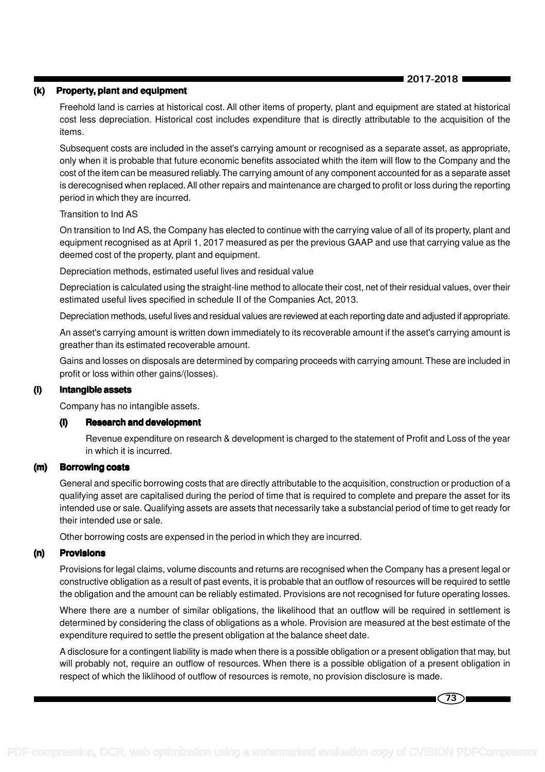**(k) Property, plant and equipment**

Freehold land is carries at historical cost. All other items of property, plant and equipment are stated at historical cost less depreciation. Historical cost includes expenditure that is directly attributable to the acquisition of the items.

Subsequent costs are included in the asset's carrying amount or recognised as a separate asset, as appropriate, only when it is probable that future economic benefits associated whith the item will flow to the Company and the cost of the item can be measured reliably. The carrying amount of any component accounted for as a separate asset is derecognised when replaced. All other repairs and maintenance are charged to profit or loss during the reporting period in which they are incurred.

Transition to Ind AS

On transition to Ind AS, the Company has elected to continue with the carrying value of all of its property, plant and equipment recognised as at April 1, 2017 measured as per the previous GAAP and use that carrying value as the deemed cost of the property, plant and equipment.

Depreciation methods, estimated useful lives and residual value

Depreciation is calculated using the straight-line method to allocate their cost, net of their residual values, over their estimated useful lives specified in schedule II of the Companies Act, 2013.

Depreciation methods, useful lives and residual values are reviewed at each reporting date and adjusted if appropriate.

An asset's carrying amount is written down immediately to its recoverable amount if the asset's carrying amount is greather than its estimated recoverable amount.

Gains and losses on disposals are determined by comparing proceeds with carrying amount. These are included in profit or loss within other gains/(losses).

**(l) Intangible assets**

Company has no intangible assets.

**(i) Research and development**

Revenue expenditure on research & development is charged to the statement of Profit and Loss of the year in which it is incurred.

**(m) Borrowing costs**

General and specific borrowing costs that are directly attributable to the acquisition, construction or production of a qualifying asset are capitalised during the period of time that is required to complete and prepare the asset for its intended use or sale. Qualifying assets are assets that necessarily take a substancial period of time to get ready for their intended use or sale.

Other borrowing costs are expensed in the period in which they are incurred.

**(n) Provisions**

Provisions for legal claims, volume discounts and returns are recognised when the Company has a present legal or constructive obligation as a result of past events, it is probable that an outflow of resources will be required to settle the obligation and the amount can be reliably estimated. Provisions are not recognised for future operating losses.

Where there are a number of similar obligations, the likelihood that an outflow will be required in settlement is determined by considering the class of obligations as a whole. Provision are measured at the best estimate of the expenditure required to settle the present obligation at the balance sheet date.

A disclosure for a contingent liability is made when there is a possible obligation or a present obligation that may, but will probably not, require an outflow of resources. When there is a possible obligation of a present obligation in respect of which the liklihood of outflow of resources is remote, no provision disclosure is made.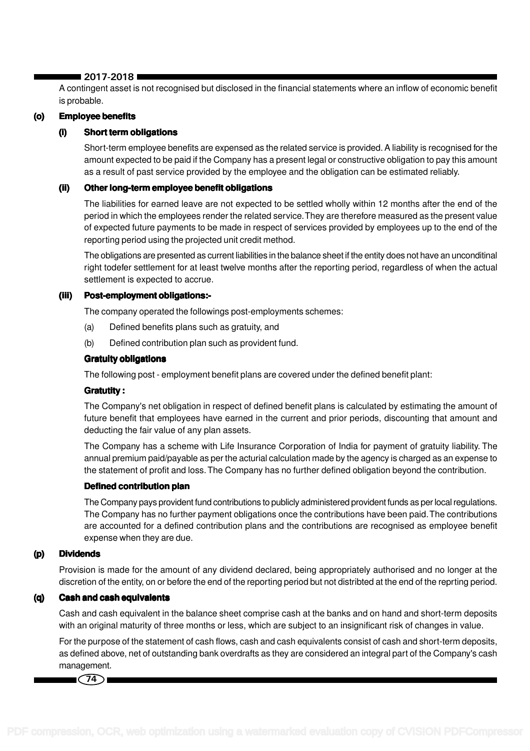A contingent asset is not recognised but disclosed in the financial statements where an inflow of economic benefit is probable.

**(o) Employee benefits**

**(i) Short term obligations**

Short-term employee benefits are expensed as the related service is provided. A liability is recognised for the amount expected to be paid if the Company has a present legal or constructive obligation to pay this amount as a result of past service provided by the employee and the obligation can be estimated reliably.

**(ii) Other long-term employee benefit obligations**

The liabilities for earned leave are not expected to be settled wholly within 12 months after the end of the period in which the employees render the related service. They are therefore measured as the present value of expected future payments to be made in respect of services provided by employees up to the end of the reporting period using the projected unit credit method.

The obligations are presented as current liabilities in the balance sheet if the entity does not have an unconditinal right todefer settlement for at least twelve months after the reporting period, regardless of when the actual settlement is expected to accrue.

**(iii) Post-employment obligations:-**

The company operated the followings post-employments schemes:

(a) Defined benefits plans such as gratuity, and

(b) Defined contribution plan such as provident fund.

**Gratuity obligations**

The following post - employment benefit plans are covered under the defined benefit plant:

**Gratutity :**

The Company's net obligation in respect of defined benefit plans is calculated by estimating the amount of future benefit that employees have earned in the current and prior periods, discounting that amount and deducting the fair value of any plan assets.

The Company has a scheme with Life Insurance Corporation of India for payment of gratuity liability. The annual premium paid/payable as per the acturial calculation made by the agency is charged as an expense to the statement of profit and loss. The Company has no further defined obligation beyond the contribution.

**Defined contribution plan**

The Company pays provident fund contributions to publicly administered provident funds as per local regulations. The Company has no further payment obligations once the contributions have been paid. The contributions are accounted for a defined contribution plans and the contributions are recognised as employee benefit expense when they are due.

**(p) Dividends**

Provision is made for the amount of any dividend declared, being appropriately authorised and no longer at the discretion of the entity, on or before the end of the reporting period but not distribted at the end of the reprting period.

**(q) Cash and cash equivalents**

Cash and cash equivalent in the balance sheet comprise cash at the banks and on hand and short-term deposits with an original maturity of three months or less, which are subject to an insignificant risk of changes in value.

For the purpose of the statement of cash flows, cash and cash equivalents consist of cash and short-term deposits, as defined above, net of outstanding bank overdrafts as they are considered an integral part of the Company's cash management.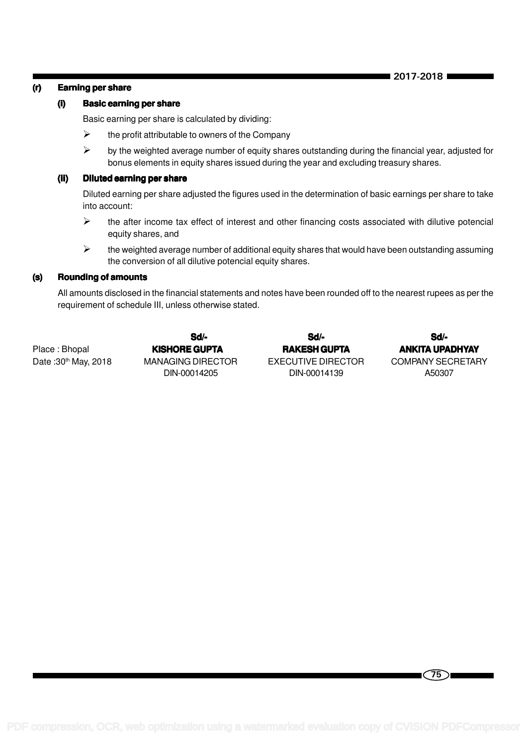**(r) Earning per share**

**(i) Basic earning per share**

Basic earning per share is calculated by dividing:

- the profit attributable to owners of the Company
- by the weighted average number of equity shares outstanding during the financial year, adjusted for bonus elements in equity shares issued during the year and excluding treasury shares.

**(ii) Diluted earning per share**

Diluted earning per share adjusted the figures used in the determination of basic earnings per share to take into account:

- the after income tax effect of interest and other financing costs associated with dilutive potencial equity shares, and
- the weighted average number of additional equity shares that would have been outstanding assuming the conversion of all dilutive potencial equity shares.

**(s) Rounding of amounts**

All amounts disclosed in the financial statements and notes have been rounded off to the nearest rupees as per the requirement of schedule III, unless otherwise stated.

| | Sd/- | Sd/- | Sd/- |
|---|---|---|---|
| Place : Bhopal | **KISHORE GUPTA** | **RAKESH GUPTA** | **ANKITA UPADHYAY** |
| Date :30th May, 2018 | MANAGING DIRECTOR | EXECUTIVE DIRECTOR | COMPANY SECRETARY |
| | DIN-00014205 | DIN-00014139 | A50307 |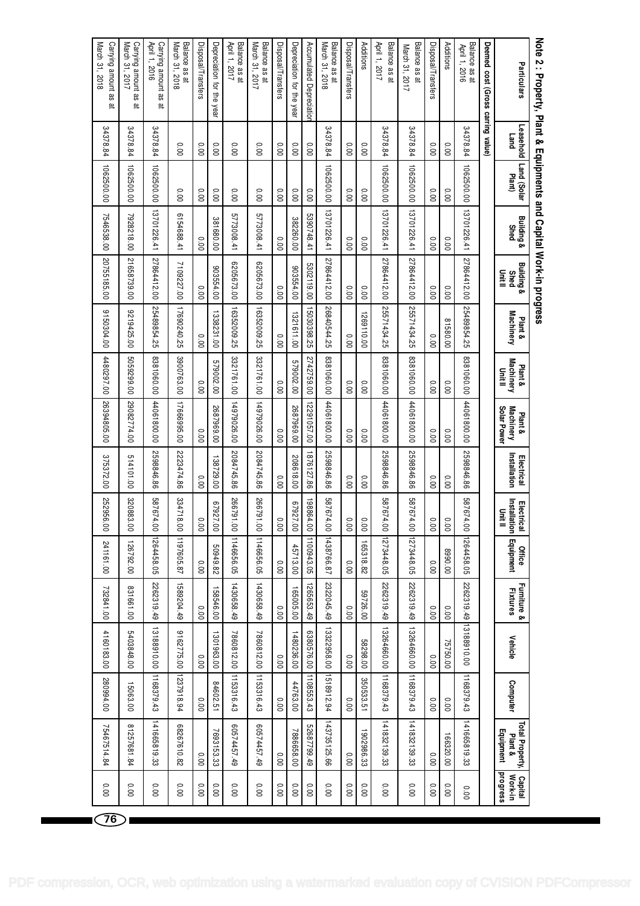## Note 2 : Property, Plant & Equipments and Capital Work-in progress

| Particulars | Leasehold Land | Land (Solar Plant) | Building & Shed | Building & Shed Unit II | Plant & Machinery | Plant & Machinery Unit II | Plant & Machinery Solar Power | Electrical Installation | Electrical Installation Unit II | Office Equipment | Furniture & Fixtures | Vehicle | Computer | Total Property, Plant & Equipment | Capital Work-in progress |
|---|---|---|---|---|---|---|---|---|---|---|---|---|---|---|---|
| **Deemed cost (Gross carrying value)** | | | | | | | | | | | | | | | |
| Balance as at April 1, 2016 | 34378.84 | 1062500.00 | 13701226.41 | 27864412.00 | 25489854.25 | 8381060.00 | 44061800.00 | 2598846.86 | 587674.00 | 1264458.05 | 2262319.49 | 13188910.00 | 1168379.43 | 141665819.33 | 0.00 |
| Additions | 0.00 | 0.00 | 0.00 | 0.00 | 81580.00 | 0.00 | 0.00 | 0.00 | 0.00 | 8990.00 | 0.00 | 75750.00 | 0.00 | 166320.00 | 0.00 |
| Disposal/Transfers | 0.00 | 0.00 | 0.00 | 0.00 | 0.00 | 0.00 | 0.00 | 0.00 | 0.00 | 0.00 | 0.00 | 0.00 | 0.00 | 0.00 | 0.00 |
| Balance as at March 31, 2017 | 34378.84 | 1062500.00 | 13701226.41 | 27864412.00 | 25571434.25 | 8381060.00 | 44061800.00 | 2598846.86 | 587674.00 | 1273448.05 | 2262319.49 | 13264660.00 | 1168379.43 | 141832139.33 | 0.00 |
| Balance as at April 1, 2017 | 34378.84 | 1062500.00 | 13701226.41 | 27864412.00 | 25571434.25 | 8381060.00 | 44061800.00 | 2598846.86 | 587674.00 | 1273448.05 | 2262319.49 | 13264660.00 | 1168379.43 | 141832139.33 | 0.00 |
| Additions | 0.00 | 0.00 | 0.00 | 0.00 | 1269110.00 | 0.00 | 0.00 | 0.00 | 0.00 | 165318.82 | 59726.00 | 58298.00 | 350533.51 | 1902986.33 | 0.00 |
| Disposal/Transfers | 0.00 | 0.00 | 0.00 | 0.00 | 0.00 | 0.00 | 0.00 | 0.00 | 0.00 | 0.00 | 0.00 | 0.00 | 0.00 | 0.00 | 0.00 |
| Balance as at March 31, 2018 | 34378.84 | 1062500.00 | 13701226.41 | 27864412.00 | 26840544.25 | 8381060.00 | 44061800.00 | 2598846.86 | 587674.00 | 1438766.87 | 2322045.49 | 13322958.00 | 1518912.94 | 143735125.66 | 0.00 |
| Accumulated Depreciation | 0.00 | 0.00 | 5390748.41 | 5302119.00 | 15030398.25 | 2742759.00 | 12291057.00 | 1876127.86 | 198864.00 | 1100943.05 | 1265653.49 | 6380576.00 | 1108553.43 | 52687799.49 | 0.00 |
| Depreciation for the year | 0.00 | 0.00 | 382260.00 | 903554.00 | 1321611.00 | 579002.00 | 2687969.00 | 208618.00 | 67927.00 | 45713.00 | 165005.00 | 1480236.00 | 44763.00 | 7886658.00 | 0.00 |
| Disposal/Transfers | 0.00 | 0.00 | 0.00 | 0.00 | 0.00 | 0.00 | 0.00 | 0.00 | 0.00 | 0.00 | 0.00 | 0.00 | 0.00 | 0.00 | 0.00 |
| Balance as at March 31, 2017 | 0.00 | 0.00 | 5773008.41 | 6205673.00 | 16352009.25 | 3321761.00 | 14979026.00 | 2084745.86 | 266791.00 | 1146656.05 | 1430658.49 | 7860812.00 | 1153316.43 | 60574457.49 | 0.00 |
| Balance as at April 1, 2017 | 0.00 | 0.00 | 5773008.41 | 6205673.00 | 16352009.25 | 3321761.00 | 14979026.00 | 2084745.86 | 266791.00 | 1146656.05 | 1430658.49 | 7860812.00 | 1153316.43 | 60574457.49 | 0.00 |
| Depreciation for the year | 0.00 | 0.00 | 381680.00 | 903554.00 | 1338231.00 | 579002.00 | 2687969.00 | 138729.00 | 67927.00 | 50949.82 | 158546.00 | 1301963.00 | 84602.51 | 7693153.33 | 0.00 |
| Disposal/Transfers | 0.00 | 0.00 | 0.00 | 0.00 | 0.00 | 0.00 | 0.00 | 0.00 | 0.00 | 0.00 | 0.00 | 0.00 | 0.00 | 0.00 | 0.00 |
| Balance as at March 31, 2018 | 0.00 | 0.00 | 6154688.41 | 7109227.00 | 17690240.25 | 3900763.00 | 17666995.00 | 2223474.86 | 334718.00 | 1197605.87 | 1589204.49 | 9162775.00 | 1237918.94 | 68267610.82 | 0.00 |
| Carrying amount as at April 1, 2016 | 34378.84 | 1062500.00 | 13701226.41 | 27864412.00 | 25489854.25 | 8381060.00 | 44061800.00 | 2598846.86 | 587674.00 | 1264458.05 | 2262319.49 | 13188910.00 | 1168379.43 | 141665819.33 | 0.00 |
| Carrying amount as at March 31, 2017 | 34378.84 | 1062500.00 | 7928218.00 | 21658739.00 | 9219425.00 | 5059299.00 | 29082774.00 | 514101.00 | 320883.00 | 126792.00 | 831661.00 | 5403848.00 | 15063.00 | 81257681.84 | 0.00 |
| Carrying amount as at March 31, 2018 | 34378.84 | 1062500.00 | 7546538.00 | 20755185.00 | 9150304.00 | 4480297.00 | 26394805.00 | 375372.00 | 252956.00 | 241161.00 | 732841.00 | 4160183.00 | 280994.00 | 75467514.84 | 0.00 |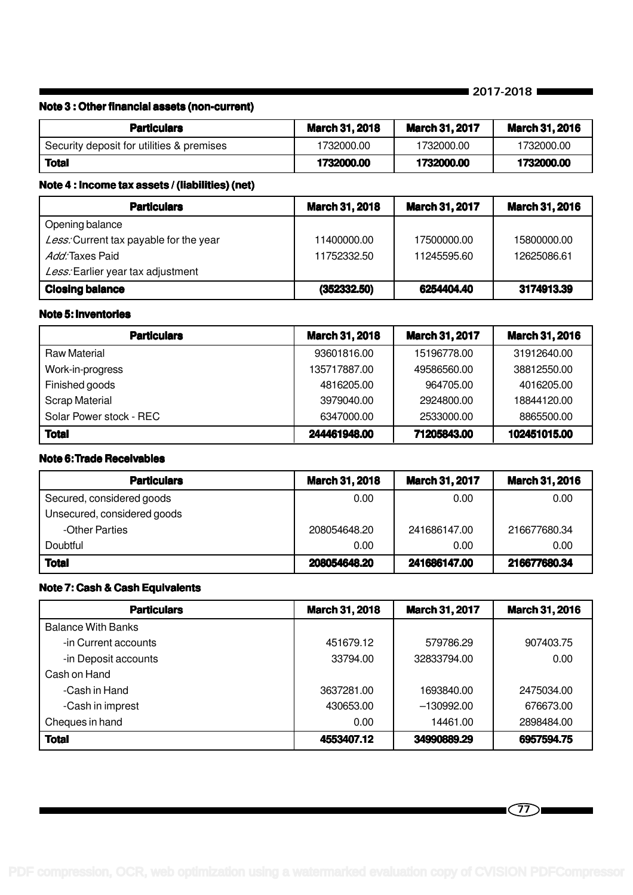#### Note 3 : Other financial assets (non-current)

| Particulars | March 31, 2018 | March 31, 2017 | March 31, 2016 |
|---|---|---|---|
| Security deposit for utilities & premises | 1732000.00 | 1732000.00 | 1732000.00 |
| **Total** | **1732000.00** | **1732000.00** | **1732000.00** |

#### Note 4 : Income tax assets / (liabilities) (net)

| Particulars | March 31, 2018 | March 31, 2017 | March 31, 2016 |
|---|---|---|---|
| Opening balance | | | |
| *Less:* Current tax payable for the year | 11400000.00 | 17500000.00 | 15800000.00 |
| *Add:* Taxes Paid | 11752332.50 | 11245595.60 | 12625086.61 |
| *Less:* Earlier year tax adjustment | | | |
| **Closing balance** | **(352332.50)** | **6254404.40** | **3174913.39** |

#### Note 5: Inventories

| Particulars | March 31, 2018 | March 31, 2017 | March 31, 2016 |
|---|---|---|---|
| Raw Material | 93601816.00 | 15196778.00 | 31912640.00 |
| Work-in-progress | 135717887.00 | 49586560.00 | 38812550.00 |
| Finished goods | 4816205.00 | 964705.00 | 4016205.00 |
| Scrap Material | 3979040.00 | 2924800.00 | 18844120.00 |
| Solar Power stock - REC | 6347000.00 | 2533000.00 | 8865500.00 |
| **Total** | **244461948.00** | **71205843.00** | **102451015.00** |

#### Note 6: Trade Receivables

| Particulars | March 31, 2018 | March 31, 2017 | March 31, 2016 |
|---|---|---|---|
| Secured, considered goods | 0.00 | 0.00 | 0.00 |
| Unsecured, considered goods | | | |
| -Other Parties | 208054648.20 | 241686147.00 | 216677680.34 |
| Doubtful | 0.00 | 0.00 | 0.00 |
| **Total** | **208054648.20** | **241686147.00** | **216677680.34** |

#### Note 7: Cash & Cash Equivalents

| Particulars | March 31, 2018 | March 31, 2017 | March 31, 2016 |
|---|---|---|---|
| Balance With Banks | | | |
| -in Current accounts | 451679.12 | 579786.29 | 907403.75 |
| -in Deposit accounts | 33794.00 | 32833794.00 | 0.00 |
| Cash on Hand | | | |
| -Cash in Hand | 3637281.00 | 1693840.00 | 2475034.00 |
| -Cash in imprest | 430653.00 | –130992.00 | 676673.00 |
| Cheques in hand | 0.00 | 14461.00 | 2898484.00 |
| **Total** | **4553407.12** | **34990889.29** | **6957594.75** |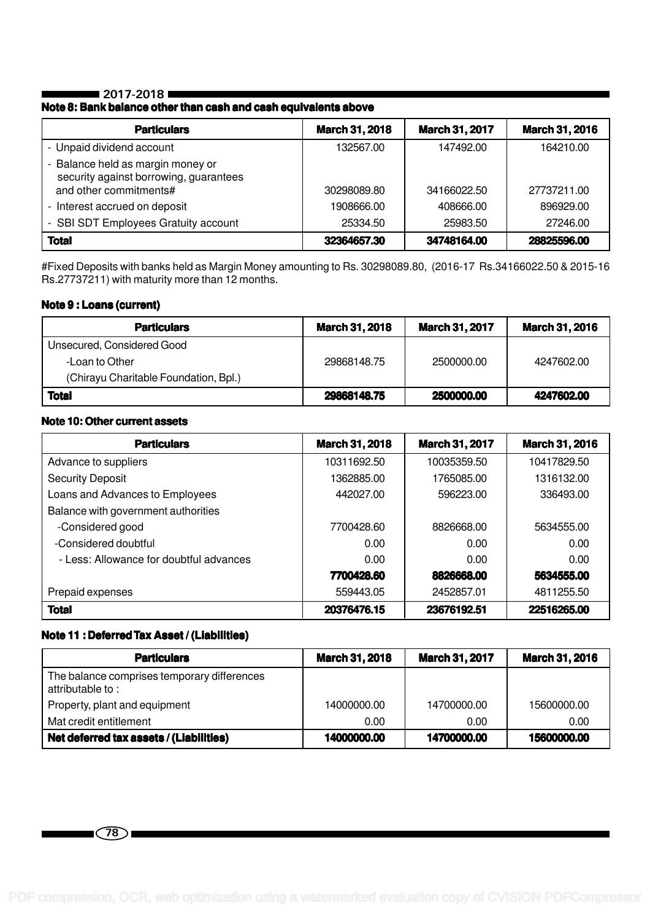## Note 8: Bank balance other than cash and cash equivalents above

| Particulars | March 31, 2018 | March 31, 2017 | March 31, 2016 |
|---|---|---|---|
| - Unpaid dividend account | 132567.00 | 147492.00 | 164210.00 |
| - Balance held as margin money or security against borrowing, guarantees and other commitments# | 30298089.80 | 34166022.50 | 27737211.00 |
| - Interest accrued on deposit | 1908666.00 | 408666.00 | 896929.00 |
| - SBI SDT Employees Gratuity account | 25334.50 | 25983.50 | 27246.00 |
| **Total** | **32364657.30** | **34748164.00** | **28825596.00** |

#Fixed Deposits with banks held as Margin Money amounting to Rs. 30298089.80, (2016-17 Rs.34166022.50 & 2015-16 Rs.27737211) with maturity more than 12 months.

## Note 9 : Loans (current)

| Particulars | March 31, 2018 | March 31, 2017 | March 31, 2016 |
|---|---|---|---|
| Unsecured, Considered Good | | | |
| -Loan to Other (Chirayu Charitable Foundation, Bpl.) | 29868148.75 | 2500000.00 | 4247602.00 |
| **Total** | **29868148.75** | **2500000.00** | **4247602.00** |

## Note 10: Other current assets

| Particulars | March 31, 2018 | March 31, 2017 | March 31, 2016 |
|---|---|---|---|
| Advance to suppliers | 10311692.50 | 10035359.50 | 10417829.50 |
| Security Deposit | 1362885.00 | 1765085.00 | 1316132.00 |
| Loans and Advances to Employees | 442027.00 | 596223.00 | 336493.00 |
| Balance with government authorities | | | |
| -Considered good | 7700428.60 | 8826668.00 | 5634555.00 |
| -Considered doubtful | 0.00 | 0.00 | 0.00 |
| - Less: Allowance for doubtful advances | 0.00 | 0.00 | 0.00 |
| | **7700428.60** | **8826668.00** | **5634555.00** |
| Prepaid expenses | 559443.05 | 2452857.01 | 4811255.50 |
| **Total** | **20376476.15** | **23676192.51** | **22516265.00** |

## Note 11 : Deferred Tax Asset / (Liabilities)

| Particulars | March 31, 2018 | March 31, 2017 | March 31, 2016 |
|---|---|---|---|
| The balance comprises temporary differences attributable to : | | | |
| Property, plant and equipment | 14000000.00 | 14700000.00 | 15600000.00 |
| Mat credit entitlement | 0.00 | 0.00 | 0.00 |
| **Net deferred tax assets / (Liabilities)** | **14000000.00** | **14700000.00** | **15600000.00** |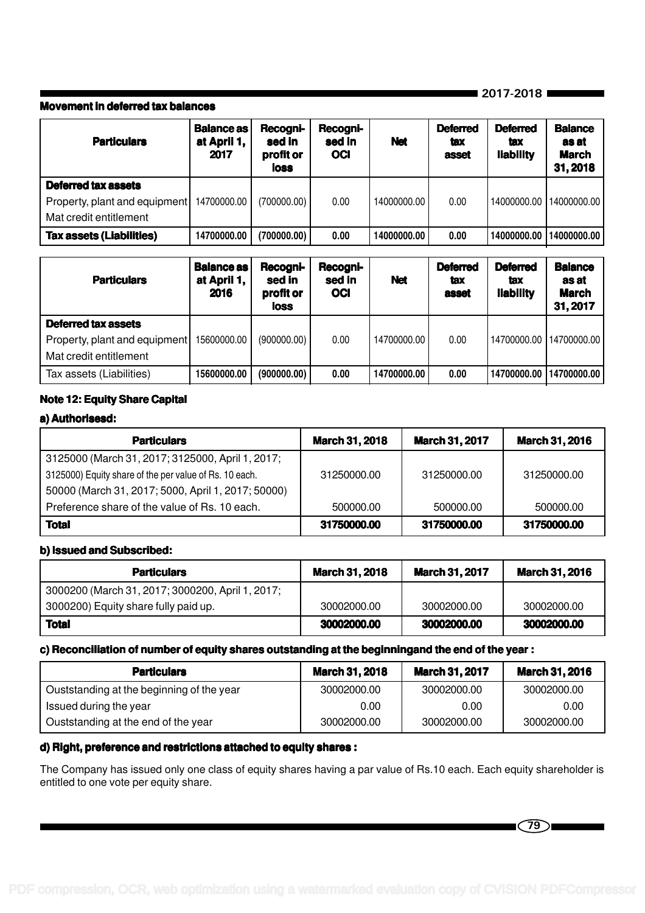### Movement in deferred tax balances

| Particulars | Balance as at April 1, 2017 | Recognised in profit or loss | Recognised in OCI | Net | Deferred tax asset | Deferred tax liability | Balance as at March 31, 2018 |
|---|---|---|---|---|---|---|---|
| **Deferred tax assets** | | | | | | | |
| Property, plant and equipment | 14700000.00 | (700000.00) | 0.00 | 14000000.00 | 0.00 | 14000000.00 | 14000000.00 |
| Mat credit entitlement | | | | | | | |
| **Tax assets (Liabilities)** | **14700000.00** | **(700000.00)** | **0.00** | **14000000.00** | **0.00** | **14000000.00** | **14000000.00** |

| Particulars | Balance as at April 1, 2016 | Recognised in profit or loss | Recognised in OCI | Net | Deferred tax asset | Deferred tax liability | Balance as at March 31, 2017 |
|---|---|---|---|---|---|---|---|
| **Deferred tax assets** | | | | | | | |
| Property, plant and equipment | 15600000.00 | (900000.00) | 0.00 | 14700000.00 | 0.00 | 14700000.00 | 14700000.00 |
| Mat credit entitlement | | | | | | | |
| Tax assets (Liabilities) | **15600000.00** | **(900000.00)** | **0.00** | **14700000.00** | **0.00** | **14700000.00** | **14700000.00** |

### Note 12: Equity Share Capital

#### a) Authorisesd:

| Particulars | March 31, 2018 | March 31, 2017 | March 31, 2016 |
|---|---|---|---|
| 3125000 (March 31, 2017; 3125000, April 1, 2017; 3125000) Equity share of the per value of Rs. 10 each. | 31250000.00 | 31250000.00 | 31250000.00 |
| 50000 (March 31, 2017; 5000, April 1, 2017; 50000) Preference share of the value of Rs. 10 each. | 500000.00 | 500000.00 | 500000.00 |
| **Total** | **31750000.00** | **31750000.00** | **31750000.00** |

#### b) Issued and Subscribed:

| Particulars | March 31, 2018 | March 31, 2017 | March 31, 2016 |
|---|---|---|---|
| 3000200 (March 31, 2017; 3000200, April 1, 2017; 3000200) Equity share fully paid up. | 30002000.00 | 30002000.00 | 30002000.00 |
| **Total** | **30002000.00** | **30002000.00** | **30002000.00** |

#### c) Reconciliation of number of equity shares outstanding at the beginningand the end of the year :

| Particulars | March 31, 2018 | March 31, 2017 | March 31, 2016 |
|---|---|---|---|
| Ouststanding at the beginning of the year | 30002000.00 | 30002000.00 | 30002000.00 |
| Issued during the year | 0.00 | 0.00 | 0.00 |
| Ouststanding at the end of the year | 30002000.00 | 30002000.00 | 30002000.00 |

#### d) Right, preference and restrictions attached to equity shares :

The Company has issued only one class of equity shares having a par value of Rs.10 each. Each equity shareholder is entitled to one vote per equity share.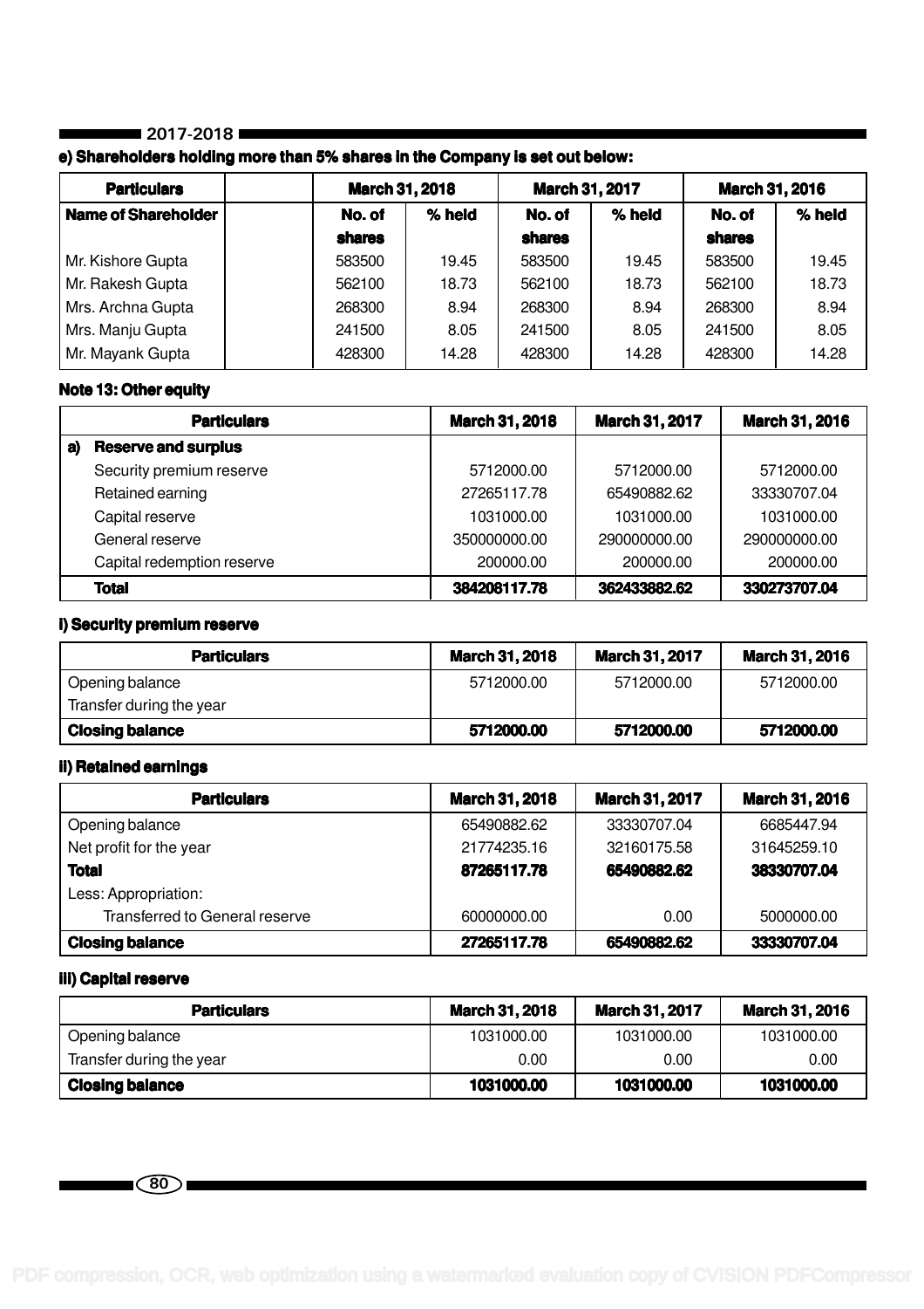#### e) Shareholders holding more than 5% shares in the Company is set out below:

| Particulars | | March 31, 2018 | | March 31, 2017 | | March 31, 2016 | |
|---|---|---|---|---|---|---|---|
| Name of Shareholder | | No. of shares | % held | No. of shares | % held | No. of shares | % held |
| Mr. Kishore Gupta | | 583500 | 19.45 | 583500 | 19.45 | 583500 | 19.45 |
| Mr. Rakesh Gupta | | 562100 | 18.73 | 562100 | 18.73 | 562100 | 18.73 |
| Mrs. Archna Gupta | | 268300 | 8.94 | 268300 | 8.94 | 268300 | 8.94 |
| Mrs. Manju Gupta | | 241500 | 8.05 | 241500 | 8.05 | 241500 | 8.05 |
| Mr. Mayank Gupta | | 428300 | 14.28 | 428300 | 14.28 | 428300 | 14.28 |

#### Note 13: Other equity

| Particulars | March 31, 2018 | March 31, 2017 | March 31, 2016 |
|---|---|---|---|
| **a) Reserve and surplus** | | | |
| Security premium reserve | 5712000.00 | 5712000.00 | 5712000.00 |
| Retained earning | 27265117.78 | 65490882.62 | 33330707.04 |
| Capital reserve | 1031000.00 | 1031000.00 | 1031000.00 |
| General reserve | 350000000.00 | 290000000.00 | 290000000.00 |
| Capital redemption reserve | 200000.00 | 200000.00 | 200000.00 |
| **Total** | **384208117.78** | **362433882.62** | **330273707.04** |

#### i) Security premium reserve

| Particulars | March 31, 2018 | March 31, 2017 | March 31, 2016 |
|---|---|---|---|
| Opening balance | 5712000.00 | 5712000.00 | 5712000.00 |
| Transfer during the year | | | |
| **Closing balance** | **5712000.00** | **5712000.00** | **5712000.00** |

#### ii) Retained earnings

| Particulars | March 31, 2018 | March 31, 2017 | March 31, 2016 |
|---|---|---|---|
| Opening balance | 65490882.62 | 33330707.04 | 6685447.94 |
| Net profit for the year | 21774235.16 | 32160175.58 | 31645259.10 |
| **Total** | **87265117.78** | **65490882.62** | **38330707.04** |
| Less: Appropriation: | | | |
| Transferred to General reserve | 60000000.00 | 0.00 | 5000000.00 |
| **Closing balance** | **27265117.78** | **65490882.62** | **33330707.04** |

#### iii) Capital reserve

| Particulars | March 31, 2018 | March 31, 2017 | March 31, 2016 |
|---|---|---|---|
| Opening balance | 1031000.00 | 1031000.00 | 1031000.00 |
| Transfer during the year | 0.00 | 0.00 | 0.00 |
| **Closing balance** | **1031000.00** | **1031000.00** | **1031000.00** |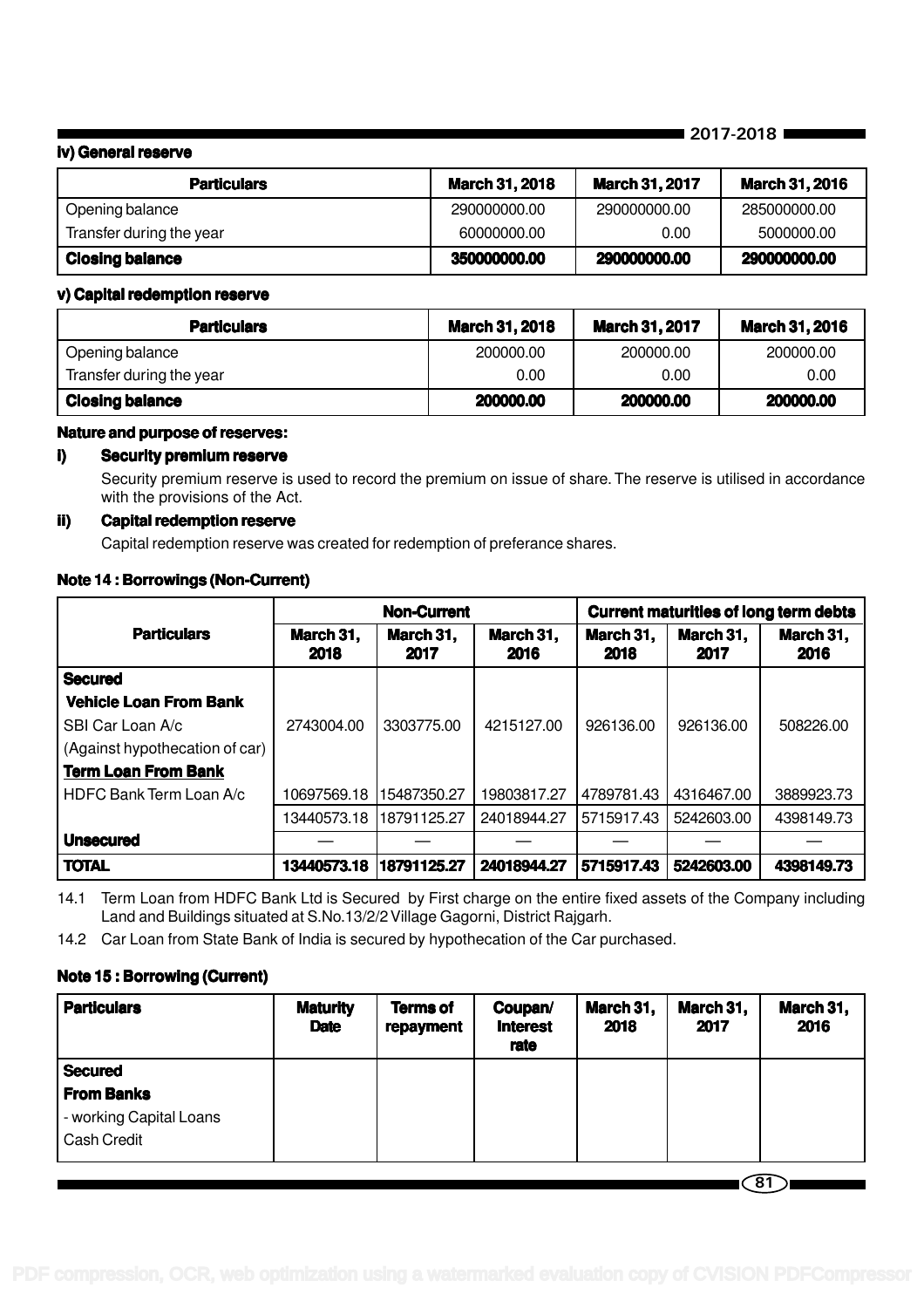### iv) General reserve

| Particulars | March 31, 2018 | March 31, 2017 | March 31, 2016 |
|---|---|---|---|
| Opening balance | 290000000.00 | 290000000.00 | 285000000.00 |
| Transfer during the year | 60000000.00 | 0.00 | 5000000.00 |
| **Closing balance** | **350000000.00** | **290000000.00** | **290000000.00** |

### v) Capital redemption reserve

| Particulars | March 31, 2018 | March 31, 2017 | March 31, 2016 |
|---|---|---|---|
| Opening balance | 200000.00 | 200000.00 | 200000.00 |
| Transfer during the year | 0.00 | 0.00 | 0.00 |
| **Closing balance** | **200000.00** | **200000.00** | **200000.00** |

**Nature and purpose of reserves:**

**i) Security premium reserve**

Security premium reserve is used to record the premium on issue of share. The reserve is utilised in accordance with the provisions of the Act.

**ii) Capital redemption reserve**

Capital redemption reserve was created for redemption of preferance shares.

### Note 14 : Borrowings (Non-Current)

| Particulars | Non-Current | | | Current maturities of long term debts | | |
|---|---|---|---|---|---|---|
| | March 31, 2018 | March 31, 2017 | March 31, 2016 | March 31, 2018 | March 31, 2017 | March 31, 2016 |
| **Secured** | | | | | | |
| **Vehicle Loan From Bank** | | | | | | |
| SBI Car Loan A/c | 2743004.00 | 3303775.00 | 4215127.00 | 926136.00 | 926136.00 | 508226.00 |
| (Against hypothecation of car) | | | | | | |
| **Term Loan From Bank** | | | | | | |
| HDFC Bank Term Loan A/c | 10697569.18 | 15487350.27 | 19803817.27 | 4789781.43 | 4316467.00 | 3889923.73 |
| | 13440573.18 | 18791125.27 | 24018944.27 | 5715917.43 | 5242603.00 | 4398149.73 |
| **Unsecured** | — | — | — | — | — | — |
| **TOTAL** | **13440573.18** | **18791125.27** | **24018944.27** | **5715917.43** | **5242603.00** | **4398149.73** |

14.1 Term Loan from HDFC Bank Ltd is Secured by First charge on the entire fixed assets of the Company including Land and Buildings situated at S.No.13/2/2 Village Gagorni, District Rajgarh.

14.2 Car Loan from State Bank of India is secured by hypothecation of the Car purchased.

### Note 15 : Borrowing (Current)

| Particulars | Maturity Date | Terms of repayment | Coupan/ Interest rate | March 31, 2018 | March 31, 2017 | March 31, 2016 |
|---|---|---|---|---|---|---|
| **Secured** | | | | | | |
| **From Banks** | | | | | | |
| - working Capital Loans | | | | | | |
| Cash Credit | | | | | | |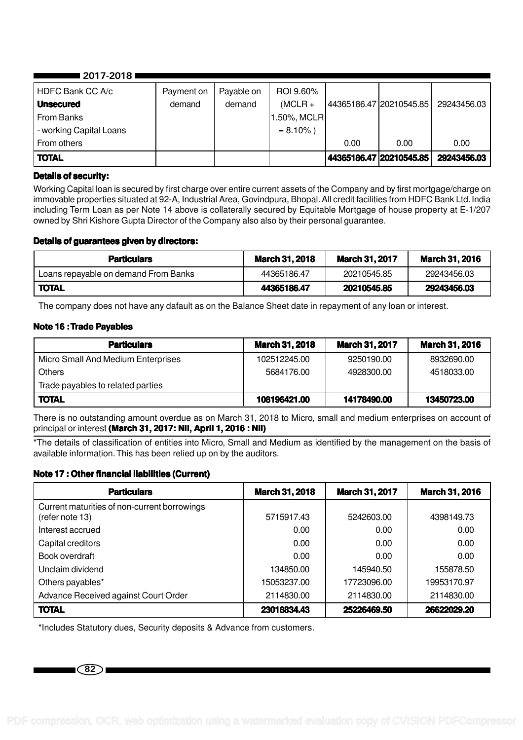| HDFC Bank CC A/c | Payment on | Payable on | ROI 9.60% | | | |
|---|---|---|---|---|---|---|
| **Unsecured** | demand | demand | (MCLR + | 44365186.47 | 20210545.85 | 29243456.03 |
| From Banks | | | 1.50%, MCLR | | | |
| - working Capital Loans | | | = 8.10% ) | | | |
| From others | | | | 0.00 | 0.00 | 0.00 |
| **TOTAL** | | | | **44365186.47** | **20210545.85** | **29243456.03** |

**Details of security:**

Working Capital loan is secured by first charge over entire current assets of the Company and by first mortgage/charge on immovable properties situated at 92-A, Industrial Area, Govindpura, Bhopal. All credit facilities from HDFC Bank Ltd. India including Term Loan as per Note 14 above is collaterally secured by Equitable Mortgage of house property at E-1/207 owned by Shri Kishore Gupta Director of the Company also also by their personal guarantee.

**Details of guarantees given by directors:**

| Particulars | March 31, 2018 | March 31, 2017 | March 31, 2016 |
|---|---|---|---|
| Loans repayable on demand From Banks | 44365186.47 | 20210545.85 | 29243456.03 |
| **TOTAL** | **44365186.47** | **20210545.85** | **29243456.03** |

The company does not have any dafault as on the Balance Sheet date in repayment of any loan or interest.

**Note 16 : Trade Payables**

| Particulars | March 31, 2018 | March 31, 2017 | March 31, 2016 |
|---|---|---|---|
| Micro Small And Medium Enterprises | 102512245.00 | 9250190.00 | 8932690.00 |
| Others | 5684176.00 | 4928300.00 | 4518033.00 |
| Trade payables to related parties | | | |
| **TOTAL** | **108196421.00** | **14178490.00** | **13450723.00** |

There is no outstanding amount overdue as on March 31, 2018 to Micro, small and medium enterprises on account of principal or interest **(March 31, 2017: Nil, April 1, 2016 : Nil)**

*The details of classification of entities into Micro, Small and Medium as identified by the management on the basis of available information. This has been relied up on by the auditors.

**Note 17 : Other financial liabilities (Current)**

| Particulars | March 31, 2018 | March 31, 2017 | March 31, 2016 |
|---|---|---|---|
| Current maturities of non-current borrowings (refer note 13) | 5715917.43 | 5242603.00 | 4398149.73 |
| Interest accrued | 0.00 | 0.00 | 0.00 |
| Capital creditors | 0.00 | 0.00 | 0.00 |
| Book overdraft | 0.00 | 0.00 | 0.00 |
| Unclaim dividend | 134850.00 | 145940.50 | 155878.50 |
| Others payables* | 15053237.00 | 17723096.00 | 19953170.97 |
| Advance Received against Court Order | 2114830.00 | 2114830.00 | 2114830.00 |
| **TOTAL** | **23018834.43** | **25226469.50** | **26622029.20** |

*Includes Statutory dues, Security deposits & Advance from customers.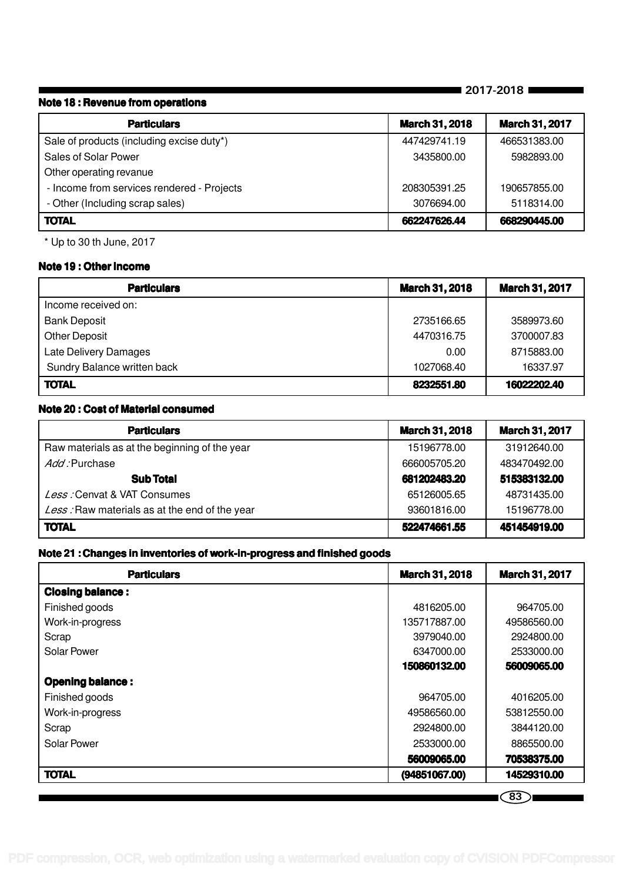### Note 18 : Revenue from operations

| Particulars | March 31, 2018 | March 31, 2017 |
|---|---|---|
| Sale of products (including excise duty*) | 447429741.19 | 466531383.00 |
| Sales of Solar Power | 3435800.00 | 5982893.00 |
| Other operating revanue | | |
| - Income from services rendered - Projects | 208305391.25 | 190657855.00 |
| - Other (Including scrap sales) | 3076694.00 | 5118314.00 |
| **TOTAL** | **662247626.44** | **668290445.00** |

* Up to 30 th June, 2017

### Note 19 : Other Income

| Particulars | March 31, 2018 | March 31, 2017 |
|---|---|---|
| Income received on: | | |
| Bank Deposit | 2735166.65 | 3589973.60 |
| Other Deposit | 4470316.75 | 3700007.83 |
| Late Delivery Damages | 0.00 | 8715883.00 |
| Sundry Balance written back | 1027068.40 | 16337.97 |
| **TOTAL** | **8232551.80** | **16022202.40** |

### Note 20 : Cost of Material consumed

| Particulars | March 31, 2018 | March 31, 2017 |
|---|---|---|
| Raw materials as at the beginning of the year | 15196778.00 | 31912640.00 |
| *Add :* Purchase | 666005705.20 | 483470492.00 |
| **Sub Total** | **681202483.20** | **515383132.00** |
| *Less :* Cenvat & VAT Consumes | 65126005.65 | 48731435.00 |
| *Less :* Raw materials as at the end of the year | 93601816.00 | 15196778.00 |
| **TOTAL** | **522474661.55** | **451454919.00** |

### Note 21 : Changes in inventories of work-in-progress and finished goods

| Particulars | March 31, 2018 | March 31, 2017 |
|---|---|---|
| **Closing balance :** | | |
| Finished goods | 4816205.00 | 964705.00 |
| Work-in-progress | 135717887.00 | 49586560.00 |
| Scrap | 3979040.00 | 2924800.00 |
| Solar Power | 6347000.00 | 2533000.00 |
| | **150860132.00** | **56009065.00** |
| **Opening balance :** | | |
| Finished goods | 964705.00 | 4016205.00 |
| Work-in-progress | 49586560.00 | 53812550.00 |
| Scrap | 2924800.00 | 3844120.00 |
| Solar Power | 2533000.00 | 8865500.00 |
| | **56009065.00** | **70538375.00** |
| **TOTAL** | **(94851067.00)** | **14529310.00** |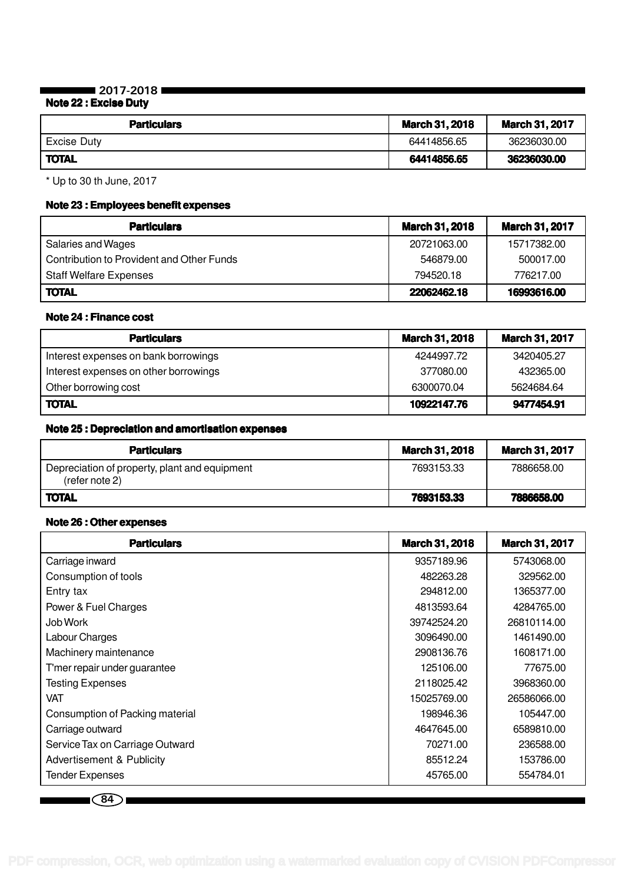### Note 22 : Excise Duty

| Particulars | March 31, 2018 | March 31, 2017 |
|---|---|---|
| Excise Duty | 64414856.65 | 36236030.00 |
| **TOTAL** | **64414856.65** | **36236030.00** |

* Up to 30 th June, 2017

### Note 23 : Employees benefit expenses

| Particulars | March 31, 2018 | March 31, 2017 |
|---|---|---|
| Salaries and Wages | 20721063.00 | 15717382.00 |
| Contribution to Provident and Other Funds | 546879.00 | 500017.00 |
| Staff Welfare Expenses | 794520.18 | 776217.00 |
| **TOTAL** | **22062462.18** | **16993616.00** |

### Note 24 : Finance cost

| Particulars | March 31, 2018 | March 31, 2017 |
|---|---|---|
| Interest expenses on bank borrowings | 4244997.72 | 3420405.27 |
| Interest expenses on other borrowings | 377080.00 | 432365.00 |
| Other borrowing cost | 6300070.04 | 5624684.64 |
| **TOTAL** | **10922147.76** | **9477454.91** |

### Note 25 : Depreciation and amortisation expenses

| Particulars | March 31, 2018 | March 31, 2017 |
|---|---|---|
| Depreciation of property, plant and equipment (refer note 2) | 7693153.33 | 7886658.00 |
| **TOTAL** | **7693153.33** | **7886658.00** |

### Note 26 : Other expenses

| Particulars | March 31, 2018 | March 31, 2017 |
|---|---|---|
| Carriage inward | 9357189.96 | 5743068.00 |
| Consumption of tools | 482263.28 | 329562.00 |
| Entry tax | 294812.00 | 1365377.00 |
| Power & Fuel Charges | 4813593.64 | 4284765.00 |
| Job Work | 39742524.20 | 26810114.00 |
| Labour Charges | 3096490.00 | 1461490.00 |
| Machinery maintenance | 2908136.76 | 1608171.00 |
| T'mer repair under guarantee | 125106.00 | 77675.00 |
| Testing Expenses | 2118025.42 | 3968360.00 |
| VAT | 15025769.00 | 26586066.00 |
| Consumption of Packing material | 198946.36 | 105447.00 |
| Carriage outward | 4647645.00 | 6589810.00 |
| Service Tax on Carriage Outward | 70271.00 | 236588.00 |
| Advertisement & Publicity | 85512.24 | 153786.00 |
| Tender Expenses | 45765.00 | 554784.01 |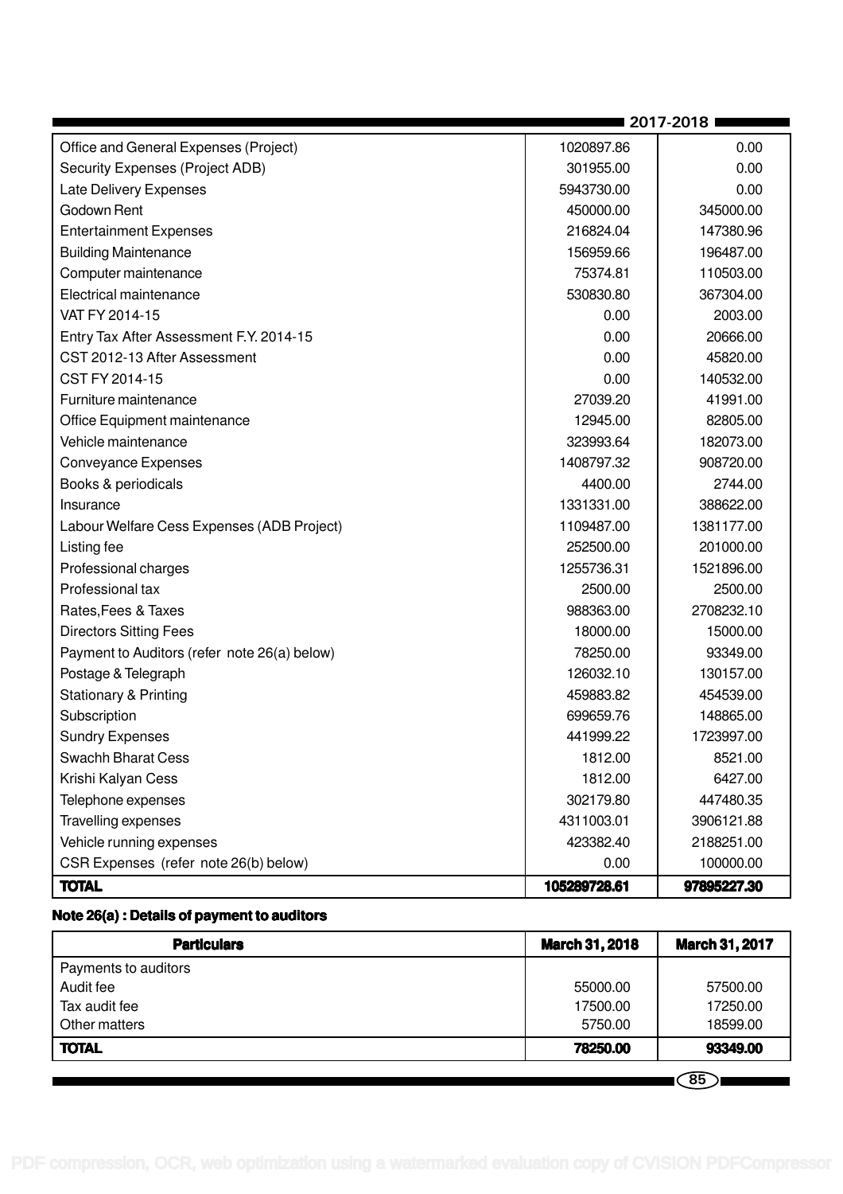| | 2017-2018 | |
|---|---|---|
| Office and General Expenses (Project) | 1020897.86 | 0.00 |
| Security Expenses (Project ADB) | 301955.00 | 0.00 |
| Late Delivery Expenses | 5943730.00 | 0.00 |
| Godown Rent | 450000.00 | 345000.00 |
| Entertainment Expenses | 216824.04 | 147380.96 |
| Building Maintenance | 156959.66 | 196487.00 |
| Computer maintenance | 75374.81 | 110503.00 |
| Electrical maintenance | 530830.80 | 367304.00 |
| VAT FY 2014-15 | 0.00 | 2003.00 |
| Entry Tax After Assessment F.Y. 2014-15 | 0.00 | 20666.00 |
| CST 2012-13 After Assessment | 0.00 | 45820.00 |
| CST FY 2014-15 | 0.00 | 140532.00 |
| Furniture maintenance | 27039.20 | 41991.00 |
| Office Equipment maintenance | 12945.00 | 82805.00 |
| Vehicle maintenance | 323993.64 | 182073.00 |
| Conveyance Expenses | 1408797.32 | 908720.00 |
| Books & periodicals | 4400.00 | 2744.00 |
| Insurance | 1331331.00 | 388622.00 |
| Labour Welfare Cess Expenses (ADB Project) | 1109487.00 | 1381177.00 |
| Listing fee | 252500.00 | 201000.00 |
| Professional charges | 1255736.31 | 1521896.00 |
| Professional tax | 2500.00 | 2500.00 |
| Rates,Fees & Taxes | 988363.00 | 2708232.10 |
| Directors Sitting Fees | 18000.00 | 15000.00 |
| Payment to Auditors (refer note 26(a) below) | 78250.00 | 93349.00 |
| Postage & Telegraph | 126032.10 | 130157.00 |
| Stationary & Printing | 459883.82 | 454539.00 |
| Subscription | 699659.76 | 148865.00 |
| Sundry Expenses | 441999.22 | 1723997.00 |
| Swachh Bharat Cess | 1812.00 | 8521.00 |
| Krishi Kalyan Cess | 1812.00 | 6427.00 |
| Telephone expenses | 302179.80 | 447480.35 |
| Travelling expenses | 4311003.01 | 3906121.88 |
| Vehicle running expenses | 423382.40 | 2188251.00 |
| CSR Expenses (refer note 26(b) below) | 0.00 | 100000.00 |
| **TOTAL** | **105289728.61** | **97895227.30** |

**Note 26(a) : Details of payment to auditors**

| Particulars | March 31, 2018 | March 31, 2017 |
|---|---|---|
| Payments to auditors | | |
| Audit fee | 55000.00 | 57500.00 |
| Tax audit fee | 17500.00 | 17250.00 |
| Other matters | 5750.00 | 18599.00 |
| **TOTAL** | **78250.00** | **93349.00** |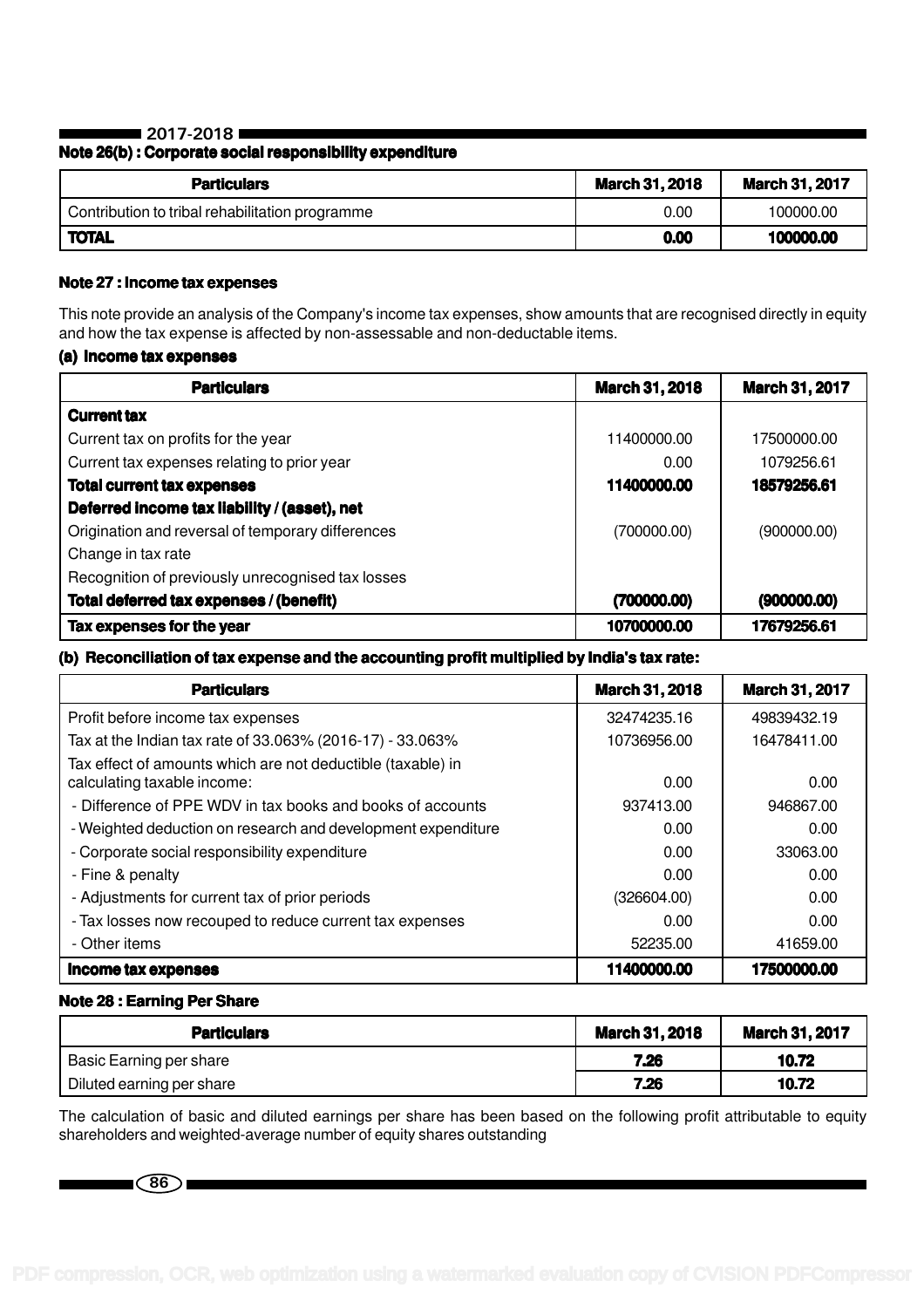### Note 26(b) : Corporate social responsibility expenditure

| Particulars | March 31, 2018 | March 31, 2017 |
|---|---|---|
| Contribution to tribal rehabilitation programme | 0.00 | 100000.00 |
| **TOTAL** | **0.00** | **100000.00** |

### Note 27 : Income tax expenses

This note provide an analysis of the Company's income tax expenses, show amounts that are recognised directly in equity and how the tax expense is affected by non-assessable and non-deductable items.

#### (a) Income tax expenses

| Particulars | March 31, 2018 | March 31, 2017 |
|---|---|---|
| **Current tax** | | |
| Current tax on profits for the year | 11400000.00 | 17500000.00 |
| Current tax expenses relating to prior year | 0.00 | 1079256.61 |
| **Total current tax expenses** | **11400000.00** | **18579256.61** |
| **Deferred income tax liability / (asset), net** | | |
| Origination and reversal of temporary differences | (700000.00) | (900000.00) |
| Change in tax rate | | |
| Recognition of previously unrecognised tax losses | | |
| **Total deferred tax expenses / (benefit)** | **(700000.00)** | **(900000.00)** |
| **Tax expenses for the year** | **10700000.00** | **17679256.61** |

#### (b) Reconciliation of tax expense and the accounting profit multiplied by India's tax rate:

| Particulars | March 31, 2018 | March 31, 2017 |
|---|---|---|
| Profit before income tax expenses | 32474235.16 | 49839432.19 |
| Tax at the Indian tax rate of 33.063% (2016-17) - 33.063% | 10736956.00 | 16478411.00 |
| Tax effect of amounts which are not deductible (taxable) in calculating taxable income: | 0.00 | 0.00 |
| - Difference of PPE WDV in tax books and books of accounts | 937413.00 | 946867.00 |
| - Weighted deduction on research and development expenditure | 0.00 | 0.00 |
| - Corporate social responsibility expenditure | 0.00 | 33063.00 |
| - Fine & penalty | 0.00 | 0.00 |
| - Adjustments for current tax of prior periods | (326604.00) | 0.00 |
| - Tax losses now recouped to reduce current tax expenses | 0.00 | 0.00 |
| - Other items | 52235.00 | 41659.00 |
| **Income tax expenses** | **11400000.00** | **17500000.00** |

### Note 28 : Earning Per Share

| Particulars | March 31, 2018 | March 31, 2017 |
|---|---|---|
| Basic Earning per share | **7.26** | **10.72** |
| Diluted earning per share | **7.26** | **10.72** |

The calculation of basic and diluted earnings per share has been based on the following profit attributable to equity shareholders and weighted-average number of equity shares outstanding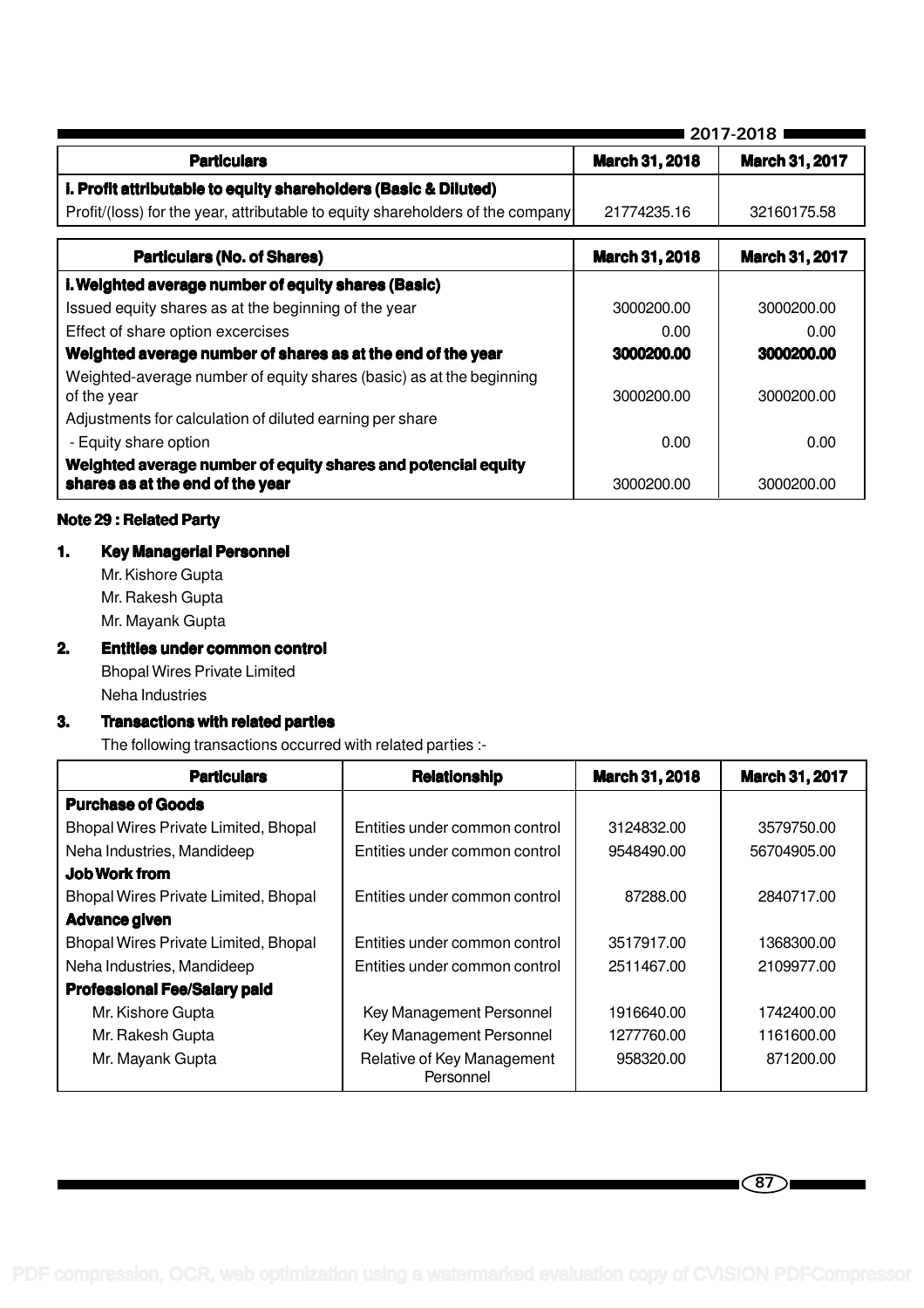| Particulars | March 31, 2018 | March 31, 2017 |
|---|---|---|
| **I. Profit attributable to equity shareholders (Basic & Diluted)** | | |
| Profit/(loss) for the year, attributable to equity shareholders of the company | 21774235.16 | 32160175.58 |

| Particulars (No. of Shares) | March 31, 2018 | March 31, 2017 |
|---|---|---|
| **I. Weighted average number of equity shares (Basic)** | | |
| Issued equity shares as at the beginning of the year | 3000200.00 | 3000200.00 |
| Effect of share option excercises | 0.00 | 0.00 |
| **Weighted average number of shares as at the end of the year** | **3000200.00** | **3000200.00** |
| Weighted-average number of equity shares (basic) as at the beginning of the year | 3000200.00 | 3000200.00 |
| Adjustments for calculation of diluted earning per share | | |
| - Equity share option | 0.00 | 0.00 |
| **Weighted average number of equity shares and potencial equity shares as at the end of the year** | 3000200.00 | 3000200.00 |

**Note 29 : Related Party**

1. **Key Managerial Personnel**

   Mr. Kishore Gupta

   Mr. Rakesh Gupta

   Mr. Mayank Gupta

2. **Entities under common control**

   Bhopal Wires Private Limited

   Neha Industries

3. **Transactions with related parties**

   The following transactions occurred with related parties :-

| Particulars | Relationship | March 31, 2018 | March 31, 2017 |
|---|---|---|---|
| **Purchase of Goods** | | | |
| Bhopal Wires Private Limited, Bhopal | Entities under common control | 3124832.00 | 3579750.00 |
| Neha Industries, Mandideep | Entities under common control | 9548490.00 | 56704905.00 |
| **Job Work from** | | | |
| Bhopal Wires Private Limited, Bhopal | Entities under common control | 87288.00 | 2840717.00 |
| **Advance given** | | | |
| Bhopal Wires Private Limited, Bhopal | Entities under common control | 3517917.00 | 1368300.00 |
| Neha Industries, Mandideep | Entities under common control | 2511467.00 | 2109977.00 |
| **Professional Fee/Salary paid** | | | |
| Mr. Kishore Gupta | Key Management Personnel | 1916640.00 | 1742400.00 |
| Mr. Rakesh Gupta | Key Management Personnel | 1277760.00 | 1161600.00 |
| Mr. Mayank Gupta | Relative of Key Management Personnel | 958320.00 | 871200.00 |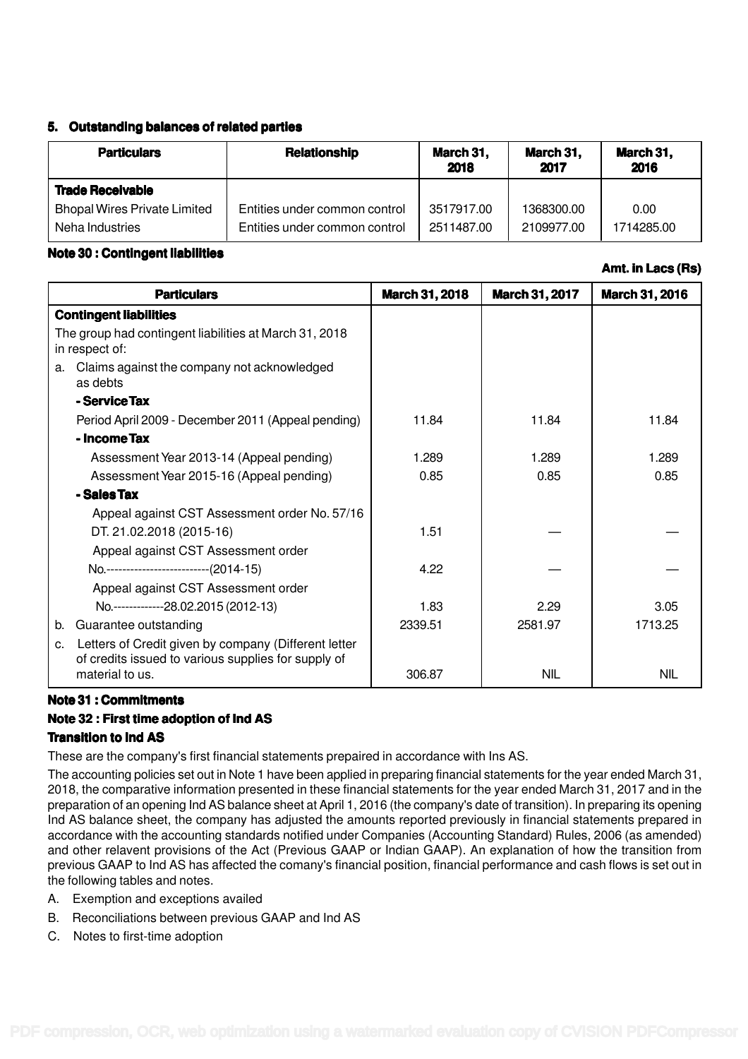### 5. Outstanding balances of related parties

| Particulars | Relationship | March 31, 2018 | March 31, 2017 | March 31, 2016 |
|---|---|---|---|---|
| **Trade Receivable** | | | | |
| Bhopal Wires Private Limited | Entities under common control | 3517917.00 | 1368300.00 | 0.00 |
| Neha Industries | Entities under common control | 2511487.00 | 2109977.00 | 1714285.00 |

### Note 30 : Contingent liabilities

**Amt. in Lacs (Rs)**

| Particulars | March 31, 2018 | March 31, 2017 | March 31, 2016 |
|---|---|---|---|
| **Contingent liabilities** | | | |
| The group had contingent liabilities at March 31, 2018 in respect of: | | | |
| a. Claims against the company not acknowledged as debts | | | |
| **- Service Tax** | | | |
| Period April 2009 - December 2011 (Appeal pending) | 11.84 | 11.84 | 11.84 |
| **- Income Tax** | | | |
| Assessment Year 2013-14 (Appeal pending) | 1.289 | 1.289 | 1.289 |
| Assessment Year 2015-16 (Appeal pending) | 0.85 | 0.85 | 0.85 |
| **- Sales Tax** | | | |
| Appeal against CST Assessment order No. 57/16 DT. 21.02.2018 (2015-16) | 1.51 | — | — |
| Appeal against CST Assessment order No.--------------------------(2014-15) | 4.22 | — | — |
| Appeal against CST Assessment order No.-------------28.02.2015 (2012-13) | 1.83 | 2.29 | 3.05 |
| b. Guarantee outstanding | 2339.51 | 2581.97 | 1713.25 |
| c. Letters of Credit given by company (Different letter of credits issued to various supplies for supply of material to us. | 306.87 | NIL | NIL |

### Note 31 : Commitments

### Note 32 : First time adoption of Ind AS

### Transition to Ind AS

These are the company's first financial statements prepaired in accordance with Ins AS.

The accounting policies set out in Note 1 have been applied in preparing financial statements for the year ended March 31, 2018, the comparative information presented in these financial statements for the year ended March 31, 2017 and in the preparation of an opening Ind AS balance sheet at April 1, 2016 (the company's date of transition). In preparing its opening Ind AS balance sheet, the company has adjusted the amounts reported previously in financial statements prepared in accordance with the accounting standards notified under Companies (Accounting Standard) Rules, 2006 (as amended) and other relavent provisions of the Act (Previous GAAP or Indian GAAP). An explanation of how the transition from previous GAAP to Ind AS has affected the comany's financial position, financial performance and cash flows is set out in the following tables and notes.

A. Exemption and exceptions availed

B. Reconciliations between previous GAAP and Ind AS

C. Notes to first-time adoption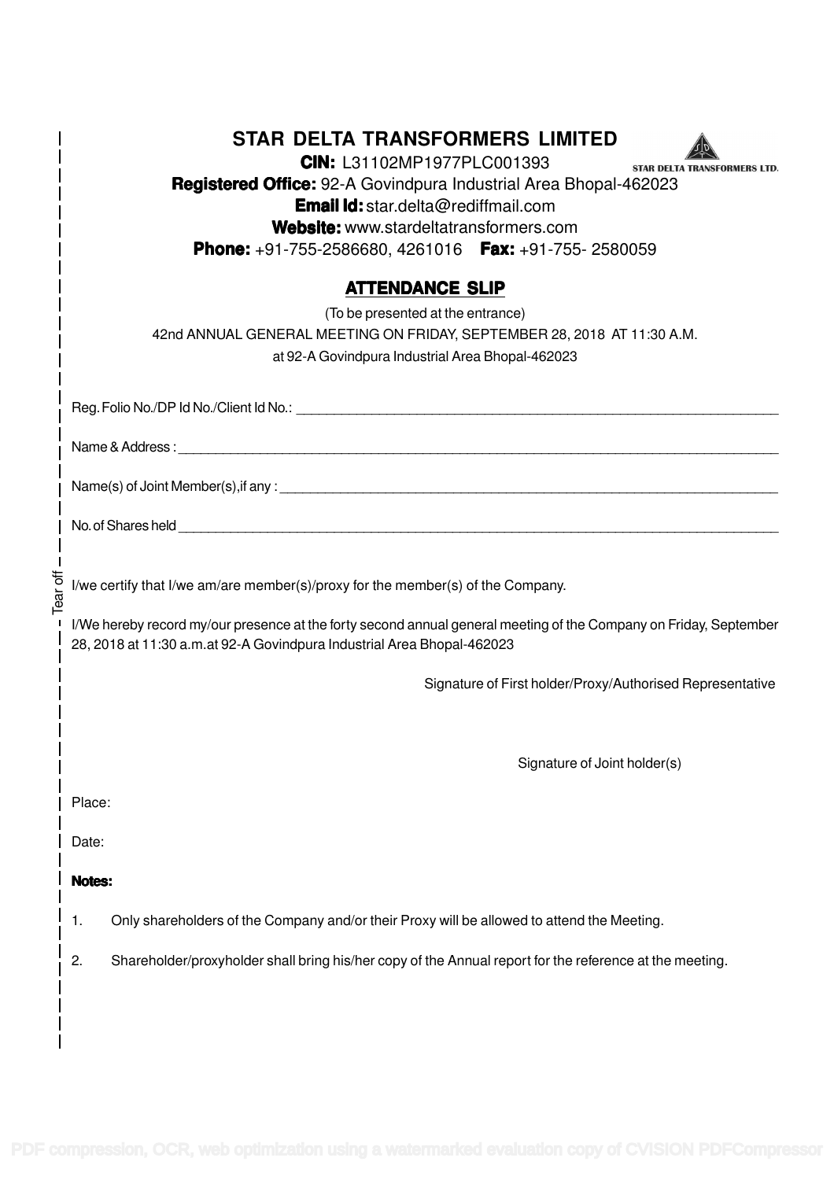# STAR DELTA TRANSFORMERS LIMITED

STAR DELTA TRANSFORMERS LTD.

**CIN:** L31102MP1977PLC001393

**Registered Office:** 92-A Govindpura Industrial Area Bhopal-462023

**Email Id:** star.delta@rediffmail.com

**Website:** www.stardeltatransformers.com

**Phone:** +91-755-2586680, 4261016 **Fax:** +91-755- 2580059

## ATTENDANCE SLIP

(To be presented at the entrance)

42nd ANNUAL GENERAL MEETING ON FRIDAY, SEPTEMBER 28, 2018 AT 11:30 A.M.

at 92-A Govindpura Industrial Area Bhopal-462023

Reg. Folio No./DP Id No./Client Id No.: ____________________

Name & Address : ____________________

Name(s) of Joint Member(s),if any : ____________________

No. of Shares held ____________________

I/we certify that I/we am/are member(s)/proxy for the member(s) of the Company.

I/We hereby record my/our presence at the forty second annual general meeting of the Company on Friday, September 28, 2018 at 11:30 a.m.at 92-A Govindpura Industrial Area Bhopal-462023

Signature of First holder/Proxy/Authorised Representative

Signature of Joint holder(s)

Place:

Date:

**Notes:**

1. Only shareholders of the Company and/or their Proxy will be allowed to attend the Meeting.
2. Shareholder/proxyholder shall bring his/her copy of the Annual report for the reference at the meeting.

Tear off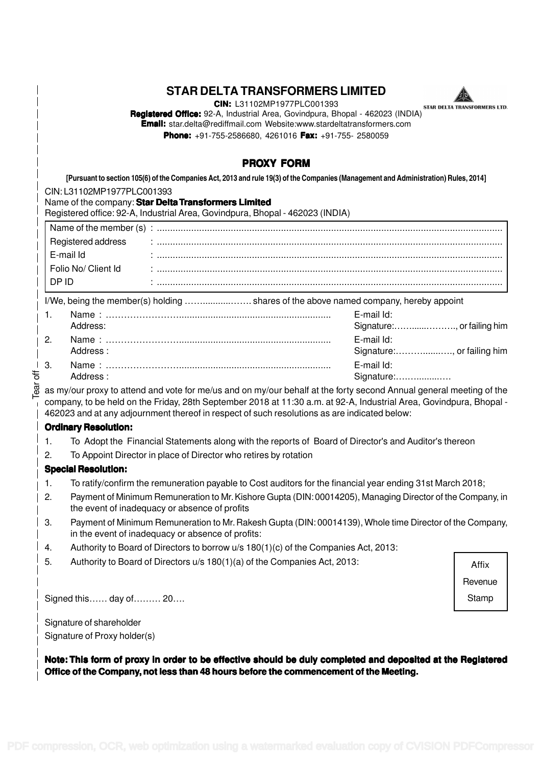# STAR DELTA TRANSFORMERS LIMITED

**CIN:** L31102MP1977PLC001393

**Registered Office:** 92-A, Industrial Area, Govindpura, Bhopal - 462023 (INDIA)

**Email:** star.delta@rediffmail.com Website:www.stardeltatransformers.com

**Phone:** +91-755-2586680, 4261016 **Fax:** +91-755- 2580059

## PROXY FORM

**[Pursuant to section 105(6) of the Companies Act, 2013 and rule 19(3) of the Companies (Management and Administration) Rules, 2014]**

CIN: L31102MP1977PLC001393

Name of the company: **Star Delta Transformers Limited**

Registered office: 92-A, Industrial Area, Govindpura, Bhopal - 462023 (INDIA)

| | |
|---|---|
| Name of the member (s) | : ................................................................................................................................ |
| Registered address | : ................................................................................................................................ |
| E-mail Id | : ................................................................................................................................ |
| Folio No/ Client Id | : ................................................................................................................................ |
| DP ID | : ................................................................................................................................ |

I/We, being the member(s) holding …….........……. shares of the above named company, hereby appoint

1. Name : ……………………........................................................... E-mail Id:
   Address: Signature:……......………., or failing him
2. Name : ……………………........................................................... E-mail Id:
   Address : Signature:………….....…., or failing him
3. Name : ……………………........................................................... E-mail Id:
   Address : Signature:……….......….

as my/our proxy to attend and vote for me/us and on my/our behalf at the forty second Annual general meeting of the company, to be held on the Friday, 28th September 2018 at 11:30 a.m. at 92-A, Industrial Area, Govindpura, Bhopal - 462023 and at any adjournment thereof in respect of such resolutions as are indicated below:

**Ordinary Resolution:**

1. To Adopt the Financial Statements along with the reports of Board of Director's and Auditor's thereon
2. To Appoint Director in place of Director who retires by rotation

**Special Resolution:**

1. To ratify/confirm the remuneration payable to Cost auditors for the financial year ending 31st March 2018;
2. Payment of Minimum Remuneration to Mr. Kishore Gupta (DIN: 00014205), Managing Director of the Company, in the event of inadequacy or absence of profits
3. Payment of Minimum Remuneration to Mr. Rakesh Gupta (DIN: 00014139), Whole time Director of the Company, in the event of inadequacy or absence of profits:
4. Authority to Board of Directors to borrow u/s 180(1)(c) of the Companies Act, 2013:
5. Authority to Board of Directors u/s 180(1)(a) of the Companies Act, 2013:

Affix Revenue Stamp

Signed this…… day of……… 20….

Signature of shareholder

Signature of Proxy holder(s)

**Note: This form of proxy in order to be effective should be duly completed and deposited at the Registered Office of the Company, not less than 48 hours before the commencement of the Meeting.**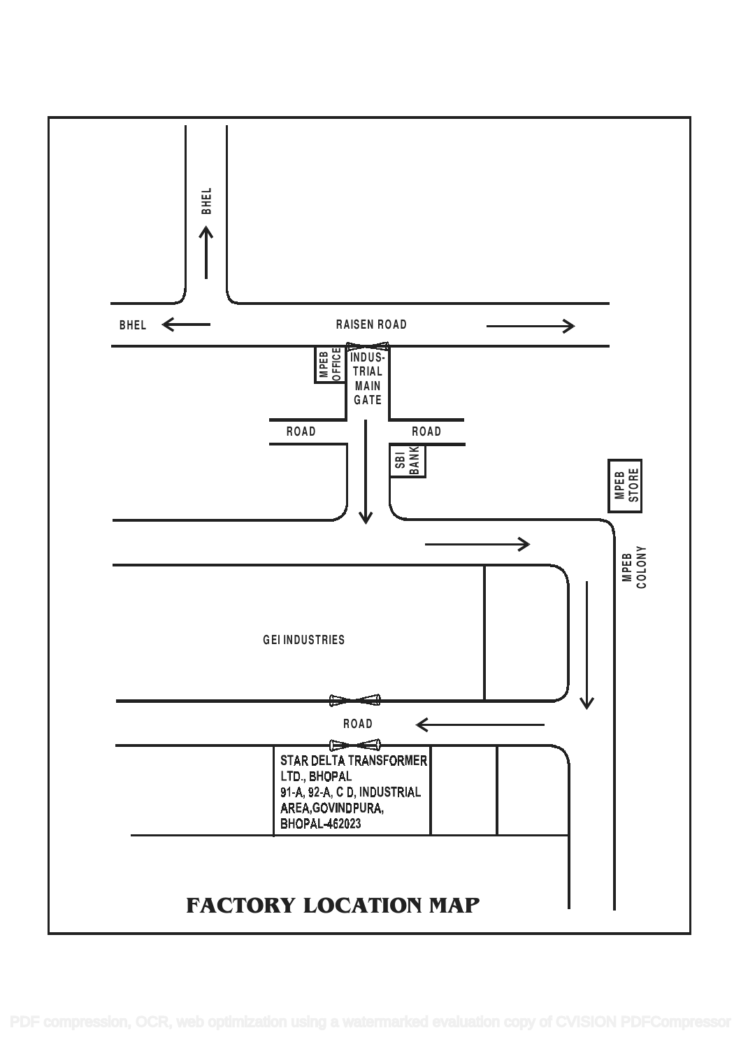BHEL

BHEL

RAISEN ROAD

MPEB OFFICE

INDUS-TRIAL MAIN GATE

ROAD

ROAD

SBI BANK

MPEB STORE

MPEB COLONY

GEI INDUSTRIES

ROAD

STAR DELTA TRANSFORMER LTD., BHOPAL
91-A, 92-A, C D, INDUSTRIAL AREA,GOVINDPURA, BHOPAL-462023

# FACTORY LOCATION MAP